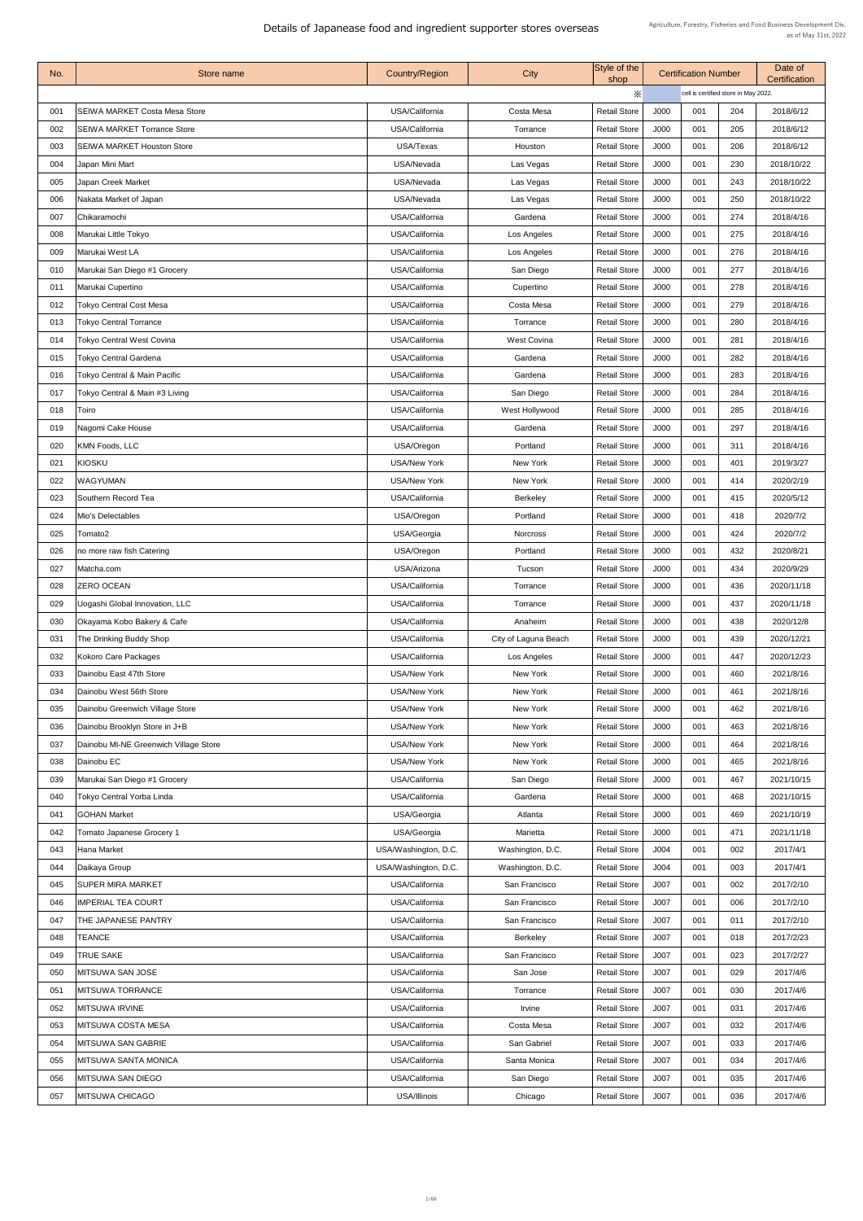# Details of Japanease food and ingredient supporter stores overseas

Agriculture, Forestry, Fisheries and Food Business Development Div.
as of May 31st, 2022

| No. | Store name | Country/Region | City | Style of the shop | Certification Number | | | Date of Certification |
|---|---|---|---|---|---|---|---|---|
| | | | | ※ | | cell is certified store in May 2022. | | |
| 001 | SEIWA MARKET Costa Mesa Store | USA/California | Costa Mesa | Retail Store | J000 | 001 | 204 | 2018/6/12 |
| 002 | SEIWA MARKET Torrance Store | USA/California | Torrance | Retail Store | J000 | 001 | 205 | 2018/6/12 |
| 003 | SEIWA MARKET Houston Store | USA/Texas | Houston | Retail Store | J000 | 001 | 206 | 2018/6/12 |
| 004 | Japan Mini Mart | USA/Nevada | Las Vegas | Retail Store | J000 | 001 | 230 | 2018/10/22 |
| 005 | Japan Creek Market | USA/Nevada | Las Vegas | Retail Store | J000 | 001 | 243 | 2018/10/22 |
| 006 | Nakata Market of Japan | USA/Nevada | Las Vegas | Retail Store | J000 | 001 | 250 | 2018/10/22 |
| 007 | Chikaramochi | USA/California | Gardena | Retail Store | J000 | 001 | 274 | 2018/4/16 |
| 008 | Marukai Little Tokyo | USA/California | Los Angeles | Retail Store | J000 | 001 | 275 | 2018/4/16 |
| 009 | Marukai West LA | USA/California | Los Angeles | Retail Store | J000 | 001 | 276 | 2018/4/16 |
| 010 | Marukai San Diego #1 Grocery | USA/California | San Diego | Retail Store | J000 | 001 | 277 | 2018/4/16 |
| 011 | Marukai Cupertino | USA/California | Cupertino | Retail Store | J000 | 001 | 278 | 2018/4/16 |
| 012 | Tokyo Central Cost Mesa | USA/California | Costa Mesa | Retail Store | J000 | 001 | 279 | 2018/4/16 |
| 013 | Tokyo Central Torrance | USA/California | Torrance | Retail Store | J000 | 001 | 280 | 2018/4/16 |
| 014 | Tokyo Central West Covina | USA/California | West Covina | Retail Store | J000 | 001 | 281 | 2018/4/16 |
| 015 | Tokyo Central Gardena | USA/California | Gardena | Retail Store | J000 | 001 | 282 | 2018/4/16 |
| 016 | Tokyo Central & Main Pacific | USA/California | Gardena | Retail Store | J000 | 001 | 283 | 2018/4/16 |
| 017 | Tokyo Central & Main #3 Living | USA/California | San Diego | Retail Store | J000 | 001 | 284 | 2018/4/16 |
| 018 | Toiro | USA/California | West Hollywood | Retail Store | J000 | 001 | 285 | 2018/4/16 |
| 019 | Nagomi Cake House | USA/California | Gardena | Retail Store | J000 | 001 | 297 | 2018/4/16 |
| 020 | KMN Foods, LLC | USA/Oregon | Portland | Retail Store | J000 | 001 | 311 | 2018/4/16 |
| 021 | KIOSKU | USA/New York | New York | Retail Store | J000 | 001 | 401 | 2019/3/27 |
| 022 | WAGYUMAN | USA/New York | New York | Retail Store | J000 | 001 | 414 | 2020/2/19 |
| 023 | Southern Record Tea | USA/California | Berkeley | Retail Store | J000 | 001 | 415 | 2020/5/12 |
| 024 | Mio's Delectables | USA/Oregon | Portland | Retail Store | J000 | 001 | 418 | 2020/7/2 |
| 025 | Tomato2 | USA/Georgia | Norcross | Retail Store | J000 | 001 | 424 | 2020/7/2 |
| 026 | no more raw fish Catering | USA/Oregon | Portland | Retail Store | J000 | 001 | 432 | 2020/8/21 |
| 027 | Matcha.com | USA/Arizona | Tucson | Retail Store | J000 | 001 | 434 | 2020/9/29 |
| 028 | ZERO OCEAN | USA/California | Torrance | Retail Store | J000 | 001 | 436 | 2020/11/18 |
| 029 | Uogashi Global Innovation, LLC | USA/California | Torrance | Retail Store | J000 | 001 | 437 | 2020/11/18 |
| 030 | Okayama Kobo Bakery & Cafe | USA/California | Anaheim | Retail Store | J000 | 001 | 438 | 2020/12/8 |
| 031 | The Drinking Buddy Shop | USA/California | City of Laguna Beach | Retail Store | J000 | 001 | 439 | 2020/12/21 |
| 032 | Kokoro Care Packages | USA/California | Los Angeles | Retail Store | J000 | 001 | 447 | 2020/12/23 |
| 033 | Dainobu East 47th Store | USA/New York | New York | Retail Store | J000 | 001 | 460 | 2021/8/16 |
| 034 | Dainobu West 56th Store | USA/New York | New York | Retail Store | J000 | 001 | 461 | 2021/8/16 |
| 035 | Dainobu Greenwich Village Store | USA/New York | New York | Retail Store | J000 | 001 | 462 | 2021/8/16 |
| 036 | Dainobu Brooklyn Store in J+B | USA/New York | New York | Retail Store | J000 | 001 | 463 | 2021/8/16 |
| 037 | Dainobu MI-NE Greenwich Village Store | USA/New York | New York | Retail Store | J000 | 001 | 464 | 2021/8/16 |
| 038 | Dainobu EC | USA/New York | New York | Retail Store | J000 | 001 | 465 | 2021/8/16 |
| 039 | Marukai San Diego #1 Grocery | USA/California | San Diego | Retail Store | J000 | 001 | 467 | 2021/10/15 |
| 040 | Tokyo Central Yorba Linda | USA/California | Gardena | Retail Store | J000 | 001 | 468 | 2021/10/15 |
| 041 | GOHAN Market | USA/Georgia | Atlanta | Retail Store | J000 | 001 | 469 | 2021/10/19 |
| 042 | Tomato Japanese Grocery 1 | USA/Georgia | Marietta | Retail Store | J000 | 001 | 471 | 2021/11/18 |
| 043 | Hana Market | USA/Washington, D.C. | Washington, D.C. | Retail Store | J004 | 001 | 002 | 2017/4/1 |
| 044 | Daikaya Group | USA/Washington, D.C. | Washington, D.C. | Retail Store | J004 | 001 | 003 | 2017/4/1 |
| 045 | SUPER MIRA MARKET | USA/California | San Francisco | Retail Store | J007 | 001 | 002 | 2017/2/10 |
| 046 | IMPERIAL TEA COURT | USA/California | San Francisco | Retail Store | J007 | 001 | 006 | 2017/2/10 |
| 047 | THE JAPANESE PANTRY | USA/California | San Francisco | Retail Store | J007 | 001 | 011 | 2017/2/10 |
| 048 | TEANCE | USA/California | Berkeley | Retail Store | J007 | 001 | 018 | 2017/2/23 |
| 049 | TRUE SAKE | USA/California | San Francisco | Retail Store | J007 | 001 | 023 | 2017/2/27 |
| 050 | MITSUWA SAN JOSE | USA/California | San Jose | Retail Store | J007 | 001 | 029 | 2017/4/6 |
| 051 | MITSUWA TORRANCE | USA/California | Torrance | Retail Store | J007 | 001 | 030 | 2017/4/6 |
| 052 | MITSUWA IRVINE | USA/California | Irvine | Retail Store | J007 | 001 | 031 | 2017/4/6 |
| 053 | MITSUWA COSTA MESA | USA/California | Costa Mesa | Retail Store | J007 | 001 | 032 | 2017/4/6 |
| 054 | MITSUWA SAN GABRIE | USA/California | San Gabriel | Retail Store | J007 | 001 | 033 | 2017/4/6 |
| 055 | MITSUWA SANTA MONICA | USA/California | Santa Monica | Retail Store | J007 | 001 | 034 | 2017/4/6 |
| 056 | MITSUWA SAN DIEGO | USA/California | San Diego | Retail Store | J007 | 001 | 035 | 2017/4/6 |
| 057 | MITSUWA CHICAGO | USA/Illinois | Chicago | Retail Store | J007 | 001 | 036 | 2017/4/6 |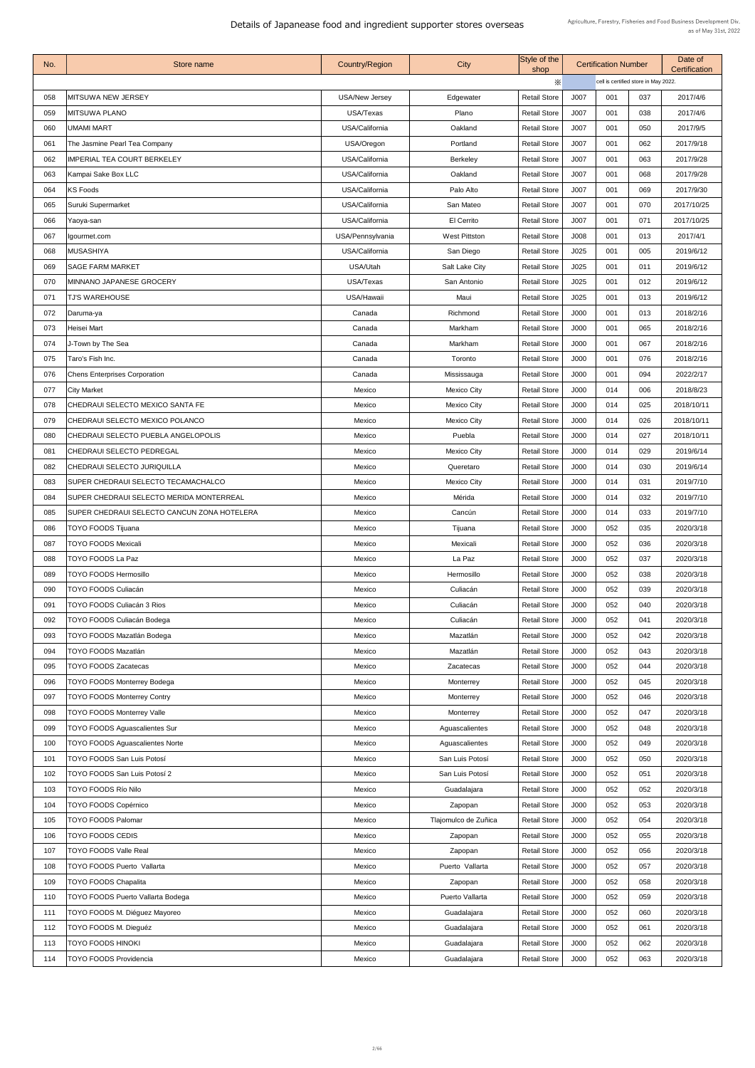# Details of Japanease food and ingredient supporter stores overseas

Agriculture, Forestry, Fisheries and Food Business Development Div.
as of May 31st, 2022

| No. | Store name | Country/Region | City | Style of the shop | Certification Number | | | Date of Certification |
|---|---|---|---|---|---|---|---|---|
| | | | | ※ | cell is certified store in May 2022. | | | |
| 058 | MITSUWA NEW JERSEY | USA/New Jersey | Edgewater | Retail Store | J007 | 001 | 037 | 2017/4/6 |
| 059 | MITSUWA PLANO | USA/Texas | Plano | Retail Store | J007 | 001 | 038 | 2017/4/6 |
| 060 | UMAMI MART | USA/California | Oakland | Retail Store | J007 | 001 | 050 | 2017/9/5 |
| 061 | The Jasmine Pearl Tea Company | USA/Oregon | Portland | Retail Store | J007 | 001 | 062 | 2017/9/18 |
| 062 | IMPERIAL TEA COURT BERKELEY | USA/California | Berkeley | Retail Store | J007 | 001 | 063 | 2017/9/28 |
| 063 | Kampai Sake Box LLC | USA/California | Oakland | Retail Store | J007 | 001 | 068 | 2017/9/28 |
| 064 | KS Foods | USA/California | Palo Alto | Retail Store | J007 | 001 | 069 | 2017/9/30 |
| 065 | Suruki Supermarket | USA/California | San Mateo | Retail Store | J007 | 001 | 070 | 2017/10/25 |
| 066 | Yaoya-san | USA/California | El Cerrito | Retail Store | J007 | 001 | 071 | 2017/10/25 |
| 067 | Igourmet.com | USA/Pennsylvania | West Pittston | Retail Store | J008 | 001 | 013 | 2017/4/1 |
| 068 | MUSASHIYA | USA/California | San Diego | Retail Store | J025 | 001 | 005 | 2019/6/12 |
| 069 | SAGE FARM MARKET | USA/Utah | Salt Lake City | Retail Store | J025 | 001 | 011 | 2019/6/12 |
| 070 | MINNANO JAPANESE GROCERY | USA/Texas | San Antonio | Retail Store | J025 | 001 | 012 | 2019/6/12 |
| 071 | TJ'S WAREHOUSE | USA/Hawaii | Maui | Retail Store | J025 | 001 | 013 | 2019/6/12 |
| 072 | Daruma-ya | Canada | Richmond | Retail Store | J000 | 001 | 013 | 2018/2/16 |
| 073 | Heisei Mart | Canada | Markham | Retail Store | J000 | 001 | 065 | 2018/2/16 |
| 074 | J-Town by The Sea | Canada | Markham | Retail Store | J000 | 001 | 067 | 2018/2/16 |
| 075 | Taro's Fish Inc. | Canada | Toronto | Retail Store | J000 | 001 | 076 | 2018/2/16 |
| 076 | Chens Enterprises Corporation | Canada | Mississauga | Retail Store | J000 | 001 | 094 | 2022/2/17 |
| 077 | City Market | Mexico | Mexico City | Retail Store | J000 | 014 | 006 | 2018/8/23 |
| 078 | CHEDRAUI SELECTO MEXICO SANTA FE | Mexico | Mexico City | Retail Store | J000 | 014 | 025 | 2018/10/11 |
| 079 | CHEDRAUI SELECTO MEXICO POLANCO | Mexico | Mexico City | Retail Store | J000 | 014 | 026 | 2018/10/11 |
| 080 | CHEDRAUI SELECTO PUEBLA ANGELOPOLIS | Mexico | Puebla | Retail Store | J000 | 014 | 027 | 2018/10/11 |
| 081 | CHEDRAUI SELECTO PEDREGAL | Mexico | Mexico City | Retail Store | J000 | 014 | 029 | 2019/6/14 |
| 082 | CHEDRAUI SELECTO JURIQUILLA | Mexico | Queretaro | Retail Store | J000 | 014 | 030 | 2019/6/14 |
| 083 | SUPER CHEDRAUI SELECTO TECAMACHALCO | Mexico | Mexico City | Retail Store | J000 | 014 | 031 | 2019/7/10 |
| 084 | SUPER CHEDRAUI SELECTO MERIDA MONTERREAL | Mexico | Mérida | Retail Store | J000 | 014 | 032 | 2019/7/10 |
| 085 | SUPER CHEDRAUI SELECTO CANCUN ZONA HOTELERA | Mexico | Cancún | Retail Store | J000 | 014 | 033 | 2019/7/10 |
| 086 | TOYO FOODS Tijuana | Mexico | Tijuana | Retail Store | J000 | 052 | 035 | 2020/3/18 |
| 087 | TOYO FOODS Mexicali | Mexico | Mexicali | Retail Store | J000 | 052 | 036 | 2020/3/18 |
| 088 | TOYO FOODS La Paz | Mexico | La Paz | Retail Store | J000 | 052 | 037 | 2020/3/18 |
| 089 | TOYO FOODS Hermosillo | Mexico | Hermosillo | Retail Store | J000 | 052 | 038 | 2020/3/18 |
| 090 | TOYO FOODS Culiacán | Mexico | Culiacán | Retail Store | J000 | 052 | 039 | 2020/3/18 |
| 091 | TOYO FOODS Culiacán 3 Rios | Mexico | Culiacán | Retail Store | J000 | 052 | 040 | 2020/3/18 |
| 092 | TOYO FOODS Culiacán Bodega | Mexico | Culiacán | Retail Store | J000 | 052 | 041 | 2020/3/18 |
| 093 | TOYO FOODS Mazatlán Bodega | Mexico | Mazatlán | Retail Store | J000 | 052 | 042 | 2020/3/18 |
| 094 | TOYO FOODS Mazatlán | Mexico | Mazatlán | Retail Store | J000 | 052 | 043 | 2020/3/18 |
| 095 | TOYO FOODS Zacatecas | Mexico | Zacatecas | Retail Store | J000 | 052 | 044 | 2020/3/18 |
| 096 | TOYO FOODS Monterrey Bodega | Mexico | Monterrey | Retail Store | J000 | 052 | 045 | 2020/3/18 |
| 097 | TOYO FOODS Monterrey Contry | Mexico | Monterrey | Retail Store | J000 | 052 | 046 | 2020/3/18 |
| 098 | TOYO FOODS Monterrey Valle | Mexico | Monterrey | Retail Store | J000 | 052 | 047 | 2020/3/18 |
| 099 | TOYO FOODS Aguascalientes Sur | Mexico | Aguascalientes | Retail Store | J000 | 052 | 048 | 2020/3/18 |
| 100 | TOYO FOODS Aguascalientes Norte | Mexico | Aguascalientes | Retail Store | J000 | 052 | 049 | 2020/3/18 |
| 101 | TOYO FOODS San Luis Potosí | Mexico | San Luis Potosí | Retail Store | J000 | 052 | 050 | 2020/3/18 |
| 102 | TOYO FOODS San Luis Potosí 2 | Mexico | San Luis Potosí | Retail Store | J000 | 052 | 051 | 2020/3/18 |
| 103 | TOYO FOODS Río Nilo | Mexico | Guadalajara | Retail Store | J000 | 052 | 052 | 2020/3/18 |
| 104 | TOYO FOODS Copérnico | Mexico | Zapopan | Retail Store | J000 | 052 | 053 | 2020/3/18 |
| 105 | TOYO FOODS Palomar | Mexico | Tlajomulco de Zuñica | Retail Store | J000 | 052 | 054 | 2020/3/18 |
| 106 | TOYO FOODS CEDIS | Mexico | Zapopan | Retail Store | J000 | 052 | 055 | 2020/3/18 |
| 107 | TOYO FOODS Valle Real | Mexico | Zapopan | Retail Store | J000 | 052 | 056 | 2020/3/18 |
| 108 | TOYO FOODS Puerto Vallarta | Mexico | Puerto Vallarta | Retail Store | J000 | 052 | 057 | 2020/3/18 |
| 109 | TOYO FOODS Chapalita | Mexico | Zapopan | Retail Store | J000 | 052 | 058 | 2020/3/18 |
| 110 | TOYO FOODS Puerto Vallarta Bodega | Mexico | Puerto Vallarta | Retail Store | J000 | 052 | 059 | 2020/3/18 |
| 111 | TOYO FOODS M. Diéguez Mayoreo | Mexico | Guadalajara | Retail Store | J000 | 052 | 060 | 2020/3/18 |
| 112 | TOYO FOODS M. Dieguéz | Mexico | Guadalajara | Retail Store | J000 | 052 | 061 | 2020/3/18 |
| 113 | TOYO FOODS HINOKI | Mexico | Guadalajara | Retail Store | J000 | 052 | 062 | 2020/3/18 |
| 114 | TOYO FOODS Providencia | Mexico | Guadalajara | Retail Store | J000 | 052 | 063 | 2020/3/18 |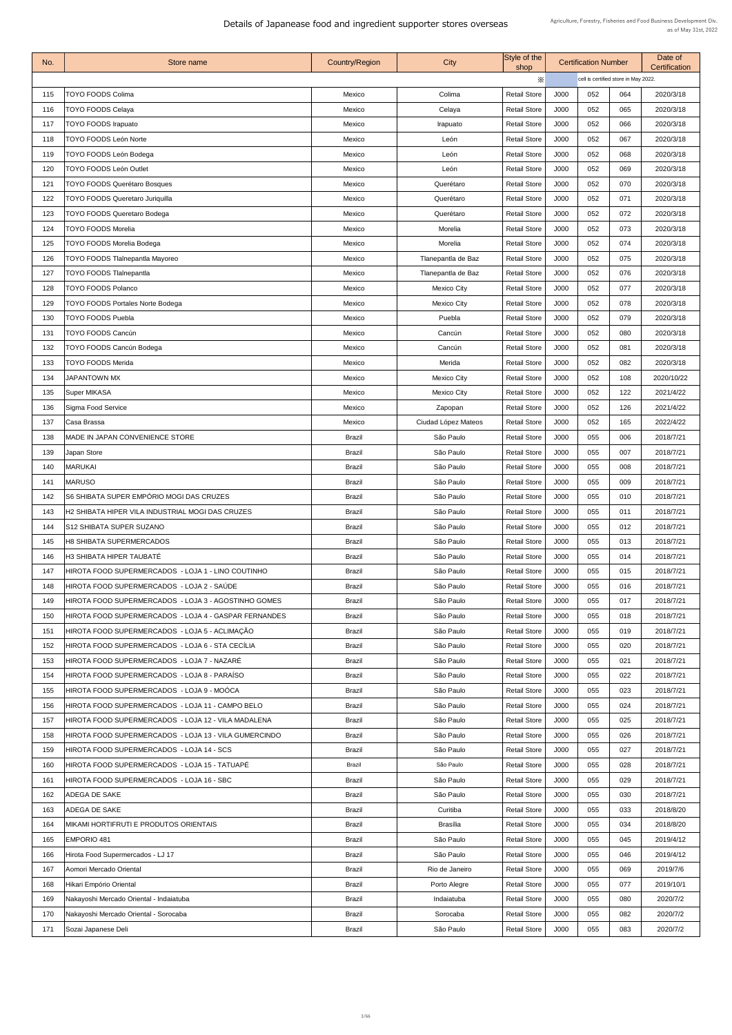# Details of Japanease food and ingredient supporter stores overseas

Agriculture, Forestry, Fisheries and Food Business Development Div.
as of May 31st, 2022

| No. | Store name | Country/Region | City | Style of the shop | Certification Number | | | Date of Certification |
|---|---|---|---|---|---|---|---|---|
| | | | | ※ | cell is certified store in May 2022. | | | |
| 115 | TOYO FOODS Colima | Mexico | Colima | Retail Store | J000 | 052 | 064 | 2020/3/18 |
| 116 | TOYO FOODS Celaya | Mexico | Celaya | Retail Store | J000 | 052 | 065 | 2020/3/18 |
| 117 | TOYO FOODS Irapuato | Mexico | Irapuato | Retail Store | J000 | 052 | 066 | 2020/3/18 |
| 118 | TOYO FOODS León Norte | Mexico | León | Retail Store | J000 | 052 | 067 | 2020/3/18 |
| 119 | TOYO FOODS León Bodega | Mexico | León | Retail Store | J000 | 052 | 068 | 2020/3/18 |
| 120 | TOYO FOODS León Outlet | Mexico | León | Retail Store | J000 | 052 | 069 | 2020/3/18 |
| 121 | TOYO FOODS Querétaro Bosques | Mexico | Querétaro | Retail Store | J000 | 052 | 070 | 2020/3/18 |
| 122 | TOYO FOODS Queretaro Juriquilla | Mexico | Querétaro | Retail Store | J000 | 052 | 071 | 2020/3/18 |
| 123 | TOYO FOODS Queretaro Bodega | Mexico | Querétaro | Retail Store | J000 | 052 | 072 | 2020/3/18 |
| 124 | TOYO FOODS Morelia | Mexico | Morelia | Retail Store | J000 | 052 | 073 | 2020/3/18 |
| 125 | TOYO FOODS Morelia Bodega | Mexico | Morelia | Retail Store | J000 | 052 | 074 | 2020/3/18 |
| 126 | TOYO FOODS Tlalnepantla Mayoreo | Mexico | Tlanepantla de Baz | Retail Store | J000 | 052 | 075 | 2020/3/18 |
| 127 | TOYO FOODS Tlalnepantla | Mexico | Tlanepantla de Baz | Retail Store | J000 | 052 | 076 | 2020/3/18 |
| 128 | TOYO FOODS Polanco | Mexico | Mexico City | Retail Store | J000 | 052 | 077 | 2020/3/18 |
| 129 | TOYO FOODS Portales Norte Bodega | Mexico | Mexico City | Retail Store | J000 | 052 | 078 | 2020/3/18 |
| 130 | TOYO FOODS Puebla | Mexico | Puebla | Retail Store | J000 | 052 | 079 | 2020/3/18 |
| 131 | TOYO FOODS Cancún | Mexico | Cancún | Retail Store | J000 | 052 | 080 | 2020/3/18 |
| 132 | TOYO FOODS Cancún Bodega | Mexico | Cancún | Retail Store | J000 | 052 | 081 | 2020/3/18 |
| 133 | TOYO FOODS Merida | Mexico | Merida | Retail Store | J000 | 052 | 082 | 2020/3/18 |
| 134 | JAPANTOWN MX | Mexico | Mexico City | Retail Store | J000 | 052 | 108 | 2020/10/22 |
| 135 | Super MIKASA | Mexico | Mexico City | Retail Store | J000 | 052 | 122 | 2021/4/22 |
| 136 | Sigma Food Service | Mexico | Zapopan | Retail Store | J000 | 052 | 126 | 2021/4/22 |
| 137 | Casa Brassa | Mexico | Ciudad López Mateos | Retail Store | J000 | 052 | 165 | 2022/4/22 |
| 138 | MADE IN JAPAN CONVENIENCE STORE | Brazil | São Paulo | Retail Store | J000 | 055 | 006 | 2018/7/21 |
| 139 | Japan Store | Brazil | São Paulo | Retail Store | J000 | 055 | 007 | 2018/7/21 |
| 140 | MARUKAI | Brazil | São Paulo | Retail Store | J000 | 055 | 008 | 2018/7/21 |
| 141 | MARUSO | Brazil | São Paulo | Retail Store | J000 | 055 | 009 | 2018/7/21 |
| 142 | S6 SHIBATA SUPER EMPÓRIO MOGI DAS CRUZES | Brazil | São Paulo | Retail Store | J000 | 055 | 010 | 2018/7/21 |
| 143 | H2 SHIBATA HIPER VILA INDUSTRIAL MOGI DAS CRUZES | Brazil | São Paulo | Retail Store | J000 | 055 | 011 | 2018/7/21 |
| 144 | S12 SHIBATA SUPER SUZANO | Brazil | São Paulo | Retail Store | J000 | 055 | 012 | 2018/7/21 |
| 145 | H8 SHIBATA SUPERMERCADOS | Brazil | São Paulo | Retail Store | J000 | 055 | 013 | 2018/7/21 |
| 146 | H3 SHIBATA HIPER TAUBATÉ | Brazil | São Paulo | Retail Store | J000 | 055 | 014 | 2018/7/21 |
| 147 | HIROTA FOOD SUPERMERCADOS - LOJA 1 - LINO COUTINHO | Brazil | São Paulo | Retail Store | J000 | 055 | 015 | 2018/7/21 |
| 148 | HIROTA FOOD SUPERMERCADOS - LOJA 2 - SAÚDE | Brazil | São Paulo | Retail Store | J000 | 055 | 016 | 2018/7/21 |
| 149 | HIROTA FOOD SUPERMERCADOS - LOJA 3 - AGOSTINHO GOMES | Brazil | São Paulo | Retail Store | J000 | 055 | 017 | 2018/7/21 |
| 150 | HIROTA FOOD SUPERMERCADOS - LOJA 4 - GASPAR FERNANDES | Brazil | São Paulo | Retail Store | J000 | 055 | 018 | 2018/7/21 |
| 151 | HIROTA FOOD SUPERMERCADOS - LOJA 5 - ACLIMAÇÃO | Brazil | São Paulo | Retail Store | J000 | 055 | 019 | 2018/7/21 |
| 152 | HIROTA FOOD SUPERMERCADOS - LOJA 6 - STA CECÍLIA | Brazil | São Paulo | Retail Store | J000 | 055 | 020 | 2018/7/21 |
| 153 | HIROTA FOOD SUPERMERCADOS - LOJA 7 - NAZARÉ | Brazil | São Paulo | Retail Store | J000 | 055 | 021 | 2018/7/21 |
| 154 | HIROTA FOOD SUPERMERCADOS - LOJA 8 - PARAÍSO | Brazil | São Paulo | Retail Store | J000 | 055 | 022 | 2018/7/21 |
| 155 | HIROTA FOOD SUPERMERCADOS - LOJA 9 - MOÓCA | Brazil | São Paulo | Retail Store | J000 | 055 | 023 | 2018/7/21 |
| 156 | HIROTA FOOD SUPERMERCADOS - LOJA 11 - CAMPO BELO | Brazil | São Paulo | Retail Store | J000 | 055 | 024 | 2018/7/21 |
| 157 | HIROTA FOOD SUPERMERCADOS - LOJA 12 - VILA MADALENA | Brazil | São Paulo | Retail Store | J000 | 055 | 025 | 2018/7/21 |
| 158 | HIROTA FOOD SUPERMERCADOS - LOJA 13 - VILA GUMERCINDO | Brazil | São Paulo | Retail Store | J000 | 055 | 026 | 2018/7/21 |
| 159 | HIROTA FOOD SUPERMERCADOS - LOJA 14 - SCS | Brazil | São Paulo | Retail Store | J000 | 055 | 027 | 2018/7/21 |
| 160 | HIROTA FOOD SUPERMERCADOS - LOJA 15 - TATUAPÉ | Brazil | São Paulo | Retail Store | J000 | 055 | 028 | 2018/7/21 |
| 161 | HIROTA FOOD SUPERMERCADOS - LOJA 16 - SBC | Brazil | São Paulo | Retail Store | J000 | 055 | 029 | 2018/7/21 |
| 162 | ADEGA DE SAKE | Brazil | São Paulo | Retail Store | J000 | 055 | 030 | 2018/7/21 |
| 163 | ADEGA DE SAKE | Brazil | Curitiba | Retail Store | J000 | 055 | 033 | 2018/8/20 |
| 164 | MIKAMI HORTIFRUTI E PRODUTOS ORIENTAIS | Brazil | Brasília | Retail Store | J000 | 055 | 034 | 2018/8/20 |
| 165 | EMPORIO 481 | Brazil | São Paulo | Retail Store | J000 | 055 | 045 | 2019/4/12 |
| 166 | Hirota Food Supermercados - LJ 17 | Brazil | São Paulo | Retail Store | J000 | 055 | 046 | 2019/4/12 |
| 167 | Aomori Mercado Oriental | Brazil | Rio de Janeiro | Retail Store | J000 | 055 | 069 | 2019/7/6 |
| 168 | Hikari Empório Oriental | Brazil | Porto Alegre | Retail Store | J000 | 055 | 077 | 2019/10/1 |
| 169 | Nakayoshi Mercado Oriental - Indaiatuba | Brazil | Indaiatuba | Retail Store | J000 | 055 | 080 | 2020/7/2 |
| 170 | Nakayoshi Mercado Oriental - Sorocaba | Brazil | Sorocaba | Retail Store | J000 | 055 | 082 | 2020/7/2 |
| 171 | Sozai Japanese Deli | Brazil | São Paulo | Retail Store | J000 | 055 | 083 | 2020/7/2 |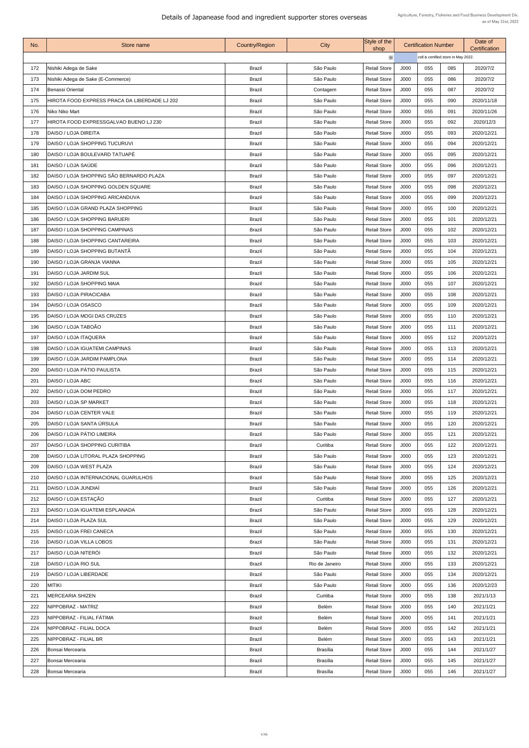# Details of Japanease food and ingredient supporter stores overseas

Agriculture, Forestry, Fisheries and Food Business Development Div.
as of May 31st, 2022

| No. | Store name | Country/Region | City | Style of the shop | Certification Number | | | Date of Certification |
|---|---|---|---|---|---|---|---|---|
| | | | | ※ | cell is certified store in May 2022. | | | |
| 172 | Nishiki Adega de Sake | Brazil | São Paulo | Retail Store | J000 | 055 | 085 | 2020/7/2 |
| 173 | Nishiki Adega de Sake (E-Commerce) | Brazil | São Paulo | Retail Store | J000 | 055 | 086 | 2020/7/2 |
| 174 | Benassi Oriental | Brazil | Contagem | Retail Store | J000 | 055 | 087 | 2020/7/2 |
| 175 | HIROTA FOOD EXPRESS PRACA DA LIBERDADE LJ 202 | Brazil | São Paulo | Retail Store | J000 | 055 | 090 | 2020/11/18 |
| 176 | Niko Niko Mart | Brazil | São Paulo | Retail Store | J000 | 055 | 091 | 2020/11/26 |
| 177 | HIROTA FOOD EXPRESSGALVAO BUENO LJ 230 | Brazil | São Paulo | Retail Store | J000 | 055 | 092 | 2020/12/3 |
| 178 | DAISO / LOJA DIREITA | Brazil | São Paulo | Retail Store | J000 | 055 | 093 | 2020/12/21 |
| 179 | DAISO / LOJA SHOPPING TUCURUVI | Brazil | São Paulo | Retail Store | J000 | 055 | 094 | 2020/12/21 |
| 180 | DAISO / LOJA BOULEVARD TATUAPÉ | Brazil | São Paulo | Retail Store | J000 | 055 | 095 | 2020/12/21 |
| 181 | DAISO / LOJA SAÚDE | Brazil | São Paulo | Retail Store | J000 | 055 | 096 | 2020/12/21 |
| 182 | DAISO / LOJA SHOPPING SÃO BERNARDO PLAZA | Brazil | São Paulo | Retail Store | J000 | 055 | 097 | 2020/12/21 |
| 183 | DAISO / LOJA SHOPPING GOLDEN SQUARE | Brazil | São Paulo | Retail Store | J000 | 055 | 098 | 2020/12/21 |
| 184 | DAISO / LOJA SHOPPING ARICANDUVA | Brazil | São Paulo | Retail Store | J000 | 055 | 099 | 2020/12/21 |
| 185 | DAISO / LOJA GRAND PLAZA SHOPPING | Brazil | São Paulo | Retail Store | J000 | 055 | 100 | 2020/12/21 |
| 186 | DAISO / LOJA SHOPPING BARUERI | Brazil | São Paulo | Retail Store | J000 | 055 | 101 | 2020/12/21 |
| 187 | DAISO / LOJA SHOPPING CAMPINAS | Brazil | São Paulo | Retail Store | J000 | 055 | 102 | 2020/12/21 |
| 188 | DAISO / LOJA SHOPPING CANTAREIRA | Brazil | São Paulo | Retail Store | J000 | 055 | 103 | 2020/12/21 |
| 189 | DAISO / LOJA SHOPPING BUTANTÃ | Brazil | São Paulo | Retail Store | J000 | 055 | 104 | 2020/12/21 |
| 190 | DAISO / LOJA GRANJA VIANNA | Brazil | São Paulo | Retail Store | J000 | 055 | 105 | 2020/12/21 |
| 191 | DAISO / LOJA JARDIM SUL | Brazil | São Paulo | Retail Store | J000 | 055 | 106 | 2020/12/21 |
| 192 | DAISO / LOJA SHOPPING MAIA | Brazil | São Paulo | Retail Store | J000 | 055 | 107 | 2020/12/21 |
| 193 | DAISO / LOJA PIRACICABA | Brazil | São Paulo | Retail Store | J000 | 055 | 108 | 2020/12/21 |
| 194 | DAISO / LOJA OSASCO | Brazil | São Paulo | Retail Store | J000 | 055 | 109 | 2020/12/21 |
| 195 | DAISO / LOJA MOGI DAS CRUZES | Brazil | São Paulo | Retail Store | J000 | 055 | 110 | 2020/12/21 |
| 196 | DAISO / LOJA TABOÃO | Brazil | São Paulo | Retail Store | J000 | 055 | 111 | 2020/12/21 |
| 197 | DAISO / LOJA ITAQUERA | Brazil | São Paulo | Retail Store | J000 | 055 | 112 | 2020/12/21 |
| 198 | DAISO / LOJA IGUATEMI CAMPINAS | Brazil | São Paulo | Retail Store | J000 | 055 | 113 | 2020/12/21 |
| 199 | DAISO / LOJA JARDIM PAMPLONA | Brazil | São Paulo | Retail Store | J000 | 055 | 114 | 2020/12/21 |
| 200 | DAISO / LOJA PÁTIO PAULISTA | Brazil | São Paulo | Retail Store | J000 | 055 | 115 | 2020/12/21 |
| 201 | DAISO / LOJA ABC | Brazil | São Paulo | Retail Store | J000 | 055 | 116 | 2020/12/21 |
| 202 | DAISO / LOJA DOM PEDRO | Brazil | São Paulo | Retail Store | J000 | 055 | 117 | 2020/12/21 |
| 203 | DAISO / LOJA SP MARKET | Brazil | São Paulo | Retail Store | J000 | 055 | 118 | 2020/12/21 |
| 204 | DAISO / LOJA CENTER VALE | Brazil | São Paulo | Retail Store | J000 | 055 | 119 | 2020/12/21 |
| 205 | DAISO / LOJA SANTA ÚRSULA | Brazil | São Paulo | Retail Store | J000 | 055 | 120 | 2020/12/21 |
| 206 | DAISO / LOJA PÁTIO LIMEIRA | Brazil | São Paulo | Retail Store | J000 | 055 | 121 | 2020/12/21 |
| 207 | DAISO / LOJA SHOPPING CURITIBA | Brazil | Curitiba | Retail Store | J000 | 055 | 122 | 2020/12/21 |
| 208 | DAISO / LOJA LITORAL PLAZA SHOPPING | Brazil | São Paulo | Retail Store | J000 | 055 | 123 | 2020/12/21 |
| 209 | DAISO / LOJA WEST PLAZA | Brazil | São Paulo | Retail Store | J000 | 055 | 124 | 2020/12/21 |
| 210 | DAISO / LOJA INTERNACIONAL GUARULHOS | Brazil | São Paulo | Retail Store | J000 | 055 | 125 | 2020/12/21 |
| 211 | DAISO / LOJA JUNDIAÍ | Brazil | São Paulo | Retail Store | J000 | 055 | 126 | 2020/12/21 |
| 212 | DAISO / LOJA ESTAÇÃO | Brazil | Curitiba | Retail Store | J000 | 055 | 127 | 2020/12/21 |
| 213 | DAISO / LOJA IGUATEMI ESPLANADA | Brazil | São Paulo | Retail Store | J000 | 055 | 128 | 2020/12/21 |
| 214 | DAISO / LOJA PLAZA SUL | Brazil | São Paulo | Retail Store | J000 | 055 | 129 | 2020/12/21 |
| 215 | DAISO / LOJA FREI CANECA | Brazil | São Paulo | Retail Store | J000 | 055 | 130 | 2020/12/21 |
| 216 | DAISO / LOJA VILLA LOBOS | Brazil | São Paulo | Retail Store | J000 | 055 | 131 | 2020/12/21 |
| 217 | DAISO / LOJA NITERÓI | Brazil | São Paulo | Retail Store | J000 | 055 | 132 | 2020/12/21 |
| 218 | DAISO / LOJA RIO SUL | Brazil | Rio de Janeiro | Retail Store | J000 | 055 | 133 | 2020/12/21 |
| 219 | DAISO / LOJA LIBERDADE | Brazil | São Paulo | Retail Store | J000 | 055 | 134 | 2020/12/21 |
| 220 | MITIKI | Brazil | São Paulo | Retail Store | J000 | 055 | 136 | 2020/12/23 |
| 221 | MERCEARIA SHIZEN | Brazil | Curitiba | Retail Store | J000 | 055 | 138 | 2021/1/13 |
| 222 | NIPPOBRAZ - MATRIZ | Brazil | Belém | Retail Store | J000 | 055 | 140 | 2021/1/21 |
| 223 | NIPPOBRAZ - FILIAL FÁTIMA | Brazil | Belém | Retail Store | J000 | 055 | 141 | 2021/1/21 |
| 224 | NIPPOBRAZ - FILIAL DOCA | Brazil | Belém | Retail Store | J000 | 055 | 142 | 2021/1/21 |
| 225 | NIPPOBRAZ - FILIAL BR | Brazil | Belém | Retail Store | J000 | 055 | 143 | 2021/1/21 |
| 226 | Bonsai Mercearia | Brazil | Brasília | Retail Store | J000 | 055 | 144 | 2021/1/27 |
| 227 | Bonsai Mercearia | Brazil | Brasília | Retail Store | J000 | 055 | 145 | 2021/1/27 |
| 228 | Bonsai Mercearia | Brazil | Brasília | Retail Store | J000 | 055 | 146 | 2021/1/27 |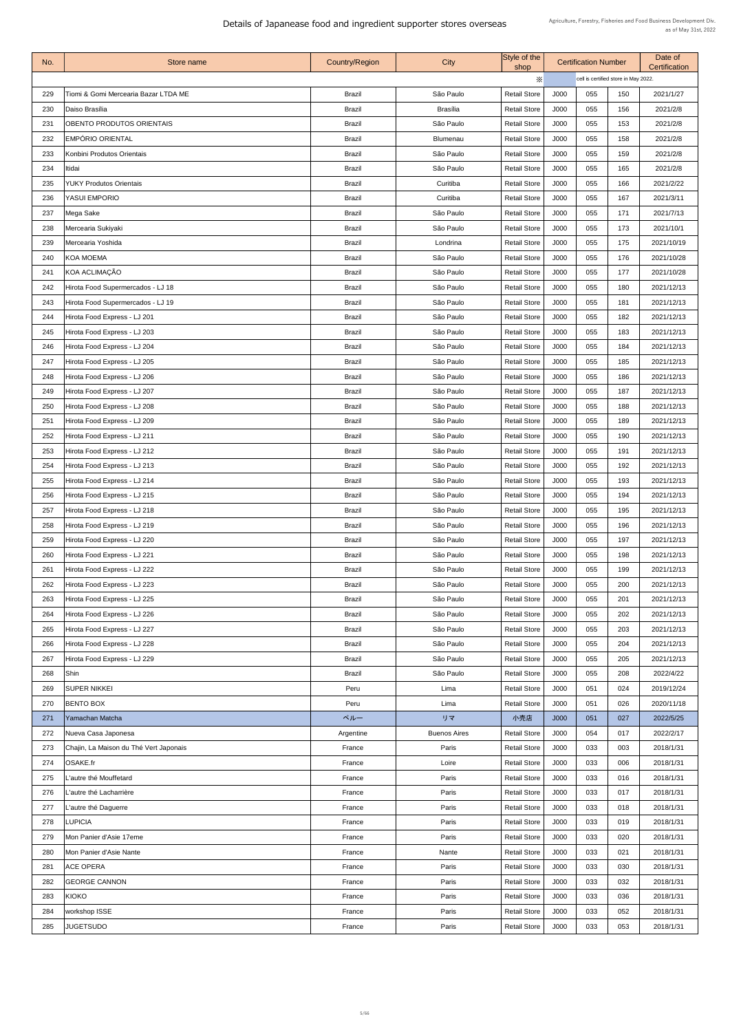# Details of Japanease food and ingredient supporter stores overseas

Agriculture, Forestry, Fisheries and Food Business Development Div.
as of May 31st, 2022

| No. | Store name | Country/Region | City | Style of the shop | Certification Number | | | Date of Certification |
|---|---|---|---|---|---|---|---|---|
| | | | | ※ | | cell is certified store in May 2022. | | |
| 229 | Tiomi & Gomi Mercearia Bazar LTDA ME | Brazil | São Paulo | Retail Store | J000 | 055 | 150 | 2021/1/27 |
| 230 | Daiso Brasília | Brazil | Brasília | Retail Store | J000 | 055 | 156 | 2021/2/8 |
| 231 | OBENTO PRODUTOS ORIENTAIS | Brazil | São Paulo | Retail Store | J000 | 055 | 153 | 2021/2/8 |
| 232 | EMPÓRIO ORIENTAL | Brazil | Blumenau | Retail Store | J000 | 055 | 158 | 2021/2/8 |
| 233 | Konbini Produtos Orientais | Brazil | São Paulo | Retail Store | J000 | 055 | 159 | 2021/2/8 |
| 234 | Itidai | Brazil | São Paulo | Retail Store | J000 | 055 | 165 | 2021/2/8 |
| 235 | YUKY Produtos Orientais | Brazil | Curitiba | Retail Store | J000 | 055 | 166 | 2021/2/22 |
| 236 | YASUI EMPORIO | Brazil | Curitiba | Retail Store | J000 | 055 | 167 | 2021/3/11 |
| 237 | Mega Sake | Brazil | São Paulo | Retail Store | J000 | 055 | 171 | 2021/7/13 |
| 238 | Mercearia Sukiyaki | Brazil | São Paulo | Retail Store | J000 | 055 | 173 | 2021/10/1 |
| 239 | Mercearia Yoshida | Brazil | Londrina | Retail Store | J000 | 055 | 175 | 2021/10/19 |
| 240 | KOA MOEMA | Brazil | São Paulo | Retail Store | J000 | 055 | 176 | 2021/10/28 |
| 241 | KOA ACLIMAÇÃO | Brazil | São Paulo | Retail Store | J000 | 055 | 177 | 2021/10/28 |
| 242 | Hirota Food Supermercados - LJ 18 | Brazil | São Paulo | Retail Store | J000 | 055 | 180 | 2021/12/13 |
| 243 | Hirota Food Supermercados - LJ 19 | Brazil | São Paulo | Retail Store | J000 | 055 | 181 | 2021/12/13 |
| 244 | Hirota Food Express - LJ 201 | Brazil | São Paulo | Retail Store | J000 | 055 | 182 | 2021/12/13 |
| 245 | Hirota Food Express - LJ 203 | Brazil | São Paulo | Retail Store | J000 | 055 | 183 | 2021/12/13 |
| 246 | Hirota Food Express - LJ 204 | Brazil | São Paulo | Retail Store | J000 | 055 | 184 | 2021/12/13 |
| 247 | Hirota Food Express - LJ 205 | Brazil | São Paulo | Retail Store | J000 | 055 | 185 | 2021/12/13 |
| 248 | Hirota Food Express - LJ 206 | Brazil | São Paulo | Retail Store | J000 | 055 | 186 | 2021/12/13 |
| 249 | Hirota Food Express - LJ 207 | Brazil | São Paulo | Retail Store | J000 | 055 | 187 | 2021/12/13 |
| 250 | Hirota Food Express - LJ 208 | Brazil | São Paulo | Retail Store | J000 | 055 | 188 | 2021/12/13 |
| 251 | Hirota Food Express - LJ 209 | Brazil | São Paulo | Retail Store | J000 | 055 | 189 | 2021/12/13 |
| 252 | Hirota Food Express - LJ 211 | Brazil | São Paulo | Retail Store | J000 | 055 | 190 | 2021/12/13 |
| 253 | Hirota Food Express - LJ 212 | Brazil | São Paulo | Retail Store | J000 | 055 | 191 | 2021/12/13 |
| 254 | Hirota Food Express - LJ 213 | Brazil | São Paulo | Retail Store | J000 | 055 | 192 | 2021/12/13 |
| 255 | Hirota Food Express - LJ 214 | Brazil | São Paulo | Retail Store | J000 | 055 | 193 | 2021/12/13 |
| 256 | Hirota Food Express - LJ 215 | Brazil | São Paulo | Retail Store | J000 | 055 | 194 | 2021/12/13 |
| 257 | Hirota Food Express - LJ 218 | Brazil | São Paulo | Retail Store | J000 | 055 | 195 | 2021/12/13 |
| 258 | Hirota Food Express - LJ 219 | Brazil | São Paulo | Retail Store | J000 | 055 | 196 | 2021/12/13 |
| 259 | Hirota Food Express - LJ 220 | Brazil | São Paulo | Retail Store | J000 | 055 | 197 | 2021/12/13 |
| 260 | Hirota Food Express - LJ 221 | Brazil | São Paulo | Retail Store | J000 | 055 | 198 | 2021/12/13 |
| 261 | Hirota Food Express - LJ 222 | Brazil | São Paulo | Retail Store | J000 | 055 | 199 | 2021/12/13 |
| 262 | Hirota Food Express - LJ 223 | Brazil | São Paulo | Retail Store | J000 | 055 | 200 | 2021/12/13 |
| 263 | Hirota Food Express - LJ 225 | Brazil | São Paulo | Retail Store | J000 | 055 | 201 | 2021/12/13 |
| 264 | Hirota Food Express - LJ 226 | Brazil | São Paulo | Retail Store | J000 | 055 | 202 | 2021/12/13 |
| 265 | Hirota Food Express - LJ 227 | Brazil | São Paulo | Retail Store | J000 | 055 | 203 | 2021/12/13 |
| 266 | Hirota Food Express - LJ 228 | Brazil | São Paulo | Retail Store | J000 | 055 | 204 | 2021/12/13 |
| 267 | Hirota Food Express - LJ 229 | Brazil | São Paulo | Retail Store | J000 | 055 | 205 | 2021/12/13 |
| 268 | Shin | Brazil | São Paulo | Retail Store | J000 | 055 | 208 | 2022/4/22 |
| 269 | SUPER NIKKEI | Peru | Lima | Retail Store | J000 | 051 | 024 | 2019/12/24 |
| 270 | BENTO BOX | Peru | Lima | Retail Store | J000 | 051 | 026 | 2020/11/18 |
| 271 | Yamachan Matcha | ペルー | リマ | 小売店 | J000 | 051 | 027 | 2022/5/25 |
| 272 | Nueva Casa Japonesa | Argentine | Buenos Aires | Retail Store | J000 | 054 | 017 | 2022/2/17 |
| 273 | Chajin, La Maison du Thé Vert Japonais | France | Paris | Retail Store | J000 | 033 | 003 | 2018/1/31 |
| 274 | OSAKE.fr | France | Loire | Retail Store | J000 | 033 | 006 | 2018/1/31 |
| 275 | L'autre thé Mouffetard | France | Paris | Retail Store | J000 | 033 | 016 | 2018/1/31 |
| 276 | L'autre thé Lacharrière | France | Paris | Retail Store | J000 | 033 | 017 | 2018/1/31 |
| 277 | L'autre thé Daguerre | France | Paris | Retail Store | J000 | 033 | 018 | 2018/1/31 |
| 278 | LUPICIA | France | Paris | Retail Store | J000 | 033 | 019 | 2018/1/31 |
| 279 | Mon Panier d'Asie 17eme | France | Paris | Retail Store | J000 | 033 | 020 | 2018/1/31 |
| 280 | Mon Panier d'Asie Nante | France | Nante | Retail Store | J000 | 033 | 021 | 2018/1/31 |
| 281 | ACE OPERA | France | Paris | Retail Store | J000 | 033 | 030 | 2018/1/31 |
| 282 | GEORGE CANNON | France | Paris | Retail Store | J000 | 033 | 032 | 2018/1/31 |
| 283 | KIOKO | France | Paris | Retail Store | J000 | 033 | 036 | 2018/1/31 |
| 284 | workshop ISSE | France | Paris | Retail Store | J000 | 033 | 052 | 2018/1/31 |
| 285 | JUGETSUDO | France | Paris | Retail Store | J000 | 033 | 053 | 2018/1/31 |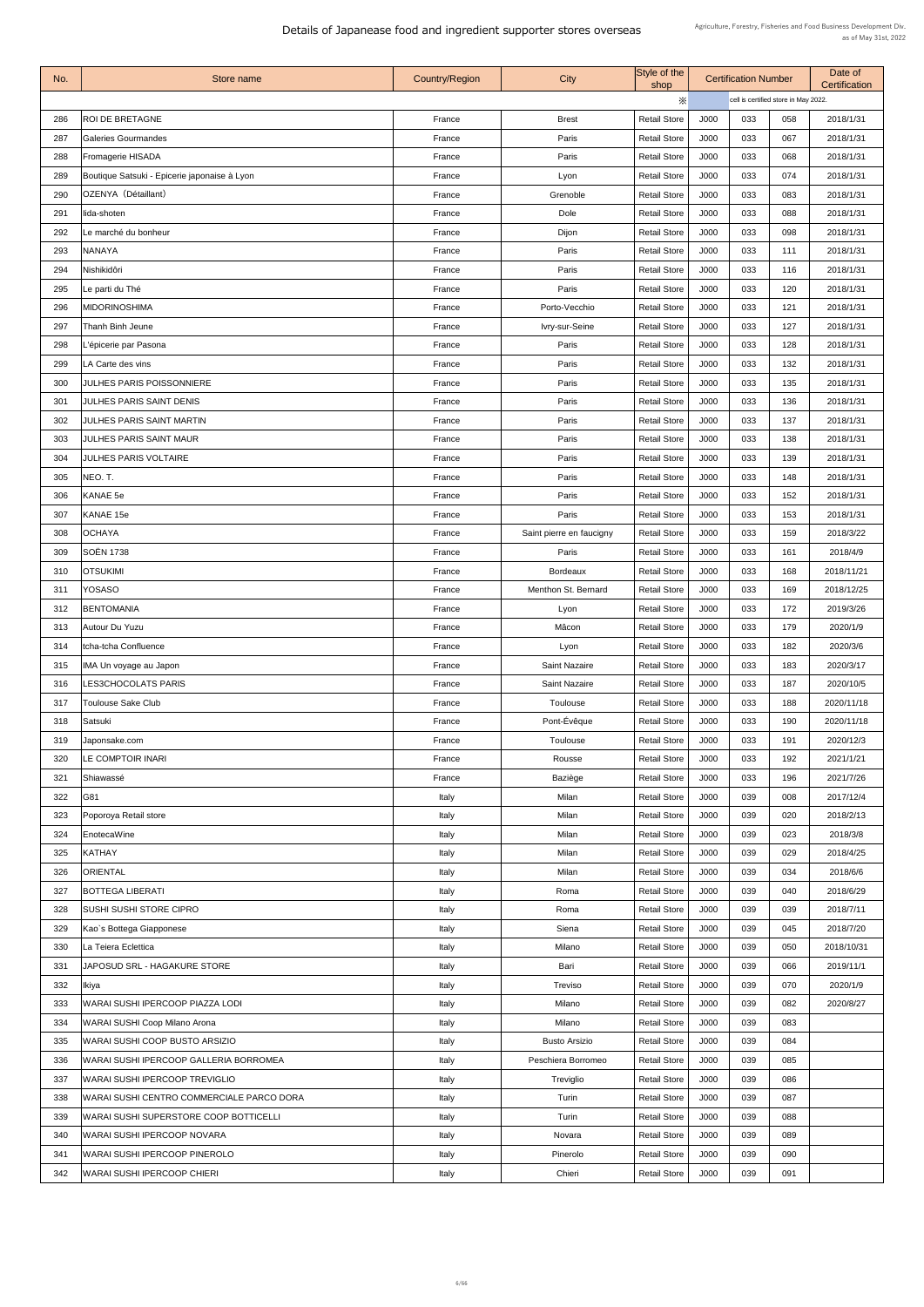# Details of Japanease food and ingredient supporter stores overseas

Agriculture, Forestry, Fisheries and Food Business Development Div.
as of May 31st, 2022

| No. | Store name | Country/Region | City | Style of the shop | Certification Number | | | Date of Certification |
|---|---|---|---|---|---|---|---|---|
| | | | | ※ | | cell is certified store in May 2022. | | |
| 286 | ROI DE BRETAGNE | France | Brest | Retail Store | J000 | 033 | 058 | 2018/1/31 |
| 287 | Galeries Gourmandes | France | Paris | Retail Store | J000 | 033 | 067 | 2018/1/31 |
| 288 | Fromagerie HISADA | France | Paris | Retail Store | J000 | 033 | 068 | 2018/1/31 |
| 289 | Boutique Satsuki - Epicerie japonaise à Lyon | France | Lyon | Retail Store | J000 | 033 | 074 | 2018/1/31 |
| 290 | OZENYA（Détaillant） | France | Grenoble | Retail Store | J000 | 033 | 083 | 2018/1/31 |
| 291 | Iida-shoten | France | Dole | Retail Store | J000 | 033 | 088 | 2018/1/31 |
| 292 | Le marché du bonheur | France | Dijon | Retail Store | J000 | 033 | 098 | 2018/1/31 |
| 293 | NANAYA | France | Paris | Retail Store | J000 | 033 | 111 | 2018/1/31 |
| 294 | Nishikidōri | France | Paris | Retail Store | J000 | 033 | 116 | 2018/1/31 |
| 295 | Le parti du Thé | France | Paris | Retail Store | J000 | 033 | 120 | 2018/1/31 |
| 296 | MIDORINOSHIMA | France | Porto-Vecchio | Retail Store | J000 | 033 | 121 | 2018/1/31 |
| 297 | Thanh Binh Jeune | France | Ivry-sur-Seine | Retail Store | J000 | 033 | 127 | 2018/1/31 |
| 298 | L'épicerie par Pasona | France | Paris | Retail Store | J000 | 033 | 128 | 2018/1/31 |
| 299 | LA Carte des vins | France | Paris | Retail Store | J000 | 033 | 132 | 2018/1/31 |
| 300 | JULHES PARIS POISSONNIERE | France | Paris | Retail Store | J000 | 033 | 135 | 2018/1/31 |
| 301 | JULHES PARIS SAINT DENIS | France | Paris | Retail Store | J000 | 033 | 136 | 2018/1/31 |
| 302 | JULHES PARIS SAINT MARTIN | France | Paris | Retail Store | J000 | 033 | 137 | 2018/1/31 |
| 303 | JULHES PARIS SAINT MAUR | France | Paris | Retail Store | J000 | 033 | 138 | 2018/1/31 |
| 304 | JULHES PARIS VOLTAIRE | France | Paris | Retail Store | J000 | 033 | 139 | 2018/1/31 |
| 305 | NEO. T. | France | Paris | Retail Store | J000 | 033 | 148 | 2018/1/31 |
| 306 | KANAE 5e | France | Paris | Retail Store | J000 | 033 | 152 | 2018/1/31 |
| 307 | KANAE 15e | France | Paris | Retail Store | J000 | 033 | 153 | 2018/1/31 |
| 308 | OCHAYA | France | Saint pierre en faucigny | Retail Store | J000 | 033 | 159 | 2018/3/22 |
| 309 | SOÉN 1738 | France | Paris | Retail Store | J000 | 033 | 161 | 2018/4/9 |
| 310 | OTSUKIMI | France | Bordeaux | Retail Store | J000 | 033 | 168 | 2018/11/21 |
| 311 | YOSASO | France | Menthon St. Bernard | Retail Store | J000 | 033 | 169 | 2018/12/25 |
| 312 | BENTOMANIA | France | Lyon | Retail Store | J000 | 033 | 172 | 2019/3/26 |
| 313 | Autour Du Yuzu | France | Mâcon | Retail Store | J000 | 033 | 179 | 2020/1/9 |
| 314 | tcha-tcha Confluence | France | Lyon | Retail Store | J000 | 033 | 182 | 2020/3/6 |
| 315 | IMA Un voyage au Japon | France | Saint Nazaire | Retail Store | J000 | 033 | 183 | 2020/3/17 |
| 316 | LES3CHOCOLATS PARIS | France | Saint Nazaire | Retail Store | J000 | 033 | 187 | 2020/10/5 |
| 317 | Toulouse Sake Club | France | Toulouse | Retail Store | J000 | 033 | 188 | 2020/11/18 |
| 318 | Satsuki | France | Pont-Évêque | Retail Store | J000 | 033 | 190 | 2020/11/18 |
| 319 | Japonsake.com | France | Toulouse | Retail Store | J000 | 033 | 191 | 2020/12/3 |
| 320 | LE COMPTOIR INARI | France | Rousse | Retail Store | J000 | 033 | 192 | 2021/1/21 |
| 321 | Shiawassé | France | Baziège | Retail Store | J000 | 033 | 196 | 2021/7/26 |
| 322 | G81 | Italy | Milan | Retail Store | J000 | 039 | 008 | 2017/12/4 |
| 323 | Poporoya Retail store | Italy | Milan | Retail Store | J000 | 039 | 020 | 2018/2/13 |
| 324 | EnotecaWine | Italy | Milan | Retail Store | J000 | 039 | 023 | 2018/3/8 |
| 325 | KATHAY | Italy | Milan | Retail Store | J000 | 039 | 029 | 2018/4/25 |
| 326 | ORIENTAL | Italy | Milan | Retail Store | J000 | 039 | 034 | 2018/6/6 |
| 327 | BOTTEGA LIBERATI | Italy | Roma | Retail Store | J000 | 039 | 040 | 2018/6/29 |
| 328 | SUSHI SUSHI STORE CIPRO | Italy | Roma | Retail Store | J000 | 039 | 039 | 2018/7/11 |
| 329 | Kao`s Bottega Giapponese | Italy | Siena | Retail Store | J000 | 039 | 045 | 2018/7/20 |
| 330 | La Teiera Eclettica | Italy | Milano | Retail Store | J000 | 039 | 050 | 2018/10/31 |
| 331 | JAPOSUD SRL - HAGAKURE STORE | Italy | Bari | Retail Store | J000 | 039 | 066 | 2019/11/1 |
| 332 | Ikiya | Italy | Treviso | Retail Store | J000 | 039 | 070 | 2020/1/9 |
| 333 | WARAI SUSHI IPERCOOP PIAZZA LODI | Italy | Milano | Retail Store | J000 | 039 | 082 | 2020/8/27 |
| 334 | WARAI SUSHI Coop Milano Arona | Italy | Milano | Retail Store | J000 | 039 | 083 | |
| 335 | WARAI SUSHI COOP BUSTO ARSIZIO | Italy | Busto Arsizio | Retail Store | J000 | 039 | 084 | |
| 336 | WARAI SUSHI IPERCOOP GALLERIA BORROMEA | Italy | Peschiera Borromeo | Retail Store | J000 | 039 | 085 | |
| 337 | WARAI SUSHI IPERCOOP TREVIGLIO | Italy | Treviglio | Retail Store | J000 | 039 | 086 | |
| 338 | WARAI SUSHI CENTRO COMMERCIALE PARCO DORA | Italy | Turin | Retail Store | J000 | 039 | 087 | |
| 339 | WARAI SUSHI SUPERSTORE COOP BOTTICELLI | Italy | Turin | Retail Store | J000 | 039 | 088 | |
| 340 | WARAI SUSHI IPERCOOP NOVARA | Italy | Novara | Retail Store | J000 | 039 | 089 | |
| 341 | WARAI SUSHI IPERCOOP PINEROLO | Italy | Pinerolo | Retail Store | J000 | 039 | 090 | |
| 342 | WARAI SUSHI IPERCOOP CHIERI | Italy | Chieri | Retail Store | J000 | 039 | 091 | |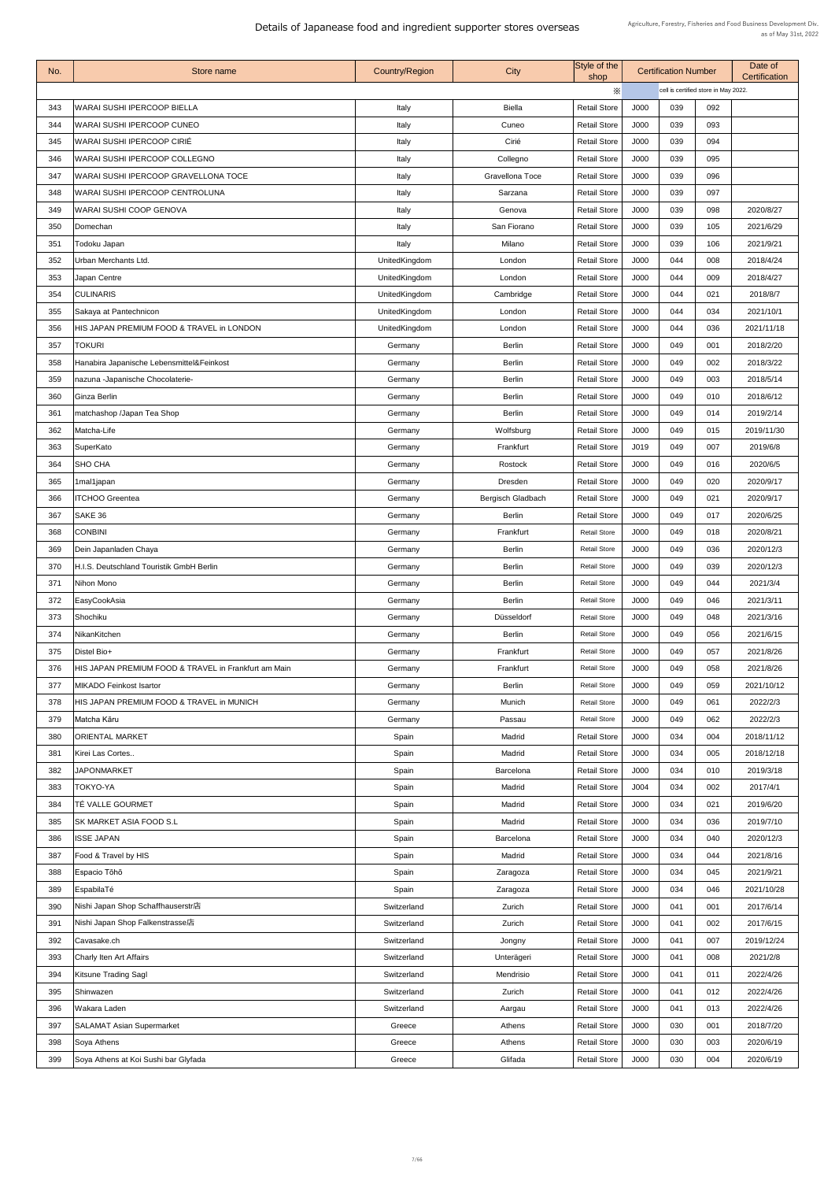# Details of Japanease food and ingredient supporter stores overseas

Agriculture, Forestry, Fisheries and Food Business Development Div.
as of May 31st, 2022

| No. | Store name | Country/Region | City | Style of the shop | Certification Number | | | Date of Certification |
|---|---|---|---|---|---|---|---|---|
| | | | | ※ | | cell is certified store in May 2022. | | |
| 343 | WARAI SUSHI IPERCOOP BIELLA | Italy | Biella | Retail Store | J000 | 039 | 092 | |
| 344 | WARAI SUSHI IPERCOOP CUNEO | Italy | Cuneo | Retail Store | J000 | 039 | 093 | |
| 345 | WARAI SUSHI IPERCOOP CIRIÉ | Italy | Ciriè | Retail Store | J000 | 039 | 094 | |
| 346 | WARAI SUSHI IPERCOOP COLLEGNO | Italy | Collegno | Retail Store | J000 | 039 | 095 | |
| 347 | WARAI SUSHI IPERCOOP GRAVELLONA TOCE | Italy | Gravellona Toce | Retail Store | J000 | 039 | 096 | |
| 348 | WARAI SUSHI IPERCOOP CENTROLUNA | Italy | Sarzana | Retail Store | J000 | 039 | 097 | |
| 349 | WARAI SUSHI COOP GENOVA | Italy | Genova | Retail Store | J000 | 039 | 098 | 2020/8/27 |
| 350 | Domechan | Italy | San Fiorano | Retail Store | J000 | 039 | 105 | 2021/6/29 |
| 351 | Todoku Japan | Italy | Milano | Retail Store | J000 | 039 | 106 | 2021/9/21 |
| 352 | Urban Merchants Ltd. | UnitedKingdom | London | Retail Store | J000 | 044 | 008 | 2018/4/24 |
| 353 | Japan Centre | UnitedKingdom | London | Retail Store | J000 | 044 | 009 | 2018/4/27 |
| 354 | CULINARIS | UnitedKingdom | Cambridge | Retail Store | J000 | 044 | 021 | 2018/8/7 |
| 355 | Sakaya at Pantechnicon | UnitedKingdom | London | Retail Store | J000 | 044 | 034 | 2021/10/1 |
| 356 | HIS JAPAN PREMIUM FOOD & TRAVEL in LONDON | UnitedKingdom | London | Retail Store | J000 | 044 | 036 | 2021/11/18 |
| 357 | TOKURI | Germany | Berlin | Retail Store | J000 | 049 | 001 | 2018/2/20 |
| 358 | Hanabira Japanische Lebensmittel&Feinkost | Germany | Berlin | Retail Store | J000 | 049 | 002 | 2018/3/22 |
| 359 | nazuna -Japanische Chocolaterie- | Germany | Berlin | Retail Store | J000 | 049 | 003 | 2018/5/14 |
| 360 | Ginza Berlin | Germany | Berlin | Retail Store | J000 | 049 | 010 | 2018/6/12 |
| 361 | matchashop /Japan Tea Shop | Germany | Berlin | Retail Store | J000 | 049 | 014 | 2019/2/14 |
| 362 | Matcha-Life | Germany | Wolfsburg | Retail Store | J000 | 049 | 015 | 2019/11/30 |
| 363 | SuperKato | Germany | Frankfurt | Retail Store | J019 | 049 | 007 | 2019/6/8 |
| 364 | SHO CHA | Germany | Rostock | Retail Store | J000 | 049 | 016 | 2020/6/5 |
| 365 | 1mal1japan | Germany | Dresden | Retail Store | J000 | 049 | 020 | 2020/9/17 |
| 366 | ITCHOO Greentea | Germany | Bergisch Gladbach | Retail Store | J000 | 049 | 021 | 2020/9/17 |
| 367 | SAKE 36 | Germany | Berlin | Retail Store | J000 | 049 | 017 | 2020/6/25 |
| 368 | CONBINI | Germany | Frankfurt | Retail Store | J000 | 049 | 018 | 2020/8/21 |
| 369 | Dein Japanladen Chaya | Germany | Berlin | Retail Store | J000 | 049 | 036 | 2020/12/3 |
| 370 | H.I.S. Deutschland Touristik GmbH Berlin | Germany | Berlin | Retail Store | J000 | 049 | 039 | 2020/12/3 |
| 371 | Nihon Mono | Germany | Berlin | Retail Store | J000 | 049 | 044 | 2021/3/4 |
| 372 | EasyCookAsia | Germany | Berlin | Retail Store | J000 | 049 | 046 | 2021/3/11 |
| 373 | Shochiku | Germany | Düsseldorf | Retail Store | J000 | 049 | 048 | 2021/3/16 |
| 374 | NikanKitchen | Germany | Berlin | Retail Store | J000 | 049 | 056 | 2021/6/15 |
| 375 | Distel Bio+ | Germany | Frankfurt | Retail Store | J000 | 049 | 057 | 2021/8/26 |
| 376 | HIS JAPAN PREMIUM FOOD & TRAVEL in Frankfurt am Main | Germany | Frankfurt | Retail Store | J000 | 049 | 058 | 2021/8/26 |
| 377 | MIKADO Feinkost Isartor | Germany | Berlin | Retail Store | J000 | 049 | 059 | 2021/10/12 |
| 378 | HIS JAPAN PREMIUM FOOD & TRAVEL in MUNICH | Germany | Munich | Retail Store | J000 | 049 | 061 | 2022/2/3 |
| 379 | Matcha Kāru | Germany | Passau | Retail Store | J000 | 049 | 062 | 2022/2/3 |
| 380 | ORIENTAL MARKET | Spain | Madrid | Retail Store | J000 | 034 | 004 | 2018/11/12 |
| 381 | Kirei Las Cortes.. | Spain | Madrid | Retail Store | J000 | 034 | 005 | 2018/12/18 |
| 382 | JAPONMARKET | Spain | Barcelona | Retail Store | J000 | 034 | 010 | 2019/3/18 |
| 383 | TOKYO-YA | Spain | Madrid | Retail Store | J004 | 034 | 002 | 2017/4/1 |
| 384 | TÉ VALLE GOURMET | Spain | Madrid | Retail Store | J000 | 034 | 021 | 2019/6/20 |
| 385 | SK MARKET ASIA FOOD S.L | Spain | Madrid | Retail Store | J000 | 034 | 036 | 2019/7/10 |
| 386 | ISSE JAPAN | Spain | Barcelona | Retail Store | J000 | 034 | 040 | 2020/12/3 |
| 387 | Food & Travel by HIS | Spain | Madrid | Retail Store | J000 | 034 | 044 | 2021/8/16 |
| 388 | Espacio Tōhō | Spain | Zaragoza | Retail Store | J000 | 034 | 045 | 2021/9/21 |
| 389 | EspabilaTé | Spain | Zaragoza | Retail Store | J000 | 034 | 046 | 2021/10/28 |
| 390 | Nishi Japan Shop Schaffhauserstr店 | Switzerland | Zurich | Retail Store | J000 | 041 | 001 | 2017/6/14 |
| 391 | Nishi Japan Shop Falkenstrasse店 | Switzerland | Zurich | Retail Store | J000 | 041 | 002 | 2017/6/15 |
| 392 | Cavasake.ch | Switzerland | Jongny | Retail Store | J000 | 041 | 007 | 2019/12/24 |
| 393 | Charly Iten Art Affairs | Switzerland | Unterägeri | Retail Store | J000 | 041 | 008 | 2021/2/8 |
| 394 | Kitsune Trading Sagl | Switzerland | Mendrisio | Retail Store | J000 | 041 | 011 | 2022/4/26 |
| 395 | Shinwazen | Switzerland | Zurich | Retail Store | J000 | 041 | 012 | 2022/4/26 |
| 396 | Wakara Laden | Switzerland | Aargau | Retail Store | J000 | 041 | 013 | 2022/4/26 |
| 397 | SALAMAT Asian Supermarket | Greece | Athens | Retail Store | J000 | 030 | 001 | 2018/7/20 |
| 398 | Soya Athens | Greece | Athens | Retail Store | J000 | 030 | 003 | 2020/6/19 |
| 399 | Soya Athens at Koi Sushi bar Glyfada | Greece | Glifada | Retail Store | J000 | 030 | 004 | 2020/6/19 |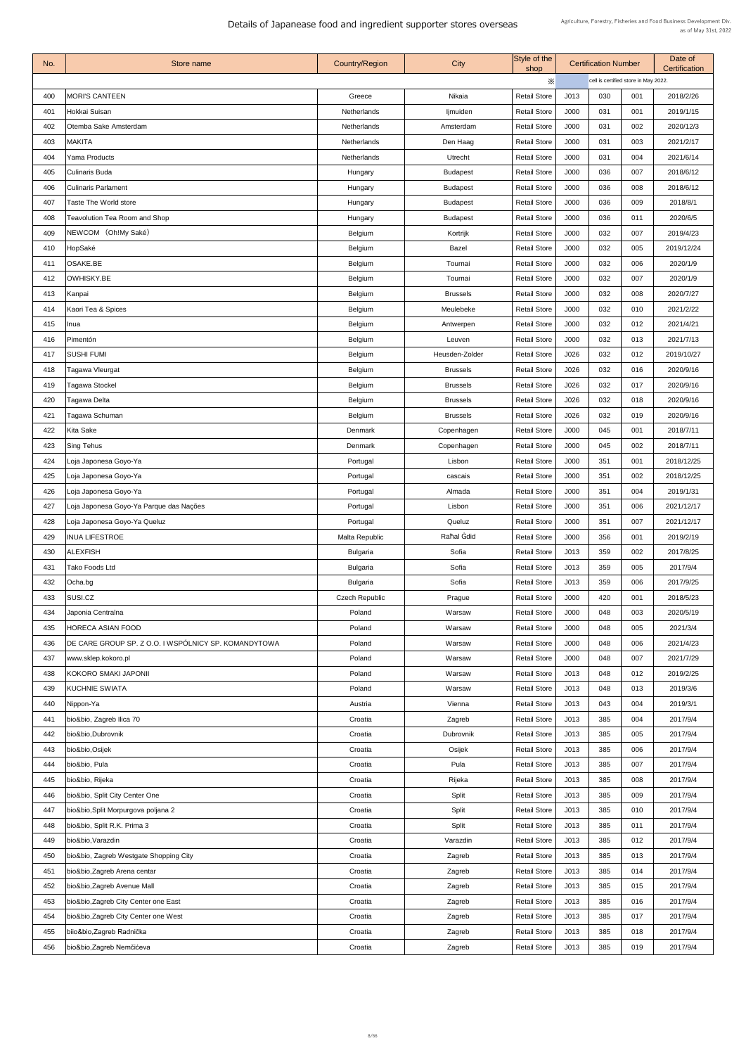# Details of Japanease food and ingredient supporter stores overseas

Agriculture, Forestry, Fisheries and Food Business Development Div.
as of May 31st, 2022

| No. | Store name | Country/Region | City | Style of the shop | Certification Number | | | Date of Certification |
|---|---|---|---|---|---|---|---|---|
| | | | | ※ | cell is certified store in May 2022. | | | |
| 400 | MORI'S CANTEEN | Greece | Nikaia | Retail Store | J013 | 030 | 001 | 2018/2/26 |
| 401 | Hokkai Suisan | Netherlands | Ijmuiden | Retail Store | J000 | 031 | 001 | 2019/1/15 |
| 402 | Otemba Sake Amsterdam | Netherlands | Amsterdam | Retail Store | J000 | 031 | 002 | 2020/12/3 |
| 403 | MAKITA | Netherlands | Den Haag | Retail Store | J000 | 031 | 003 | 2021/2/17 |
| 404 | Yama Products | Netherlands | Utrecht | Retail Store | J000 | 031 | 004 | 2021/6/14 |
| 405 | Culinaris Buda | Hungary | Budapest | Retail Store | J000 | 036 | 007 | 2018/6/12 |
| 406 | Culinaris Parlament | Hungary | Budapest | Retail Store | J000 | 036 | 008 | 2018/6/12 |
| 407 | Taste The World store | Hungary | Budapest | Retail Store | J000 | 036 | 009 | 2018/8/1 |
| 408 | Teavolution Tea Room and Shop | Hungary | Budapest | Retail Store | J000 | 036 | 011 | 2020/6/5 |
| 409 | NEWCOM （Oh!My Saké） | Belgium | Kortrijk | Retail Store | J000 | 032 | 007 | 2019/4/23 |
| 410 | HopSaké | Belgium | Bazel | Retail Store | J000 | 032 | 005 | 2019/12/24 |
| 411 | OSAKE.BE | Belgium | Tournai | Retail Store | J000 | 032 | 006 | 2020/1/9 |
| 412 | OWHISKY.BE | Belgium | Tournai | Retail Store | J000 | 032 | 007 | 2020/1/9 |
| 413 | Kanpai | Belgium | Brussels | Retail Store | J000 | 032 | 008 | 2020/7/27 |
| 414 | Kaori Tea & Spices | Belgium | Meulebeke | Retail Store | J000 | 032 | 010 | 2021/2/22 |
| 415 | Inua | Belgium | Antwerpen | Retail Store | J000 | 032 | 012 | 2021/4/21 |
| 416 | Pimentón | Belgium | Leuven | Retail Store | J000 | 032 | 013 | 2021/7/13 |
| 417 | SUSHI FUMI | Belgium | Heusden-Zolder | Retail Store | J026 | 032 | 012 | 2019/10/27 |
| 418 | Tagawa Vleurgat | Belgium | Brussels | Retail Store | J026 | 032 | 016 | 2020/9/16 |
| 419 | Tagawa Stockel | Belgium | Brussels | Retail Store | J026 | 032 | 017 | 2020/9/16 |
| 420 | Tagawa Delta | Belgium | Brussels | Retail Store | J026 | 032 | 018 | 2020/9/16 |
| 421 | Tagawa Schuman | Belgium | Brussels | Retail Store | J026 | 032 | 019 | 2020/9/16 |
| 422 | Kita Sake | Denmark | Copenhagen | Retail Store | J000 | 045 | 001 | 2018/7/11 |
| 423 | Sing Tehus | Denmark | Copenhagen | Retail Store | J000 | 045 | 002 | 2018/7/11 |
| 424 | Loja Japonesa Goyo-Ya | Portugal | Lisbon | Retail Store | J000 | 351 | 001 | 2018/12/25 |
| 425 | Loja Japonesa Goyo-Ya | Portugal | cascais | Retail Store | J000 | 351 | 002 | 2018/12/25 |
| 426 | Loja Japonesa Goyo-Ya | Portugal | Almada | Retail Store | J000 | 351 | 004 | 2019/1/31 |
| 427 | Loja Japonesa Goyo-Ya Parque das Nações | Portugal | Lisbon | Retail Store | J000 | 351 | 006 | 2021/12/17 |
| 428 | Loja Japonesa Goyo-Ya Queluz | Portugal | Queluz | Retail Store | J000 | 351 | 007 | 2021/12/17 |
| 429 | INUA LIFESTROE | Malta Republic | Rañal Ġdid | Retail Store | J000 | 356 | 001 | 2019/2/19 |
| 430 | ALEXFISH | Bulgaria | Sofia | Retail Store | J013 | 359 | 002 | 2017/8/25 |
| 431 | Tako Foods Ltd | Bulgaria | Sofia | Retail Store | J013 | 359 | 005 | 2017/9/4 |
| 432 | Ocha.bg | Bulgaria | Sofia | Retail Store | J013 | 359 | 006 | 2017/9/25 |
| 433 | SUSI.CZ | Czech Republic | Prague | Retail Store | J000 | 420 | 001 | 2018/5/23 |
| 434 | Japonia Centralna | Poland | Warsaw | Retail Store | J000 | 048 | 003 | 2020/5/19 |
| 435 | HORECA ASIAN FOOD | Poland | Warsaw | Retail Store | J000 | 048 | 005 | 2021/3/4 |
| 436 | DE CARE GROUP SP. Z O.O. I WSPÓLNICY SP. KOMANDYTOWA | Poland | Warsaw | Retail Store | J000 | 048 | 006 | 2021/4/23 |
| 437 | www.sklep.kokoro.pl | Poland | Warsaw | Retail Store | J000 | 048 | 007 | 2021/7/29 |
| 438 | KOKORO SMAKI JAPONII | Poland | Warsaw | Retail Store | J013 | 048 | 012 | 2019/2/25 |
| 439 | KUCHNIE SWIATA | Poland | Warsaw | Retail Store | J013 | 048 | 013 | 2019/3/6 |
| 440 | Nippon-Ya | Austria | Vienna | Retail Store | J013 | 043 | 004 | 2019/3/1 |
| 441 | bio&bio, Zagreb Ilica 70 | Croatia | Zagreb | Retail Store | J013 | 385 | 004 | 2017/9/4 |
| 442 | bio&bio,Dubrovnik | Croatia | Dubrovnik | Retail Store | J013 | 385 | 005 | 2017/9/4 |
| 443 | bio&bio,Osijek | Croatia | Osijek | Retail Store | J013 | 385 | 006 | 2017/9/4 |
| 444 | bio&bio, Pula | Croatia | Pula | Retail Store | J013 | 385 | 007 | 2017/9/4 |
| 445 | bio&bio, Rijeka | Croatia | Rijeka | Retail Store | J013 | 385 | 008 | 2017/9/4 |
| 446 | bio&bio, Split City Center One | Croatia | Split | Retail Store | J013 | 385 | 009 | 2017/9/4 |
| 447 | bio&bio,Split Morpurgova poljana 2 | Croatia | Split | Retail Store | J013 | 385 | 010 | 2017/9/4 |
| 448 | bio&bio, Split R.K. Prima 3 | Croatia | Split | Retail Store | J013 | 385 | 011 | 2017/9/4 |
| 449 | bio&bio,Varazdin | Croatia | Varazdin | Retail Store | J013 | 385 | 012 | 2017/9/4 |
| 450 | bio&bio, Zagreb Westgate Shopping City | Croatia | Zagreb | Retail Store | J013 | 385 | 013 | 2017/9/4 |
| 451 | bio&bio,Zagreb Arena centar | Croatia | Zagreb | Retail Store | J013 | 385 | 014 | 2017/9/4 |
| 452 | bio&bio,Zagreb Avenue Mall | Croatia | Zagreb | Retail Store | J013 | 385 | 015 | 2017/9/4 |
| 453 | bio&bio,Zagreb City Center one East | Croatia | Zagreb | Retail Store | J013 | 385 | 016 | 2017/9/4 |
| 454 | bio&bio,Zagreb City Center one West | Croatia | Zagreb | Retail Store | J013 | 385 | 017 | 2017/9/4 |
| 455 | biio&bio,Zagreb Radnička | Croatia | Zagreb | Retail Store | J013 | 385 | 018 | 2017/9/4 |
| 456 | bio&bio,Zagreb Nemčićeva | Croatia | Zagreb | Retail Store | J013 | 385 | 019 | 2017/9/4 |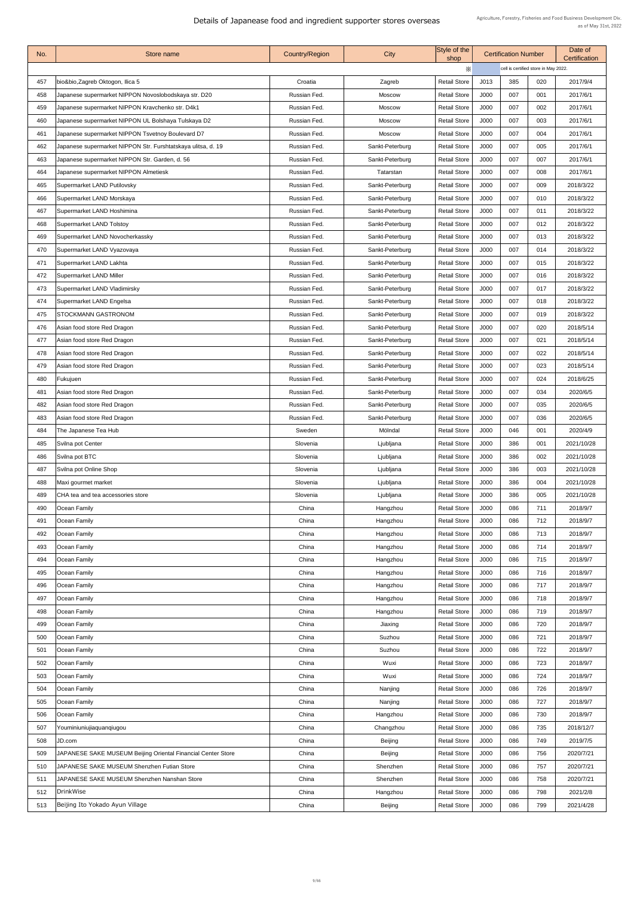# Details of Japanease food and ingredient supporter stores overseas

Agriculture, Forestry, Fisheries and Food Business Development Div.
as of May 31st, 2022

| No. | Store name | Country/Region | City | Style of the shop | Certification Number | | | Date of Certification |
|---|---|---|---|---|---|---|---|---|
| | | | | ※ | cell is certified store in May 2022. | | | |
| 457 | bio&bio,Zagreb Oktogon, Ilica 5 | Croatia | Zagreb | Retail Store | J013 | 385 | 020 | 2017/9/4 |
| 458 | Japanese supermarket NIPPON Novoslobodskaya str. D20 | Russian Fed. | Moscow | Retail Store | J000 | 007 | 001 | 2017/6/1 |
| 459 | Japanese supermarket NIPPON Kravchenko str. D4k1 | Russian Fed. | Moscow | Retail Store | J000 | 007 | 002 | 2017/6/1 |
| 460 | Japanese supermarket NIPPON UL Bolshaya Tulskaya D2 | Russian Fed. | Moscow | Retail Store | J000 | 007 | 003 | 2017/6/1 |
| 461 | Japanese supermarket NIPPON Tsvetnoy Boulevard D7 | Russian Fed. | Moscow | Retail Store | J000 | 007 | 004 | 2017/6/1 |
| 462 | Japanese supermarket NIPPON Str. Furshtatskaya ulitsa, d. 19 | Russian Fed. | Sankt-Peterburg | Retail Store | J000 | 007 | 005 | 2017/6/1 |
| 463 | Japanese supermarket NIPPON Str. Garden, d. 56 | Russian Fed. | Sankt-Peterburg | Retail Store | J000 | 007 | 007 | 2017/6/1 |
| 464 | Japanese supermarket NIPPON Almetiesk | Russian Fed. | Tatarstan | Retail Store | J000 | 007 | 008 | 2017/6/1 |
| 465 | Supermarket LAND Putilovsky | Russian Fed. | Sankt-Peterburg | Retail Store | J000 | 007 | 009 | 2018/3/22 |
| 466 | Supermarket LAND Morskaya | Russian Fed. | Sankt-Peterburg | Retail Store | J000 | 007 | 010 | 2018/3/22 |
| 467 | Supermarket LAND Hoshimina | Russian Fed. | Sankt-Peterburg | Retail Store | J000 | 007 | 011 | 2018/3/22 |
| 468 | Supermarket LAND Tolstoy | Russian Fed. | Sankt-Peterburg | Retail Store | J000 | 007 | 012 | 2018/3/22 |
| 469 | Supermarket LAND Novocherkassky | Russian Fed. | Sankt-Peterburg | Retail Store | J000 | 007 | 013 | 2018/3/22 |
| 470 | Supermarket LAND Vyazovaya | Russian Fed. | Sankt-Peterburg | Retail Store | J000 | 007 | 014 | 2018/3/22 |
| 471 | Supermarket LAND Lakhta | Russian Fed. | Sankt-Peterburg | Retail Store | J000 | 007 | 015 | 2018/3/22 |
| 472 | Supermarket LAND Miller | Russian Fed. | Sankt-Peterburg | Retail Store | J000 | 007 | 016 | 2018/3/22 |
| 473 | Supermarket LAND Vladimirsky | Russian Fed. | Sankt-Peterburg | Retail Store | J000 | 007 | 017 | 2018/3/22 |
| 474 | Supermarket LAND Engelsa | Russian Fed. | Sankt-Peterburg | Retail Store | J000 | 007 | 018 | 2018/3/22 |
| 475 | STOCKMANN GASTRONOM | Russian Fed. | Sankt-Peterburg | Retail Store | J000 | 007 | 019 | 2018/3/22 |
| 476 | Asian food store Red Dragon | Russian Fed. | Sankt-Peterburg | Retail Store | J000 | 007 | 020 | 2018/5/14 |
| 477 | Asian food store Red Dragon | Russian Fed. | Sankt-Peterburg | Retail Store | J000 | 007 | 021 | 2018/5/14 |
| 478 | Asian food store Red Dragon | Russian Fed. | Sankt-Peterburg | Retail Store | J000 | 007 | 022 | 2018/5/14 |
| 479 | Asian food store Red Dragon | Russian Fed. | Sankt-Peterburg | Retail Store | J000 | 007 | 023 | 2018/5/14 |
| 480 | Fukujuen | Russian Fed. | Sankt-Peterburg | Retail Store | J000 | 007 | 024 | 2018/6/25 |
| 481 | Asian food store Red Dragon | Russian Fed. | Sankt-Peterburg | Retail Store | J000 | 007 | 034 | 2020/6/5 |
| 482 | Asian food store Red Dragon | Russian Fed. | Sankt-Peterburg | Retail Store | J000 | 007 | 035 | 2020/6/5 |
| 483 | Asian food store Red Dragon | Russian Fed. | Sankt-Peterburg | Retail Store | J000 | 007 | 036 | 2020/6/5 |
| 484 | The Japanese Tea Hub | Sweden | Mölndal | Retail Store | J000 | 046 | 001 | 2020/4/9 |
| 485 | Svilna pot Center | Slovenia | Ljubljana | Retail Store | J000 | 386 | 001 | 2021/10/28 |
| 486 | Svilna pot BTC | Slovenia | Ljubljana | Retail Store | J000 | 386 | 002 | 2021/10/28 |
| 487 | Svilna pot Online Shop | Slovenia | Ljubljana | Retail Store | J000 | 386 | 003 | 2021/10/28 |
| 488 | Maxi gourmet market | Slovenia | Ljubljana | Retail Store | J000 | 386 | 004 | 2021/10/28 |
| 489 | CHA tea and tea accessories store | Slovenia | Ljubljana | Retail Store | J000 | 386 | 005 | 2021/10/28 |
| 490 | Ocean Family | China | Hangzhou | Retail Store | J000 | 086 | 711 | 2018/9/7 |
| 491 | Ocean Family | China | Hangzhou | Retail Store | J000 | 086 | 712 | 2018/9/7 |
| 492 | Ocean Family | China | Hangzhou | Retail Store | J000 | 086 | 713 | 2018/9/7 |
| 493 | Ocean Family | China | Hangzhou | Retail Store | J000 | 086 | 714 | 2018/9/7 |
| 494 | Ocean Family | China | Hangzhou | Retail Store | J000 | 086 | 715 | 2018/9/7 |
| 495 | Ocean Family | China | Hangzhou | Retail Store | J000 | 086 | 716 | 2018/9/7 |
| 496 | Ocean Family | China | Hangzhou | Retail Store | J000 | 086 | 717 | 2018/9/7 |
| 497 | Ocean Family | China | Hangzhou | Retail Store | J000 | 086 | 718 | 2018/9/7 |
| 498 | Ocean Family | China | Hangzhou | Retail Store | J000 | 086 | 719 | 2018/9/7 |
| 499 | Ocean Family | China | Jiaxing | Retail Store | J000 | 086 | 720 | 2018/9/7 |
| 500 | Ocean Family | China | Suzhou | Retail Store | J000 | 086 | 721 | 2018/9/7 |
| 501 | Ocean Family | China | Suzhou | Retail Store | J000 | 086 | 722 | 2018/9/7 |
| 502 | Ocean Family | China | Wuxi | Retail Store | J000 | 086 | 723 | 2018/9/7 |
| 503 | Ocean Family | China | Wuxi | Retail Store | J000 | 086 | 724 | 2018/9/7 |
| 504 | Ocean Family | China | Nanjing | Retail Store | J000 | 086 | 726 | 2018/9/7 |
| 505 | Ocean Family | China | Nanjing | Retail Store | J000 | 086 | 727 | 2018/9/7 |
| 506 | Ocean Family | China | Hangzhou | Retail Store | J000 | 086 | 730 | 2018/9/7 |
| 507 | Youminiuniujiaqunqiugou | China | Changzhou | Retail Store | J000 | 086 | 735 | 2018/12/7 |
| 508 | JD.com | China | Beijing | Retail Store | J000 | 086 | 749 | 2019/7/5 |
| 509 | JAPANESE SAKE MUSEUM Beijing Oriental Financial Center Store | China | Beijing | Retail Store | J000 | 086 | 756 | 2020/7/21 |
| 510 | JAPANESE SAKE MUSEUM Shenzhen Futian Store | China | Shenzhen | Retail Store | J000 | 086 | 757 | 2020/7/21 |
| 511 | JAPANESE SAKE MUSEUM Shenzhen Nanshan Store | China | Shenzhen | Retail Store | J000 | 086 | 758 | 2020/7/21 |
| 512 | DrinkWise | China | Hangzhou | Retail Store | J000 | 086 | 798 | 2021/2/8 |
| 513 | Beijing Ito Yokado Ayun Village | China | Beijing | Retail Store | J000 | 086 | 799 | 2021/4/28 |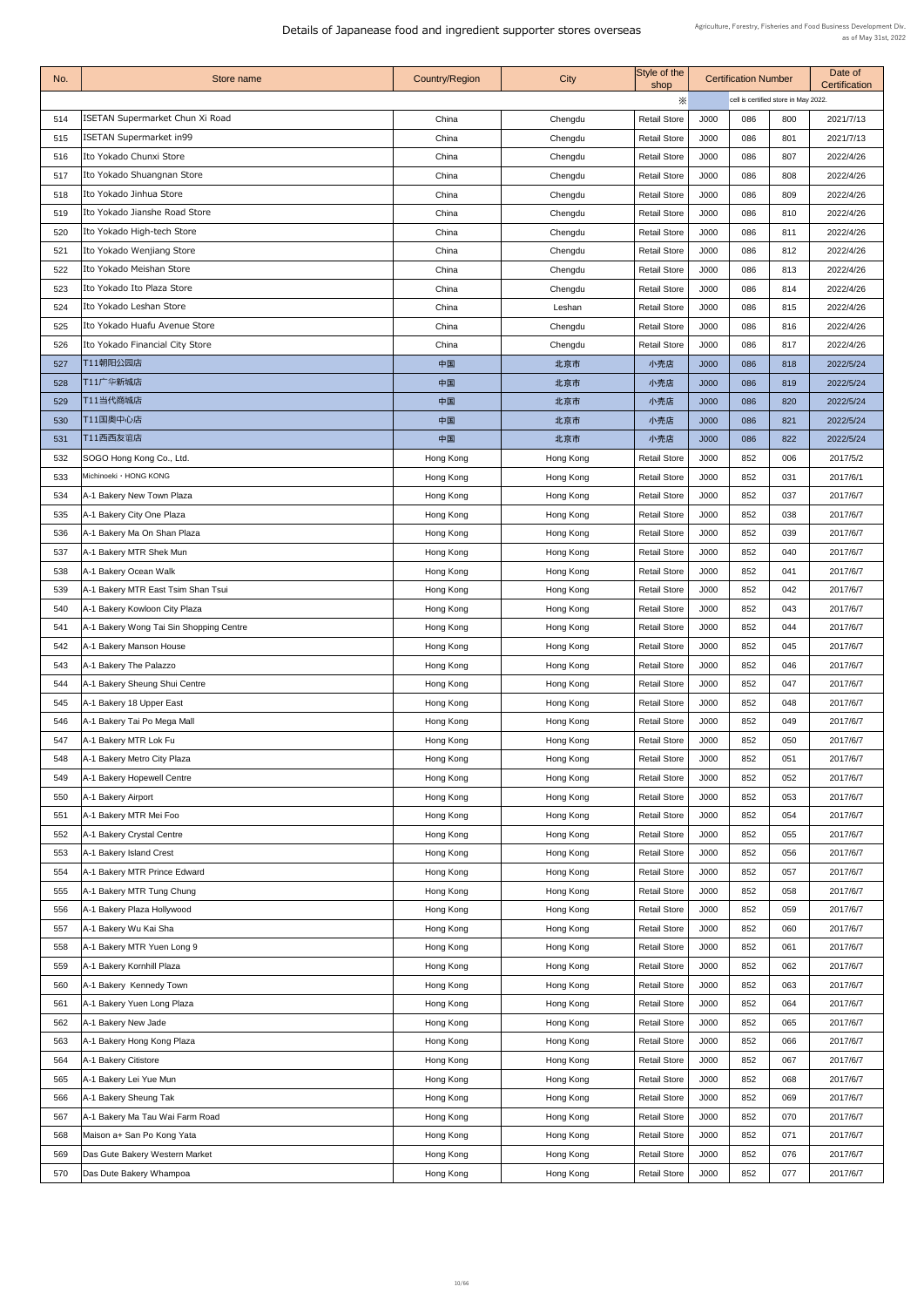# Details of Japanease food and ingredient supporter stores overseas

Agriculture, Forestry, Fisheries and Food Business Development Div.
as of May 31st, 2022

| No. | Store name | Country/Region | City | Style of the shop | Certification Number | | | Date of Certification |
|---|---|---|---|---|---|---|---|---|
| | | | | ※ | cell is certified store in May 2022. | | | |
| 514 | ISETAN Supermarket Chun Xi Road | China | Chengdu | Retail Store | J000 | 086 | 800 | 2021/7/13 |
| 515 | ISETAN Supermarket in99 | China | Chengdu | Retail Store | J000 | 086 | 801 | 2021/7/13 |
| 516 | Ito Yokado Chunxi Store | China | Chengdu | Retail Store | J000 | 086 | 807 | 2022/4/26 |
| 517 | Ito Yokado Shuangnan Store | China | Chengdu | Retail Store | J000 | 086 | 808 | 2022/4/26 |
| 518 | Ito Yokado Jinhua Store | China | Chengdu | Retail Store | J000 | 086 | 809 | 2022/4/26 |
| 519 | Ito Yokado Jianshe Road Store | China | Chengdu | Retail Store | J000 | 086 | 810 | 2022/4/26 |
| 520 | Ito Yokado High-tech Store | China | Chengdu | Retail Store | J000 | 086 | 811 | 2022/4/26 |
| 521 | Ito Yokado Wenjiang Store | China | Chengdu | Retail Store | J000 | 086 | 812 | 2022/4/26 |
| 522 | Ito Yokado Meishan Store | China | Chengdu | Retail Store | J000 | 086 | 813 | 2022/4/26 |
| 523 | Ito Yokado Ito Plaza Store | China | Chengdu | Retail Store | J000 | 086 | 814 | 2022/4/26 |
| 524 | Ito Yokado Leshan Store | China | Leshan | Retail Store | J000 | 086 | 815 | 2022/4/26 |
| 525 | Ito Yokado Huafu Avenue Store | China | Chengdu | Retail Store | J000 | 086 | 816 | 2022/4/26 |
| 526 | Ito Yokado Financial City Store | China | Chengdu | Retail Store | J000 | 086 | 817 | 2022/4/26 |
| 527 | T11朝阳公园店 | 中国 | 北京市 | 小売店 | J000 | 086 | 818 | 2022/5/24 |
| 528 | T11广华新城店 | 中国 | 北京市 | 小売店 | J000 | 086 | 819 | 2022/5/24 |
| 529 | T11当代商城店 | 中国 | 北京市 | 小売店 | J000 | 086 | 820 | 2022/5/24 |
| 530 | T11国奥中心店 | 中国 | 北京市 | 小売店 | J000 | 086 | 821 | 2022/5/24 |
| 531 | T11西西友谊店 | 中国 | 北京市 | 小売店 | J000 | 086 | 822 | 2022/5/24 |
| 532 | SOGO Hong Kong Co., Ltd. | Hong Kong | Hong Kong | Retail Store | J000 | 852 | 006 | 2017/5/2 |
| 533 | Michinoeki・HONG KONG | Hong Kong | Hong Kong | Retail Store | J000 | 852 | 031 | 2017/6/1 |
| 534 | A-1 Bakery New Town Plaza | Hong Kong | Hong Kong | Retail Store | J000 | 852 | 037 | 2017/6/7 |
| 535 | A-1 Bakery City One Plaza | Hong Kong | Hong Kong | Retail Store | J000 | 852 | 038 | 2017/6/7 |
| 536 | A-1 Bakery Ma On Shan Plaza | Hong Kong | Hong Kong | Retail Store | J000 | 852 | 039 | 2017/6/7 |
| 537 | A-1 Bakery MTR Shek Mun | Hong Kong | Hong Kong | Retail Store | J000 | 852 | 040 | 2017/6/7 |
| 538 | A-1 Bakery Ocean Walk | Hong Kong | Hong Kong | Retail Store | J000 | 852 | 041 | 2017/6/7 |
| 539 | A-1 Bakery MTR East Tsim Shan Tsui | Hong Kong | Hong Kong | Retail Store | J000 | 852 | 042 | 2017/6/7 |
| 540 | A-1 Bakery Kowloon City Plaza | Hong Kong | Hong Kong | Retail Store | J000 | 852 | 043 | 2017/6/7 |
| 541 | A-1 Bakery Wong Tai Sin Shopping Centre | Hong Kong | Hong Kong | Retail Store | J000 | 852 | 044 | 2017/6/7 |
| 542 | A-1 Bakery Manson House | Hong Kong | Hong Kong | Retail Store | J000 | 852 | 045 | 2017/6/7 |
| 543 | A-1 Bakery The Palazzo | Hong Kong | Hong Kong | Retail Store | J000 | 852 | 046 | 2017/6/7 |
| 544 | A-1 Bakery Sheung Shui Centre | Hong Kong | Hong Kong | Retail Store | J000 | 852 | 047 | 2017/6/7 |
| 545 | A-1 Bakery 18 Upper East | Hong Kong | Hong Kong | Retail Store | J000 | 852 | 048 | 2017/6/7 |
| 546 | A-1 Bakery Tai Po Mega Mall | Hong Kong | Hong Kong | Retail Store | J000 | 852 | 049 | 2017/6/7 |
| 547 | A-1 Bakery MTR Lok Fu | Hong Kong | Hong Kong | Retail Store | J000 | 852 | 050 | 2017/6/7 |
| 548 | A-1 Bakery Metro City Plaza | Hong Kong | Hong Kong | Retail Store | J000 | 852 | 051 | 2017/6/7 |
| 549 | A-1 Bakery Hopewell Centre | Hong Kong | Hong Kong | Retail Store | J000 | 852 | 052 | 2017/6/7 |
| 550 | A-1 Bakery Airport | Hong Kong | Hong Kong | Retail Store | J000 | 852 | 053 | 2017/6/7 |
| 551 | A-1 Bakery MTR Mei Foo | Hong Kong | Hong Kong | Retail Store | J000 | 852 | 054 | 2017/6/7 |
| 552 | A-1 Bakery Crystal Centre | Hong Kong | Hong Kong | Retail Store | J000 | 852 | 055 | 2017/6/7 |
| 553 | A-1 Bakery Island Crest | Hong Kong | Hong Kong | Retail Store | J000 | 852 | 056 | 2017/6/7 |
| 554 | A-1 Bakery MTR Prince Edward | Hong Kong | Hong Kong | Retail Store | J000 | 852 | 057 | 2017/6/7 |
| 555 | A-1 Bakery MTR Tung Chung | Hong Kong | Hong Kong | Retail Store | J000 | 852 | 058 | 2017/6/7 |
| 556 | A-1 Bakery Plaza Hollywood | Hong Kong | Hong Kong | Retail Store | J000 | 852 | 059 | 2017/6/7 |
| 557 | A-1 Bakery Wu Kai Sha | Hong Kong | Hong Kong | Retail Store | J000 | 852 | 060 | 2017/6/7 |
| 558 | A-1 Bakery MTR Yuen Long 9 | Hong Kong | Hong Kong | Retail Store | J000 | 852 | 061 | 2017/6/7 |
| 559 | A-1 Bakery Kornhill Plaza | Hong Kong | Hong Kong | Retail Store | J000 | 852 | 062 | 2017/6/7 |
| 560 | A-1 Bakery Kennedy Town | Hong Kong | Hong Kong | Retail Store | J000 | 852 | 063 | 2017/6/7 |
| 561 | A-1 Bakery Yuen Long Plaza | Hong Kong | Hong Kong | Retail Store | J000 | 852 | 064 | 2017/6/7 |
| 562 | A-1 Bakery New Jade | Hong Kong | Hong Kong | Retail Store | J000 | 852 | 065 | 2017/6/7 |
| 563 | A-1 Bakery Hong Kong Plaza | Hong Kong | Hong Kong | Retail Store | J000 | 852 | 066 | 2017/6/7 |
| 564 | A-1 Bakery Citistore | Hong Kong | Hong Kong | Retail Store | J000 | 852 | 067 | 2017/6/7 |
| 565 | A-1 Bakery Lei Yue Mun | Hong Kong | Hong Kong | Retail Store | J000 | 852 | 068 | 2017/6/7 |
| 566 | A-1 Bakery Sheung Tak | Hong Kong | Hong Kong | Retail Store | J000 | 852 | 069 | 2017/6/7 |
| 567 | A-1 Bakery Ma Tau Wai Farm Road | Hong Kong | Hong Kong | Retail Store | J000 | 852 | 070 | 2017/6/7 |
| 568 | Maison a+ San Po Kong Yata | Hong Kong | Hong Kong | Retail Store | J000 | 852 | 071 | 2017/6/7 |
| 569 | Das Gute Bakery Western Market | Hong Kong | Hong Kong | Retail Store | J000 | 852 | 076 | 2017/6/7 |
| 570 | Das Dute Bakery Whampoa | Hong Kong | Hong Kong | Retail Store | J000 | 852 | 077 | 2017/6/7 |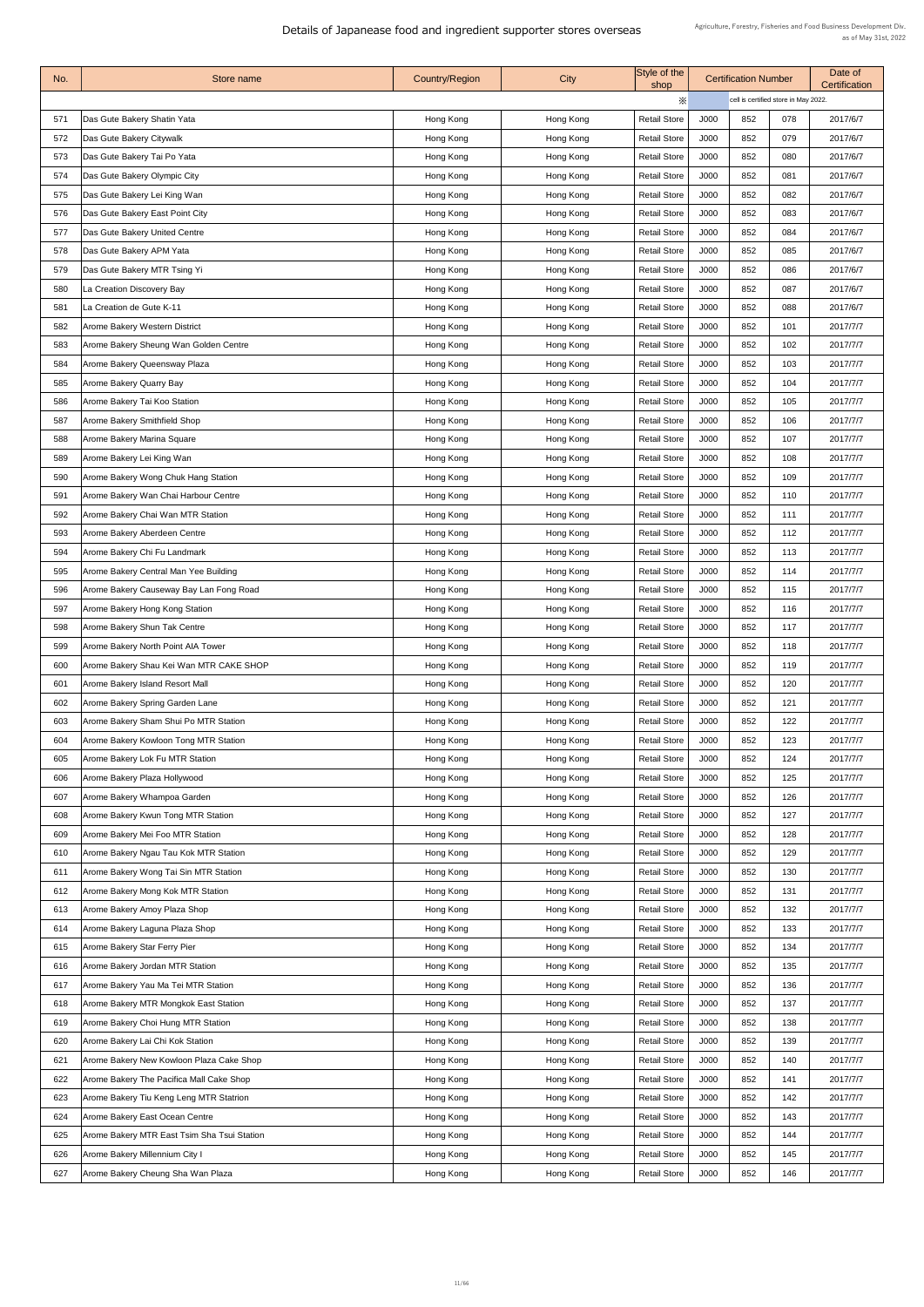# Details of Japanease food and ingredient supporter stores overseas

Agriculture, Forestry, Fisheries and Food Business Development Div.
as of May 31st, 2022

| No. | Store name | Country/Region | City | Style of the shop | Certification Number | | | Date of Certification |
|---|---|---|---|---|---|---|---|---|
| | | | | ※ | cell is certified store in May 2022. | | | |
| 571 | Das Gute Bakery Shatin Yata | Hong Kong | Hong Kong | Retail Store | J000 | 852 | 078 | 2017/6/7 |
| 572 | Das Gute Bakery Citywalk | Hong Kong | Hong Kong | Retail Store | J000 | 852 | 079 | 2017/6/7 |
| 573 | Das Gute Bakery Tai Po Yata | Hong Kong | Hong Kong | Retail Store | J000 | 852 | 080 | 2017/6/7 |
| 574 | Das Gute Bakery Olympic City | Hong Kong | Hong Kong | Retail Store | J000 | 852 | 081 | 2017/6/7 |
| 575 | Das Gute Bakery Lei King Wan | Hong Kong | Hong Kong | Retail Store | J000 | 852 | 082 | 2017/6/7 |
| 576 | Das Gute Bakery East Point City | Hong Kong | Hong Kong | Retail Store | J000 | 852 | 083 | 2017/6/7 |
| 577 | Das Gute Bakery United Centre | Hong Kong | Hong Kong | Retail Store | J000 | 852 | 084 | 2017/6/7 |
| 578 | Das Gute Bakery APM Yata | Hong Kong | Hong Kong | Retail Store | J000 | 852 | 085 | 2017/6/7 |
| 579 | Das Gute Bakery MTR Tsing Yi | Hong Kong | Hong Kong | Retail Store | J000 | 852 | 086 | 2017/6/7 |
| 580 | La Creation Discovery Bay | Hong Kong | Hong Kong | Retail Store | J000 | 852 | 087 | 2017/6/7 |
| 581 | La Creation de Gute K-11 | Hong Kong | Hong Kong | Retail Store | J000 | 852 | 088 | 2017/6/7 |
| 582 | Arome Bakery Western District | Hong Kong | Hong Kong | Retail Store | J000 | 852 | 101 | 2017/7/7 |
| 583 | Arome Bakery Sheung Wan Golden Centre | Hong Kong | Hong Kong | Retail Store | J000 | 852 | 102 | 2017/7/7 |
| 584 | Arome Bakery Queensway Plaza | Hong Kong | Hong Kong | Retail Store | J000 | 852 | 103 | 2017/7/7 |
| 585 | Arome Bakery Quarry Bay | Hong Kong | Hong Kong | Retail Store | J000 | 852 | 104 | 2017/7/7 |
| 586 | Arome Bakery Tai Koo Station | Hong Kong | Hong Kong | Retail Store | J000 | 852 | 105 | 2017/7/7 |
| 587 | Arome Bakery Smithfield Shop | Hong Kong | Hong Kong | Retail Store | J000 | 852 | 106 | 2017/7/7 |
| 588 | Arome Bakery Marina Square | Hong Kong | Hong Kong | Retail Store | J000 | 852 | 107 | 2017/7/7 |
| 589 | Arome Bakery Lei King Wan | Hong Kong | Hong Kong | Retail Store | J000 | 852 | 108 | 2017/7/7 |
| 590 | Arome Bakery Wong Chuk Hang Station | Hong Kong | Hong Kong | Retail Store | J000 | 852 | 109 | 2017/7/7 |
| 591 | Arome Bakery Wan Chai Harbour Centre | Hong Kong | Hong Kong | Retail Store | J000 | 852 | 110 | 2017/7/7 |
| 592 | Arome Bakery Chai Wan MTR Station | Hong Kong | Hong Kong | Retail Store | J000 | 852 | 111 | 2017/7/7 |
| 593 | Arome Bakery Aberdeen Centre | Hong Kong | Hong Kong | Retail Store | J000 | 852 | 112 | 2017/7/7 |
| 594 | Arome Bakery Chi Fu Landmark | Hong Kong | Hong Kong | Retail Store | J000 | 852 | 113 | 2017/7/7 |
| 595 | Arome Bakery Central Man Yee Building | Hong Kong | Hong Kong | Retail Store | J000 | 852 | 114 | 2017/7/7 |
| 596 | Arome Bakery Causeway Bay Lan Fong Road | Hong Kong | Hong Kong | Retail Store | J000 | 852 | 115 | 2017/7/7 |
| 597 | Arome Bakery Hong Kong Station | Hong Kong | Hong Kong | Retail Store | J000 | 852 | 116 | 2017/7/7 |
| 598 | Arome Bakery Shun Tak Centre | Hong Kong | Hong Kong | Retail Store | J000 | 852 | 117 | 2017/7/7 |
| 599 | Arome Bakery North Point AIA Tower | Hong Kong | Hong Kong | Retail Store | J000 | 852 | 118 | 2017/7/7 |
| 600 | Arome Bakery Shau Kei Wan MTR CAKE SHOP | Hong Kong | Hong Kong | Retail Store | J000 | 852 | 119 | 2017/7/7 |
| 601 | Arome Bakery Island Resort Mall | Hong Kong | Hong Kong | Retail Store | J000 | 852 | 120 | 2017/7/7 |
| 602 | Arome Bakery Spring Garden Lane | Hong Kong | Hong Kong | Retail Store | J000 | 852 | 121 | 2017/7/7 |
| 603 | Arome Bakery Sham Shui Po MTR Station | Hong Kong | Hong Kong | Retail Store | J000 | 852 | 122 | 2017/7/7 |
| 604 | Arome Bakery Kowloon Tong MTR Station | Hong Kong | Hong Kong | Retail Store | J000 | 852 | 123 | 2017/7/7 |
| 605 | Arome Bakery Lok Fu MTR Station | Hong Kong | Hong Kong | Retail Store | J000 | 852 | 124 | 2017/7/7 |
| 606 | Arome Bakery Plaza Hollywood | Hong Kong | Hong Kong | Retail Store | J000 | 852 | 125 | 2017/7/7 |
| 607 | Arome Bakery Whampoa Garden | Hong Kong | Hong Kong | Retail Store | J000 | 852 | 126 | 2017/7/7 |
| 608 | Arome Bakery Kwun Tong MTR Station | Hong Kong | Hong Kong | Retail Store | J000 | 852 | 127 | 2017/7/7 |
| 609 | Arome Bakery Mei Foo MTR Station | Hong Kong | Hong Kong | Retail Store | J000 | 852 | 128 | 2017/7/7 |
| 610 | Arome Bakery Ngau Tau Kok MTR Station | Hong Kong | Hong Kong | Retail Store | J000 | 852 | 129 | 2017/7/7 |
| 611 | Arome Bakery Wong Tai Sin MTR Station | Hong Kong | Hong Kong | Retail Store | J000 | 852 | 130 | 2017/7/7 |
| 612 | Arome Bakery Mong Kok MTR Station | Hong Kong | Hong Kong | Retail Store | J000 | 852 | 131 | 2017/7/7 |
| 613 | Arome Bakery Amoy Plaza Shop | Hong Kong | Hong Kong | Retail Store | J000 | 852 | 132 | 2017/7/7 |
| 614 | Arome Bakery Laguna Plaza Shop | Hong Kong | Hong Kong | Retail Store | J000 | 852 | 133 | 2017/7/7 |
| 615 | Arome Bakery Star Ferry Pier | Hong Kong | Hong Kong | Retail Store | J000 | 852 | 134 | 2017/7/7 |
| 616 | Arome Bakery Jordan MTR Station | Hong Kong | Hong Kong | Retail Store | J000 | 852 | 135 | 2017/7/7 |
| 617 | Arome Bakery Yau Ma Tei MTR Station | Hong Kong | Hong Kong | Retail Store | J000 | 852 | 136 | 2017/7/7 |
| 618 | Arome Bakery MTR Mongkok East Station | Hong Kong | Hong Kong | Retail Store | J000 | 852 | 137 | 2017/7/7 |
| 619 | Arome Bakery Choi Hung MTR Station | Hong Kong | Hong Kong | Retail Store | J000 | 852 | 138 | 2017/7/7 |
| 620 | Arome Bakery Lai Chi Kok Station | Hong Kong | Hong Kong | Retail Store | J000 | 852 | 139 | 2017/7/7 |
| 621 | Arome Bakery New Kowloon Plaza Cake Shop | Hong Kong | Hong Kong | Retail Store | J000 | 852 | 140 | 2017/7/7 |
| 622 | Arome Bakery The Pacifica Mall Cake Shop | Hong Kong | Hong Kong | Retail Store | J000 | 852 | 141 | 2017/7/7 |
| 623 | Arome Bakery Tiu Keng Leng MTR Statrion | Hong Kong | Hong Kong | Retail Store | J000 | 852 | 142 | 2017/7/7 |
| 624 | Arome Bakery East Ocean Centre | Hong Kong | Hong Kong | Retail Store | J000 | 852 | 143 | 2017/7/7 |
| 625 | Arome Bakery MTR East Tsim Sha Tsui Station | Hong Kong | Hong Kong | Retail Store | J000 | 852 | 144 | 2017/7/7 |
| 626 | Arome Bakery Millennium City I | Hong Kong | Hong Kong | Retail Store | J000 | 852 | 145 | 2017/7/7 |
| 627 | Arome Bakery Cheung Sha Wan Plaza | Hong Kong | Hong Kong | Retail Store | J000 | 852 | 146 | 2017/7/7 |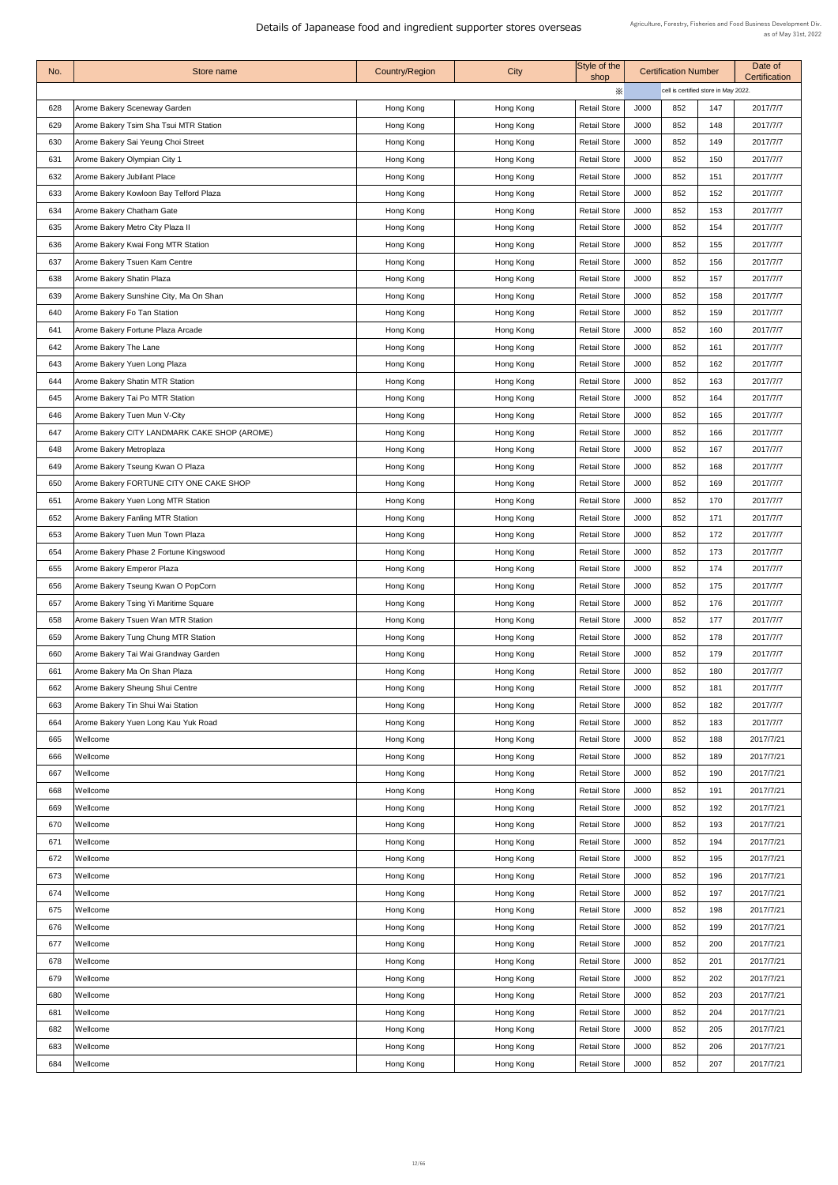# Details of Japanease food and ingredient supporter stores overseas

Agriculture, Forestry, Fisheries and Food Business Development Div.
as of May 31st, 2022

| No. | Store name | Country/Region | City | Style of the shop | Certification Number | | | Date of Certification |
|---|---|---|---|---|---|---|---|---|
| | | | | ※ | cell is certified store in May 2022. | | | |
| 628 | Arome Bakery Sceneway Garden | Hong Kong | Hong Kong | Retail Store | J000 | 852 | 147 | 2017/7/7 |
| 629 | Arome Bakery Tsim Sha Tsui MTR Station | Hong Kong | Hong Kong | Retail Store | J000 | 852 | 148 | 2017/7/7 |
| 630 | Arome Bakery Sai Yeung Choi Street | Hong Kong | Hong Kong | Retail Store | J000 | 852 | 149 | 2017/7/7 |
| 631 | Arome Bakery Olympian City 1 | Hong Kong | Hong Kong | Retail Store | J000 | 852 | 150 | 2017/7/7 |
| 632 | Arome Bakery Jubilant Place | Hong Kong | Hong Kong | Retail Store | J000 | 852 | 151 | 2017/7/7 |
| 633 | Arome Bakery Kowloon Bay Telford Plaza | Hong Kong | Hong Kong | Retail Store | J000 | 852 | 152 | 2017/7/7 |
| 634 | Arome Bakery Chatham Gate | Hong Kong | Hong Kong | Retail Store | J000 | 852 | 153 | 2017/7/7 |
| 635 | Arome Bakery Metro City Plaza II | Hong Kong | Hong Kong | Retail Store | J000 | 852 | 154 | 2017/7/7 |
| 636 | Arome Bakery Kwai Fong MTR Station | Hong Kong | Hong Kong | Retail Store | J000 | 852 | 155 | 2017/7/7 |
| 637 | Arome Bakery Tsuen Kam Centre | Hong Kong | Hong Kong | Retail Store | J000 | 852 | 156 | 2017/7/7 |
| 638 | Arome Bakery Shatin Plaza | Hong Kong | Hong Kong | Retail Store | J000 | 852 | 157 | 2017/7/7 |
| 639 | Arome Bakery Sunshine City, Ma On Shan | Hong Kong | Hong Kong | Retail Store | J000 | 852 | 158 | 2017/7/7 |
| 640 | Arome Bakery Fo Tan Station | Hong Kong | Hong Kong | Retail Store | J000 | 852 | 159 | 2017/7/7 |
| 641 | Arome Bakery Fortune Plaza Arcade | Hong Kong | Hong Kong | Retail Store | J000 | 852 | 160 | 2017/7/7 |
| 642 | Arome Bakery The Lane | Hong Kong | Hong Kong | Retail Store | J000 | 852 | 161 | 2017/7/7 |
| 643 | Arome Bakery Yuen Long Plaza | Hong Kong | Hong Kong | Retail Store | J000 | 852 | 162 | 2017/7/7 |
| 644 | Arome Bakery Shatin MTR Station | Hong Kong | Hong Kong | Retail Store | J000 | 852 | 163 | 2017/7/7 |
| 645 | Arome Bakery Tai Po MTR Station | Hong Kong | Hong Kong | Retail Store | J000 | 852 | 164 | 2017/7/7 |
| 646 | Arome Bakery Tuen Mun V-City | Hong Kong | Hong Kong | Retail Store | J000 | 852 | 165 | 2017/7/7 |
| 647 | Arome Bakery CITY LANDMARK CAKE SHOP (AROME) | Hong Kong | Hong Kong | Retail Store | J000 | 852 | 166 | 2017/7/7 |
| 648 | Arome Bakery Metroplaza | Hong Kong | Hong Kong | Retail Store | J000 | 852 | 167 | 2017/7/7 |
| 649 | Arome Bakery Tseung Kwan O Plaza | Hong Kong | Hong Kong | Retail Store | J000 | 852 | 168 | 2017/7/7 |
| 650 | Arome Bakery FORTUNE CITY ONE CAKE SHOP | Hong Kong | Hong Kong | Retail Store | J000 | 852 | 169 | 2017/7/7 |
| 651 | Arome Bakery Yuen Long MTR Station | Hong Kong | Hong Kong | Retail Store | J000 | 852 | 170 | 2017/7/7 |
| 652 | Arome Bakery Fanling MTR Station | Hong Kong | Hong Kong | Retail Store | J000 | 852 | 171 | 2017/7/7 |
| 653 | Arome Bakery Tuen Mun Town Plaza | Hong Kong | Hong Kong | Retail Store | J000 | 852 | 172 | 2017/7/7 |
| 654 | Arome Bakery Phase 2 Fortune Kingswood | Hong Kong | Hong Kong | Retail Store | J000 | 852 | 173 | 2017/7/7 |
| 655 | Arome Bakery Emperor Plaza | Hong Kong | Hong Kong | Retail Store | J000 | 852 | 174 | 2017/7/7 |
| 656 | Arome Bakery Tseung Kwan O PopCorn | Hong Kong | Hong Kong | Retail Store | J000 | 852 | 175 | 2017/7/7 |
| 657 | Arome Bakery Tsing Yi Maritime Square | Hong Kong | Hong Kong | Retail Store | J000 | 852 | 176 | 2017/7/7 |
| 658 | Arome Bakery Tsuen Wan MTR Station | Hong Kong | Hong Kong | Retail Store | J000 | 852 | 177 | 2017/7/7 |
| 659 | Arome Bakery Tung Chung MTR Station | Hong Kong | Hong Kong | Retail Store | J000 | 852 | 178 | 2017/7/7 |
| 660 | Arome Bakery Tai Wai Grandway Garden | Hong Kong | Hong Kong | Retail Store | J000 | 852 | 179 | 2017/7/7 |
| 661 | Arome Bakery Ma On Shan Plaza | Hong Kong | Hong Kong | Retail Store | J000 | 852 | 180 | 2017/7/7 |
| 662 | Arome Bakery Sheung Shui Centre | Hong Kong | Hong Kong | Retail Store | J000 | 852 | 181 | 2017/7/7 |
| 663 | Arome Bakery Tin Shui Wai Station | Hong Kong | Hong Kong | Retail Store | J000 | 852 | 182 | 2017/7/7 |
| 664 | Arome Bakery Yuen Long Kau Yuk Road | Hong Kong | Hong Kong | Retail Store | J000 | 852 | 183 | 2017/7/7 |
| 665 | Wellcome | Hong Kong | Hong Kong | Retail Store | J000 | 852 | 188 | 2017/7/21 |
| 666 | Wellcome | Hong Kong | Hong Kong | Retail Store | J000 | 852 | 189 | 2017/7/21 |
| 667 | Wellcome | Hong Kong | Hong Kong | Retail Store | J000 | 852 | 190 | 2017/7/21 |
| 668 | Wellcome | Hong Kong | Hong Kong | Retail Store | J000 | 852 | 191 | 2017/7/21 |
| 669 | Wellcome | Hong Kong | Hong Kong | Retail Store | J000 | 852 | 192 | 2017/7/21 |
| 670 | Wellcome | Hong Kong | Hong Kong | Retail Store | J000 | 852 | 193 | 2017/7/21 |
| 671 | Wellcome | Hong Kong | Hong Kong | Retail Store | J000 | 852 | 194 | 2017/7/21 |
| 672 | Wellcome | Hong Kong | Hong Kong | Retail Store | J000 | 852 | 195 | 2017/7/21 |
| 673 | Wellcome | Hong Kong | Hong Kong | Retail Store | J000 | 852 | 196 | 2017/7/21 |
| 674 | Wellcome | Hong Kong | Hong Kong | Retail Store | J000 | 852 | 197 | 2017/7/21 |
| 675 | Wellcome | Hong Kong | Hong Kong | Retail Store | J000 | 852 | 198 | 2017/7/21 |
| 676 | Wellcome | Hong Kong | Hong Kong | Retail Store | J000 | 852 | 199 | 2017/7/21 |
| 677 | Wellcome | Hong Kong | Hong Kong | Retail Store | J000 | 852 | 200 | 2017/7/21 |
| 678 | Wellcome | Hong Kong | Hong Kong | Retail Store | J000 | 852 | 201 | 2017/7/21 |
| 679 | Wellcome | Hong Kong | Hong Kong | Retail Store | J000 | 852 | 202 | 2017/7/21 |
| 680 | Wellcome | Hong Kong | Hong Kong | Retail Store | J000 | 852 | 203 | 2017/7/21 |
| 681 | Wellcome | Hong Kong | Hong Kong | Retail Store | J000 | 852 | 204 | 2017/7/21 |
| 682 | Wellcome | Hong Kong | Hong Kong | Retail Store | J000 | 852 | 205 | 2017/7/21 |
| 683 | Wellcome | Hong Kong | Hong Kong | Retail Store | J000 | 852 | 206 | 2017/7/21 |
| 684 | Wellcome | Hong Kong | Hong Kong | Retail Store | J000 | 852 | 207 | 2017/7/21 |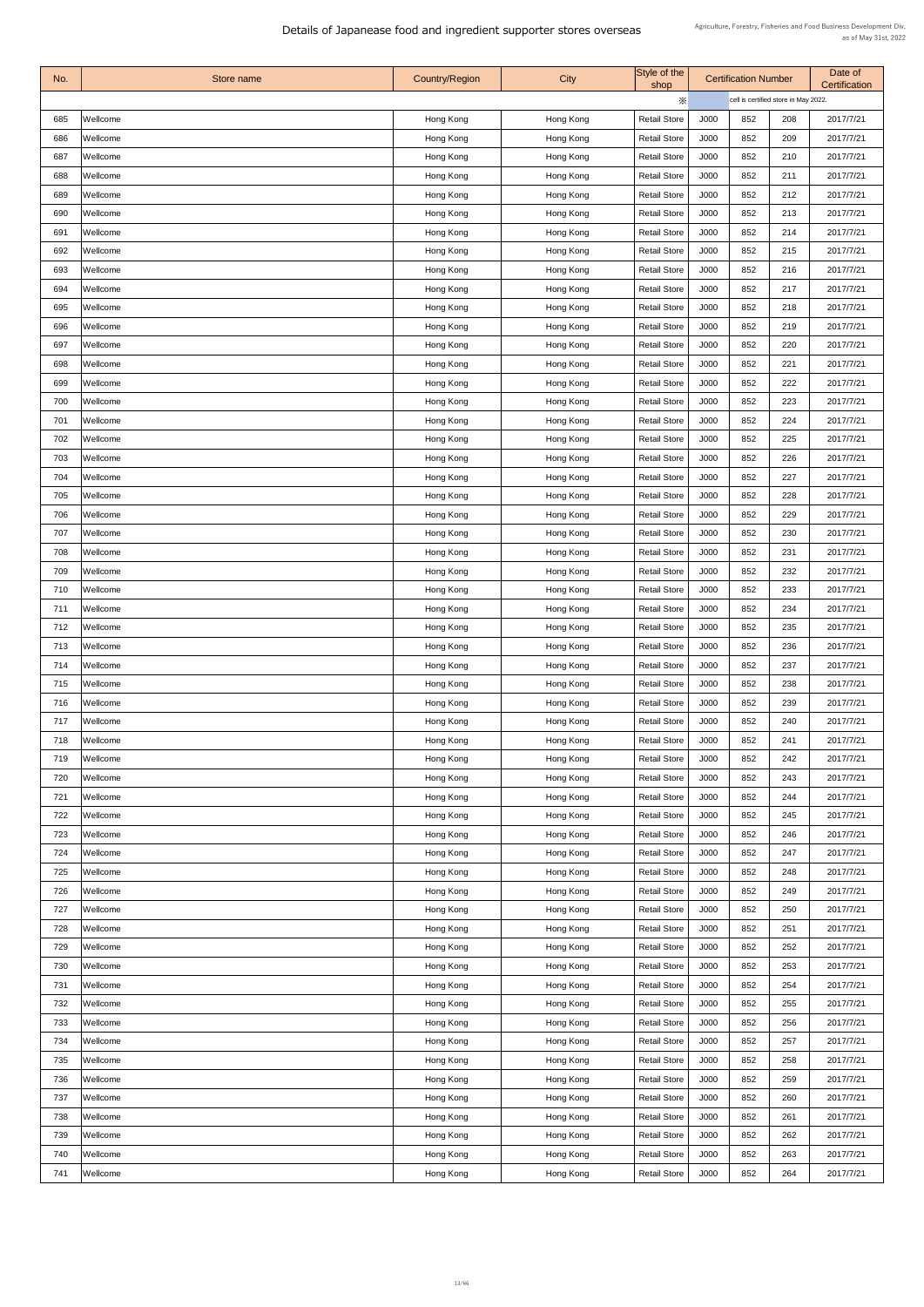# Details of Japanease food and ingredient supporter stores overseas

Agriculture, Forestry, Fisheries and Food Business Development Div.
as of May 31st, 2022

| No. | Store name | Country/Region | City | Style of the shop | Certification Number | | | Date of Certification |
|---|---|---|---|---|---|---|---|---|
| | | | | ※ | | cell is certified store in May 2022. | | |
| 685 | Wellcome | Hong Kong | Hong Kong | Retail Store | J000 | 852 | 208 | 2017/7/21 |
| 686 | Wellcome | Hong Kong | Hong Kong | Retail Store | J000 | 852 | 209 | 2017/7/21 |
| 687 | Wellcome | Hong Kong | Hong Kong | Retail Store | J000 | 852 | 210 | 2017/7/21 |
| 688 | Wellcome | Hong Kong | Hong Kong | Retail Store | J000 | 852 | 211 | 2017/7/21 |
| 689 | Wellcome | Hong Kong | Hong Kong | Retail Store | J000 | 852 | 212 | 2017/7/21 |
| 690 | Wellcome | Hong Kong | Hong Kong | Retail Store | J000 | 852 | 213 | 2017/7/21 |
| 691 | Wellcome | Hong Kong | Hong Kong | Retail Store | J000 | 852 | 214 | 2017/7/21 |
| 692 | Wellcome | Hong Kong | Hong Kong | Retail Store | J000 | 852 | 215 | 2017/7/21 |
| 693 | Wellcome | Hong Kong | Hong Kong | Retail Store | J000 | 852 | 216 | 2017/7/21 |
| 694 | Wellcome | Hong Kong | Hong Kong | Retail Store | J000 | 852 | 217 | 2017/7/21 |
| 695 | Wellcome | Hong Kong | Hong Kong | Retail Store | J000 | 852 | 218 | 2017/7/21 |
| 696 | Wellcome | Hong Kong | Hong Kong | Retail Store | J000 | 852 | 219 | 2017/7/21 |
| 697 | Wellcome | Hong Kong | Hong Kong | Retail Store | J000 | 852 | 220 | 2017/7/21 |
| 698 | Wellcome | Hong Kong | Hong Kong | Retail Store | J000 | 852 | 221 | 2017/7/21 |
| 699 | Wellcome | Hong Kong | Hong Kong | Retail Store | J000 | 852 | 222 | 2017/7/21 |
| 700 | Wellcome | Hong Kong | Hong Kong | Retail Store | J000 | 852 | 223 | 2017/7/21 |
| 701 | Wellcome | Hong Kong | Hong Kong | Retail Store | J000 | 852 | 224 | 2017/7/21 |
| 702 | Wellcome | Hong Kong | Hong Kong | Retail Store | J000 | 852 | 225 | 2017/7/21 |
| 703 | Wellcome | Hong Kong | Hong Kong | Retail Store | J000 | 852 | 226 | 2017/7/21 |
| 704 | Wellcome | Hong Kong | Hong Kong | Retail Store | J000 | 852 | 227 | 2017/7/21 |
| 705 | Wellcome | Hong Kong | Hong Kong | Retail Store | J000 | 852 | 228 | 2017/7/21 |
| 706 | Wellcome | Hong Kong | Hong Kong | Retail Store | J000 | 852 | 229 | 2017/7/21 |
| 707 | Wellcome | Hong Kong | Hong Kong | Retail Store | J000 | 852 | 230 | 2017/7/21 |
| 708 | Wellcome | Hong Kong | Hong Kong | Retail Store | J000 | 852 | 231 | 2017/7/21 |
| 709 | Wellcome | Hong Kong | Hong Kong | Retail Store | J000 | 852 | 232 | 2017/7/21 |
| 710 | Wellcome | Hong Kong | Hong Kong | Retail Store | J000 | 852 | 233 | 2017/7/21 |
| 711 | Wellcome | Hong Kong | Hong Kong | Retail Store | J000 | 852 | 234 | 2017/7/21 |
| 712 | Wellcome | Hong Kong | Hong Kong | Retail Store | J000 | 852 | 235 | 2017/7/21 |
| 713 | Wellcome | Hong Kong | Hong Kong | Retail Store | J000 | 852 | 236 | 2017/7/21 |
| 714 | Wellcome | Hong Kong | Hong Kong | Retail Store | J000 | 852 | 237 | 2017/7/21 |
| 715 | Wellcome | Hong Kong | Hong Kong | Retail Store | J000 | 852 | 238 | 2017/7/21 |
| 716 | Wellcome | Hong Kong | Hong Kong | Retail Store | J000 | 852 | 239 | 2017/7/21 |
| 717 | Wellcome | Hong Kong | Hong Kong | Retail Store | J000 | 852 | 240 | 2017/7/21 |
| 718 | Wellcome | Hong Kong | Hong Kong | Retail Store | J000 | 852 | 241 | 2017/7/21 |
| 719 | Wellcome | Hong Kong | Hong Kong | Retail Store | J000 | 852 | 242 | 2017/7/21 |
| 720 | Wellcome | Hong Kong | Hong Kong | Retail Store | J000 | 852 | 243 | 2017/7/21 |
| 721 | Wellcome | Hong Kong | Hong Kong | Retail Store | J000 | 852 | 244 | 2017/7/21 |
| 722 | Wellcome | Hong Kong | Hong Kong | Retail Store | J000 | 852 | 245 | 2017/7/21 |
| 723 | Wellcome | Hong Kong | Hong Kong | Retail Store | J000 | 852 | 246 | 2017/7/21 |
| 724 | Wellcome | Hong Kong | Hong Kong | Retail Store | J000 | 852 | 247 | 2017/7/21 |
| 725 | Wellcome | Hong Kong | Hong Kong | Retail Store | J000 | 852 | 248 | 2017/7/21 |
| 726 | Wellcome | Hong Kong | Hong Kong | Retail Store | J000 | 852 | 249 | 2017/7/21 |
| 727 | Wellcome | Hong Kong | Hong Kong | Retail Store | J000 | 852 | 250 | 2017/7/21 |
| 728 | Wellcome | Hong Kong | Hong Kong | Retail Store | J000 | 852 | 251 | 2017/7/21 |
| 729 | Wellcome | Hong Kong | Hong Kong | Retail Store | J000 | 852 | 252 | 2017/7/21 |
| 730 | Wellcome | Hong Kong | Hong Kong | Retail Store | J000 | 852 | 253 | 2017/7/21 |
| 731 | Wellcome | Hong Kong | Hong Kong | Retail Store | J000 | 852 | 254 | 2017/7/21 |
| 732 | Wellcome | Hong Kong | Hong Kong | Retail Store | J000 | 852 | 255 | 2017/7/21 |
| 733 | Wellcome | Hong Kong | Hong Kong | Retail Store | J000 | 852 | 256 | 2017/7/21 |
| 734 | Wellcome | Hong Kong | Hong Kong | Retail Store | J000 | 852 | 257 | 2017/7/21 |
| 735 | Wellcome | Hong Kong | Hong Kong | Retail Store | J000 | 852 | 258 | 2017/7/21 |
| 736 | Wellcome | Hong Kong | Hong Kong | Retail Store | J000 | 852 | 259 | 2017/7/21 |
| 737 | Wellcome | Hong Kong | Hong Kong | Retail Store | J000 | 852 | 260 | 2017/7/21 |
| 738 | Wellcome | Hong Kong | Hong Kong | Retail Store | J000 | 852 | 261 | 2017/7/21 |
| 739 | Wellcome | Hong Kong | Hong Kong | Retail Store | J000 | 852 | 262 | 2017/7/21 |
| 740 | Wellcome | Hong Kong | Hong Kong | Retail Store | J000 | 852 | 263 | 2017/7/21 |
| 741 | Wellcome | Hong Kong | Hong Kong | Retail Store | J000 | 852 | 264 | 2017/7/21 |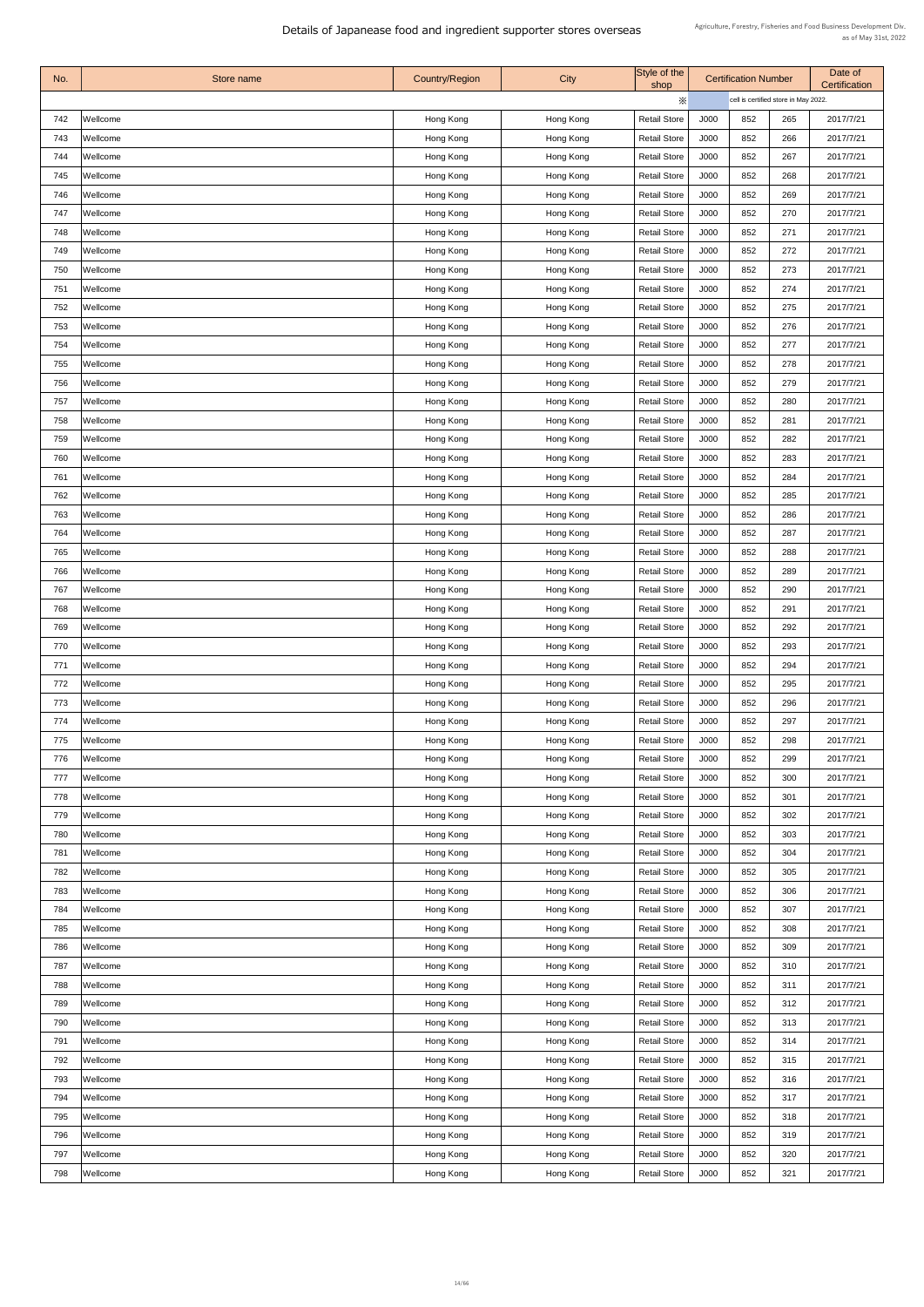# Details of Japanease food and ingredient supporter stores overseas

Agriculture, Forestry, Fisheries and Food Business Development Div.
as of May 31st, 2022

| No. | Store name | Country/Region | City | Style of the shop | Certification Number | | | Date of Certification |
|---|---|---|---|---|---|---|---|---|
| | | | | ※ | | cell is certified store in May 2022. | | |
| 742 | Wellcome | Hong Kong | Hong Kong | Retail Store | J000 | 852 | 265 | 2017/7/21 |
| 743 | Wellcome | Hong Kong | Hong Kong | Retail Store | J000 | 852 | 266 | 2017/7/21 |
| 744 | Wellcome | Hong Kong | Hong Kong | Retail Store | J000 | 852 | 267 | 2017/7/21 |
| 745 | Wellcome | Hong Kong | Hong Kong | Retail Store | J000 | 852 | 268 | 2017/7/21 |
| 746 | Wellcome | Hong Kong | Hong Kong | Retail Store | J000 | 852 | 269 | 2017/7/21 |
| 747 | Wellcome | Hong Kong | Hong Kong | Retail Store | J000 | 852 | 270 | 2017/7/21 |
| 748 | Wellcome | Hong Kong | Hong Kong | Retail Store | J000 | 852 | 271 | 2017/7/21 |
| 749 | Wellcome | Hong Kong | Hong Kong | Retail Store | J000 | 852 | 272 | 2017/7/21 |
| 750 | Wellcome | Hong Kong | Hong Kong | Retail Store | J000 | 852 | 273 | 2017/7/21 |
| 751 | Wellcome | Hong Kong | Hong Kong | Retail Store | J000 | 852 | 274 | 2017/7/21 |
| 752 | Wellcome | Hong Kong | Hong Kong | Retail Store | J000 | 852 | 275 | 2017/7/21 |
| 753 | Wellcome | Hong Kong | Hong Kong | Retail Store | J000 | 852 | 276 | 2017/7/21 |
| 754 | Wellcome | Hong Kong | Hong Kong | Retail Store | J000 | 852 | 277 | 2017/7/21 |
| 755 | Wellcome | Hong Kong | Hong Kong | Retail Store | J000 | 852 | 278 | 2017/7/21 |
| 756 | Wellcome | Hong Kong | Hong Kong | Retail Store | J000 | 852 | 279 | 2017/7/21 |
| 757 | Wellcome | Hong Kong | Hong Kong | Retail Store | J000 | 852 | 280 | 2017/7/21 |
| 758 | Wellcome | Hong Kong | Hong Kong | Retail Store | J000 | 852 | 281 | 2017/7/21 |
| 759 | Wellcome | Hong Kong | Hong Kong | Retail Store | J000 | 852 | 282 | 2017/7/21 |
| 760 | Wellcome | Hong Kong | Hong Kong | Retail Store | J000 | 852 | 283 | 2017/7/21 |
| 761 | Wellcome | Hong Kong | Hong Kong | Retail Store | J000 | 852 | 284 | 2017/7/21 |
| 762 | Wellcome | Hong Kong | Hong Kong | Retail Store | J000 | 852 | 285 | 2017/7/21 |
| 763 | Wellcome | Hong Kong | Hong Kong | Retail Store | J000 | 852 | 286 | 2017/7/21 |
| 764 | Wellcome | Hong Kong | Hong Kong | Retail Store | J000 | 852 | 287 | 2017/7/21 |
| 765 | Wellcome | Hong Kong | Hong Kong | Retail Store | J000 | 852 | 288 | 2017/7/21 |
| 766 | Wellcome | Hong Kong | Hong Kong | Retail Store | J000 | 852 | 289 | 2017/7/21 |
| 767 | Wellcome | Hong Kong | Hong Kong | Retail Store | J000 | 852 | 290 | 2017/7/21 |
| 768 | Wellcome | Hong Kong | Hong Kong | Retail Store | J000 | 852 | 291 | 2017/7/21 |
| 769 | Wellcome | Hong Kong | Hong Kong | Retail Store | J000 | 852 | 292 | 2017/7/21 |
| 770 | Wellcome | Hong Kong | Hong Kong | Retail Store | J000 | 852 | 293 | 2017/7/21 |
| 771 | Wellcome | Hong Kong | Hong Kong | Retail Store | J000 | 852 | 294 | 2017/7/21 |
| 772 | Wellcome | Hong Kong | Hong Kong | Retail Store | J000 | 852 | 295 | 2017/7/21 |
| 773 | Wellcome | Hong Kong | Hong Kong | Retail Store | J000 | 852 | 296 | 2017/7/21 |
| 774 | Wellcome | Hong Kong | Hong Kong | Retail Store | J000 | 852 | 297 | 2017/7/21 |
| 775 | Wellcome | Hong Kong | Hong Kong | Retail Store | J000 | 852 | 298 | 2017/7/21 |
| 776 | Wellcome | Hong Kong | Hong Kong | Retail Store | J000 | 852 | 299 | 2017/7/21 |
| 777 | Wellcome | Hong Kong | Hong Kong | Retail Store | J000 | 852 | 300 | 2017/7/21 |
| 778 | Wellcome | Hong Kong | Hong Kong | Retail Store | J000 | 852 | 301 | 2017/7/21 |
| 779 | Wellcome | Hong Kong | Hong Kong | Retail Store | J000 | 852 | 302 | 2017/7/21 |
| 780 | Wellcome | Hong Kong | Hong Kong | Retail Store | J000 | 852 | 303 | 2017/7/21 |
| 781 | Wellcome | Hong Kong | Hong Kong | Retail Store | J000 | 852 | 304 | 2017/7/21 |
| 782 | Wellcome | Hong Kong | Hong Kong | Retail Store | J000 | 852 | 305 | 2017/7/21 |
| 783 | Wellcome | Hong Kong | Hong Kong | Retail Store | J000 | 852 | 306 | 2017/7/21 |
| 784 | Wellcome | Hong Kong | Hong Kong | Retail Store | J000 | 852 | 307 | 2017/7/21 |
| 785 | Wellcome | Hong Kong | Hong Kong | Retail Store | J000 | 852 | 308 | 2017/7/21 |
| 786 | Wellcome | Hong Kong | Hong Kong | Retail Store | J000 | 852 | 309 | 2017/7/21 |
| 787 | Wellcome | Hong Kong | Hong Kong | Retail Store | J000 | 852 | 310 | 2017/7/21 |
| 788 | Wellcome | Hong Kong | Hong Kong | Retail Store | J000 | 852 | 311 | 2017/7/21 |
| 789 | Wellcome | Hong Kong | Hong Kong | Retail Store | J000 | 852 | 312 | 2017/7/21 |
| 790 | Wellcome | Hong Kong | Hong Kong | Retail Store | J000 | 852 | 313 | 2017/7/21 |
| 791 | Wellcome | Hong Kong | Hong Kong | Retail Store | J000 | 852 | 314 | 2017/7/21 |
| 792 | Wellcome | Hong Kong | Hong Kong | Retail Store | J000 | 852 | 315 | 2017/7/21 |
| 793 | Wellcome | Hong Kong | Hong Kong | Retail Store | J000 | 852 | 316 | 2017/7/21 |
| 794 | Wellcome | Hong Kong | Hong Kong | Retail Store | J000 | 852 | 317 | 2017/7/21 |
| 795 | Wellcome | Hong Kong | Hong Kong | Retail Store | J000 | 852 | 318 | 2017/7/21 |
| 796 | Wellcome | Hong Kong | Hong Kong | Retail Store | J000 | 852 | 319 | 2017/7/21 |
| 797 | Wellcome | Hong Kong | Hong Kong | Retail Store | J000 | 852 | 320 | 2017/7/21 |
| 798 | Wellcome | Hong Kong | Hong Kong | Retail Store | J000 | 852 | 321 | 2017/7/21 |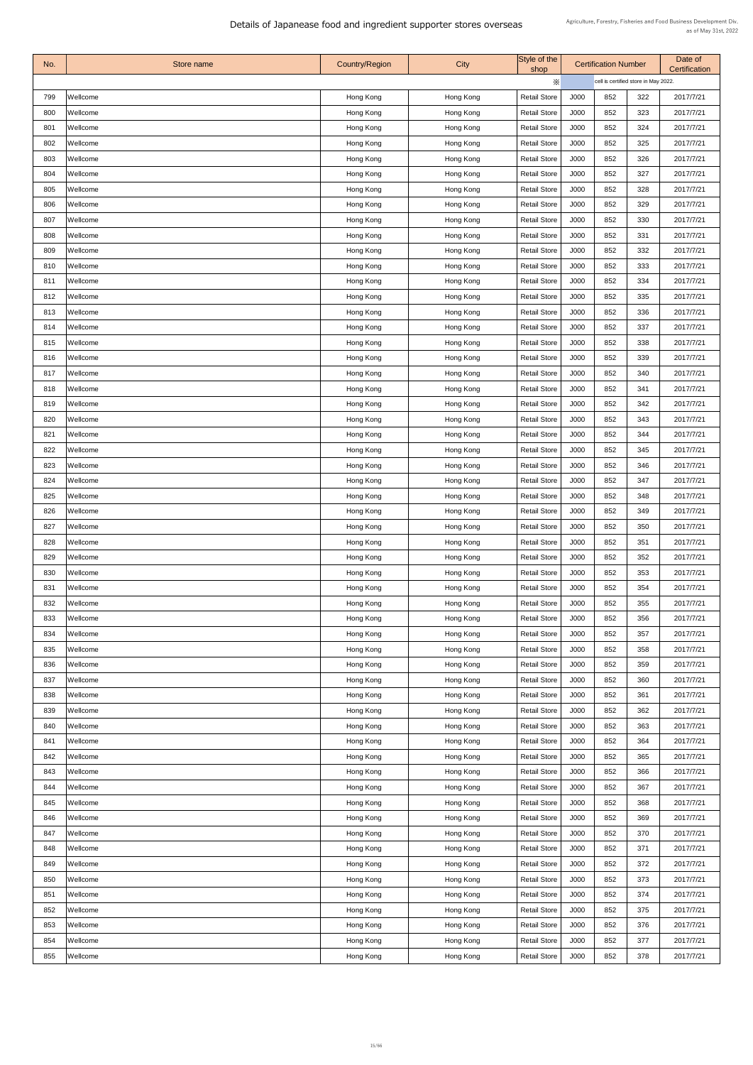# Details of Japanease food and ingredient supporter stores overseas

Agriculture, Forestry, Fisheries and Food Business Development Div.
as of May 31st, 2022

| No. | Store name | Country/Region | City | Style of the shop | Certification Number | | | Date of Certification |
|---|---|---|---|---|---|---|---|---|
| | | | | ※ | | cell is certified store in May 2022. | | |
| 799 | Wellcome | Hong Kong | Hong Kong | Retail Store | J000 | 852 | 322 | 2017/7/21 |
| 800 | Wellcome | Hong Kong | Hong Kong | Retail Store | J000 | 852 | 323 | 2017/7/21 |
| 801 | Wellcome | Hong Kong | Hong Kong | Retail Store | J000 | 852 | 324 | 2017/7/21 |
| 802 | Wellcome | Hong Kong | Hong Kong | Retail Store | J000 | 852 | 325 | 2017/7/21 |
| 803 | Wellcome | Hong Kong | Hong Kong | Retail Store | J000 | 852 | 326 | 2017/7/21 |
| 804 | Wellcome | Hong Kong | Hong Kong | Retail Store | J000 | 852 | 327 | 2017/7/21 |
| 805 | Wellcome | Hong Kong | Hong Kong | Retail Store | J000 | 852 | 328 | 2017/7/21 |
| 806 | Wellcome | Hong Kong | Hong Kong | Retail Store | J000 | 852 | 329 | 2017/7/21 |
| 807 | Wellcome | Hong Kong | Hong Kong | Retail Store | J000 | 852 | 330 | 2017/7/21 |
| 808 | Wellcome | Hong Kong | Hong Kong | Retail Store | J000 | 852 | 331 | 2017/7/21 |
| 809 | Wellcome | Hong Kong | Hong Kong | Retail Store | J000 | 852 | 332 | 2017/7/21 |
| 810 | Wellcome | Hong Kong | Hong Kong | Retail Store | J000 | 852 | 333 | 2017/7/21 |
| 811 | Wellcome | Hong Kong | Hong Kong | Retail Store | J000 | 852 | 334 | 2017/7/21 |
| 812 | Wellcome | Hong Kong | Hong Kong | Retail Store | J000 | 852 | 335 | 2017/7/21 |
| 813 | Wellcome | Hong Kong | Hong Kong | Retail Store | J000 | 852 | 336 | 2017/7/21 |
| 814 | Wellcome | Hong Kong | Hong Kong | Retail Store | J000 | 852 | 337 | 2017/7/21 |
| 815 | Wellcome | Hong Kong | Hong Kong | Retail Store | J000 | 852 | 338 | 2017/7/21 |
| 816 | Wellcome | Hong Kong | Hong Kong | Retail Store | J000 | 852 | 339 | 2017/7/21 |
| 817 | Wellcome | Hong Kong | Hong Kong | Retail Store | J000 | 852 | 340 | 2017/7/21 |
| 818 | Wellcome | Hong Kong | Hong Kong | Retail Store | J000 | 852 | 341 | 2017/7/21 |
| 819 | Wellcome | Hong Kong | Hong Kong | Retail Store | J000 | 852 | 342 | 2017/7/21 |
| 820 | Wellcome | Hong Kong | Hong Kong | Retail Store | J000 | 852 | 343 | 2017/7/21 |
| 821 | Wellcome | Hong Kong | Hong Kong | Retail Store | J000 | 852 | 344 | 2017/7/21 |
| 822 | Wellcome | Hong Kong | Hong Kong | Retail Store | J000 | 852 | 345 | 2017/7/21 |
| 823 | Wellcome | Hong Kong | Hong Kong | Retail Store | J000 | 852 | 346 | 2017/7/21 |
| 824 | Wellcome | Hong Kong | Hong Kong | Retail Store | J000 | 852 | 347 | 2017/7/21 |
| 825 | Wellcome | Hong Kong | Hong Kong | Retail Store | J000 | 852 | 348 | 2017/7/21 |
| 826 | Wellcome | Hong Kong | Hong Kong | Retail Store | J000 | 852 | 349 | 2017/7/21 |
| 827 | Wellcome | Hong Kong | Hong Kong | Retail Store | J000 | 852 | 350 | 2017/7/21 |
| 828 | Wellcome | Hong Kong | Hong Kong | Retail Store | J000 | 852 | 351 | 2017/7/21 |
| 829 | Wellcome | Hong Kong | Hong Kong | Retail Store | J000 | 852 | 352 | 2017/7/21 |
| 830 | Wellcome | Hong Kong | Hong Kong | Retail Store | J000 | 852 | 353 | 2017/7/21 |
| 831 | Wellcome | Hong Kong | Hong Kong | Retail Store | J000 | 852 | 354 | 2017/7/21 |
| 832 | Wellcome | Hong Kong | Hong Kong | Retail Store | J000 | 852 | 355 | 2017/7/21 |
| 833 | Wellcome | Hong Kong | Hong Kong | Retail Store | J000 | 852 | 356 | 2017/7/21 |
| 834 | Wellcome | Hong Kong | Hong Kong | Retail Store | J000 | 852 | 357 | 2017/7/21 |
| 835 | Wellcome | Hong Kong | Hong Kong | Retail Store | J000 | 852 | 358 | 2017/7/21 |
| 836 | Wellcome | Hong Kong | Hong Kong | Retail Store | J000 | 852 | 359 | 2017/7/21 |
| 837 | Wellcome | Hong Kong | Hong Kong | Retail Store | J000 | 852 | 360 | 2017/7/21 |
| 838 | Wellcome | Hong Kong | Hong Kong | Retail Store | J000 | 852 | 361 | 2017/7/21 |
| 839 | Wellcome | Hong Kong | Hong Kong | Retail Store | J000 | 852 | 362 | 2017/7/21 |
| 840 | Wellcome | Hong Kong | Hong Kong | Retail Store | J000 | 852 | 363 | 2017/7/21 |
| 841 | Wellcome | Hong Kong | Hong Kong | Retail Store | J000 | 852 | 364 | 2017/7/21 |
| 842 | Wellcome | Hong Kong | Hong Kong | Retail Store | J000 | 852 | 365 | 2017/7/21 |
| 843 | Wellcome | Hong Kong | Hong Kong | Retail Store | J000 | 852 | 366 | 2017/7/21 |
| 844 | Wellcome | Hong Kong | Hong Kong | Retail Store | J000 | 852 | 367 | 2017/7/21 |
| 845 | Wellcome | Hong Kong | Hong Kong | Retail Store | J000 | 852 | 368 | 2017/7/21 |
| 846 | Wellcome | Hong Kong | Hong Kong | Retail Store | J000 | 852 | 369 | 2017/7/21 |
| 847 | Wellcome | Hong Kong | Hong Kong | Retail Store | J000 | 852 | 370 | 2017/7/21 |
| 848 | Wellcome | Hong Kong | Hong Kong | Retail Store | J000 | 852 | 371 | 2017/7/21 |
| 849 | Wellcome | Hong Kong | Hong Kong | Retail Store | J000 | 852 | 372 | 2017/7/21 |
| 850 | Wellcome | Hong Kong | Hong Kong | Retail Store | J000 | 852 | 373 | 2017/7/21 |
| 851 | Wellcome | Hong Kong | Hong Kong | Retail Store | J000 | 852 | 374 | 2017/7/21 |
| 852 | Wellcome | Hong Kong | Hong Kong | Retail Store | J000 | 852 | 375 | 2017/7/21 |
| 853 | Wellcome | Hong Kong | Hong Kong | Retail Store | J000 | 852 | 376 | 2017/7/21 |
| 854 | Wellcome | Hong Kong | Hong Kong | Retail Store | J000 | 852 | 377 | 2017/7/21 |
| 855 | Wellcome | Hong Kong | Hong Kong | Retail Store | J000 | 852 | 378 | 2017/7/21 |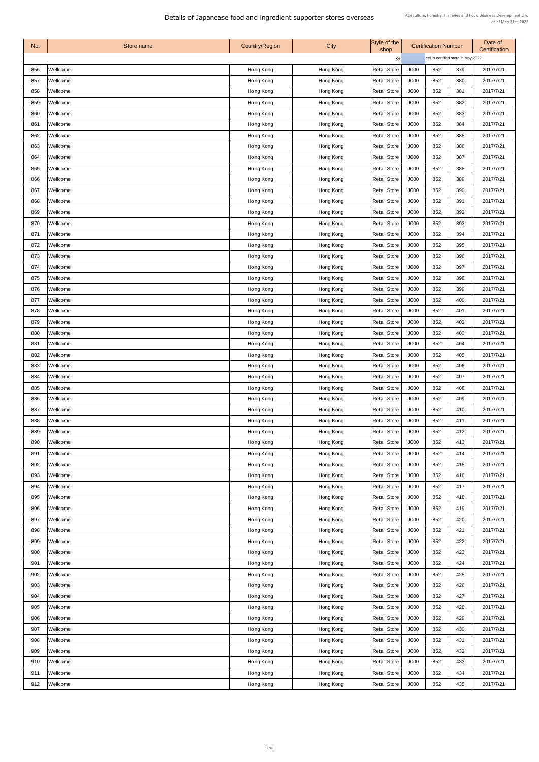# Details of Japanease food and ingredient supporter stores overseas

Agriculture, Forestry, Fisheries and Food Business Development Div.
as of May 31st, 2022

| No. | Store name | Country/Region | City | Style of the shop | Certification Number | | | Date of Certification |
|---|---|---|---|---|---|---|---|---|
| | | | | ※ | | cell is certified store in May 2022. | | |
| 856 | Wellcome | Hong Kong | Hong Kong | Retail Store | J000 | 852 | 379 | 2017/7/21 |
| 857 | Wellcome | Hong Kong | Hong Kong | Retail Store | J000 | 852 | 380 | 2017/7/21 |
| 858 | Wellcome | Hong Kong | Hong Kong | Retail Store | J000 | 852 | 381 | 2017/7/21 |
| 859 | Wellcome | Hong Kong | Hong Kong | Retail Store | J000 | 852 | 382 | 2017/7/21 |
| 860 | Wellcome | Hong Kong | Hong Kong | Retail Store | J000 | 852 | 383 | 2017/7/21 |
| 861 | Wellcome | Hong Kong | Hong Kong | Retail Store | J000 | 852 | 384 | 2017/7/21 |
| 862 | Wellcome | Hong Kong | Hong Kong | Retail Store | J000 | 852 | 385 | 2017/7/21 |
| 863 | Wellcome | Hong Kong | Hong Kong | Retail Store | J000 | 852 | 386 | 2017/7/21 |
| 864 | Wellcome | Hong Kong | Hong Kong | Retail Store | J000 | 852 | 387 | 2017/7/21 |
| 865 | Wellcome | Hong Kong | Hong Kong | Retail Store | J000 | 852 | 388 | 2017/7/21 |
| 866 | Wellcome | Hong Kong | Hong Kong | Retail Store | J000 | 852 | 389 | 2017/7/21 |
| 867 | Wellcome | Hong Kong | Hong Kong | Retail Store | J000 | 852 | 390 | 2017/7/21 |
| 868 | Wellcome | Hong Kong | Hong Kong | Retail Store | J000 | 852 | 391 | 2017/7/21 |
| 869 | Wellcome | Hong Kong | Hong Kong | Retail Store | J000 | 852 | 392 | 2017/7/21 |
| 870 | Wellcome | Hong Kong | Hong Kong | Retail Store | J000 | 852 | 393 | 2017/7/21 |
| 871 | Wellcome | Hong Kong | Hong Kong | Retail Store | J000 | 852 | 394 | 2017/7/21 |
| 872 | Wellcome | Hong Kong | Hong Kong | Retail Store | J000 | 852 | 395 | 2017/7/21 |
| 873 | Wellcome | Hong Kong | Hong Kong | Retail Store | J000 | 852 | 396 | 2017/7/21 |
| 874 | Wellcome | Hong Kong | Hong Kong | Retail Store | J000 | 852 | 397 | 2017/7/21 |
| 875 | Wellcome | Hong Kong | Hong Kong | Retail Store | J000 | 852 | 398 | 2017/7/21 |
| 876 | Wellcome | Hong Kong | Hong Kong | Retail Store | J000 | 852 | 399 | 2017/7/21 |
| 877 | Wellcome | Hong Kong | Hong Kong | Retail Store | J000 | 852 | 400 | 2017/7/21 |
| 878 | Wellcome | Hong Kong | Hong Kong | Retail Store | J000 | 852 | 401 | 2017/7/21 |
| 879 | Wellcome | Hong Kong | Hong Kong | Retail Store | J000 | 852 | 402 | 2017/7/21 |
| 880 | Wellcome | Hong Kong | Hong Kong | Retail Store | J000 | 852 | 403 | 2017/7/21 |
| 881 | Wellcome | Hong Kong | Hong Kong | Retail Store | J000 | 852 | 404 | 2017/7/21 |
| 882 | Wellcome | Hong Kong | Hong Kong | Retail Store | J000 | 852 | 405 | 2017/7/21 |
| 883 | Wellcome | Hong Kong | Hong Kong | Retail Store | J000 | 852 | 406 | 2017/7/21 |
| 884 | Wellcome | Hong Kong | Hong Kong | Retail Store | J000 | 852 | 407 | 2017/7/21 |
| 885 | Wellcome | Hong Kong | Hong Kong | Retail Store | J000 | 852 | 408 | 2017/7/21 |
| 886 | Wellcome | Hong Kong | Hong Kong | Retail Store | J000 | 852 | 409 | 2017/7/21 |
| 887 | Wellcome | Hong Kong | Hong Kong | Retail Store | J000 | 852 | 410 | 2017/7/21 |
| 888 | Wellcome | Hong Kong | Hong Kong | Retail Store | J000 | 852 | 411 | 2017/7/21 |
| 889 | Wellcome | Hong Kong | Hong Kong | Retail Store | J000 | 852 | 412 | 2017/7/21 |
| 890 | Wellcome | Hong Kong | Hong Kong | Retail Store | J000 | 852 | 413 | 2017/7/21 |
| 891 | Wellcome | Hong Kong | Hong Kong | Retail Store | J000 | 852 | 414 | 2017/7/21 |
| 892 | Wellcome | Hong Kong | Hong Kong | Retail Store | J000 | 852 | 415 | 2017/7/21 |
| 893 | Wellcome | Hong Kong | Hong Kong | Retail Store | J000 | 852 | 416 | 2017/7/21 |
| 894 | Wellcome | Hong Kong | Hong Kong | Retail Store | J000 | 852 | 417 | 2017/7/21 |
| 895 | Wellcome | Hong Kong | Hong Kong | Retail Store | J000 | 852 | 418 | 2017/7/21 |
| 896 | Wellcome | Hong Kong | Hong Kong | Retail Store | J000 | 852 | 419 | 2017/7/21 |
| 897 | Wellcome | Hong Kong | Hong Kong | Retail Store | J000 | 852 | 420 | 2017/7/21 |
| 898 | Wellcome | Hong Kong | Hong Kong | Retail Store | J000 | 852 | 421 | 2017/7/21 |
| 899 | Wellcome | Hong Kong | Hong Kong | Retail Store | J000 | 852 | 422 | 2017/7/21 |
| 900 | Wellcome | Hong Kong | Hong Kong | Retail Store | J000 | 852 | 423 | 2017/7/21 |
| 901 | Wellcome | Hong Kong | Hong Kong | Retail Store | J000 | 852 | 424 | 2017/7/21 |
| 902 | Wellcome | Hong Kong | Hong Kong | Retail Store | J000 | 852 | 425 | 2017/7/21 |
| 903 | Wellcome | Hong Kong | Hong Kong | Retail Store | J000 | 852 | 426 | 2017/7/21 |
| 904 | Wellcome | Hong Kong | Hong Kong | Retail Store | J000 | 852 | 427 | 2017/7/21 |
| 905 | Wellcome | Hong Kong | Hong Kong | Retail Store | J000 | 852 | 428 | 2017/7/21 |
| 906 | Wellcome | Hong Kong | Hong Kong | Retail Store | J000 | 852 | 429 | 2017/7/21 |
| 907 | Wellcome | Hong Kong | Hong Kong | Retail Store | J000 | 852 | 430 | 2017/7/21 |
| 908 | Wellcome | Hong Kong | Hong Kong | Retail Store | J000 | 852 | 431 | 2017/7/21 |
| 909 | Wellcome | Hong Kong | Hong Kong | Retail Store | J000 | 852 | 432 | 2017/7/21 |
| 910 | Wellcome | Hong Kong | Hong Kong | Retail Store | J000 | 852 | 433 | 2017/7/21 |
| 911 | Wellcome | Hong Kong | Hong Kong | Retail Store | J000 | 852 | 434 | 2017/7/21 |
| 912 | Wellcome | Hong Kong | Hong Kong | Retail Store | J000 | 852 | 435 | 2017/7/21 |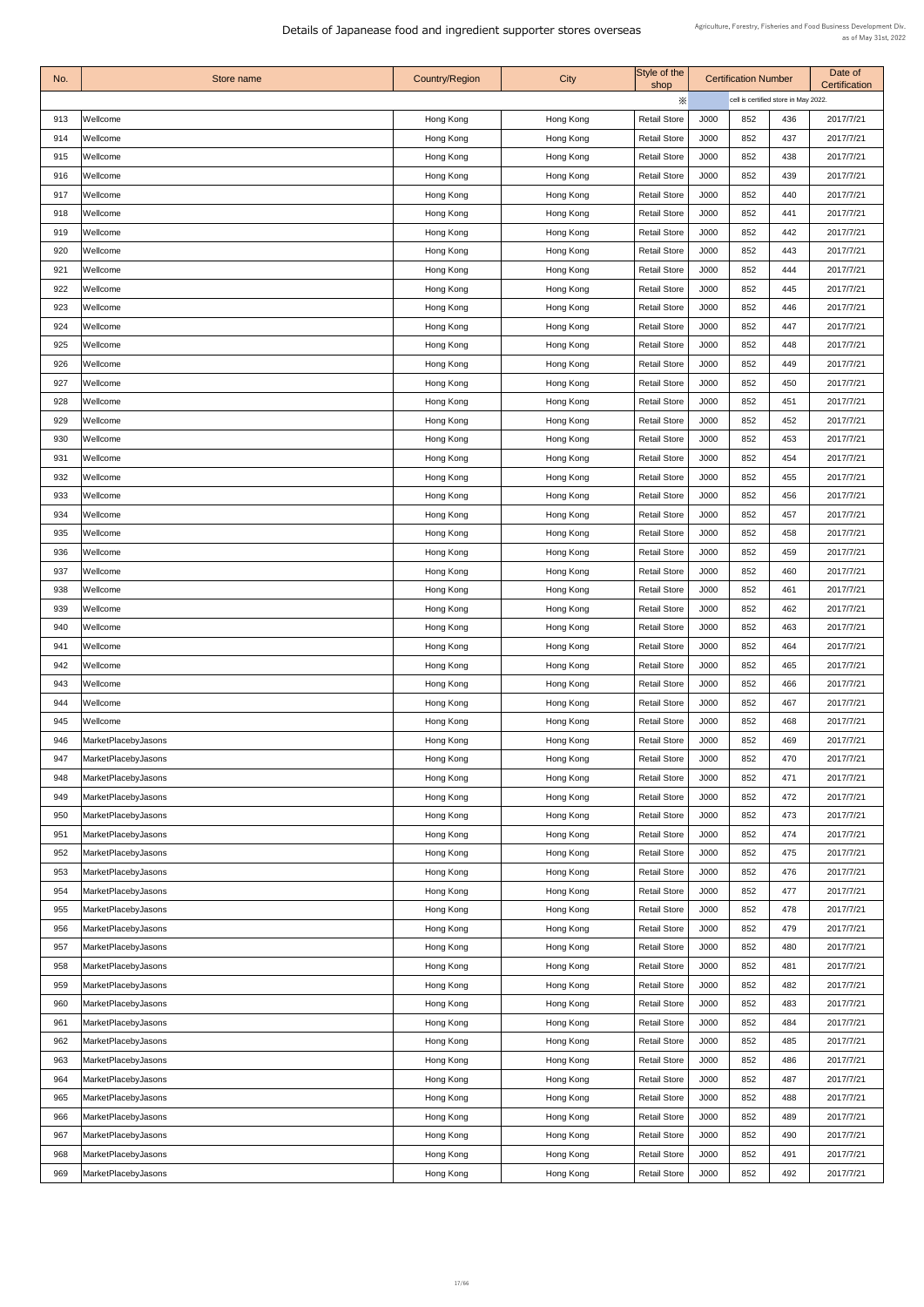# Details of Japanease food and ingredient supporter stores overseas

Agriculture, Forestry, Fisheries and Food Business Development Div.
as of May 31st, 2022

| No. | Store name | Country/Region | City | Style of the shop | Certification Number | | | Date of Certification |
|---|---|---|---|---|---|---|---|---|
| | | | | ※ | | cell is certified store in May 2022. | | |
| 913 | Wellcome | Hong Kong | Hong Kong | Retail Store | J000 | 852 | 436 | 2017/7/21 |
| 914 | Wellcome | Hong Kong | Hong Kong | Retail Store | J000 | 852 | 437 | 2017/7/21 |
| 915 | Wellcome | Hong Kong | Hong Kong | Retail Store | J000 | 852 | 438 | 2017/7/21 |
| 916 | Wellcome | Hong Kong | Hong Kong | Retail Store | J000 | 852 | 439 | 2017/7/21 |
| 917 | Wellcome | Hong Kong | Hong Kong | Retail Store | J000 | 852 | 440 | 2017/7/21 |
| 918 | Wellcome | Hong Kong | Hong Kong | Retail Store | J000 | 852 | 441 | 2017/7/21 |
| 919 | Wellcome | Hong Kong | Hong Kong | Retail Store | J000 | 852 | 442 | 2017/7/21 |
| 920 | Wellcome | Hong Kong | Hong Kong | Retail Store | J000 | 852 | 443 | 2017/7/21 |
| 921 | Wellcome | Hong Kong | Hong Kong | Retail Store | J000 | 852 | 444 | 2017/7/21 |
| 922 | Wellcome | Hong Kong | Hong Kong | Retail Store | J000 | 852 | 445 | 2017/7/21 |
| 923 | Wellcome | Hong Kong | Hong Kong | Retail Store | J000 | 852 | 446 | 2017/7/21 |
| 924 | Wellcome | Hong Kong | Hong Kong | Retail Store | J000 | 852 | 447 | 2017/7/21 |
| 925 | Wellcome | Hong Kong | Hong Kong | Retail Store | J000 | 852 | 448 | 2017/7/21 |
| 926 | Wellcome | Hong Kong | Hong Kong | Retail Store | J000 | 852 | 449 | 2017/7/21 |
| 927 | Wellcome | Hong Kong | Hong Kong | Retail Store | J000 | 852 | 450 | 2017/7/21 |
| 928 | Wellcome | Hong Kong | Hong Kong | Retail Store | J000 | 852 | 451 | 2017/7/21 |
| 929 | Wellcome | Hong Kong | Hong Kong | Retail Store | J000 | 852 | 452 | 2017/7/21 |
| 930 | Wellcome | Hong Kong | Hong Kong | Retail Store | J000 | 852 | 453 | 2017/7/21 |
| 931 | Wellcome | Hong Kong | Hong Kong | Retail Store | J000 | 852 | 454 | 2017/7/21 |
| 932 | Wellcome | Hong Kong | Hong Kong | Retail Store | J000 | 852 | 455 | 2017/7/21 |
| 933 | Wellcome | Hong Kong | Hong Kong | Retail Store | J000 | 852 | 456 | 2017/7/21 |
| 934 | Wellcome | Hong Kong | Hong Kong | Retail Store | J000 | 852 | 457 | 2017/7/21 |
| 935 | Wellcome | Hong Kong | Hong Kong | Retail Store | J000 | 852 | 458 | 2017/7/21 |
| 936 | Wellcome | Hong Kong | Hong Kong | Retail Store | J000 | 852 | 459 | 2017/7/21 |
| 937 | Wellcome | Hong Kong | Hong Kong | Retail Store | J000 | 852 | 460 | 2017/7/21 |
| 938 | Wellcome | Hong Kong | Hong Kong | Retail Store | J000 | 852 | 461 | 2017/7/21 |
| 939 | Wellcome | Hong Kong | Hong Kong | Retail Store | J000 | 852 | 462 | 2017/7/21 |
| 940 | Wellcome | Hong Kong | Hong Kong | Retail Store | J000 | 852 | 463 | 2017/7/21 |
| 941 | Wellcome | Hong Kong | Hong Kong | Retail Store | J000 | 852 | 464 | 2017/7/21 |
| 942 | Wellcome | Hong Kong | Hong Kong | Retail Store | J000 | 852 | 465 | 2017/7/21 |
| 943 | Wellcome | Hong Kong | Hong Kong | Retail Store | J000 | 852 | 466 | 2017/7/21 |
| 944 | Wellcome | Hong Kong | Hong Kong | Retail Store | J000 | 852 | 467 | 2017/7/21 |
| 945 | Wellcome | Hong Kong | Hong Kong | Retail Store | J000 | 852 | 468 | 2017/7/21 |
| 946 | MarketPlacebyJasons | Hong Kong | Hong Kong | Retail Store | J000 | 852 | 469 | 2017/7/21 |
| 947 | MarketPlacebyJasons | Hong Kong | Hong Kong | Retail Store | J000 | 852 | 470 | 2017/7/21 |
| 948 | MarketPlacebyJasons | Hong Kong | Hong Kong | Retail Store | J000 | 852 | 471 | 2017/7/21 |
| 949 | MarketPlacebyJasons | Hong Kong | Hong Kong | Retail Store | J000 | 852 | 472 | 2017/7/21 |
| 950 | MarketPlacebyJasons | Hong Kong | Hong Kong | Retail Store | J000 | 852 | 473 | 2017/7/21 |
| 951 | MarketPlacebyJasons | Hong Kong | Hong Kong | Retail Store | J000 | 852 | 474 | 2017/7/21 |
| 952 | MarketPlacebyJasons | Hong Kong | Hong Kong | Retail Store | J000 | 852 | 475 | 2017/7/21 |
| 953 | MarketPlacebyJasons | Hong Kong | Hong Kong | Retail Store | J000 | 852 | 476 | 2017/7/21 |
| 954 | MarketPlacebyJasons | Hong Kong | Hong Kong | Retail Store | J000 | 852 | 477 | 2017/7/21 |
| 955 | MarketPlacebyJasons | Hong Kong | Hong Kong | Retail Store | J000 | 852 | 478 | 2017/7/21 |
| 956 | MarketPlacebyJasons | Hong Kong | Hong Kong | Retail Store | J000 | 852 | 479 | 2017/7/21 |
| 957 | MarketPlacebyJasons | Hong Kong | Hong Kong | Retail Store | J000 | 852 | 480 | 2017/7/21 |
| 958 | MarketPlacebyJasons | Hong Kong | Hong Kong | Retail Store | J000 | 852 | 481 | 2017/7/21 |
| 959 | MarketPlacebyJasons | Hong Kong | Hong Kong | Retail Store | J000 | 852 | 482 | 2017/7/21 |
| 960 | MarketPlacebyJasons | Hong Kong | Hong Kong | Retail Store | J000 | 852 | 483 | 2017/7/21 |
| 961 | MarketPlacebyJasons | Hong Kong | Hong Kong | Retail Store | J000 | 852 | 484 | 2017/7/21 |
| 962 | MarketPlacebyJasons | Hong Kong | Hong Kong | Retail Store | J000 | 852 | 485 | 2017/7/21 |
| 963 | MarketPlacebyJasons | Hong Kong | Hong Kong | Retail Store | J000 | 852 | 486 | 2017/7/21 |
| 964 | MarketPlacebyJasons | Hong Kong | Hong Kong | Retail Store | J000 | 852 | 487 | 2017/7/21 |
| 965 | MarketPlacebyJasons | Hong Kong | Hong Kong | Retail Store | J000 | 852 | 488 | 2017/7/21 |
| 966 | MarketPlacebyJasons | Hong Kong | Hong Kong | Retail Store | J000 | 852 | 489 | 2017/7/21 |
| 967 | MarketPlacebyJasons | Hong Kong | Hong Kong | Retail Store | J000 | 852 | 490 | 2017/7/21 |
| 968 | MarketPlacebyJasons | Hong Kong | Hong Kong | Retail Store | J000 | 852 | 491 | 2017/7/21 |
| 969 | MarketPlacebyJasons | Hong Kong | Hong Kong | Retail Store | J000 | 852 | 492 | 2017/7/21 |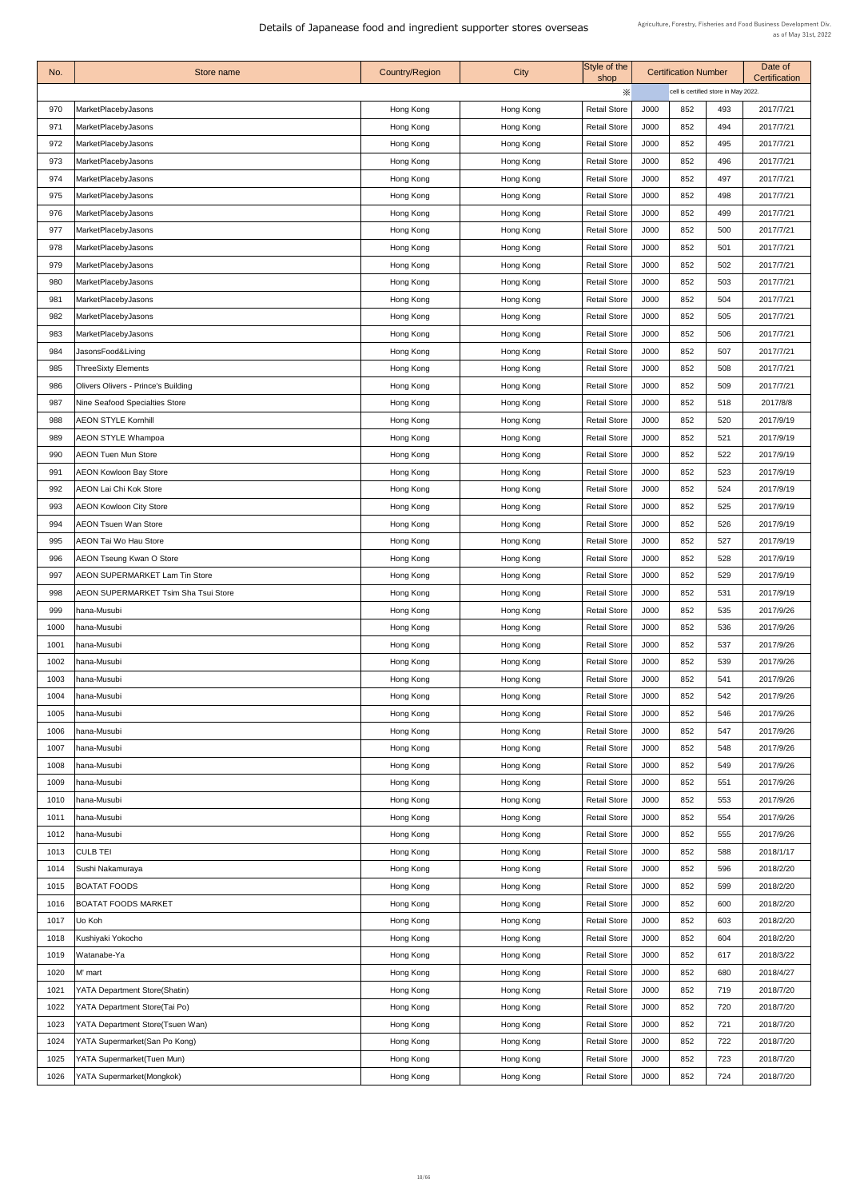# Details of Japanease food and ingredient supporter stores overseas

Agriculture, Forestry, Fisheries and Food Business Development Div.
as of May 31st, 2022

| No. | Store name | Country/Region | City | Style of the shop | Certification Number | | | Date of Certification |
|---|---|---|---|---|---|---|---|---|
| | | | | ※ | cell is certified store in May 2022. | | | |
| 970 | MarketPlacebyJasons | Hong Kong | Hong Kong | Retail Store | J000 | 852 | 493 | 2017/7/21 |
| 971 | MarketPlacebyJasons | Hong Kong | Hong Kong | Retail Store | J000 | 852 | 494 | 2017/7/21 |
| 972 | MarketPlacebyJasons | Hong Kong | Hong Kong | Retail Store | J000 | 852 | 495 | 2017/7/21 |
| 973 | MarketPlacebyJasons | Hong Kong | Hong Kong | Retail Store | J000 | 852 | 496 | 2017/7/21 |
| 974 | MarketPlacebyJasons | Hong Kong | Hong Kong | Retail Store | J000 | 852 | 497 | 2017/7/21 |
| 975 | MarketPlacebyJasons | Hong Kong | Hong Kong | Retail Store | J000 | 852 | 498 | 2017/7/21 |
| 976 | MarketPlacebyJasons | Hong Kong | Hong Kong | Retail Store | J000 | 852 | 499 | 2017/7/21 |
| 977 | MarketPlacebyJasons | Hong Kong | Hong Kong | Retail Store | J000 | 852 | 500 | 2017/7/21 |
| 978 | MarketPlacebyJasons | Hong Kong | Hong Kong | Retail Store | J000 | 852 | 501 | 2017/7/21 |
| 979 | MarketPlacebyJasons | Hong Kong | Hong Kong | Retail Store | J000 | 852 | 502 | 2017/7/21 |
| 980 | MarketPlacebyJasons | Hong Kong | Hong Kong | Retail Store | J000 | 852 | 503 | 2017/7/21 |
| 981 | MarketPlacebyJasons | Hong Kong | Hong Kong | Retail Store | J000 | 852 | 504 | 2017/7/21 |
| 982 | MarketPlacebyJasons | Hong Kong | Hong Kong | Retail Store | J000 | 852 | 505 | 2017/7/21 |
| 983 | MarketPlacebyJasons | Hong Kong | Hong Kong | Retail Store | J000 | 852 | 506 | 2017/7/21 |
| 984 | JasonsFood&Living | Hong Kong | Hong Kong | Retail Store | J000 | 852 | 507 | 2017/7/21 |
| 985 | ThreeSixty Elements | Hong Kong | Hong Kong | Retail Store | J000 | 852 | 508 | 2017/7/21 |
| 986 | Olivers Olivers - Prince's Building | Hong Kong | Hong Kong | Retail Store | J000 | 852 | 509 | 2017/7/21 |
| 987 | Nine Seafood Specialties Store | Hong Kong | Hong Kong | Retail Store | J000 | 852 | 518 | 2017/8/8 |
| 988 | AEON STYLE Kornhill | Hong Kong | Hong Kong | Retail Store | J000 | 852 | 520 | 2017/9/19 |
| 989 | AEON STYLE Whampoa | Hong Kong | Hong Kong | Retail Store | J000 | 852 | 521 | 2017/9/19 |
| 990 | AEON Tuen Mun Store | Hong Kong | Hong Kong | Retail Store | J000 | 852 | 522 | 2017/9/19 |
| 991 | AEON Kowloon Bay Store | Hong Kong | Hong Kong | Retail Store | J000 | 852 | 523 | 2017/9/19 |
| 992 | AEON Lai Chi Kok Store | Hong Kong | Hong Kong | Retail Store | J000 | 852 | 524 | 2017/9/19 |
| 993 | AEON Kowloon City Store | Hong Kong | Hong Kong | Retail Store | J000 | 852 | 525 | 2017/9/19 |
| 994 | AEON Tsuen Wan Store | Hong Kong | Hong Kong | Retail Store | J000 | 852 | 526 | 2017/9/19 |
| 995 | AEON Tai Wo Hau Store | Hong Kong | Hong Kong | Retail Store | J000 | 852 | 527 | 2017/9/19 |
| 996 | AEON Tseung Kwan O Store | Hong Kong | Hong Kong | Retail Store | J000 | 852 | 528 | 2017/9/19 |
| 997 | AEON SUPERMARKET Lam Tin Store | Hong Kong | Hong Kong | Retail Store | J000 | 852 | 529 | 2017/9/19 |
| 998 | AEON SUPERMARKET Tsim Sha Tsui Store | Hong Kong | Hong Kong | Retail Store | J000 | 852 | 531 | 2017/9/19 |
| 999 | hana-Musubi | Hong Kong | Hong Kong | Retail Store | J000 | 852 | 535 | 2017/9/26 |
| 1000 | hana-Musubi | Hong Kong | Hong Kong | Retail Store | J000 | 852 | 536 | 2017/9/26 |
| 1001 | hana-Musubi | Hong Kong | Hong Kong | Retail Store | J000 | 852 | 537 | 2017/9/26 |
| 1002 | hana-Musubi | Hong Kong | Hong Kong | Retail Store | J000 | 852 | 539 | 2017/9/26 |
| 1003 | hana-Musubi | Hong Kong | Hong Kong | Retail Store | J000 | 852 | 541 | 2017/9/26 |
| 1004 | hana-Musubi | Hong Kong | Hong Kong | Retail Store | J000 | 852 | 542 | 2017/9/26 |
| 1005 | hana-Musubi | Hong Kong | Hong Kong | Retail Store | J000 | 852 | 546 | 2017/9/26 |
| 1006 | hana-Musubi | Hong Kong | Hong Kong | Retail Store | J000 | 852 | 547 | 2017/9/26 |
| 1007 | hana-Musubi | Hong Kong | Hong Kong | Retail Store | J000 | 852 | 548 | 2017/9/26 |
| 1008 | hana-Musubi | Hong Kong | Hong Kong | Retail Store | J000 | 852 | 549 | 2017/9/26 |
| 1009 | hana-Musubi | Hong Kong | Hong Kong | Retail Store | J000 | 852 | 551 | 2017/9/26 |
| 1010 | hana-Musubi | Hong Kong | Hong Kong | Retail Store | J000 | 852 | 553 | 2017/9/26 |
| 1011 | hana-Musubi | Hong Kong | Hong Kong | Retail Store | J000 | 852 | 554 | 2017/9/26 |
| 1012 | hana-Musubi | Hong Kong | Hong Kong | Retail Store | J000 | 852 | 555 | 2017/9/26 |
| 1013 | CULB TEI | Hong Kong | Hong Kong | Retail Store | J000 | 852 | 588 | 2018/1/17 |
| 1014 | Sushi Nakamuraya | Hong Kong | Hong Kong | Retail Store | J000 | 852 | 596 | 2018/2/20 |
| 1015 | BOATAT FOODS | Hong Kong | Hong Kong | Retail Store | J000 | 852 | 599 | 2018/2/20 |
| 1016 | BOATAT FOODS MARKET | Hong Kong | Hong Kong | Retail Store | J000 | 852 | 600 | 2018/2/20 |
| 1017 | Uo Koh | Hong Kong | Hong Kong | Retail Store | J000 | 852 | 603 | 2018/2/20 |
| 1018 | Kushiyaki Yokocho | Hong Kong | Hong Kong | Retail Store | J000 | 852 | 604 | 2018/2/20 |
| 1019 | Watanabe-Ya | Hong Kong | Hong Kong | Retail Store | J000 | 852 | 617 | 2018/3/22 |
| 1020 | M' mart | Hong Kong | Hong Kong | Retail Store | J000 | 852 | 680 | 2018/4/27 |
| 1021 | YATA Department Store(Shatin) | Hong Kong | Hong Kong | Retail Store | J000 | 852 | 719 | 2018/7/20 |
| 1022 | YATA Department Store(Tai Po) | Hong Kong | Hong Kong | Retail Store | J000 | 852 | 720 | 2018/7/20 |
| 1023 | YATA Department Store(Tsuen Wan) | Hong Kong | Hong Kong | Retail Store | J000 | 852 | 721 | 2018/7/20 |
| 1024 | YATA Supermarket(San Po Kong) | Hong Kong | Hong Kong | Retail Store | J000 | 852 | 722 | 2018/7/20 |
| 1025 | YATA Supermarket(Tuen Mun) | Hong Kong | Hong Kong | Retail Store | J000 | 852 | 723 | 2018/7/20 |
| 1026 | YATA Supermarket(Mongkok) | Hong Kong | Hong Kong | Retail Store | J000 | 852 | 724 | 2018/7/20 |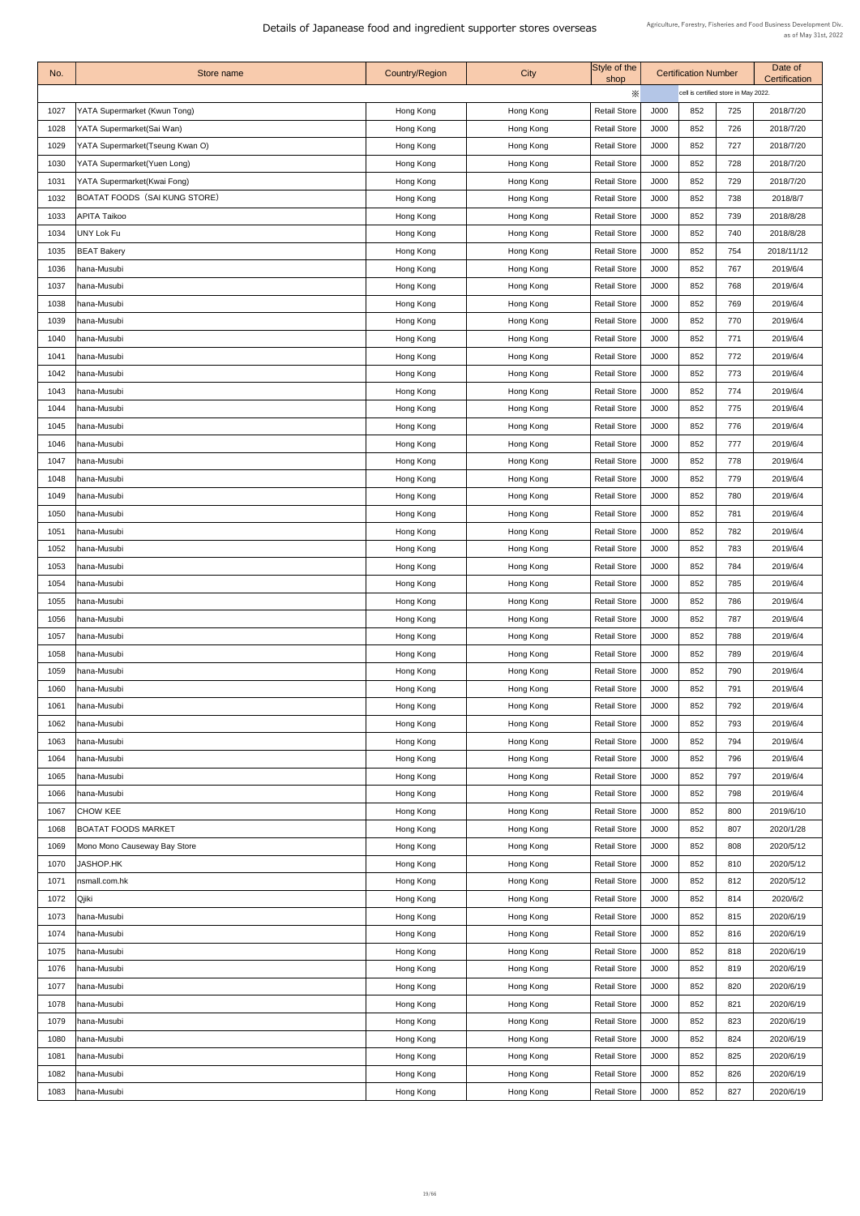# Details of Japanease food and ingredient supporter stores overseas

Agriculture, Forestry, Fisheries and Food Business Development Div.
as of May 31st, 2022

| No. | Store name | Country/Region | City | Style of the shop | Certification Number | | | Date of Certification |
|---|---|---|---|---|---|---|---|---|
| | | | | ※ | cell is certified store in May 2022. | | | |
| 1027 | YATA Supermarket (Kwun Tong) | Hong Kong | Hong Kong | Retail Store | J000 | 852 | 725 | 2018/7/20 |
| 1028 | YATA Supermarket(Sai Wan) | Hong Kong | Hong Kong | Retail Store | J000 | 852 | 726 | 2018/7/20 |
| 1029 | YATA Supermarket(Tseung Kwan O) | Hong Kong | Hong Kong | Retail Store | J000 | 852 | 727 | 2018/7/20 |
| 1030 | YATA Supermarket(Yuen Long) | Hong Kong | Hong Kong | Retail Store | J000 | 852 | 728 | 2018/7/20 |
| 1031 | YATA Supermarket(Kwai Fong) | Hong Kong | Hong Kong | Retail Store | J000 | 852 | 729 | 2018/7/20 |
| 1032 | BOATAT FOODS（SAI KUNG STORE） | Hong Kong | Hong Kong | Retail Store | J000 | 852 | 738 | 2018/8/7 |
| 1033 | APITA Taikoo | Hong Kong | Hong Kong | Retail Store | J000 | 852 | 739 | 2018/8/28 |
| 1034 | UNY Lok Fu | Hong Kong | Hong Kong | Retail Store | J000 | 852 | 740 | 2018/8/28 |
| 1035 | BEAT Bakery | Hong Kong | Hong Kong | Retail Store | J000 | 852 | 754 | 2018/11/12 |
| 1036 | hana-Musubi | Hong Kong | Hong Kong | Retail Store | J000 | 852 | 767 | 2019/6/4 |
| 1037 | hana-Musubi | Hong Kong | Hong Kong | Retail Store | J000 | 852 | 768 | 2019/6/4 |
| 1038 | hana-Musubi | Hong Kong | Hong Kong | Retail Store | J000 | 852 | 769 | 2019/6/4 |
| 1039 | hana-Musubi | Hong Kong | Hong Kong | Retail Store | J000 | 852 | 770 | 2019/6/4 |
| 1040 | hana-Musubi | Hong Kong | Hong Kong | Retail Store | J000 | 852 | 771 | 2019/6/4 |
| 1041 | hana-Musubi | Hong Kong | Hong Kong | Retail Store | J000 | 852 | 772 | 2019/6/4 |
| 1042 | hana-Musubi | Hong Kong | Hong Kong | Retail Store | J000 | 852 | 773 | 2019/6/4 |
| 1043 | hana-Musubi | Hong Kong | Hong Kong | Retail Store | J000 | 852 | 774 | 2019/6/4 |
| 1044 | hana-Musubi | Hong Kong | Hong Kong | Retail Store | J000 | 852 | 775 | 2019/6/4 |
| 1045 | hana-Musubi | Hong Kong | Hong Kong | Retail Store | J000 | 852 | 776 | 2019/6/4 |
| 1046 | hana-Musubi | Hong Kong | Hong Kong | Retail Store | J000 | 852 | 777 | 2019/6/4 |
| 1047 | hana-Musubi | Hong Kong | Hong Kong | Retail Store | J000 | 852 | 778 | 2019/6/4 |
| 1048 | hana-Musubi | Hong Kong | Hong Kong | Retail Store | J000 | 852 | 779 | 2019/6/4 |
| 1049 | hana-Musubi | Hong Kong | Hong Kong | Retail Store | J000 | 852 | 780 | 2019/6/4 |
| 1050 | hana-Musubi | Hong Kong | Hong Kong | Retail Store | J000 | 852 | 781 | 2019/6/4 |
| 1051 | hana-Musubi | Hong Kong | Hong Kong | Retail Store | J000 | 852 | 782 | 2019/6/4 |
| 1052 | hana-Musubi | Hong Kong | Hong Kong | Retail Store | J000 | 852 | 783 | 2019/6/4 |
| 1053 | hana-Musubi | Hong Kong | Hong Kong | Retail Store | J000 | 852 | 784 | 2019/6/4 |
| 1054 | hana-Musubi | Hong Kong | Hong Kong | Retail Store | J000 | 852 | 785 | 2019/6/4 |
| 1055 | hana-Musubi | Hong Kong | Hong Kong | Retail Store | J000 | 852 | 786 | 2019/6/4 |
| 1056 | hana-Musubi | Hong Kong | Hong Kong | Retail Store | J000 | 852 | 787 | 2019/6/4 |
| 1057 | hana-Musubi | Hong Kong | Hong Kong | Retail Store | J000 | 852 | 788 | 2019/6/4 |
| 1058 | hana-Musubi | Hong Kong | Hong Kong | Retail Store | J000 | 852 | 789 | 2019/6/4 |
| 1059 | hana-Musubi | Hong Kong | Hong Kong | Retail Store | J000 | 852 | 790 | 2019/6/4 |
| 1060 | hana-Musubi | Hong Kong | Hong Kong | Retail Store | J000 | 852 | 791 | 2019/6/4 |
| 1061 | hana-Musubi | Hong Kong | Hong Kong | Retail Store | J000 | 852 | 792 | 2019/6/4 |
| 1062 | hana-Musubi | Hong Kong | Hong Kong | Retail Store | J000 | 852 | 793 | 2019/6/4 |
| 1063 | hana-Musubi | Hong Kong | Hong Kong | Retail Store | J000 | 852 | 794 | 2019/6/4 |
| 1064 | hana-Musubi | Hong Kong | Hong Kong | Retail Store | J000 | 852 | 796 | 2019/6/4 |
| 1065 | hana-Musubi | Hong Kong | Hong Kong | Retail Store | J000 | 852 | 797 | 2019/6/4 |
| 1066 | hana-Musubi | Hong Kong | Hong Kong | Retail Store | J000 | 852 | 798 | 2019/6/4 |
| 1067 | CHOW KEE | Hong Kong | Hong Kong | Retail Store | J000 | 852 | 800 | 2019/6/10 |
| 1068 | BOATAT FOODS MARKET | Hong Kong | Hong Kong | Retail Store | J000 | 852 | 807 | 2020/1/28 |
| 1069 | Mono Mono Causeway Bay Store | Hong Kong | Hong Kong | Retail Store | J000 | 852 | 808 | 2020/5/12 |
| 1070 | JASHOP.HK | Hong Kong | Hong Kong | Retail Store | J000 | 852 | 810 | 2020/5/12 |
| 1071 | nsmall.com.hk | Hong Kong | Hong Kong | Retail Store | J000 | 852 | 812 | 2020/5/12 |
| 1072 | Qjiki | Hong Kong | Hong Kong | Retail Store | J000 | 852 | 814 | 2020/6/2 |
| 1073 | hana-Musubi | Hong Kong | Hong Kong | Retail Store | J000 | 852 | 815 | 2020/6/19 |
| 1074 | hana-Musubi | Hong Kong | Hong Kong | Retail Store | J000 | 852 | 816 | 2020/6/19 |
| 1075 | hana-Musubi | Hong Kong | Hong Kong | Retail Store | J000 | 852 | 818 | 2020/6/19 |
| 1076 | hana-Musubi | Hong Kong | Hong Kong | Retail Store | J000 | 852 | 819 | 2020/6/19 |
| 1077 | hana-Musubi | Hong Kong | Hong Kong | Retail Store | J000 | 852 | 820 | 2020/6/19 |
| 1078 | hana-Musubi | Hong Kong | Hong Kong | Retail Store | J000 | 852 | 821 | 2020/6/19 |
| 1079 | hana-Musubi | Hong Kong | Hong Kong | Retail Store | J000 | 852 | 823 | 2020/6/19 |
| 1080 | hana-Musubi | Hong Kong | Hong Kong | Retail Store | J000 | 852 | 824 | 2020/6/19 |
| 1081 | hana-Musubi | Hong Kong | Hong Kong | Retail Store | J000 | 852 | 825 | 2020/6/19 |
| 1082 | hana-Musubi | Hong Kong | Hong Kong | Retail Store | J000 | 852 | 826 | 2020/6/19 |
| 1083 | hana-Musubi | Hong Kong | Hong Kong | Retail Store | J000 | 852 | 827 | 2020/6/19 |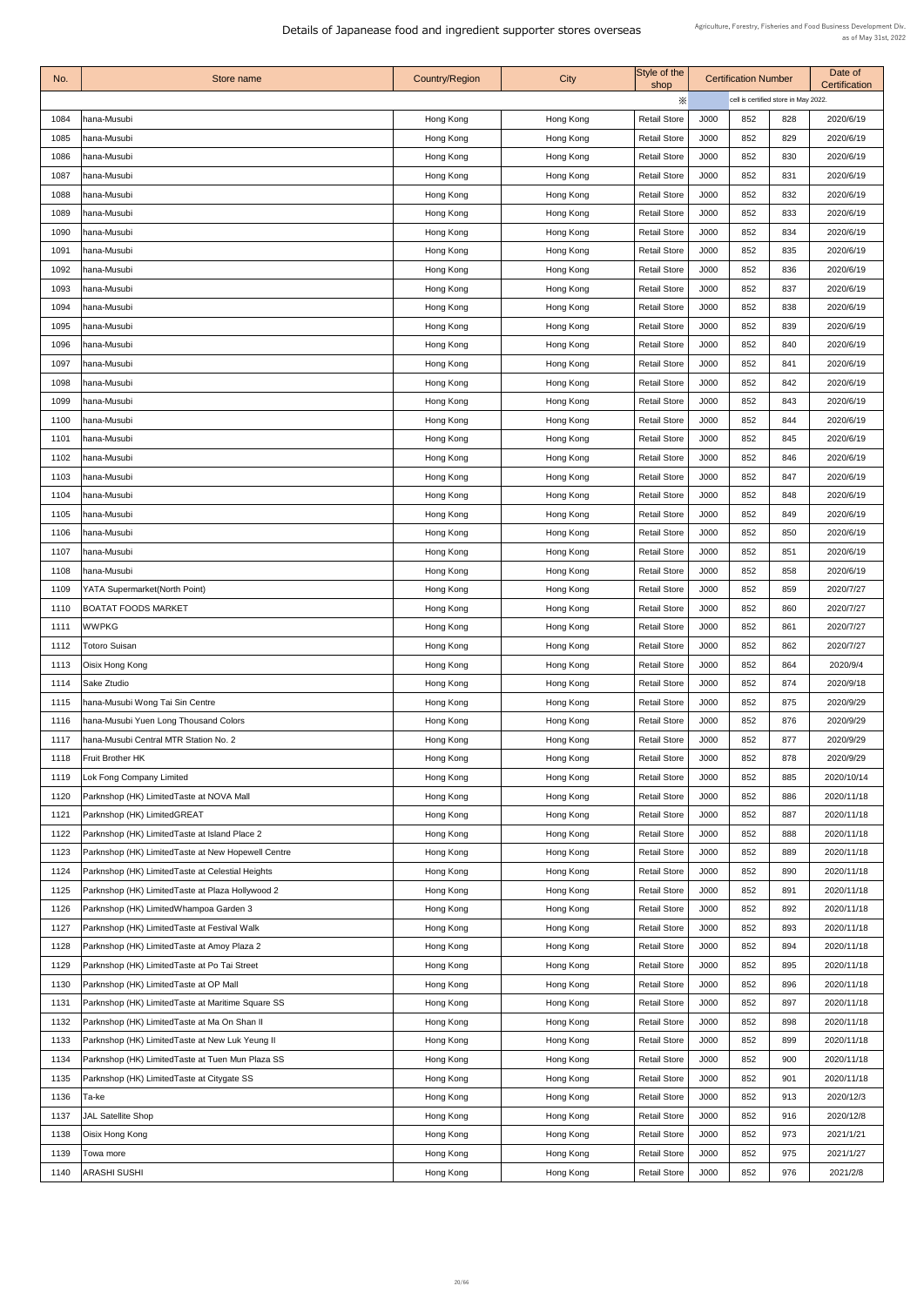# Details of Japanease food and ingredient supporter stores overseas

Agriculture, Forestry, Fisheries and Food Business Development Div.
as of May 31st, 2022

| No. | Store name | Country/Region | City | Style of the shop | Certification Number | | | Date of Certification |
|---|---|---|---|---|---|---|---|---|
| | | | | ※ | cell is certified store in May 2022. | | | |
| 1084 | hana-Musubi | Hong Kong | Hong Kong | Retail Store | J000 | 852 | 828 | 2020/6/19 |
| 1085 | hana-Musubi | Hong Kong | Hong Kong | Retail Store | J000 | 852 | 829 | 2020/6/19 |
| 1086 | hana-Musubi | Hong Kong | Hong Kong | Retail Store | J000 | 852 | 830 | 2020/6/19 |
| 1087 | hana-Musubi | Hong Kong | Hong Kong | Retail Store | J000 | 852 | 831 | 2020/6/19 |
| 1088 | hana-Musubi | Hong Kong | Hong Kong | Retail Store | J000 | 852 | 832 | 2020/6/19 |
| 1089 | hana-Musubi | Hong Kong | Hong Kong | Retail Store | J000 | 852 | 833 | 2020/6/19 |
| 1090 | hana-Musubi | Hong Kong | Hong Kong | Retail Store | J000 | 852 | 834 | 2020/6/19 |
| 1091 | hana-Musubi | Hong Kong | Hong Kong | Retail Store | J000 | 852 | 835 | 2020/6/19 |
| 1092 | hana-Musubi | Hong Kong | Hong Kong | Retail Store | J000 | 852 | 836 | 2020/6/19 |
| 1093 | hana-Musubi | Hong Kong | Hong Kong | Retail Store | J000 | 852 | 837 | 2020/6/19 |
| 1094 | hana-Musubi | Hong Kong | Hong Kong | Retail Store | J000 | 852 | 838 | 2020/6/19 |
| 1095 | hana-Musubi | Hong Kong | Hong Kong | Retail Store | J000 | 852 | 839 | 2020/6/19 |
| 1096 | hana-Musubi | Hong Kong | Hong Kong | Retail Store | J000 | 852 | 840 | 2020/6/19 |
| 1097 | hana-Musubi | Hong Kong | Hong Kong | Retail Store | J000 | 852 | 841 | 2020/6/19 |
| 1098 | hana-Musubi | Hong Kong | Hong Kong | Retail Store | J000 | 852 | 842 | 2020/6/19 |
| 1099 | hana-Musubi | Hong Kong | Hong Kong | Retail Store | J000 | 852 | 843 | 2020/6/19 |
| 1100 | hana-Musubi | Hong Kong | Hong Kong | Retail Store | J000 | 852 | 844 | 2020/6/19 |
| 1101 | hana-Musubi | Hong Kong | Hong Kong | Retail Store | J000 | 852 | 845 | 2020/6/19 |
| 1102 | hana-Musubi | Hong Kong | Hong Kong | Retail Store | J000 | 852 | 846 | 2020/6/19 |
| 1103 | hana-Musubi | Hong Kong | Hong Kong | Retail Store | J000 | 852 | 847 | 2020/6/19 |
| 1104 | hana-Musubi | Hong Kong | Hong Kong | Retail Store | J000 | 852 | 848 | 2020/6/19 |
| 1105 | hana-Musubi | Hong Kong | Hong Kong | Retail Store | J000 | 852 | 849 | 2020/6/19 |
| 1106 | hana-Musubi | Hong Kong | Hong Kong | Retail Store | J000 | 852 | 850 | 2020/6/19 |
| 1107 | hana-Musubi | Hong Kong | Hong Kong | Retail Store | J000 | 852 | 851 | 2020/6/19 |
| 1108 | hana-Musubi | Hong Kong | Hong Kong | Retail Store | J000 | 852 | 858 | 2020/6/19 |
| 1109 | YATA Supermarket(North Point) | Hong Kong | Hong Kong | Retail Store | J000 | 852 | 859 | 2020/7/27 |
| 1110 | BOATAT FOODS MARKET | Hong Kong | Hong Kong | Retail Store | J000 | 852 | 860 | 2020/7/27 |
| 1111 | WWPKG | Hong Kong | Hong Kong | Retail Store | J000 | 852 | 861 | 2020/7/27 |
| 1112 | Totoro Suisan | Hong Kong | Hong Kong | Retail Store | J000 | 852 | 862 | 2020/7/27 |
| 1113 | Oisix Hong Kong | Hong Kong | Hong Kong | Retail Store | J000 | 852 | 864 | 2020/9/4 |
| 1114 | Sake Ztudio | Hong Kong | Hong Kong | Retail Store | J000 | 852 | 874 | 2020/9/18 |
| 1115 | hana-Musubi Wong Tai Sin Centre | Hong Kong | Hong Kong | Retail Store | J000 | 852 | 875 | 2020/9/29 |
| 1116 | hana-Musubi Yuen Long Thousand Colors | Hong Kong | Hong Kong | Retail Store | J000 | 852 | 876 | 2020/9/29 |
| 1117 | hana-Musubi Central MTR Station No. 2 | Hong Kong | Hong Kong | Retail Store | J000 | 852 | 877 | 2020/9/29 |
| 1118 | Fruit Brother HK | Hong Kong | Hong Kong | Retail Store | J000 | 852 | 878 | 2020/9/29 |
| 1119 | Lok Fong Company Limited | Hong Kong | Hong Kong | Retail Store | J000 | 852 | 885 | 2020/10/14 |
| 1120 | Parknshop (HK) LimitedTaste at NOVA Mall | Hong Kong | Hong Kong | Retail Store | J000 | 852 | 886 | 2020/11/18 |
| 1121 | Parknshop (HK) LimitedGREAT | Hong Kong | Hong Kong | Retail Store | J000 | 852 | 887 | 2020/11/18 |
| 1122 | Parknshop (HK) LimitedTaste at Island Place 2 | Hong Kong | Hong Kong | Retail Store | J000 | 852 | 888 | 2020/11/18 |
| 1123 | Parknshop (HK) LimitedTaste at New Hopewell Centre | Hong Kong | Hong Kong | Retail Store | J000 | 852 | 889 | 2020/11/18 |
| 1124 | Parknshop (HK) LimitedTaste at Celestial Heights | Hong Kong | Hong Kong | Retail Store | J000 | 852 | 890 | 2020/11/18 |
| 1125 | Parknshop (HK) LimitedTaste at Plaza Hollywood 2 | Hong Kong | Hong Kong | Retail Store | J000 | 852 | 891 | 2020/11/18 |
| 1126 | Parknshop (HK) LimitedWhampoa Garden 3 | Hong Kong | Hong Kong | Retail Store | J000 | 852 | 892 | 2020/11/18 |
| 1127 | Parknshop (HK) LimitedTaste at Festival Walk | Hong Kong | Hong Kong | Retail Store | J000 | 852 | 893 | 2020/11/18 |
| 1128 | Parknshop (HK) LimitedTaste at Amoy Plaza 2 | Hong Kong | Hong Kong | Retail Store | J000 | 852 | 894 | 2020/11/18 |
| 1129 | Parknshop (HK) LimitedTaste at Po Tai Street | Hong Kong | Hong Kong | Retail Store | J000 | 852 | 895 | 2020/11/18 |
| 1130 | Parknshop (HK) LimitedTaste at OP Mall | Hong Kong | Hong Kong | Retail Store | J000 | 852 | 896 | 2020/11/18 |
| 1131 | Parknshop (HK) LimitedTaste at Maritime Square SS | Hong Kong | Hong Kong | Retail Store | J000 | 852 | 897 | 2020/11/18 |
| 1132 | Parknshop (HK) LimitedTaste at Ma On Shan II | Hong Kong | Hong Kong | Retail Store | J000 | 852 | 898 | 2020/11/18 |
| 1133 | Parknshop (HK) LimitedTaste at New Luk Yeung II | Hong Kong | Hong Kong | Retail Store | J000 | 852 | 899 | 2020/11/18 |
| 1134 | Parknshop (HK) LimitedTaste at Tuen Mun Plaza SS | Hong Kong | Hong Kong | Retail Store | J000 | 852 | 900 | 2020/11/18 |
| 1135 | Parknshop (HK) LimitedTaste at Citygate SS | Hong Kong | Hong Kong | Retail Store | J000 | 852 | 901 | 2020/11/18 |
| 1136 | Ta-ke | Hong Kong | Hong Kong | Retail Store | J000 | 852 | 913 | 2020/12/3 |
| 1137 | JAL Satellite Shop | Hong Kong | Hong Kong | Retail Store | J000 | 852 | 916 | 2020/12/8 |
| 1138 | Oisix Hong Kong | Hong Kong | Hong Kong | Retail Store | J000 | 852 | 973 | 2021/1/21 |
| 1139 | Towa more | Hong Kong | Hong Kong | Retail Store | J000 | 852 | 975 | 2021/1/27 |
| 1140 | ARASHI SUSHI | Hong Kong | Hong Kong | Retail Store | J000 | 852 | 976 | 2021/2/8 |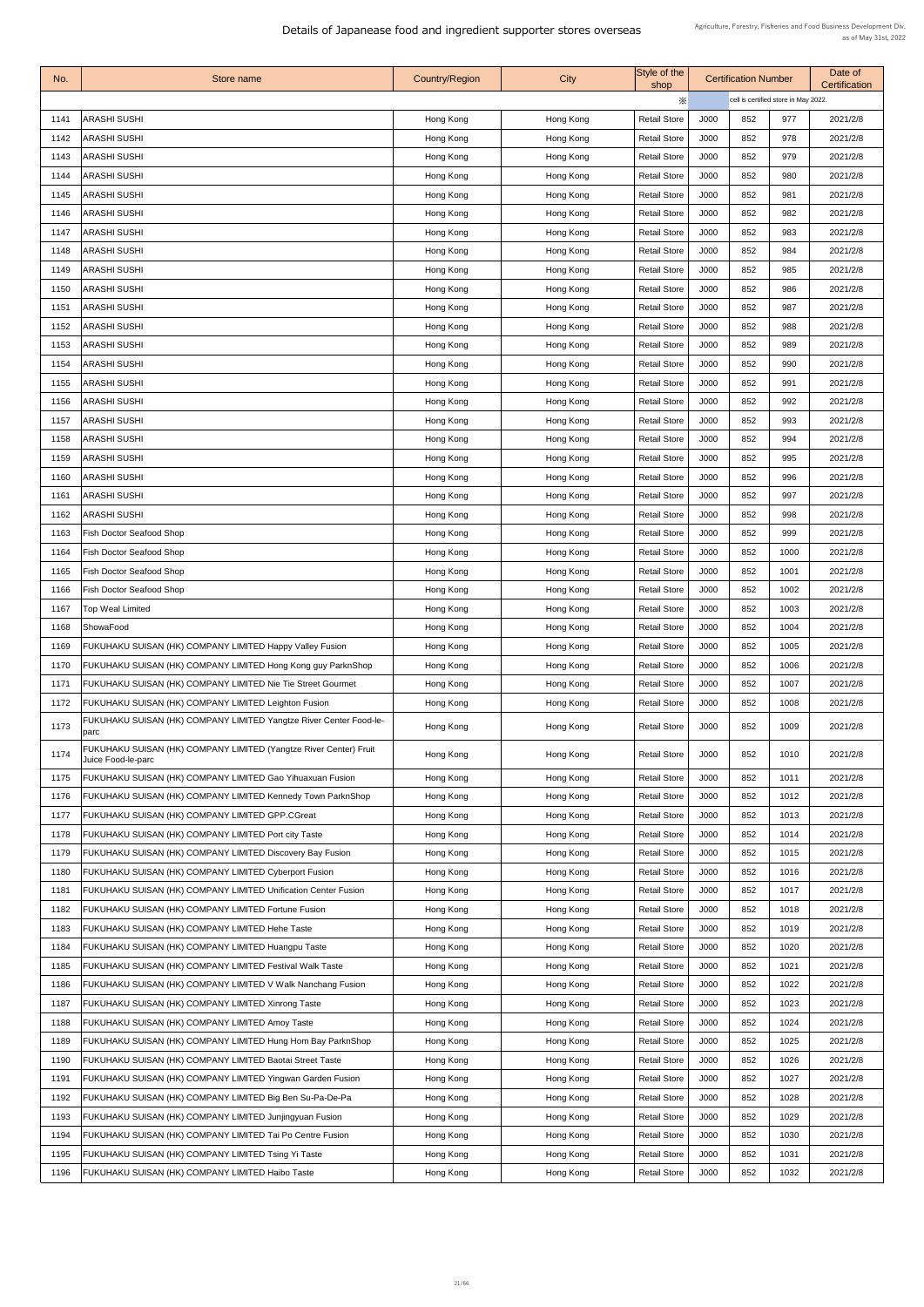# Details of Japanease food and ingredient supporter stores overseas

Agriculture, Forestry, Fisheries and Food Business Development Div.
as of May 31st, 2022

| No. | Store name | Country/Region | City | Style of the shop | Certification Number | | | Date of Certification |
|---|---|---|---|---|---|---|---|---|
| | | | | ※ | | cell is certified store in May 2022. | | |
| 1141 | ARASHI SUSHI | Hong Kong | Hong Kong | Retail Store | J000 | 852 | 977 | 2021/2/8 |
| 1142 | ARASHI SUSHI | Hong Kong | Hong Kong | Retail Store | J000 | 852 | 978 | 2021/2/8 |
| 1143 | ARASHI SUSHI | Hong Kong | Hong Kong | Retail Store | J000 | 852 | 979 | 2021/2/8 |
| 1144 | ARASHI SUSHI | Hong Kong | Hong Kong | Retail Store | J000 | 852 | 980 | 2021/2/8 |
| 1145 | ARASHI SUSHI | Hong Kong | Hong Kong | Retail Store | J000 | 852 | 981 | 2021/2/8 |
| 1146 | ARASHI SUSHI | Hong Kong | Hong Kong | Retail Store | J000 | 852 | 982 | 2021/2/8 |
| 1147 | ARASHI SUSHI | Hong Kong | Hong Kong | Retail Store | J000 | 852 | 983 | 2021/2/8 |
| 1148 | ARASHI SUSHI | Hong Kong | Hong Kong | Retail Store | J000 | 852 | 984 | 2021/2/8 |
| 1149 | ARASHI SUSHI | Hong Kong | Hong Kong | Retail Store | J000 | 852 | 985 | 2021/2/8 |
| 1150 | ARASHI SUSHI | Hong Kong | Hong Kong | Retail Store | J000 | 852 | 986 | 2021/2/8 |
| 1151 | ARASHI SUSHI | Hong Kong | Hong Kong | Retail Store | J000 | 852 | 987 | 2021/2/8 |
| 1152 | ARASHI SUSHI | Hong Kong | Hong Kong | Retail Store | J000 | 852 | 988 | 2021/2/8 |
| 1153 | ARASHI SUSHI | Hong Kong | Hong Kong | Retail Store | J000 | 852 | 989 | 2021/2/8 |
| 1154 | ARASHI SUSHI | Hong Kong | Hong Kong | Retail Store | J000 | 852 | 990 | 2021/2/8 |
| 1155 | ARASHI SUSHI | Hong Kong | Hong Kong | Retail Store | J000 | 852 | 991 | 2021/2/8 |
| 1156 | ARASHI SUSHI | Hong Kong | Hong Kong | Retail Store | J000 | 852 | 992 | 2021/2/8 |
| 1157 | ARASHI SUSHI | Hong Kong | Hong Kong | Retail Store | J000 | 852 | 993 | 2021/2/8 |
| 1158 | ARASHI SUSHI | Hong Kong | Hong Kong | Retail Store | J000 | 852 | 994 | 2021/2/8 |
| 1159 | ARASHI SUSHI | Hong Kong | Hong Kong | Retail Store | J000 | 852 | 995 | 2021/2/8 |
| 1160 | ARASHI SUSHI | Hong Kong | Hong Kong | Retail Store | J000 | 852 | 996 | 2021/2/8 |
| 1161 | ARASHI SUSHI | Hong Kong | Hong Kong | Retail Store | J000 | 852 | 997 | 2021/2/8 |
| 1162 | ARASHI SUSHI | Hong Kong | Hong Kong | Retail Store | J000 | 852 | 998 | 2021/2/8 |
| 1163 | Fish Doctor Seafood Shop | Hong Kong | Hong Kong | Retail Store | J000 | 852 | 999 | 2021/2/8 |
| 1164 | Fish Doctor Seafood Shop | Hong Kong | Hong Kong | Retail Store | J000 | 852 | 1000 | 2021/2/8 |
| 1165 | Fish Doctor Seafood Shop | Hong Kong | Hong Kong | Retail Store | J000 | 852 | 1001 | 2021/2/8 |
| 1166 | Fish Doctor Seafood Shop | Hong Kong | Hong Kong | Retail Store | J000 | 852 | 1002 | 2021/2/8 |
| 1167 | Top Weal Limited | Hong Kong | Hong Kong | Retail Store | J000 | 852 | 1003 | 2021/2/8 |
| 1168 | ShowaFood | Hong Kong | Hong Kong | Retail Store | J000 | 852 | 1004 | 2021/2/8 |
| 1169 | FUKUHAKU SUISAN (HK) COMPANY LIMITED Happy Valley Fusion | Hong Kong | Hong Kong | Retail Store | J000 | 852 | 1005 | 2021/2/8 |
| 1170 | FUKUHAKU SUISAN (HK) COMPANY LIMITED Hong Kong guy ParknShop | Hong Kong | Hong Kong | Retail Store | J000 | 852 | 1006 | 2021/2/8 |
| 1171 | FUKUHAKU SUISAN (HK) COMPANY LIMITED Nie Tie Street Gourmet | Hong Kong | Hong Kong | Retail Store | J000 | 852 | 1007 | 2021/2/8 |
| 1172 | FUKUHAKU SUISAN (HK) COMPANY LIMITED Leighton Fusion | Hong Kong | Hong Kong | Retail Store | J000 | 852 | 1008 | 2021/2/8 |
| 1173 | FUKUHAKU SUISAN (HK) COMPANY LIMITED Yangtze River Center Food-le-parc | Hong Kong | Hong Kong | Retail Store | J000 | 852 | 1009 | 2021/2/8 |
| 1174 | FUKUHAKU SUISAN (HK) COMPANY LIMITED (Yangtze River Center) Fruit Juice Food-le-parc | Hong Kong | Hong Kong | Retail Store | J000 | 852 | 1010 | 2021/2/8 |
| 1175 | FUKUHAKU SUISAN (HK) COMPANY LIMITED Gao Yihuaxuan Fusion | Hong Kong | Hong Kong | Retail Store | J000 | 852 | 1011 | 2021/2/8 |
| 1176 | FUKUHAKU SUISAN (HK) COMPANY LIMITED Kennedy Town ParknShop | Hong Kong | Hong Kong | Retail Store | J000 | 852 | 1012 | 2021/2/8 |
| 1177 | FUKUHAKU SUISAN (HK) COMPANY LIMITED GPP.CGreat | Hong Kong | Hong Kong | Retail Store | J000 | 852 | 1013 | 2021/2/8 |
| 1178 | FUKUHAKU SUISAN (HK) COMPANY LIMITED Port city Taste | Hong Kong | Hong Kong | Retail Store | J000 | 852 | 1014 | 2021/2/8 |
| 1179 | FUKUHAKU SUISAN (HK) COMPANY LIMITED Discovery Bay Fusion | Hong Kong | Hong Kong | Retail Store | J000 | 852 | 1015 | 2021/2/8 |
| 1180 | FUKUHAKU SUISAN (HK) COMPANY LIMITED Cyberport Fusion | Hong Kong | Hong Kong | Retail Store | J000 | 852 | 1016 | 2021/2/8 |
| 1181 | FUKUHAKU SUISAN (HK) COMPANY LIMITED Unification Center Fusion | Hong Kong | Hong Kong | Retail Store | J000 | 852 | 1017 | 2021/2/8 |
| 1182 | FUKUHAKU SUISAN (HK) COMPANY LIMITED Fortune Fusion | Hong Kong | Hong Kong | Retail Store | J000 | 852 | 1018 | 2021/2/8 |
| 1183 | FUKUHAKU SUISAN (HK) COMPANY LIMITED Hehe Taste | Hong Kong | Hong Kong | Retail Store | J000 | 852 | 1019 | 2021/2/8 |
| 1184 | FUKUHAKU SUISAN (HK) COMPANY LIMITED Huangpu Taste | Hong Kong | Hong Kong | Retail Store | J000 | 852 | 1020 | 2021/2/8 |
| 1185 | FUKUHAKU SUISAN (HK) COMPANY LIMITED Festival Walk Taste | Hong Kong | Hong Kong | Retail Store | J000 | 852 | 1021 | 2021/2/8 |
| 1186 | FUKUHAKU SUISAN (HK) COMPANY LIMITED V Walk Nanchang Fusion | Hong Kong | Hong Kong | Retail Store | J000 | 852 | 1022 | 2021/2/8 |
| 1187 | FUKUHAKU SUISAN (HK) COMPANY LIMITED Xinrong Taste | Hong Kong | Hong Kong | Retail Store | J000 | 852 | 1023 | 2021/2/8 |
| 1188 | FUKUHAKU SUISAN (HK) COMPANY LIMITED Amoy Taste | Hong Kong | Hong Kong | Retail Store | J000 | 852 | 1024 | 2021/2/8 |
| 1189 | FUKUHAKU SUISAN (HK) COMPANY LIMITED Hung Hom Bay ParknShop | Hong Kong | Hong Kong | Retail Store | J000 | 852 | 1025 | 2021/2/8 |
| 1190 | FUKUHAKU SUISAN (HK) COMPANY LIMITED Baotai Street Taste | Hong Kong | Hong Kong | Retail Store | J000 | 852 | 1026 | 2021/2/8 |
| 1191 | FUKUHAKU SUISAN (HK) COMPANY LIMITED Yingwan Garden Fusion | Hong Kong | Hong Kong | Retail Store | J000 | 852 | 1027 | 2021/2/8 |
| 1192 | FUKUHAKU SUISAN (HK) COMPANY LIMITED Big Ben Su-Pa-De-Pa | Hong Kong | Hong Kong | Retail Store | J000 | 852 | 1028 | 2021/2/8 |
| 1193 | FUKUHAKU SUISAN (HK) COMPANY LIMITED Junjingyuan Fusion | Hong Kong | Hong Kong | Retail Store | J000 | 852 | 1029 | 2021/2/8 |
| 1194 | FUKUHAKU SUISAN (HK) COMPANY LIMITED Tai Po Centre Fusion | Hong Kong | Hong Kong | Retail Store | J000 | 852 | 1030 | 2021/2/8 |
| 1195 | FUKUHAKU SUISAN (HK) COMPANY LIMITED Tsing Yi Taste | Hong Kong | Hong Kong | Retail Store | J000 | 852 | 1031 | 2021/2/8 |
| 1196 | FUKUHAKU SUISAN (HK) COMPANY LIMITED Haibo Taste | Hong Kong | Hong Kong | Retail Store | J000 | 852 | 1032 | 2021/2/8 |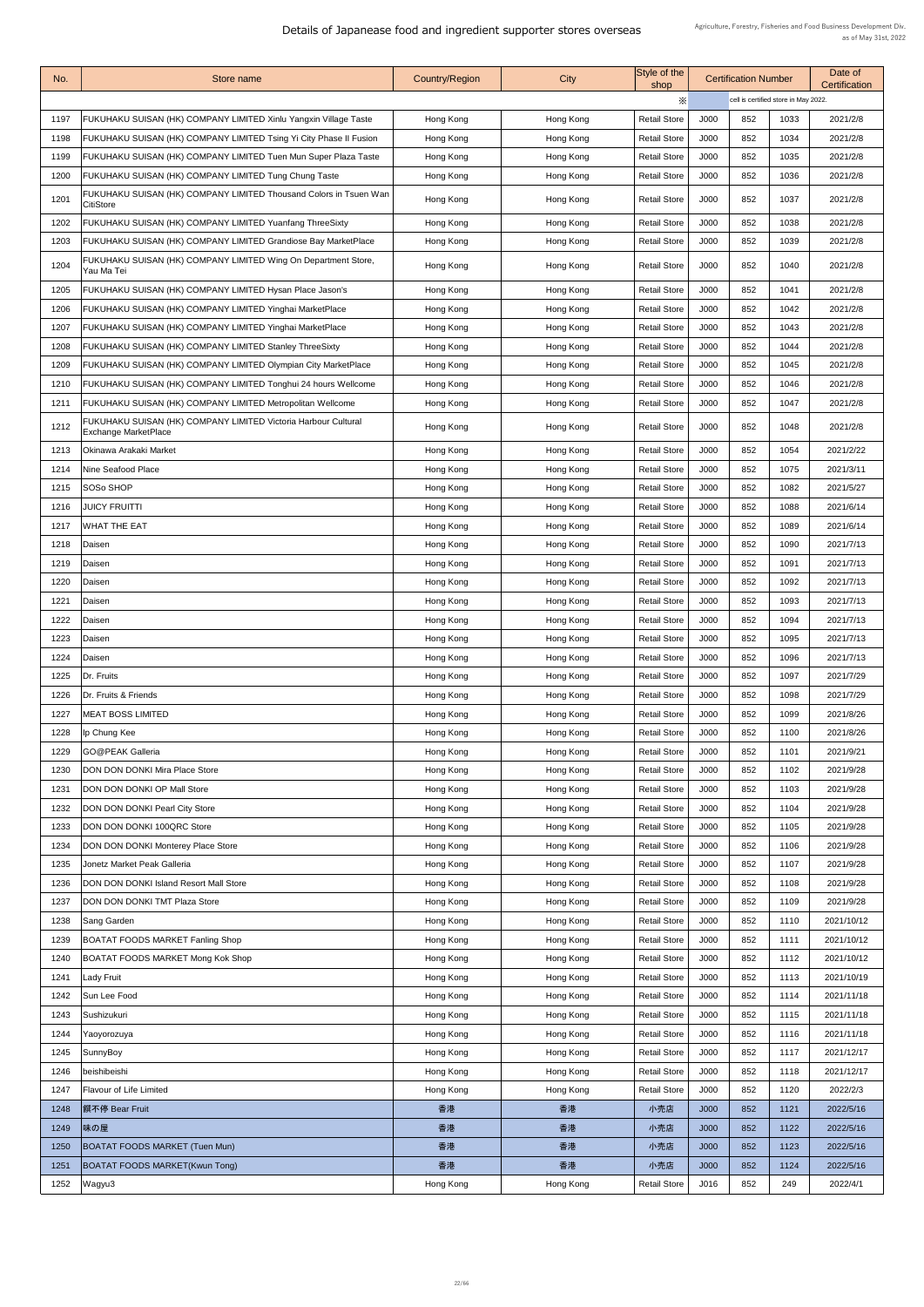# Details of Japanease food and ingredient supporter stores overseas

Agriculture, Forestry, Fisheries and Food Business Development Div.
as of May 31st, 2022

| No. | Store name | Country/Region | City | Style of the shop | Certification Number | | | Date of Certification |
|---|---|---|---|---|---|---|---|---|
| | | | | ※ | cell is certified store in May 2022. | | | |
| 1197 | FUKUHAKU SUISAN (HK) COMPANY LIMITED Xinlu Yangxin Village Taste | Hong Kong | Hong Kong | Retail Store | J000 | 852 | 1033 | 2021/2/8 |
| 1198 | FUKUHAKU SUISAN (HK) COMPANY LIMITED Tsing Yi City Phase II Fusion | Hong Kong | Hong Kong | Retail Store | J000 | 852 | 1034 | 2021/2/8 |
| 1199 | FUKUHAKU SUISAN (HK) COMPANY LIMITED Tuen Mun Super Plaza Taste | Hong Kong | Hong Kong | Retail Store | J000 | 852 | 1035 | 2021/2/8 |
| 1200 | FUKUHAKU SUISAN (HK) COMPANY LIMITED Tung Chung Taste | Hong Kong | Hong Kong | Retail Store | J000 | 852 | 1036 | 2021/2/8 |
| 1201 | FUKUHAKU SUISAN (HK) COMPANY LIMITED Thousand Colors in Tsuen Wan CitiStore | Hong Kong | Hong Kong | Retail Store | J000 | 852 | 1037 | 2021/2/8 |
| 1202 | FUKUHAKU SUISAN (HK) COMPANY LIMITED Yuanfang ThreeSixty | Hong Kong | Hong Kong | Retail Store | J000 | 852 | 1038 | 2021/2/8 |
| 1203 | FUKUHAKU SUISAN (HK) COMPANY LIMITED Grandiose Bay MarketPlace | Hong Kong | Hong Kong | Retail Store | J000 | 852 | 1039 | 2021/2/8 |
| 1204 | FUKUHAKU SUISAN (HK) COMPANY LIMITED Wing On Department Store, Yau Ma Tei | Hong Kong | Hong Kong | Retail Store | J000 | 852 | 1040 | 2021/2/8 |
| 1205 | FUKUHAKU SUISAN (HK) COMPANY LIMITED Hysan Place Jason's | Hong Kong | Hong Kong | Retail Store | J000 | 852 | 1041 | 2021/2/8 |
| 1206 | FUKUHAKU SUISAN (HK) COMPANY LIMITED Yinghai MarketPlace | Hong Kong | Hong Kong | Retail Store | J000 | 852 | 1042 | 2021/2/8 |
| 1207 | FUKUHAKU SUISAN (HK) COMPANY LIMITED Yinghai MarketPlace | Hong Kong | Hong Kong | Retail Store | J000 | 852 | 1043 | 2021/2/8 |
| 1208 | FUKUHAKU SUISAN (HK) COMPANY LIMITED Stanley ThreeSixty | Hong Kong | Hong Kong | Retail Store | J000 | 852 | 1044 | 2021/2/8 |
| 1209 | FUKUHAKU SUISAN (HK) COMPANY LIMITED Olympian City MarketPlace | Hong Kong | Hong Kong | Retail Store | J000 | 852 | 1045 | 2021/2/8 |
| 1210 | FUKUHAKU SUISAN (HK) COMPANY LIMITED Tonghui 24 hours Wellcome | Hong Kong | Hong Kong | Retail Store | J000 | 852 | 1046 | 2021/2/8 |
| 1211 | FUKUHAKU SUISAN (HK) COMPANY LIMITED Metropolitan Wellcome | Hong Kong | Hong Kong | Retail Store | J000 | 852 | 1047 | 2021/2/8 |
| 1212 | FUKUHAKU SUISAN (HK) COMPANY LIMITED Victoria Harbour Cultural Exchange MarketPlace | Hong Kong | Hong Kong | Retail Store | J000 | 852 | 1048 | 2021/2/8 |
| 1213 | Okinawa Arakaki Market | Hong Kong | Hong Kong | Retail Store | J000 | 852 | 1054 | 2021/2/22 |
| 1214 | Nine Seafood Place | Hong Kong | Hong Kong | Retail Store | J000 | 852 | 1075 | 2021/3/11 |
| 1215 | SOSo SHOP | Hong Kong | Hong Kong | Retail Store | J000 | 852 | 1082 | 2021/5/27 |
| 1216 | JUICY FRUITTI | Hong Kong | Hong Kong | Retail Store | J000 | 852 | 1088 | 2021/6/14 |
| 1217 | WHAT THE EAT | Hong Kong | Hong Kong | Retail Store | J000 | 852 | 1089 | 2021/6/14 |
| 1218 | Daisen | Hong Kong | Hong Kong | Retail Store | J000 | 852 | 1090 | 2021/7/13 |
| 1219 | Daisen | Hong Kong | Hong Kong | Retail Store | J000 | 852 | 1091 | 2021/7/13 |
| 1220 | Daisen | Hong Kong | Hong Kong | Retail Store | J000 | 852 | 1092 | 2021/7/13 |
| 1221 | Daisen | Hong Kong | Hong Kong | Retail Store | J000 | 852 | 1093 | 2021/7/13 |
| 1222 | Daisen | Hong Kong | Hong Kong | Retail Store | J000 | 852 | 1094 | 2021/7/13 |
| 1223 | Daisen | Hong Kong | Hong Kong | Retail Store | J000 | 852 | 1095 | 2021/7/13 |
| 1224 | Daisen | Hong Kong | Hong Kong | Retail Store | J000 | 852 | 1096 | 2021/7/13 |
| 1225 | Dr. Fruits | Hong Kong | Hong Kong | Retail Store | J000 | 852 | 1097 | 2021/7/29 |
| 1226 | Dr. Fruits & Friends | Hong Kong | Hong Kong | Retail Store | J000 | 852 | 1098 | 2021/7/29 |
| 1227 | MEAT BOSS LIMITED | Hong Kong | Hong Kong | Retail Store | J000 | 852 | 1099 | 2021/8/26 |
| 1228 | Ip Chung Kee | Hong Kong | Hong Kong | Retail Store | J000 | 852 | 1100 | 2021/8/26 |
| 1229 | GO@PEAK Galleria | Hong Kong | Hong Kong | Retail Store | J000 | 852 | 1101 | 2021/9/21 |
| 1230 | DON DON DONKI Mira Place Store | Hong Kong | Hong Kong | Retail Store | J000 | 852 | 1102 | 2021/9/28 |
| 1231 | DON DON DONKI OP Mall Store | Hong Kong | Hong Kong | Retail Store | J000 | 852 | 1103 | 2021/9/28 |
| 1232 | DON DON DONKI Pearl City Store | Hong Kong | Hong Kong | Retail Store | J000 | 852 | 1104 | 2021/9/28 |
| 1233 | DON DON DONKI 100QRC Store | Hong Kong | Hong Kong | Retail Store | J000 | 852 | 1105 | 2021/9/28 |
| 1234 | DON DON DONKI Monterey Place Store | Hong Kong | Hong Kong | Retail Store | J000 | 852 | 1106 | 2021/9/28 |
| 1235 | Jonetz Market Peak Galleria | Hong Kong | Hong Kong | Retail Store | J000 | 852 | 1107 | 2021/9/28 |
| 1236 | DON DON DONKI Island Resort Mall Store | Hong Kong | Hong Kong | Retail Store | J000 | 852 | 1108 | 2021/9/28 |
| 1237 | DON DON DONKI TMT Plaza Store | Hong Kong | Hong Kong | Retail Store | J000 | 852 | 1109 | 2021/9/28 |
| 1238 | Sang Garden | Hong Kong | Hong Kong | Retail Store | J000 | 852 | 1110 | 2021/10/12 |
| 1239 | BOATAT FOODS MARKET Fanling Shop | Hong Kong | Hong Kong | Retail Store | J000 | 852 | 1111 | 2021/10/12 |
| 1240 | BOATAT FOODS MARKET Mong Kok Shop | Hong Kong | Hong Kong | Retail Store | J000 | 852 | 1112 | 2021/10/12 |
| 1241 | Lady Fruit | Hong Kong | Hong Kong | Retail Store | J000 | 852 | 1113 | 2021/10/19 |
| 1242 | Sun Lee Food | Hong Kong | Hong Kong | Retail Store | J000 | 852 | 1114 | 2021/11/18 |
| 1243 | Sushizukuri | Hong Kong | Hong Kong | Retail Store | J000 | 852 | 1115 | 2021/11/18 |
| 1244 | Yaoyorozuya | Hong Kong | Hong Kong | Retail Store | J000 | 852 | 1116 | 2021/11/18 |
| 1245 | SunnyBoy | Hong Kong | Hong Kong | Retail Store | J000 | 852 | 1117 | 2021/12/17 |
| 1246 | beishibeishi | Hong Kong | Hong Kong | Retail Store | J000 | 852 | 1118 | 2021/12/17 |
| 1247 | Flavour of Life Limited | Hong Kong | Hong Kong | Retail Store | J000 | 852 | 1120 | 2022/2/3 |
| 1248 | 饃不停 Bear Fruit | 香港 | 香港 | 小売店 | J000 | 852 | 1121 | 2022/5/16 |
| 1249 | 味の屋 | 香港 | 香港 | 小売店 | J000 | 852 | 1122 | 2022/5/16 |
| 1250 | BOATAT FOODS MARKET (Tuen Mun) | 香港 | 香港 | 小売店 | J000 | 852 | 1123 | 2022/5/16 |
| 1251 | BOATAT FOODS MARKET(Kwun Tong) | 香港 | 香港 | 小売店 | J000 | 852 | 1124 | 2022/5/16 |
| 1252 | Wagyu3 | Hong Kong | Hong Kong | Retail Store | J016 | 852 | 249 | 2022/4/1 |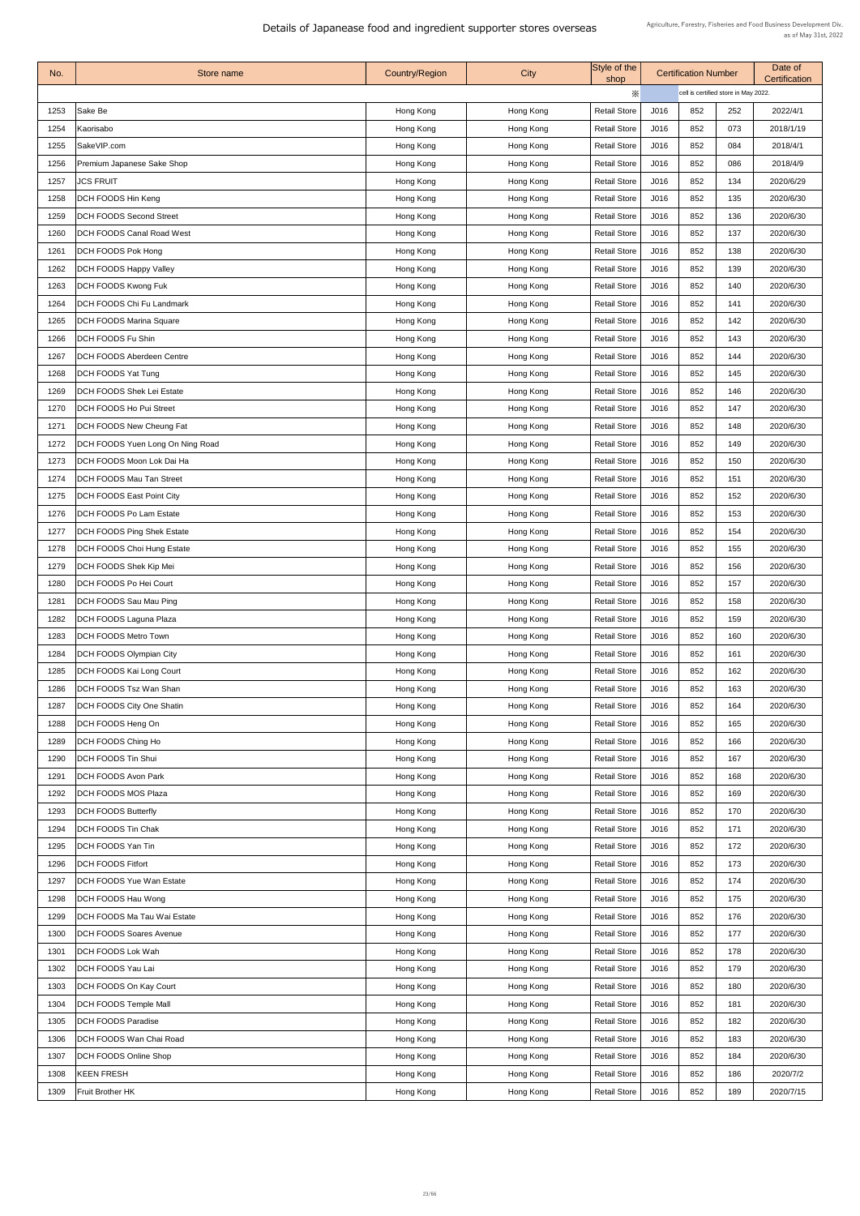# Details of Japanease food and ingredient supporter stores overseas

Agriculture, Forestry, Fisheries and Food Business Development Div.
as of May 31st, 2022

| No. | Store name | Country/Region | City | Style of the shop | Certification Number | | | Date of Certification |
|---|---|---|---|---|---|---|---|---|
| | | | | ※ | cell is certified store in May 2022. | | | |
| 1253 | Sake Be | Hong Kong | Hong Kong | Retail Store | J016 | 852 | 252 | 2022/4/1 |
| 1254 | Kaorisabo | Hong Kong | Hong Kong | Retail Store | J016 | 852 | 073 | 2018/1/19 |
| 1255 | SakeVIP.com | Hong Kong | Hong Kong | Retail Store | J016 | 852 | 084 | 2018/4/1 |
| 1256 | Premium Japanese Sake Shop | Hong Kong | Hong Kong | Retail Store | J016 | 852 | 086 | 2018/4/9 |
| 1257 | JCS FRUIT | Hong Kong | Hong Kong | Retail Store | J016 | 852 | 134 | 2020/6/29 |
| 1258 | DCH FOODS Hin Keng | Hong Kong | Hong Kong | Retail Store | J016 | 852 | 135 | 2020/6/30 |
| 1259 | DCH FOODS Second Street | Hong Kong | Hong Kong | Retail Store | J016 | 852 | 136 | 2020/6/30 |
| 1260 | DCH FOODS Canal Road West | Hong Kong | Hong Kong | Retail Store | J016 | 852 | 137 | 2020/6/30 |
| 1261 | DCH FOODS Pok Hong | Hong Kong | Hong Kong | Retail Store | J016 | 852 | 138 | 2020/6/30 |
| 1262 | DCH FOODS Happy Valley | Hong Kong | Hong Kong | Retail Store | J016 | 852 | 139 | 2020/6/30 |
| 1263 | DCH FOODS Kwong Fuk | Hong Kong | Hong Kong | Retail Store | J016 | 852 | 140 | 2020/6/30 |
| 1264 | DCH FOODS Chi Fu Landmark | Hong Kong | Hong Kong | Retail Store | J016 | 852 | 141 | 2020/6/30 |
| 1265 | DCH FOODS Marina Square | Hong Kong | Hong Kong | Retail Store | J016 | 852 | 142 | 2020/6/30 |
| 1266 | DCH FOODS Fu Shin | Hong Kong | Hong Kong | Retail Store | J016 | 852 | 143 | 2020/6/30 |
| 1267 | DCH FOODS Aberdeen Centre | Hong Kong | Hong Kong | Retail Store | J016 | 852 | 144 | 2020/6/30 |
| 1268 | DCH FOODS Yat Tung | Hong Kong | Hong Kong | Retail Store | J016 | 852 | 145 | 2020/6/30 |
| 1269 | DCH FOODS Shek Lei Estate | Hong Kong | Hong Kong | Retail Store | J016 | 852 | 146 | 2020/6/30 |
| 1270 | DCH FOODS Ho Pui Street | Hong Kong | Hong Kong | Retail Store | J016 | 852 | 147 | 2020/6/30 |
| 1271 | DCH FOODS New Cheung Fat | Hong Kong | Hong Kong | Retail Store | J016 | 852 | 148 | 2020/6/30 |
| 1272 | DCH FOODS Yuen Long On Ning Road | Hong Kong | Hong Kong | Retail Store | J016 | 852 | 149 | 2020/6/30 |
| 1273 | DCH FOODS Moon Lok Dai Ha | Hong Kong | Hong Kong | Retail Store | J016 | 852 | 150 | 2020/6/30 |
| 1274 | DCH FOODS Mau Tan Street | Hong Kong | Hong Kong | Retail Store | J016 | 852 | 151 | 2020/6/30 |
| 1275 | DCH FOODS East Point City | Hong Kong | Hong Kong | Retail Store | J016 | 852 | 152 | 2020/6/30 |
| 1276 | DCH FOODS Po Lam Estate | Hong Kong | Hong Kong | Retail Store | J016 | 852 | 153 | 2020/6/30 |
| 1277 | DCH FOODS Ping Shek Estate | Hong Kong | Hong Kong | Retail Store | J016 | 852 | 154 | 2020/6/30 |
| 1278 | DCH FOODS Choi Hung Estate | Hong Kong | Hong Kong | Retail Store | J016 | 852 | 155 | 2020/6/30 |
| 1279 | DCH FOODS Shek Kip Mei | Hong Kong | Hong Kong | Retail Store | J016 | 852 | 156 | 2020/6/30 |
| 1280 | DCH FOODS Po Hei Court | Hong Kong | Hong Kong | Retail Store | J016 | 852 | 157 | 2020/6/30 |
| 1281 | DCH FOODS Sau Mau Ping | Hong Kong | Hong Kong | Retail Store | J016 | 852 | 158 | 2020/6/30 |
| 1282 | DCH FOODS Laguna Plaza | Hong Kong | Hong Kong | Retail Store | J016 | 852 | 159 | 2020/6/30 |
| 1283 | DCH FOODS Metro Town | Hong Kong | Hong Kong | Retail Store | J016 | 852 | 160 | 2020/6/30 |
| 1284 | DCH FOODS Olympian City | Hong Kong | Hong Kong | Retail Store | J016 | 852 | 161 | 2020/6/30 |
| 1285 | DCH FOODS Kai Long Court | Hong Kong | Hong Kong | Retail Store | J016 | 852 | 162 | 2020/6/30 |
| 1286 | DCH FOODS Tsz Wan Shan | Hong Kong | Hong Kong | Retail Store | J016 | 852 | 163 | 2020/6/30 |
| 1287 | DCH FOODS City One Shatin | Hong Kong | Hong Kong | Retail Store | J016 | 852 | 164 | 2020/6/30 |
| 1288 | DCH FOODS Heng On | Hong Kong | Hong Kong | Retail Store | J016 | 852 | 165 | 2020/6/30 |
| 1289 | DCH FOODS Ching Ho | Hong Kong | Hong Kong | Retail Store | J016 | 852 | 166 | 2020/6/30 |
| 1290 | DCH FOODS Tin Shui | Hong Kong | Hong Kong | Retail Store | J016 | 852 | 167 | 2020/6/30 |
| 1291 | DCH FOODS Avon Park | Hong Kong | Hong Kong | Retail Store | J016 | 852 | 168 | 2020/6/30 |
| 1292 | DCH FOODS MOS Plaza | Hong Kong | Hong Kong | Retail Store | J016 | 852 | 169 | 2020/6/30 |
| 1293 | DCH FOODS Butterfly | Hong Kong | Hong Kong | Retail Store | J016 | 852 | 170 | 2020/6/30 |
| 1294 | DCH FOODS Tin Chak | Hong Kong | Hong Kong | Retail Store | J016 | 852 | 171 | 2020/6/30 |
| 1295 | DCH FOODS Yan Tin | Hong Kong | Hong Kong | Retail Store | J016 | 852 | 172 | 2020/6/30 |
| 1296 | DCH FOODS Fitfort | Hong Kong | Hong Kong | Retail Store | J016 | 852 | 173 | 2020/6/30 |
| 1297 | DCH FOODS Yue Wan Estate | Hong Kong | Hong Kong | Retail Store | J016 | 852 | 174 | 2020/6/30 |
| 1298 | DCH FOODS Hau Wong | Hong Kong | Hong Kong | Retail Store | J016 | 852 | 175 | 2020/6/30 |
| 1299 | DCH FOODS Ma Tau Wai Estate | Hong Kong | Hong Kong | Retail Store | J016 | 852 | 176 | 2020/6/30 |
| 1300 | DCH FOODS Soares Avenue | Hong Kong | Hong Kong | Retail Store | J016 | 852 | 177 | 2020/6/30 |
| 1301 | DCH FOODS Lok Wah | Hong Kong | Hong Kong | Retail Store | J016 | 852 | 178 | 2020/6/30 |
| 1302 | DCH FOODS Yau Lai | Hong Kong | Hong Kong | Retail Store | J016 | 852 | 179 | 2020/6/30 |
| 1303 | DCH FOODS On Kay Court | Hong Kong | Hong Kong | Retail Store | J016 | 852 | 180 | 2020/6/30 |
| 1304 | DCH FOODS Temple Mall | Hong Kong | Hong Kong | Retail Store | J016 | 852 | 181 | 2020/6/30 |
| 1305 | DCH FOODS Paradise | Hong Kong | Hong Kong | Retail Store | J016 | 852 | 182 | 2020/6/30 |
| 1306 | DCH FOODS Wan Chai Road | Hong Kong | Hong Kong | Retail Store | J016 | 852 | 183 | 2020/6/30 |
| 1307 | DCH FOODS Online Shop | Hong Kong | Hong Kong | Retail Store | J016 | 852 | 184 | 2020/6/30 |
| 1308 | KEEN FRESH | Hong Kong | Hong Kong | Retail Store | J016 | 852 | 186 | 2020/7/2 |
| 1309 | Fruit Brother HK | Hong Kong | Hong Kong | Retail Store | J016 | 852 | 189 | 2020/7/15 |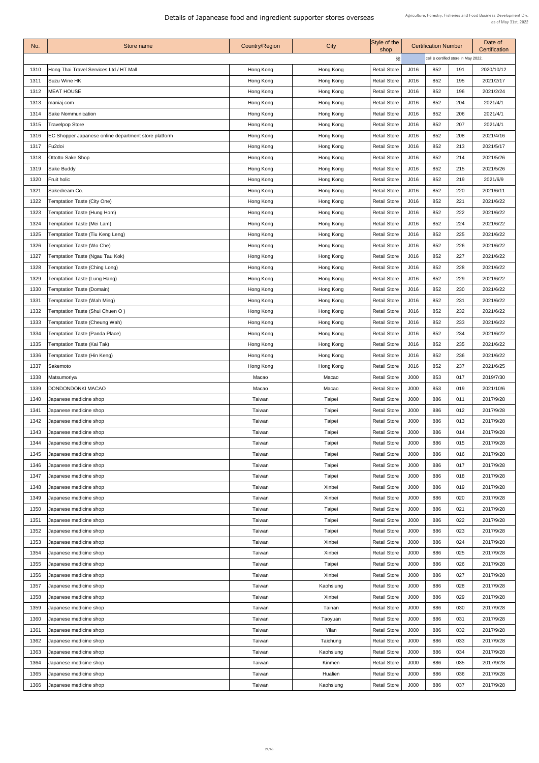# Details of Japanease food and ingredient supporter stores overseas

Agriculture, Forestry, Fisheries and Food Business Development Div.
as of May 31st, 2022

| No. | Store name | Country/Region | City | Style of the shop | Certification Number | | | Date of Certification |
|---|---|---|---|---|---|---|---|---|
| | | | | ※ | cell is certified store in May 2022. | | | |
| 1310 | Hong Thai Travel Services Ltd / HT Mall | Hong Kong | Hong Kong | Retail Store | J016 | 852 | 191 | 2020/10/12 |
| 1311 | Suzu Wine HK | Hong Kong | Hong Kong | Retail Store | J016 | 852 | 195 | 2021/2/17 |
| 1312 | MEAT HOUSE | Hong Kong | Hong Kong | Retail Store | J016 | 852 | 196 | 2021/2/24 |
| 1313 | maniaj.com | Hong Kong | Hong Kong | Retail Store | J016 | 852 | 204 | 2021/4/1 |
| 1314 | Sake Nommunication | Hong Kong | Hong Kong | Retail Store | J016 | 852 | 206 | 2021/4/1 |
| 1315 | Travelpop Store | Hong Kong | Hong Kong | Retail Store | J016 | 852 | 207 | 2021/4/1 |
| 1316 | EC Shopper Japanese online department store platform | Hong Kong | Hong Kong | Retail Store | J016 | 852 | 208 | 2021/4/16 |
| 1317 | Fu2doi | Hong Kong | Hong Kong | Retail Store | J016 | 852 | 213 | 2021/5/17 |
| 1318 | Ottotto Sake Shop | Hong Kong | Hong Kong | Retail Store | J016 | 852 | 214 | 2021/5/26 |
| 1319 | Sake Buddy | Hong Kong | Hong Kong | Retail Store | J016 | 852 | 215 | 2021/5/26 |
| 1320 | Fruit holic | Hong Kong | Hong Kong | Retail Store | J016 | 852 | 219 | 2021/6/9 |
| 1321 | Sakedream Co. | Hong Kong | Hong Kong | Retail Store | J016 | 852 | 220 | 2021/6/11 |
| 1322 | Temptation Taste (City One) | Hong Kong | Hong Kong | Retail Store | J016 | 852 | 221 | 2021/6/22 |
| 1323 | Temptation Taste (Hung Hom) | Hong Kong | Hong Kong | Retail Store | J016 | 852 | 222 | 2021/6/22 |
| 1324 | Temptation Taste (Mei Lam) | Hong Kong | Hong Kong | Retail Store | J016 | 852 | 224 | 2021/6/22 |
| 1325 | Temptation Taste (Tiu Keng Leng) | Hong Kong | Hong Kong | Retail Store | J016 | 852 | 225 | 2021/6/22 |
| 1326 | Temptation Taste (Wo Che) | Hong Kong | Hong Kong | Retail Store | J016 | 852 | 226 | 2021/6/22 |
| 1327 | Temptation Taste (Ngau Tau Kok) | Hong Kong | Hong Kong | Retail Store | J016 | 852 | 227 | 2021/6/22 |
| 1328 | Temptation Taste (Ching Long) | Hong Kong | Hong Kong | Retail Store | J016 | 852 | 228 | 2021/6/22 |
| 1329 | Temptation Taste (Lung Hang) | Hong Kong | Hong Kong | Retail Store | J016 | 852 | 229 | 2021/6/22 |
| 1330 | Temptation Taste (Domain) | Hong Kong | Hong Kong | Retail Store | J016 | 852 | 230 | 2021/6/22 |
| 1331 | Temptation Taste (Wah Ming) | Hong Kong | Hong Kong | Retail Store | J016 | 852 | 231 | 2021/6/22 |
| 1332 | Temptation Taste (Shui Chuen O ) | Hong Kong | Hong Kong | Retail Store | J016 | 852 | 232 | 2021/6/22 |
| 1333 | Temptation Taste (Cheung Wah) | Hong Kong | Hong Kong | Retail Store | J016 | 852 | 233 | 2021/6/22 |
| 1334 | Temptation Taste (Panda Place) | Hong Kong | Hong Kong | Retail Store | J016 | 852 | 234 | 2021/6/22 |
| 1335 | Temptation Taste (Kai Tak) | Hong Kong | Hong Kong | Retail Store | J016 | 852 | 235 | 2021/6/22 |
| 1336 | Temptation Taste (Hin Keng) | Hong Kong | Hong Kong | Retail Store | J016 | 852 | 236 | 2021/6/22 |
| 1337 | Sakemoto | Hong Kong | Hong Kong | Retail Store | J016 | 852 | 237 | 2021/6/25 |
| 1338 | Matsumoriya | Macao | Macao | Retail Store | J000 | 853 | 017 | 2019/7/30 |
| 1339 | DONDONDONKI MACAO | Macao | Macao | Retail Store | J000 | 853 | 019 | 2021/10/6 |
| 1340 | Japanese medicine shop | Taiwan | Taipei | Retail Store | J000 | 886 | 011 | 2017/9/28 |
| 1341 | Japanese medicine shop | Taiwan | Taipei | Retail Store | J000 | 886 | 012 | 2017/9/28 |
| 1342 | Japanese medicine shop | Taiwan | Taipei | Retail Store | J000 | 886 | 013 | 2017/9/28 |
| 1343 | Japanese medicine shop | Taiwan | Taipei | Retail Store | J000 | 886 | 014 | 2017/9/28 |
| 1344 | Japanese medicine shop | Taiwan | Taipei | Retail Store | J000 | 886 | 015 | 2017/9/28 |
| 1345 | Japanese medicine shop | Taiwan | Taipei | Retail Store | J000 | 886 | 016 | 2017/9/28 |
| 1346 | Japanese medicine shop | Taiwan | Taipei | Retail Store | J000 | 886 | 017 | 2017/9/28 |
| 1347 | Japanese medicine shop | Taiwan | Taipei | Retail Store | J000 | 886 | 018 | 2017/9/28 |
| 1348 | Japanese medicine shop | Taiwan | Xinbei | Retail Store | J000 | 886 | 019 | 2017/9/28 |
| 1349 | Japanese medicine shop | Taiwan | Xinbei | Retail Store | J000 | 886 | 020 | 2017/9/28 |
| 1350 | Japanese medicine shop | Taiwan | Taipei | Retail Store | J000 | 886 | 021 | 2017/9/28 |
| 1351 | Japanese medicine shop | Taiwan | Taipei | Retail Store | J000 | 886 | 022 | 2017/9/28 |
| 1352 | Japanese medicine shop | Taiwan | Taipei | Retail Store | J000 | 886 | 023 | 2017/9/28 |
| 1353 | Japanese medicine shop | Taiwan | Xinbei | Retail Store | J000 | 886 | 024 | 2017/9/28 |
| 1354 | Japanese medicine shop | Taiwan | Xinbei | Retail Store | J000 | 886 | 025 | 2017/9/28 |
| 1355 | Japanese medicine shop | Taiwan | Taipei | Retail Store | J000 | 886 | 026 | 2017/9/28 |
| 1356 | Japanese medicine shop | Taiwan | Xinbei | Retail Store | J000 | 886 | 027 | 2017/9/28 |
| 1357 | Japanese medicine shop | Taiwan | Kaohsiung | Retail Store | J000 | 886 | 028 | 2017/9/28 |
| 1358 | Japanese medicine shop | Taiwan | Xinbei | Retail Store | J000 | 886 | 029 | 2017/9/28 |
| 1359 | Japanese medicine shop | Taiwan | Tainan | Retail Store | J000 | 886 | 030 | 2017/9/28 |
| 1360 | Japanese medicine shop | Taiwan | Taoyuan | Retail Store | J000 | 886 | 031 | 2017/9/28 |
| 1361 | Japanese medicine shop | Taiwan | Yilan | Retail Store | J000 | 886 | 032 | 2017/9/28 |
| 1362 | Japanese medicine shop | Taiwan | Taichung | Retail Store | J000 | 886 | 033 | 2017/9/28 |
| 1363 | Japanese medicine shop | Taiwan | Kaohsiung | Retail Store | J000 | 886 | 034 | 2017/9/28 |
| 1364 | Japanese medicine shop | Taiwan | Kinmen | Retail Store | J000 | 886 | 035 | 2017/9/28 |
| 1365 | Japanese medicine shop | Taiwan | Hualien | Retail Store | J000 | 886 | 036 | 2017/9/28 |
| 1366 | Japanese medicine shop | Taiwan | Kaohsiung | Retail Store | J000 | 886 | 037 | 2017/9/28 |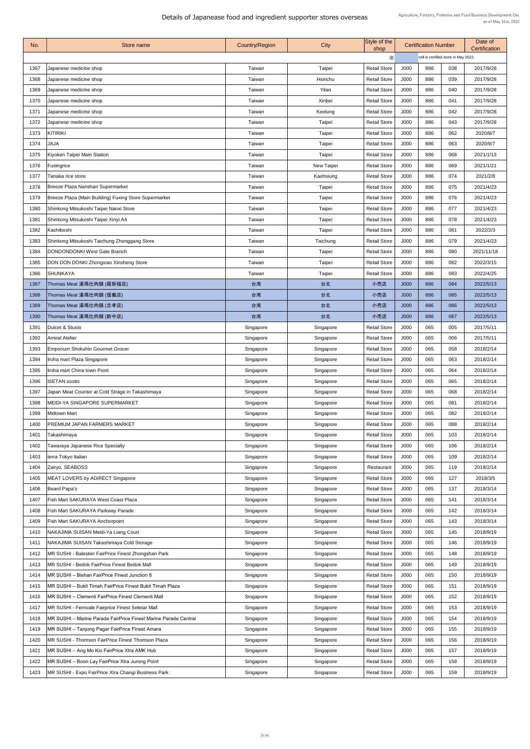# Details of Japanease food and ingredient supporter stores overseas

Agriculture, Forestry, Fisheries and Food Business Development Div.
as of May 31st, 2022

| No. | Store name | Country/Region | City | Style of the shop | Certification Number | | | Date of Certification |
|---|---|---|---|---|---|---|---|---|
| | | | | ※ | cell is certified store in May 2022. | | | |
| 1367 | Japanese medicine shop | Taiwan | Taipei | Retail Store | J000 | 886 | 038 | 2017/9/28 |
| 1368 | Japanese medicine shop | Taiwan | Hsinchu | Retail Store | J000 | 886 | 039 | 2017/9/28 |
| 1369 | Japanese medicine shop | Taiwan | Yilan | Retail Store | J000 | 886 | 040 | 2017/9/28 |
| 1370 | Japanese medicine shop | Taiwan | Xinbei | Retail Store | J000 | 886 | 041 | 2017/9/28 |
| 1371 | Japanese medicine shop | Taiwan | Keelung | Retail Store | J000 | 886 | 042 | 2017/9/28 |
| 1372 | Japanese medicine shop | Taiwan | Taipei | Retail Store | J000 | 886 | 043 | 2017/9/28 |
| 1373 | KITIRIKI | Taiwan | Taipei | Retail Store | J000 | 886 | 062 | 2020/8/7 |
| 1374 | JAJA | Taiwan | Taipei | Retail Store | J000 | 886 | 063 | 2020/8/7 |
| 1375 | Kiyoken Taipei Main Station | Taiwan | Taipei | Retail Store | J000 | 886 | 068 | 2021/1/13 |
| 1376 | Fusingrice | Taiwan | New Taipei | Retail Store | J000 | 886 | 069 | 2021/1/21 |
| 1377 | Tanaka rice store | Taiwan | Kaohsiung | Retail Store | J000 | 886 | 074 | 2021/2/8 |
| 1378 | Breeze Plaza Nanshan Supermarket | Taiwan | Taipei | Retail Store | J000 | 886 | 075 | 2021/4/23 |
| 1379 | Breeze Plaza (Main Building) Fuxing Store Supermarket | Taiwan | Taipei | Retail Store | J000 | 886 | 076 | 2021/4/23 |
| 1380 | Shinkong Mitsukoshi Taipei Nanxi Store | Taiwan | Taipei | Retail Store | J000 | 886 | 077 | 2021/4/23 |
| 1381 | Shinkong Mitsukoshi Taipei Xinyi A4 | Taiwan | Taipei | Retail Store | J000 | 886 | 078 | 2021/4/23 |
| 1382 | Kachiboshi | Taiwan | Taipei | Retail Store | J000 | 886 | 081 | 2022/2/3 |
| 1383 | Shinkong Mitsukoshi Taichung Zhonggang Store | Taiwan | Taichung | Retail Store | J000 | 886 | 079 | 2021/4/23 |
| 1384 | DONDONDONKI West Gate Branch | Taiwan | Taipei | Retail Store | J000 | 886 | 080 | 2021/11/18 |
| 1385 | DON DON DONKI Zhongxiao Xinsheng Store | Taiwan | Taipei | Retail Store | J000 | 886 | 082 | 2022/3/15 |
| 1386 | SHUNKAYA | Taiwan | Taipei | Retail Store | J000 | 886 | 083 | 2022/4/25 |
| 1387 | Thomas Meat 湯瑪仕肉舖 (羅斯福店) | 台湾 | 台北 | 小売店 | J000 | 886 | 084 | 2022/5/13 |
| 1388 | Thomas Meat 湯瑪仕肉舖 (信義店) | 台湾 | 台北 | 小売店 | J000 | 886 | 085 | 2022/5/13 |
| 1389 | Thomas Meat 湯瑪仕肉舖 (忠孝店) | 台湾 | 台北 | 小売店 | J000 | 886 | 086 | 2022/5/13 |
| 1390 | Thomas Meat 湯瑪仕肉舖 (新中店) | 台湾 | 台北 | 小売店 | J000 | 886 | 087 | 2022/5/13 |
| 1391 | Dulcet & Stusio | Singapore | Singapore | Retail Store | J000 | 065 | 005 | 2017/5/11 |
| 1392 | Amiral Atelier | Singapore | Singapore | Retail Store | J000 | 065 | 006 | 2017/5/11 |
| 1393 | Emporium Shokuhin Gourmet Grocer | Singapore | Singapore | Retail Store | J000 | 065 | 058 | 2018/2/14 |
| 1394 | Iroha mart Plaza Singapore | Singapore | Singapore | Retail Store | J000 | 065 | 063 | 2018/2/14 |
| 1395 | Iroha mart China town Point | Singapore | Singapore | Retail Store | J000 | 065 | 064 | 2018/2/14 |
| 1396 | ISETAN scotts | Singapore | Singapore | Retail Store | J000 | 065 | 065 | 2018/2/14 |
| 1397 | Japan Meat Counter at Cold Strage in Takashimaya | Singapore | Singapore | Retail Store | J000 | 065 | 068 | 2018/2/14 |
| 1398 | MEIDI-YA SINGAPORE SUPERMARKET | Singapore | Singapore | Retail Store | J000 | 065 | 081 | 2018/2/14 |
| 1399 | Midtown Mart | Singapore | Singapore | Retail Store | J000 | 065 | 082 | 2018/2/14 |
| 1400 | PREMIUM JAPAN FARMERS MARKET | Singapore | Singapore | Retail Store | J000 | 065 | 088 | 2018/2/14 |
| 1401 | Takashimaya | Singapore | Singapore | Retail Store | J000 | 065 | 103 | 2018/2/14 |
| 1402 | Tawaraya Japanese Rice Specialty | Singapore | Singapore | Retail Store | J000 | 065 | 106 | 2018/2/14 |
| 1403 | terra Tokyo Italian | Singapore | Singapore | Retail Store | J000 | 065 | 109 | 2018/2/14 |
| 1404 | Zairyo, SEABOSS | Singapore | Singapore | Restaurant | J000 | 065 | 119 | 2018/2/14 |
| 1405 | MEAT LOVERS by ADiRECT Singapore | Singapore | Singapore | Retail Store | J000 | 065 | 127 | 2018/3/5 |
| 1406 | Beard Papa's | Singapore | Singapore | Retail Store | J000 | 065 | 137 | 2018/3/14 |
| 1407 | Fish Mart SAKURAYA West Coast Plaza | Singapore | Singapore | Retail Store | J000 | 065 | 141 | 2018/3/14 |
| 1408 | Fish Mart SAKURAYA Parkway Parade | Singapore | Singapore | Retail Store | J000 | 065 | 142 | 2018/3/14 |
| 1409 | Fish Mart SAKURAYA Anchorpoint | Singapore | Singapore | Retail Store | J000 | 065 | 143 | 2018/3/14 |
| 1410 | NAKAJIMA SUISAN Meidi-Ya Liang Court | Singapore | Singapore | Retail Store | J000 | 065 | 145 | 2018/9/19 |
| 1411 | NAKAJIMA SUISAN Takashimaya Cold Storage | Singapore | Singapore | Retail Store | J000 | 065 | 146 | 2018/9/19 |
| 1412 | MR SUSHI - Balestier FairPrice Finest Zhongshan Park | Singapore | Singapore | Retail Store | J000 | 065 | 148 | 2018/9/19 |
| 1413 | MR SUSHI - Bedok FairPrice Finest Bedok Mall | Singapore | Singapore | Retail Store | J000 | 065 | 149 | 2018/9/19 |
| 1414 | MR SUSHI – Bishan FairPrice Finest Junction 8 | Singapore | Singapore | Retail Store | J000 | 065 | 150 | 2018/9/19 |
| 1415 | MR SUSHI – Bukit Timah FairPrice Finest Bukit Timah Plaza | Singapore | Singapore | Retail Store | J000 | 065 | 151 | 2018/9/19 |
| 1416 | MR SUSHI – Clementi FairPrice Finest Clementi Mall | Singapore | Singapore | Retail Store | J000 | 065 | 152 | 2018/9/19 |
| 1417 | MR SUSHI - Fernvale Fairprice Finest Seletar Mall | Singapore | Singapore | Retail Store | J000 | 065 | 153 | 2018/9/19 |
| 1418 | MR SUSHI – Marine Parade FairPrice Finest Marine Parade Central | Singapore | Singapore | Retail Store | J000 | 065 | 154 | 2018/9/19 |
| 1419 | MR SUSHI – Tanjong Pagar FairPrice Finest Amara | Singapore | Singapore | Retail Store | J000 | 065 | 155 | 2018/9/19 |
| 1420 | MR SUSHI - Thomson FairPrice Finest Thomson Plaza | Singapore | Singapore | Retail Store | J000 | 065 | 156 | 2018/9/19 |
| 1421 | MR SUSHI – Ang Mo Kio FairPrice Xtra AMK Hub | Singapore | Singapore | Retail Store | J000 | 065 | 157 | 2018/9/19 |
| 1422 | MR SUSHI – Boon Lay FairPrice Xtra Jurong Point | Singapore | Singapore | Retail Store | J000 | 065 | 158 | 2018/9/19 |
| 1423 | MR SUSHI - Expo FairPrice Xtra Changi Business Park | Singapore | Singapore | Retail Store | J000 | 065 | 159 | 2018/9/19 |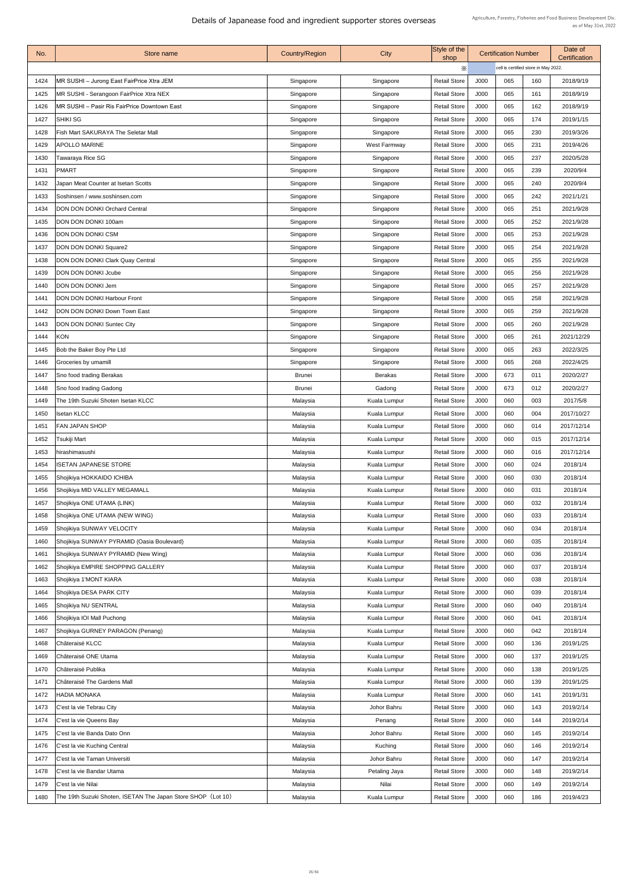# Details of Japanease food and ingredient supporter stores overseas

Agriculture, Forestry, Fisheries and Food Business Development Div.
as of May 31st, 2022

| No. | Store name | Country/Region | City | Style of the shop | Certification Number | | | Date of Certification |
|---|---|---|---|---|---|---|---|---|
| | | | | ※ | cell is certified store in May 2022. | | | |
| 1424 | MR SUSHI – Jurong East FairPrice Xtra JEM | Singapore | Singapore | Retail Store | J000 | 065 | 160 | 2018/9/19 |
| 1425 | MR SUSHI - Serangoon FairPrice Xtra NEX | Singapore | Singapore | Retail Store | J000 | 065 | 161 | 2018/9/19 |
| 1426 | MR SUSHI – Pasir Ris FairPrice Downtown East | Singapore | Singapore | Retail Store | J000 | 065 | 162 | 2018/9/19 |
| 1427 | SHIKI SG | Singapore | Singapore | Retail Store | J000 | 065 | 174 | 2019/1/15 |
| 1428 | Fish Mart SAKURAYA The Seletar Mall | Singapore | Singapore | Retail Store | J000 | 065 | 230 | 2019/3/26 |
| 1429 | APOLLO MARINE | Singapore | West Farmway | Retail Store | J000 | 065 | 231 | 2019/4/26 |
| 1430 | Tawaraya Rice SG | Singapore | Singapore | Retail Store | J000 | 065 | 237 | 2020/5/28 |
| 1431 | PMART | Singapore | Singapore | Retail Store | J000 | 065 | 239 | 2020/9/4 |
| 1432 | Japan Meat Counter at Isetan Scotts | Singapore | Singapore | Retail Store | J000 | 065 | 240 | 2020/9/4 |
| 1433 | Soshinsen / www.soshinsen.com | Singapore | Singapore | Retail Store | J000 | 065 | 242 | 2021/1/21 |
| 1434 | DON DON DONKI Orchard Central | Singapore | Singapore | Retail Store | J000 | 065 | 251 | 2021/9/28 |
| 1435 | DON DON DONKI 100am | Singapore | Singapore | Retail Store | J000 | 065 | 252 | 2021/9/28 |
| 1436 | DON DON DONKI CSM | Singapore | Singapore | Retail Store | J000 | 065 | 253 | 2021/9/28 |
| 1437 | DON DON DONKI Square2 | Singapore | Singapore | Retail Store | J000 | 065 | 254 | 2021/9/28 |
| 1438 | DON DON DONKI Clark Quay Central | Singapore | Singapore | Retail Store | J000 | 065 | 255 | 2021/9/28 |
| 1439 | DON DON DONKI Jcube | Singapore | Singapore | Retail Store | J000 | 065 | 256 | 2021/9/28 |
| 1440 | DON DON DONKI Jem | Singapore | Singapore | Retail Store | J000 | 065 | 257 | 2021/9/28 |
| 1441 | DON DON DONKI Harbour Front | Singapore | Singapore | Retail Store | J000 | 065 | 258 | 2021/9/28 |
| 1442 | DON DON DONKI Down Town East | Singapore | Singapore | Retail Store | J000 | 065 | 259 | 2021/9/28 |
| 1443 | DON DON DONKI Suntec City | Singapore | Singapore | Retail Store | J000 | 065 | 260 | 2021/9/28 |
| 1444 | KON | Singapore | Singapore | Retail Store | J000 | 065 | 261 | 2021/12/29 |
| 1445 | Bob the Baker Boy Pte Ltd | Singapore | Singapore | Retail Store | J000 | 065 | 263 | 2022/3/25 |
| 1446 | Groceries by umamill | Singapore | Singapore | Retail Store | J000 | 065 | 268 | 2022/4/25 |
| 1447 | Sno food trading Berakas | Brunei | Berakas | Retail Store | J000 | 673 | 011 | 2020/2/27 |
| 1448 | Sno food trading Gadong | Brunei | Gadong | Retail Store | J000 | 673 | 012 | 2020/2/27 |
| 1449 | The 19th Suzuki Shoten Isetan KLCC | Malaysia | Kuala Lumpur | Retail Store | J000 | 060 | 003 | 2017/5/8 |
| 1450 | Isetan KLCC | Malaysia | Kuala Lumpur | Retail Store | J000 | 060 | 004 | 2017/10/27 |
| 1451 | FAN JAPAN SHOP | Malaysia | Kuala Lumpur | Retail Store | J000 | 060 | 014 | 2017/12/14 |
| 1452 | Tsukiji Mart | Malaysia | Kuala Lumpur | Retail Store | J000 | 060 | 015 | 2017/12/14 |
| 1453 | hirashimasushi | Malaysia | Kuala Lumpur | Retail Store | J000 | 060 | 016 | 2017/12/14 |
| 1454 | ISETAN JAPANESE STORE | Malaysia | Kuala Lumpur | Retail Store | J000 | 060 | 024 | 2018/1/4 |
| 1455 | Shojikiya HOKKAIDO ICHIBA | Malaysia | Kuala Lumpur | Retail Store | J000 | 060 | 030 | 2018/1/4 |
| 1456 | Shojikiya MID VALLEY MEGAMALL | Malaysia | Kuala Lumpur | Retail Store | J000 | 060 | 031 | 2018/1/4 |
| 1457 | Shojikiya ONE UTAMA (LINK) | Malaysia | Kuala Lumpur | Retail Store | J000 | 060 | 032 | 2018/1/4 |
| 1458 | Shojikiya ONE UTAMA (NEW WING) | Malaysia | Kuala Lumpur | Retail Store | J000 | 060 | 033 | 2018/1/4 |
| 1459 | Shojikiya SUNWAY VELOCITY | Malaysia | Kuala Lumpur | Retail Store | J000 | 060 | 034 | 2018/1/4 |
| 1460 | Shojikiya SUNWAY PYRAMID (Oasia Boulevard) | Malaysia | Kuala Lumpur | Retail Store | J000 | 060 | 035 | 2018/1/4 |
| 1461 | Shojikiya SUNWAY PYRAMID (New Wing) | Malaysia | Kuala Lumpur | Retail Store | J000 | 060 | 036 | 2018/1/4 |
| 1462 | Shojikiya EMPIRE SHOPPING GALLERY | Malaysia | Kuala Lumpur | Retail Store | J000 | 060 | 037 | 2018/1/4 |
| 1463 | Shojikiya 1'MONT KIARA | Malaysia | Kuala Lumpur | Retail Store | J000 | 060 | 038 | 2018/1/4 |
| 1464 | Shojikiya DESA PARK CITY | Malaysia | Kuala Lumpur | Retail Store | J000 | 060 | 039 | 2018/1/4 |
| 1465 | Shojikiya NU SENTRAL | Malaysia | Kuala Lumpur | Retail Store | J000 | 060 | 040 | 2018/1/4 |
| 1466 | Shojikiya IOI Mall Puchong | Malaysia | Kuala Lumpur | Retail Store | J000 | 060 | 041 | 2018/1/4 |
| 1467 | Shojikiya GURNEY PARAGON (Penang) | Malaysia | Kuala Lumpur | Retail Store | J000 | 060 | 042 | 2018/1/4 |
| 1468 | Châteraisé KLCC | Malaysia | Kuala Lumpur | Retail Store | J000 | 060 | 136 | 2019/1/25 |
| 1469 | Châteraisé ONE Utama | Malaysia | Kuala Lumpur | Retail Store | J000 | 060 | 137 | 2019/1/25 |
| 1470 | Châteraisé Publika | Malaysia | Kuala Lumpur | Retail Store | J000 | 060 | 138 | 2019/1/25 |
| 1471 | Châteraisé The Gardens Mall | Malaysia | Kuala Lumpur | Retail Store | J000 | 060 | 139 | 2019/1/25 |
| 1472 | HADIA MONAKA | Malaysia | Kuala Lumpur | Retail Store | J000 | 060 | 141 | 2019/1/31 |
| 1473 | C'est la vie Tebrau City | Malaysia | Johor Bahru | Retail Store | J000 | 060 | 143 | 2019/2/14 |
| 1474 | C'est la vie Queens Bay | Malaysia | Penang | Retail Store | J000 | 060 | 144 | 2019/2/14 |
| 1475 | C'est la vie Banda Dato Onn | Malaysia | Johor Bahru | Retail Store | J000 | 060 | 145 | 2019/2/14 |
| 1476 | C'est la vie Kuching Central | Malaysia | Kuching | Retail Store | J000 | 060 | 146 | 2019/2/14 |
| 1477 | C'est la vie Taman Universiti | Malaysia | Johor Bahru | Retail Store | J000 | 060 | 147 | 2019/2/14 |
| 1478 | C'est la vie Bandar Utama | Malaysia | Petaling Jaya | Retail Store | J000 | 060 | 148 | 2019/2/14 |
| 1479 | C'est la vie Nilai | Malaysia | Nilai | Retail Store | J000 | 060 | 149 | 2019/2/14 |
| 1480 | The 19th Suzuki Shoten, ISETAN The Japan Store SHOP（Lot 10） | Malaysia | Kuala Lumpur | Retail Store | J000 | 060 | 186 | 2019/4/23 |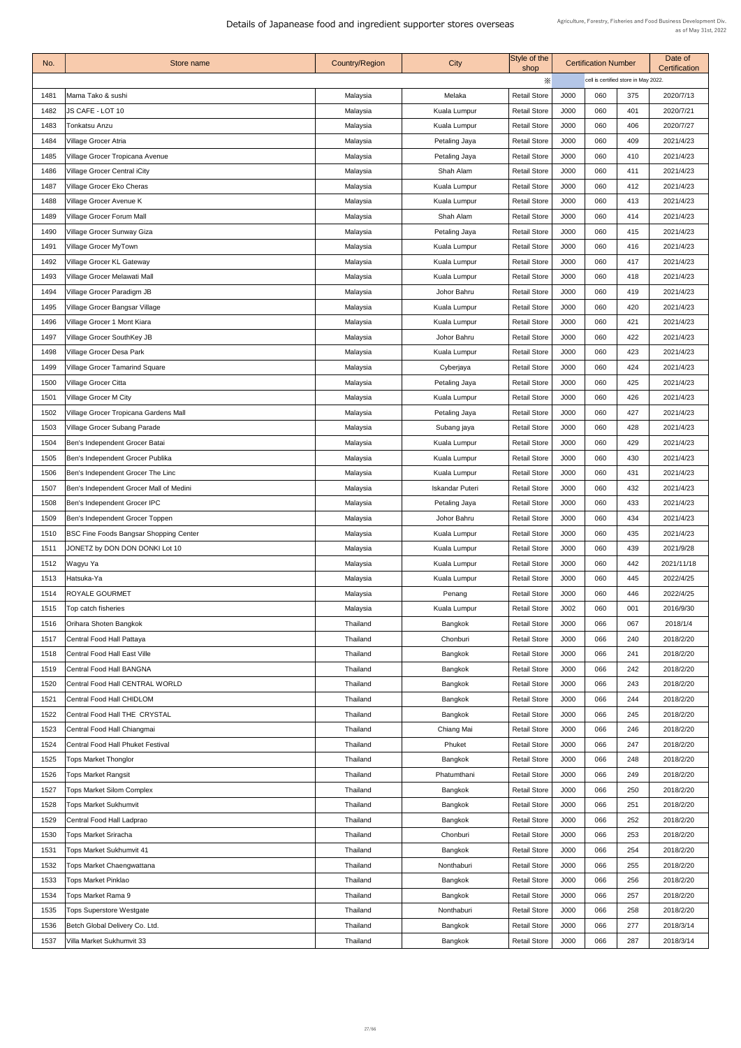# Details of Japanease food and ingredient supporter stores overseas

Agriculture, Forestry, Fisheries and Food Business Development Div.
as of May 31st, 2022

| No. | Store name | Country/Region | City | Style of the shop | Certification Number | | | Date of Certification |
|---|---|---|---|---|---|---|---|---|
| | | | | ※ | cell is certified store in May 2022. | | | |
| 1481 | Mama Tako & sushi | Malaysia | Melaka | Retail Store | J000 | 060 | 375 | 2020/7/13 |
| 1482 | JS CAFE - LOT 10 | Malaysia | Kuala Lumpur | Retail Store | J000 | 060 | 401 | 2020/7/21 |
| 1483 | Tonkatsu Anzu | Malaysia | Kuala Lumpur | Retail Store | J000 | 060 | 406 | 2020/7/27 |
| 1484 | Village Grocer Atria | Malaysia | Petaling Jaya | Retail Store | J000 | 060 | 409 | 2021/4/23 |
| 1485 | Village Grocer Tropicana Avenue | Malaysia | Petaling Jaya | Retail Store | J000 | 060 | 410 | 2021/4/23 |
| 1486 | Village Grocer Central iCity | Malaysia | Shah Alam | Retail Store | J000 | 060 | 411 | 2021/4/23 |
| 1487 | Village Grocer Eko Cheras | Malaysia | Kuala Lumpur | Retail Store | J000 | 060 | 412 | 2021/4/23 |
| 1488 | Village Grocer Avenue K | Malaysia | Kuala Lumpur | Retail Store | J000 | 060 | 413 | 2021/4/23 |
| 1489 | Village Grocer Forum Mall | Malaysia | Shah Alam | Retail Store | J000 | 060 | 414 | 2021/4/23 |
| 1490 | Village Grocer Sunway Giza | Malaysia | Petaling Jaya | Retail Store | J000 | 060 | 415 | 2021/4/23 |
| 1491 | Village Grocer MyTown | Malaysia | Kuala Lumpur | Retail Store | J000 | 060 | 416 | 2021/4/23 |
| 1492 | Village Grocer KL Gateway | Malaysia | Kuala Lumpur | Retail Store | J000 | 060 | 417 | 2021/4/23 |
| 1493 | Village Grocer Melawati Mall | Malaysia | Kuala Lumpur | Retail Store | J000 | 060 | 418 | 2021/4/23 |
| 1494 | Village Grocer Paradigm JB | Malaysia | Johor Bahru | Retail Store | J000 | 060 | 419 | 2021/4/23 |
| 1495 | Village Grocer Bangsar Village | Malaysia | Kuala Lumpur | Retail Store | J000 | 060 | 420 | 2021/4/23 |
| 1496 | Village Grocer 1 Mont Kiara | Malaysia | Kuala Lumpur | Retail Store | J000 | 060 | 421 | 2021/4/23 |
| 1497 | Village Grocer SouthKey JB | Malaysia | Johor Bahru | Retail Store | J000 | 060 | 422 | 2021/4/23 |
| 1498 | Village Grocer Desa Park | Malaysia | Kuala Lumpur | Retail Store | J000 | 060 | 423 | 2021/4/23 |
| 1499 | Village Grocer Tamarind Square | Malaysia | Cyberjaya | Retail Store | J000 | 060 | 424 | 2021/4/23 |
| 1500 | Village Grocer Citta | Malaysia | Petaling Jaya | Retail Store | J000 | 060 | 425 | 2021/4/23 |
| 1501 | Village Grocer M City | Malaysia | Kuala Lumpur | Retail Store | J000 | 060 | 426 | 2021/4/23 |
| 1502 | Village Grocer Tropicana Gardens Mall | Malaysia | Petaling Jaya | Retail Store | J000 | 060 | 427 | 2021/4/23 |
| 1503 | Village Grocer Subang Parade | Malaysia | Subang jaya | Retail Store | J000 | 060 | 428 | 2021/4/23 |
| 1504 | Ben's Independent Grocer Batai | Malaysia | Kuala Lumpur | Retail Store | J000 | 060 | 429 | 2021/4/23 |
| 1505 | Ben's Independent Grocer Publika | Malaysia | Kuala Lumpur | Retail Store | J000 | 060 | 430 | 2021/4/23 |
| 1506 | Ben's Independent Grocer The Linc | Malaysia | Kuala Lumpur | Retail Store | J000 | 060 | 431 | 2021/4/23 |
| 1507 | Ben's Independent Grocer Mall of Medini | Malaysia | Iskandar Puteri | Retail Store | J000 | 060 | 432 | 2021/4/23 |
| 1508 | Ben's Independent Grocer IPC | Malaysia | Petaling Jaya | Retail Store | J000 | 060 | 433 | 2021/4/23 |
| 1509 | Ben's Independent Grocer Toppen | Malaysia | Johor Bahru | Retail Store | J000 | 060 | 434 | 2021/4/23 |
| 1510 | BSC Fine Foods Bangsar Shopping Center | Malaysia | Kuala Lumpur | Retail Store | J000 | 060 | 435 | 2021/4/23 |
| 1511 | JONETZ by DON DON DONKI Lot 10 | Malaysia | Kuala Lumpur | Retail Store | J000 | 060 | 439 | 2021/9/28 |
| 1512 | Wagyu Ya | Malaysia | Kuala Lumpur | Retail Store | J000 | 060 | 442 | 2021/11/18 |
| 1513 | Hatsuka-Ya | Malaysia | Kuala Lumpur | Retail Store | J000 | 060 | 445 | 2022/4/25 |
| 1514 | ROYALE GOURMET | Malaysia | Penang | Retail Store | J000 | 060 | 446 | 2022/4/25 |
| 1515 | Top catch fisheries | Malaysia | Kuala Lumpur | Retail Store | J002 | 060 | 001 | 2016/9/30 |
| 1516 | Orihara Shoten Bangkok | Thailand | Bangkok | Retail Store | J000 | 066 | 067 | 2018/1/4 |
| 1517 | Central Food Hall Pattaya | Thailand | Chonburi | Retail Store | J000 | 066 | 240 | 2018/2/20 |
| 1518 | Central Food Hall East Ville | Thailand | Bangkok | Retail Store | J000 | 066 | 241 | 2018/2/20 |
| 1519 | Central Food Hall BANGNA | Thailand | Bangkok | Retail Store | J000 | 066 | 242 | 2018/2/20 |
| 1520 | Central Food Hall CENTRAL WORLD | Thailand | Bangkok | Retail Store | J000 | 066 | 243 | 2018/2/20 |
| 1521 | Central Food Hall CHIDLOM | Thailand | Bangkok | Retail Store | J000 | 066 | 244 | 2018/2/20 |
| 1522 | Central Food Hall THE CRYSTAL | Thailand | Bangkok | Retail Store | J000 | 066 | 245 | 2018/2/20 |
| 1523 | Central Food Hall Chiangmai | Thailand | Chiang Mai | Retail Store | J000 | 066 | 246 | 2018/2/20 |
| 1524 | Central Food Hall Phuket Festival | Thailand | Phuket | Retail Store | J000 | 066 | 247 | 2018/2/20 |
| 1525 | Tops Market Thonglor | Thailand | Bangkok | Retail Store | J000 | 066 | 248 | 2018/2/20 |
| 1526 | Tops Market Rangsit | Thailand | Phatumthani | Retail Store | J000 | 066 | 249 | 2018/2/20 |
| 1527 | Tops Market Silom Complex | Thailand | Bangkok | Retail Store | J000 | 066 | 250 | 2018/2/20 |
| 1528 | Tops Market Sukhumvit | Thailand | Bangkok | Retail Store | J000 | 066 | 251 | 2018/2/20 |
| 1529 | Central Food Hall Ladprao | Thailand | Bangkok | Retail Store | J000 | 066 | 252 | 2018/2/20 |
| 1530 | Tops Market Sriracha | Thailand | Chonburi | Retail Store | J000 | 066 | 253 | 2018/2/20 |
| 1531 | Tops Market Sukhumvit 41 | Thailand | Bangkok | Retail Store | J000 | 066 | 254 | 2018/2/20 |
| 1532 | Tops Market Chaengwattana | Thailand | Nonthaburi | Retail Store | J000 | 066 | 255 | 2018/2/20 |
| 1533 | Tops Market Pinklao | Thailand | Bangkok | Retail Store | J000 | 066 | 256 | 2018/2/20 |
| 1534 | Tops Market Rama 9 | Thailand | Bangkok | Retail Store | J000 | 066 | 257 | 2018/2/20 |
| 1535 | Tops Superstore Westgate | Thailand | Nonthaburi | Retail Store | J000 | 066 | 258 | 2018/2/20 |
| 1536 | Betch Global Delivery Co. Ltd. | Thailand | Bangkok | Retail Store | J000 | 066 | 277 | 2018/3/14 |
| 1537 | Villa Market Sukhumvit 33 | Thailand | Bangkok | Retail Store | J000 | 066 | 287 | 2018/3/14 |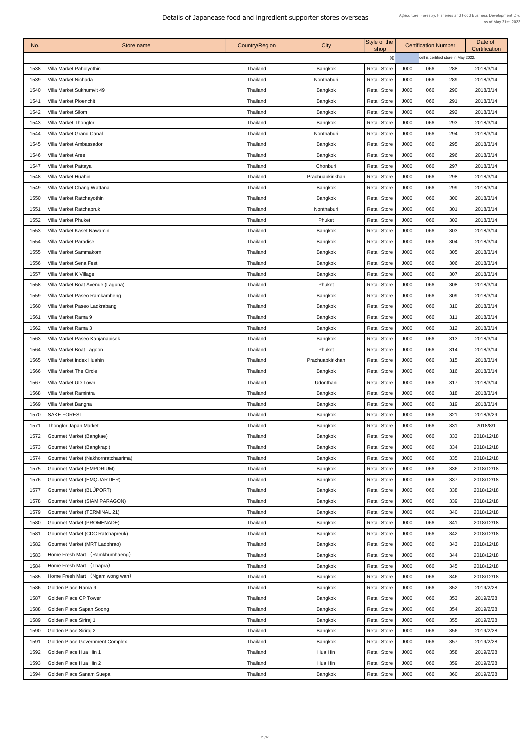# Details of Japanease food and ingredient supporter stores overseas

Agriculture, Forestry, Fisheries and Food Business Development Div.
as of May 31st, 2022

| No. | Store name | Country/Region | City | Style of the shop | Certification Number | | | Date of Certification |
|---|---|---|---|---|---|---|---|---|
| | | | | ※ | | cell is certified store in May 2022. | | |
| 1538 | Villa Market Paholyothin | Thailand | Bangkok | Retail Store | J000 | 066 | 288 | 2018/3/14 |
| 1539 | Villa Market Nichada | Thailand | Nonthaburi | Retail Store | J000 | 066 | 289 | 2018/3/14 |
| 1540 | Villa Market Sukhumvit 49 | Thailand | Bangkok | Retail Store | J000 | 066 | 290 | 2018/3/14 |
| 1541 | Villa Market Ploenchit | Thailand | Bangkok | Retail Store | J000 | 066 | 291 | 2018/3/14 |
| 1542 | Villa Market Silom | Thailand | Bangkok | Retail Store | J000 | 066 | 292 | 2018/3/14 |
| 1543 | Villa Market Thonglor | Thailand | Bangkok | Retail Store | J000 | 066 | 293 | 2018/3/14 |
| 1544 | Villa Market Grand Canal | Thailand | Nonthaburi | Retail Store | J000 | 066 | 294 | 2018/3/14 |
| 1545 | Villa Market Ambassador | Thailand | Bangkok | Retail Store | J000 | 066 | 295 | 2018/3/14 |
| 1546 | Villa Market Aree | Thailand | Bangkok | Retail Store | J000 | 066 | 296 | 2018/3/14 |
| 1547 | Villa Market Pattaya | Thailand | Chonburi | Retail Store | J000 | 066 | 297 | 2018/3/14 |
| 1548 | Villa Market Huahin | Thailand | Prachuabkirikhan | Retail Store | J000 | 066 | 298 | 2018/3/14 |
| 1549 | Villa Market Chang Wattana | Thailand | Bangkok | Retail Store | J000 | 066 | 299 | 2018/3/14 |
| 1550 | Villa Market Ratchayothin | Thailand | Bangkok | Retail Store | J000 | 066 | 300 | 2018/3/14 |
| 1551 | Villa Market Ratchapruk | Thailand | Nonthaburi | Retail Store | J000 | 066 | 301 | 2018/3/14 |
| 1552 | Villa Market Phuket | Thailand | Phuket | Retail Store | J000 | 066 | 302 | 2018/3/14 |
| 1553 | Villa Market Kaset Nawamin | Thailand | Bangkok | Retail Store | J000 | 066 | 303 | 2018/3/14 |
| 1554 | Villa Market Paradise | Thailand | Bangkok | Retail Store | J000 | 066 | 304 | 2018/3/14 |
| 1555 | Villa Market Sammakorn | Thailand | Bangkok | Retail Store | J000 | 066 | 305 | 2018/3/14 |
| 1556 | Villa Market Sena Fest | Thailand | Bangkok | Retail Store | J000 | 066 | 306 | 2018/3/14 |
| 1557 | Villa Market K Village | Thailand | Bangkok | Retail Store | J000 | 066 | 307 | 2018/3/14 |
| 1558 | Villa Market Boat Avenue (Laguna) | Thailand | Phuket | Retail Store | J000 | 066 | 308 | 2018/3/14 |
| 1559 | Villa Market Paseo Ramkamheng | Thailand | Bangkok | Retail Store | J000 | 066 | 309 | 2018/3/14 |
| 1560 | Villa Market Paseo Ladkrabang | Thailand | Bangkok | Retail Store | J000 | 066 | 310 | 2018/3/14 |
| 1561 | Villa Market Rama 9 | Thailand | Bangkok | Retail Store | J000 | 066 | 311 | 2018/3/14 |
| 1562 | Villa Market Rama 3 | Thailand | Bangkok | Retail Store | J000 | 066 | 312 | 2018/3/14 |
| 1563 | Villa Market Paseo Kanjanapisek | Thailand | Bangkok | Retail Store | J000 | 066 | 313 | 2018/3/14 |
| 1564 | Villa Market Boat Lagoon | Thailand | Phuket | Retail Store | J000 | 066 | 314 | 2018/3/14 |
| 1565 | Villa Market Index Huahin | Thailand | Prachuabkirikhan | Retail Store | J000 | 066 | 315 | 2018/3/14 |
| 1566 | Villa Market The Circle | Thailand | Bangkok | Retail Store | J000 | 066 | 316 | 2018/3/14 |
| 1567 | Villa Market UD Town | Thailand | Udonthani | Retail Store | J000 | 066 | 317 | 2018/3/14 |
| 1568 | Villa Market Ramintra | Thailand | Bangkok | Retail Store | J000 | 066 | 318 | 2018/3/14 |
| 1569 | Villa Market Bangna | Thailand | Bangkok | Retail Store | J000 | 066 | 319 | 2018/3/14 |
| 1570 | SAKE FOREST | Thailand | Bangkok | Retail Store | J000 | 066 | 321 | 2018/6/29 |
| 1571 | Thonglor Japan Market | Thailand | Bangkok | Retail Store | J000 | 066 | 331 | 2018/8/1 |
| 1572 | Gourmet Market (Bangkae) | Thailand | Bangkok | Retail Store | J000 | 066 | 333 | 2018/12/18 |
| 1573 | Gourmet Market (Bangkrapi) | Thailand | Bangkok | Retail Store | J000 | 066 | 334 | 2018/12/18 |
| 1574 | Gourmet Market (Nakhornratchasrima) | Thailand | Bangkok | Retail Store | J000 | 066 | 335 | 2018/12/18 |
| 1575 | Gourmet Market (EMPORIUM) | Thailand | Bangkok | Retail Store | J000 | 066 | 336 | 2018/12/18 |
| 1576 | Gourmet Market (EMQUARTIER) | Thailand | Bangkok | Retail Store | J000 | 066 | 337 | 2018/12/18 |
| 1577 | Gourmet Market (BLÚPORT) | Thailand | Bangkok | Retail Store | J000 | 066 | 338 | 2018/12/18 |
| 1578 | Gourmet Market (SIAM PARAGON) | Thailand | Bangkok | Retail Store | J000 | 066 | 339 | 2018/12/18 |
| 1579 | Gourmet Market (TERMINAL 21) | Thailand | Bangkok | Retail Store | J000 | 066 | 340 | 2018/12/18 |
| 1580 | Gourmet Market (PROMENADE) | Thailand | Bangkok | Retail Store | J000 | 066 | 341 | 2018/12/18 |
| 1581 | Gourmet Market (CDC Ratchapreuk) | Thailand | Bangkok | Retail Store | J000 | 066 | 342 | 2018/12/18 |
| 1582 | Gourmet Market (MRT Ladphrao) | Thailand | Bangkok | Retail Store | J000 | 066 | 343 | 2018/12/18 |
| 1583 | Home Fresh Mart （Ramkhumhaeng） | Thailand | Bangkok | Retail Store | J000 | 066 | 344 | 2018/12/18 |
| 1584 | Home Fresh Mart （Thapra） | Thailand | Bangkok | Retail Store | J000 | 066 | 345 | 2018/12/18 |
| 1585 | Home Fresh Mart （Ngam wong wan） | Thailand | Bangkok | Retail Store | J000 | 066 | 346 | 2018/12/18 |
| 1586 | Golden Place Rama 9 | Thailand | Bangkok | Retail Store | J000 | 066 | 352 | 2019/2/28 |
| 1587 | Golden Place CP Tower | Thailand | Bangkok | Retail Store | J000 | 066 | 353 | 2019/2/28 |
| 1588 | Golden Place Sapan Soong | Thailand | Bangkok | Retail Store | J000 | 066 | 354 | 2019/2/28 |
| 1589 | Golden Place Siriraj 1 | Thailand | Bangkok | Retail Store | J000 | 066 | 355 | 2019/2/28 |
| 1590 | Golden Place Siriraj 2 | Thailand | Bangkok | Retail Store | J000 | 066 | 356 | 2019/2/28 |
| 1591 | Golden Place Government Complex | Thailand | Bangkok | Retail Store | J000 | 066 | 357 | 2019/2/28 |
| 1592 | Golden Place Hua Hin 1 | Thailand | Hua Hin | Retail Store | J000 | 066 | 358 | 2019/2/28 |
| 1593 | Golden Place Hua Hin 2 | Thailand | Hua Hin | Retail Store | J000 | 066 | 359 | 2019/2/28 |
| 1594 | Golden Place Sanam Suepa | Thailand | Bangkok | Retail Store | J000 | 066 | 360 | 2019/2/28 |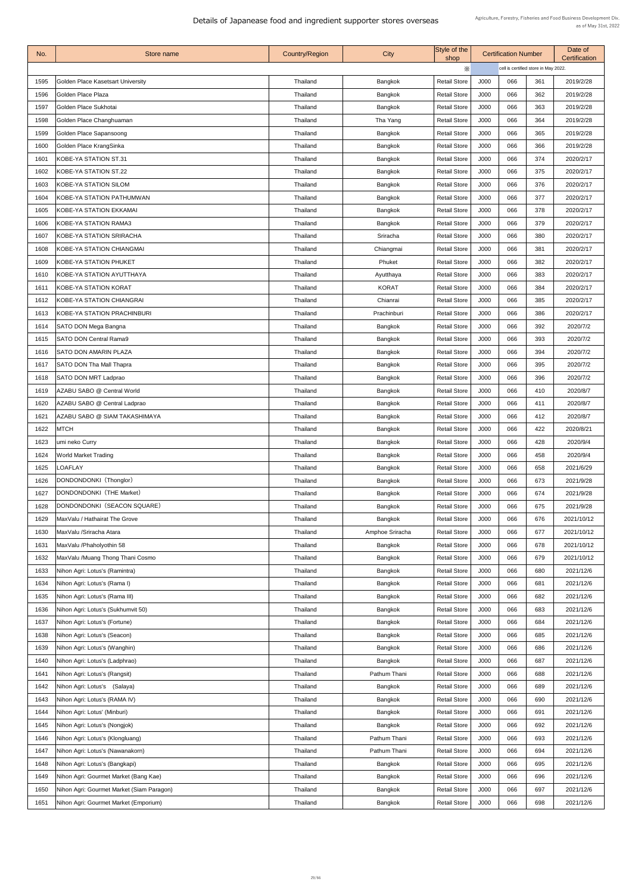# Details of Japanease food and ingredient supporter stores overseas

Agriculture, Forestry, Fisheries and Food Business Development Div.
as of May 31st, 2022

| No. | Store name | Country/Region | City | Style of the shop | Certification Number | | | Date of Certification |
|---|---|---|---|---|---|---|---|---|
| | | | | ※ | | cell is certified store in May 2022. | | |
| 1595 | Golden Place Kasetsart University | Thailand | Bangkok | Retail Store | J000 | 066 | 361 | 2019/2/28 |
| 1596 | Golden Place Plaza | Thailand | Bangkok | Retail Store | J000 | 066 | 362 | 2019/2/28 |
| 1597 | Golden Place Sukhotai | Thailand | Bangkok | Retail Store | J000 | 066 | 363 | 2019/2/28 |
| 1598 | Golden Place Changhuaman | Thailand | Tha Yang | Retail Store | J000 | 066 | 364 | 2019/2/28 |
| 1599 | Golden Place Sapansoong | Thailand | Bangkok | Retail Store | J000 | 066 | 365 | 2019/2/28 |
| 1600 | Golden Place KrangSinka | Thailand | Bangkok | Retail Store | J000 | 066 | 366 | 2019/2/28 |
| 1601 | KOBE-YA STATION ST.31 | Thailand | Bangkok | Retail Store | J000 | 066 | 374 | 2020/2/17 |
| 1602 | KOBE-YA STATION ST.22 | Thailand | Bangkok | Retail Store | J000 | 066 | 375 | 2020/2/17 |
| 1603 | KOBE-YA STATION SILOM | Thailand | Bangkok | Retail Store | J000 | 066 | 376 | 2020/2/17 |
| 1604 | KOBE-YA STATION PATHUMWAN | Thailand | Bangkok | Retail Store | J000 | 066 | 377 | 2020/2/17 |
| 1605 | KOBE-YA STATION EKKAMAI | Thailand | Bangkok | Retail Store | J000 | 066 | 378 | 2020/2/17 |
| 1606 | KOBE-YA STATION RAMA3 | Thailand | Bangkok | Retail Store | J000 | 066 | 379 | 2020/2/17 |
| 1607 | KOBE-YA STATION SRIRACHA | Thailand | Sriracha | Retail Store | J000 | 066 | 380 | 2020/2/17 |
| 1608 | KOBE-YA STATION CHIANGMAI | Thailand | Chiangmai | Retail Store | J000 | 066 | 381 | 2020/2/17 |
| 1609 | KOBE-YA STATION PHUKET | Thailand | Phuket | Retail Store | J000 | 066 | 382 | 2020/2/17 |
| 1610 | KOBE-YA STATION AYUTTHAYA | Thailand | Ayutthaya | Retail Store | J000 | 066 | 383 | 2020/2/17 |
| 1611 | KOBE-YA STATION KORAT | Thailand | KORAT | Retail Store | J000 | 066 | 384 | 2020/2/17 |
| 1612 | KOBE-YA STATION CHIANGRAI | Thailand | Chianrai | Retail Store | J000 | 066 | 385 | 2020/2/17 |
| 1613 | KOBE-YA STATION PRACHINBURI | Thailand | Prachinburi | Retail Store | J000 | 066 | 386 | 2020/2/17 |
| 1614 | SATO DON Mega Bangna | Thailand | Bangkok | Retail Store | J000 | 066 | 392 | 2020/7/2 |
| 1615 | SATO DON Central Rama9 | Thailand | Bangkok | Retail Store | J000 | 066 | 393 | 2020/7/2 |
| 1616 | SATO DON AMARIN PLAZA | Thailand | Bangkok | Retail Store | J000 | 066 | 394 | 2020/7/2 |
| 1617 | SATO DON Tha Mall Thapra | Thailand | Bangkok | Retail Store | J000 | 066 | 395 | 2020/7/2 |
| 1618 | SATO DON MRT Ladprao | Thailand | Bangkok | Retail Store | J000 | 066 | 396 | 2020/7/2 |
| 1619 | AZABU SABO @ Central World | Thailand | Bangkok | Retail Store | J000 | 066 | 410 | 2020/8/7 |
| 1620 | AZABU SABO @ Central Ladprao | Thailand | Bangkok | Retail Store | J000 | 066 | 411 | 2020/8/7 |
| 1621 | AZABU SABO @ SIAM TAKASHIMAYA | Thailand | Bangkok | Retail Store | J000 | 066 | 412 | 2020/8/7 |
| 1622 | MTCH | Thailand | Bangkok | Retail Store | J000 | 066 | 422 | 2020/8/21 |
| 1623 | umi neko Curry | Thailand | Bangkok | Retail Store | J000 | 066 | 428 | 2020/9/4 |
| 1624 | World Market Trading | Thailand | Bangkok | Retail Store | J000 | 066 | 458 | 2020/9/4 |
| 1625 | LOAFLAY | Thailand | Bangkok | Retail Store | J000 | 066 | 658 | 2021/6/29 |
| 1626 | DONDONDONKI（Thonglor） | Thailand | Bangkok | Retail Store | J000 | 066 | 673 | 2021/9/28 |
| 1627 | DONDONDONKI（THE Market） | Thailand | Bangkok | Retail Store | J000 | 066 | 674 | 2021/9/28 |
| 1628 | DONDONDONKI（SEACON SQUARE） | Thailand | Bangkok | Retail Store | J000 | 066 | 675 | 2021/9/28 |
| 1629 | MaxValu / Hathairat The Grove | Thailand | Bangkok | Retail Store | J000 | 066 | 676 | 2021/10/12 |
| 1630 | MaxValu /Sriracha Atara | Thailand | Amphoe Sriracha | Retail Store | J000 | 066 | 677 | 2021/10/12 |
| 1631 | MaxValu /Phaholyothin 58 | Thailand | Bangkok | Retail Store | J000 | 066 | 678 | 2021/10/12 |
| 1632 | MaxValu /Muang Thong Thani Cosmo | Thailand | Bangkok | Retail Store | J000 | 066 | 679 | 2021/10/12 |
| 1633 | Nihon Agri: Lotus's (Ramintra) | Thailand | Bangkok | Retail Store | J000 | 066 | 680 | 2021/12/6 |
| 1634 | Nihon Agri: Lotus's (Rama I) | Thailand | Bangkok | Retail Store | J000 | 066 | 681 | 2021/12/6 |
| 1635 | Nihon Agri: Lotus's (Rama III) | Thailand | Bangkok | Retail Store | J000 | 066 | 682 | 2021/12/6 |
| 1636 | Nihon Agri: Lotus's (Sukhumvit 50) | Thailand | Bangkok | Retail Store | J000 | 066 | 683 | 2021/12/6 |
| 1637 | Nihon Agri: Lotus's (Fortune) | Thailand | Bangkok | Retail Store | J000 | 066 | 684 | 2021/12/6 |
| 1638 | Nihon Agri: Lotus's (Seacon) | Thailand | Bangkok | Retail Store | J000 | 066 | 685 | 2021/12/6 |
| 1639 | Nihon Agri: Lotus's (Wanghin) | Thailand | Bangkok | Retail Store | J000 | 066 | 686 | 2021/12/6 |
| 1640 | Nihon Agri: Lotus's (Ladphrao) | Thailand | Bangkok | Retail Store | J000 | 066 | 687 | 2021/12/6 |
| 1641 | Nihon Agri: Lotus's (Rangsit) | Thailand | Pathum Thani | Retail Store | J000 | 066 | 688 | 2021/12/6 |
| 1642 | Nihon Agri: Lotus's　(Salaya) | Thailand | Bangkok | Retail Store | J000 | 066 | 689 | 2021/12/6 |
| 1643 | Nihon Agri: Lotus's (RAMA IV) | Thailand | Bangkok | Retail Store | J000 | 066 | 690 | 2021/12/6 |
| 1644 | Nihon Agri: Lotus' (Minburi) | Thailand | Bangkok | Retail Store | J000 | 066 | 691 | 2021/12/6 |
| 1645 | Nihon Agri: Lotus's (Nongjok) | Thailand | Bangkok | Retail Store | J000 | 066 | 692 | 2021/12/6 |
| 1646 | Nihon Agri: Lotus's (Klongluang) | Thailand | Pathum Thani | Retail Store | J000 | 066 | 693 | 2021/12/6 |
| 1647 | Nihon Agri: Lotus's (Nawanakorn) | Thailand | Pathum Thani | Retail Store | J000 | 066 | 694 | 2021/12/6 |
| 1648 | Nihon Agri: Lotus's (Bangkapi) | Thailand | Bangkok | Retail Store | J000 | 066 | 695 | 2021/12/6 |
| 1649 | Nihon Agri: Gourmet Market (Bang Kae) | Thailand | Bangkok | Retail Store | J000 | 066 | 696 | 2021/12/6 |
| 1650 | Nihon Agri: Gourmet Market (Siam Paragon) | Thailand | Bangkok | Retail Store | J000 | 066 | 697 | 2021/12/6 |
| 1651 | Nihon Agri: Gourmet Market (Emporium) | Thailand | Bangkok | Retail Store | J000 | 066 | 698 | 2021/12/6 |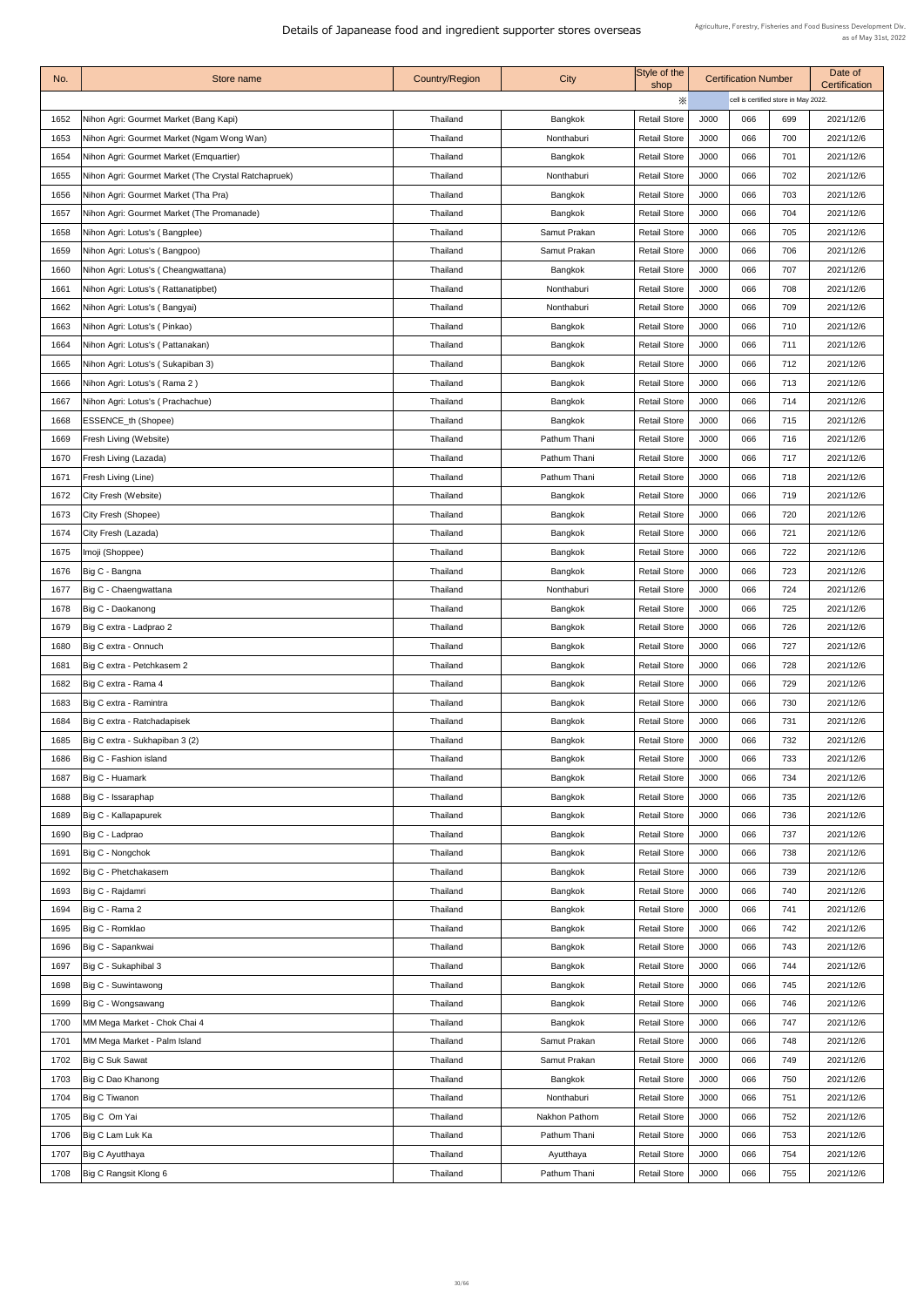# Details of Japanease food and ingredient supporter stores overseas

Agriculture, Forestry, Fisheries and Food Business Development Div.
as of May 31st, 2022

| No. | Store name | Country/Region | City | Style of the shop | Certification Number | | | Date of Certification |
|---|---|---|---|---|---|---|---|---|
| | | | | ※ | | cell is certified store in May 2022. | | |
| 1652 | Nihon Agri: Gourmet Market (Bang Kapi) | Thailand | Bangkok | Retail Store | J000 | 066 | 699 | 2021/12/6 |
| 1653 | Nihon Agri: Gourmet Market (Ngam Wong Wan) | Thailand | Nonthaburi | Retail Store | J000 | 066 | 700 | 2021/12/6 |
| 1654 | Nihon Agri: Gourmet Market (Emquartier) | Thailand | Bangkok | Retail Store | J000 | 066 | 701 | 2021/12/6 |
| 1655 | Nihon Agri: Gourmet Market (The Crystal Ratchapruek) | Thailand | Nonthaburi | Retail Store | J000 | 066 | 702 | 2021/12/6 |
| 1656 | Nihon Agri: Gourmet Market (Tha Pra) | Thailand | Bangkok | Retail Store | J000 | 066 | 703 | 2021/12/6 |
| 1657 | Nihon Agri: Gourmet Market (The Promanade) | Thailand | Bangkok | Retail Store | J000 | 066 | 704 | 2021/12/6 |
| 1658 | Nihon Agri: Lotus's ( Bangplee) | Thailand | Samut Prakan | Retail Store | J000 | 066 | 705 | 2021/12/6 |
| 1659 | Nihon Agri: Lotus's ( Bangpoo) | Thailand | Samut Prakan | Retail Store | J000 | 066 | 706 | 2021/12/6 |
| 1660 | Nihon Agri: Lotus's ( Cheangwattana) | Thailand | Bangkok | Retail Store | J000 | 066 | 707 | 2021/12/6 |
| 1661 | Nihon Agri: Lotus's ( Rattanatipbet) | Thailand | Nonthaburi | Retail Store | J000 | 066 | 708 | 2021/12/6 |
| 1662 | Nihon Agri: Lotus's ( Bangyai) | Thailand | Nonthaburi | Retail Store | J000 | 066 | 709 | 2021/12/6 |
| 1663 | Nihon Agri: Lotus's ( Pinkao) | Thailand | Bangkok | Retail Store | J000 | 066 | 710 | 2021/12/6 |
| 1664 | Nihon Agri: Lotus's ( Pattanakan) | Thailand | Bangkok | Retail Store | J000 | 066 | 711 | 2021/12/6 |
| 1665 | Nihon Agri: Lotus's ( Sukapiban 3) | Thailand | Bangkok | Retail Store | J000 | 066 | 712 | 2021/12/6 |
| 1666 | Nihon Agri: Lotus's ( Rama 2 ) | Thailand | Bangkok | Retail Store | J000 | 066 | 713 | 2021/12/6 |
| 1667 | Nihon Agri: Lotus's ( Prachachue) | Thailand | Bangkok | Retail Store | J000 | 066 | 714 | 2021/12/6 |
| 1668 | ESSENCE_th (Shopee) | Thailand | Bangkok | Retail Store | J000 | 066 | 715 | 2021/12/6 |
| 1669 | Fresh Living (Website) | Thailand | Pathum Thani | Retail Store | J000 | 066 | 716 | 2021/12/6 |
| 1670 | Fresh Living (Lazada) | Thailand | Pathum Thani | Retail Store | J000 | 066 | 717 | 2021/12/6 |
| 1671 | Fresh Living (Line) | Thailand | Pathum Thani | Retail Store | J000 | 066 | 718 | 2021/12/6 |
| 1672 | City Fresh (Website) | Thailand | Bangkok | Retail Store | J000 | 066 | 719 | 2021/12/6 |
| 1673 | City Fresh (Shopee) | Thailand | Bangkok | Retail Store | J000 | 066 | 720 | 2021/12/6 |
| 1674 | City Fresh (Lazada) | Thailand | Bangkok | Retail Store | J000 | 066 | 721 | 2021/12/6 |
| 1675 | Imoji (Shoppee) | Thailand | Bangkok | Retail Store | J000 | 066 | 722 | 2021/12/6 |
| 1676 | Big C - Bangna | Thailand | Bangkok | Retail Store | J000 | 066 | 723 | 2021/12/6 |
| 1677 | Big C - Chaengwattana | Thailand | Nonthaburi | Retail Store | J000 | 066 | 724 | 2021/12/6 |
| 1678 | Big C - Daokanong | Thailand | Bangkok | Retail Store | J000 | 066 | 725 | 2021/12/6 |
| 1679 | Big C extra - Ladprao 2 | Thailand | Bangkok | Retail Store | J000 | 066 | 726 | 2021/12/6 |
| 1680 | Big C extra - Onnuch | Thailand | Bangkok | Retail Store | J000 | 066 | 727 | 2021/12/6 |
| 1681 | Big C extra - Petchkasem 2 | Thailand | Bangkok | Retail Store | J000 | 066 | 728 | 2021/12/6 |
| 1682 | Big C extra - Rama 4 | Thailand | Bangkok | Retail Store | J000 | 066 | 729 | 2021/12/6 |
| 1683 | Big C extra - Ramintra | Thailand | Bangkok | Retail Store | J000 | 066 | 730 | 2021/12/6 |
| 1684 | Big C extra - Ratchadapisek | Thailand | Bangkok | Retail Store | J000 | 066 | 731 | 2021/12/6 |
| 1685 | Big C extra - Sukhapiban 3 (2) | Thailand | Bangkok | Retail Store | J000 | 066 | 732 | 2021/12/6 |
| 1686 | Big C - Fashion island | Thailand | Bangkok | Retail Store | J000 | 066 | 733 | 2021/12/6 |
| 1687 | Big C - Huamark | Thailand | Bangkok | Retail Store | J000 | 066 | 734 | 2021/12/6 |
| 1688 | Big C - Issaraphap | Thailand | Bangkok | Retail Store | J000 | 066 | 735 | 2021/12/6 |
| 1689 | Big C - Kallapapurek | Thailand | Bangkok | Retail Store | J000 | 066 | 736 | 2021/12/6 |
| 1690 | Big C - Ladprao | Thailand | Bangkok | Retail Store | J000 | 066 | 737 | 2021/12/6 |
| 1691 | Big C - Nongchok | Thailand | Bangkok | Retail Store | J000 | 066 | 738 | 2021/12/6 |
| 1692 | Big C - Phetchakasem | Thailand | Bangkok | Retail Store | J000 | 066 | 739 | 2021/12/6 |
| 1693 | Big C - Rajdamri | Thailand | Bangkok | Retail Store | J000 | 066 | 740 | 2021/12/6 |
| 1694 | Big C - Rama 2 | Thailand | Bangkok | Retail Store | J000 | 066 | 741 | 2021/12/6 |
| 1695 | Big C - Romklao | Thailand | Bangkok | Retail Store | J000 | 066 | 742 | 2021/12/6 |
| 1696 | Big C - Sapankwai | Thailand | Bangkok | Retail Store | J000 | 066 | 743 | 2021/12/6 |
| 1697 | Big C - Sukaphibal 3 | Thailand | Bangkok | Retail Store | J000 | 066 | 744 | 2021/12/6 |
| 1698 | Big C - Suwintawong | Thailand | Bangkok | Retail Store | J000 | 066 | 745 | 2021/12/6 |
| 1699 | Big C - Wongsawang | Thailand | Bangkok | Retail Store | J000 | 066 | 746 | 2021/12/6 |
| 1700 | MM Mega Market - Chok Chai 4 | Thailand | Bangkok | Retail Store | J000 | 066 | 747 | 2021/12/6 |
| 1701 | MM Mega Market - Palm Island | Thailand | Samut Prakan | Retail Store | J000 | 066 | 748 | 2021/12/6 |
| 1702 | Big C Suk Sawat | Thailand | Samut Prakan | Retail Store | J000 | 066 | 749 | 2021/12/6 |
| 1703 | Big C Dao Khanong | Thailand | Bangkok | Retail Store | J000 | 066 | 750 | 2021/12/6 |
| 1704 | Big C Tiwanon | Thailand | Nonthaburi | Retail Store | J000 | 066 | 751 | 2021/12/6 |
| 1705 | Big C Om Yai | Thailand | Nakhon Pathom | Retail Store | J000 | 066 | 752 | 2021/12/6 |
| 1706 | Big C Lam Luk Ka | Thailand | Pathum Thani | Retail Store | J000 | 066 | 753 | 2021/12/6 |
| 1707 | Big C Ayutthaya | Thailand | Ayutthaya | Retail Store | J000 | 066 | 754 | 2021/12/6 |
| 1708 | Big C Rangsit Klong 6 | Thailand | Pathum Thani | Retail Store | J000 | 066 | 755 | 2021/12/6 |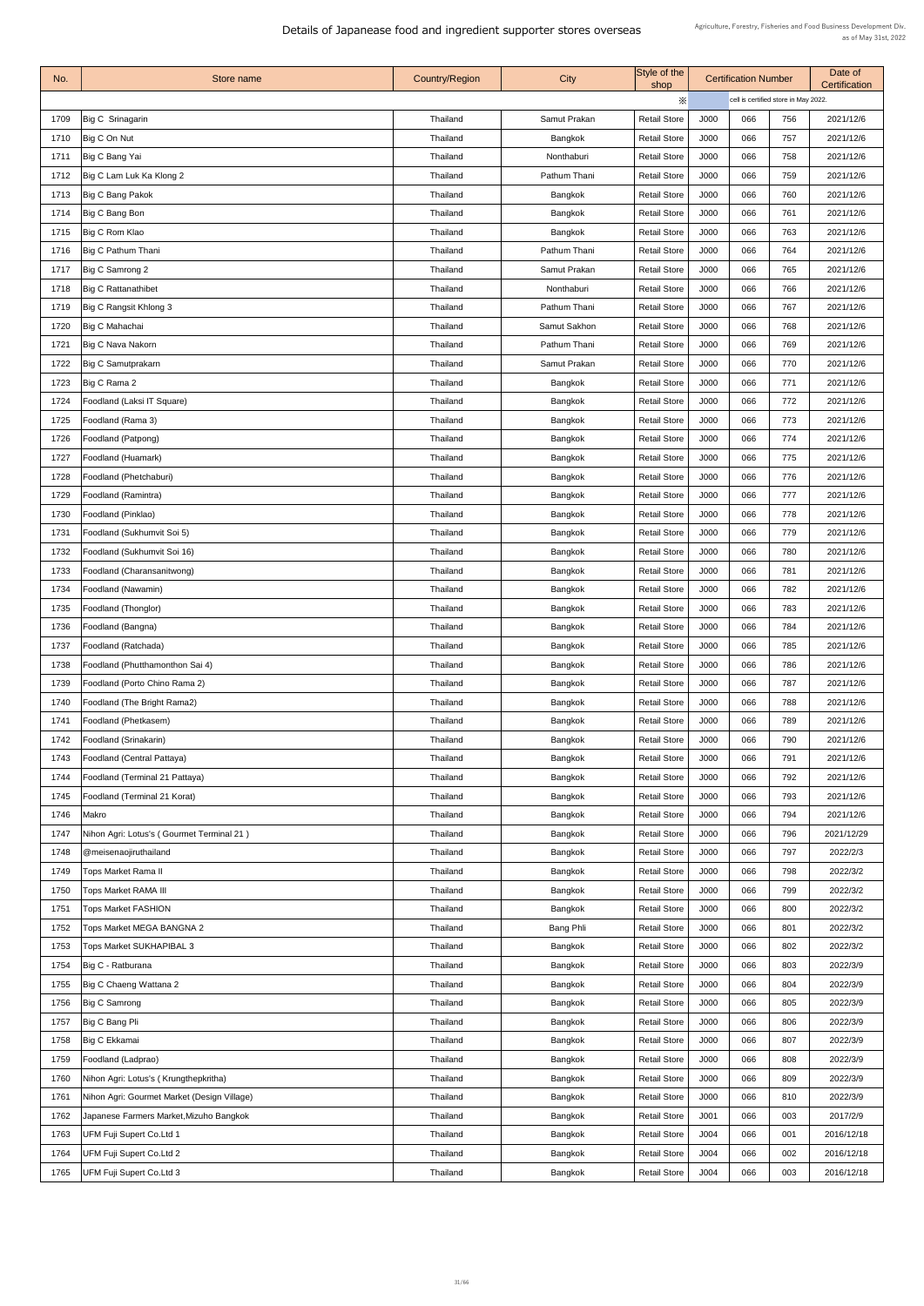# Details of Japanease food and ingredient supporter stores overseas

Agriculture, Forestry, Fisheries and Food Business Development Div.
as of May 31st, 2022

| No. | Store name | Country/Region | City | Style of the shop | Certification Number | | | Date of Certification |
|---|---|---|---|---|---|---|---|---|
| | | | | ※ | cell is certified store in May 2022. | | | |
| 1709 | Big C Srinagarin | Thailand | Samut Prakan | Retail Store | J000 | 066 | 756 | 2021/12/6 |
| 1710 | Big C On Nut | Thailand | Bangkok | Retail Store | J000 | 066 | 757 | 2021/12/6 |
| 1711 | Big C Bang Yai | Thailand | Nonthaburi | Retail Store | J000 | 066 | 758 | 2021/12/6 |
| 1712 | Big C Lam Luk Ka Klong 2 | Thailand | Pathum Thani | Retail Store | J000 | 066 | 759 | 2021/12/6 |
| 1713 | Big C Bang Pakok | Thailand | Bangkok | Retail Store | J000 | 066 | 760 | 2021/12/6 |
| 1714 | Big C Bang Bon | Thailand | Bangkok | Retail Store | J000 | 066 | 761 | 2021/12/6 |
| 1715 | Big C Rom Klao | Thailand | Bangkok | Retail Store | J000 | 066 | 763 | 2021/12/6 |
| 1716 | Big C Pathum Thani | Thailand | Pathum Thani | Retail Store | J000 | 066 | 764 | 2021/12/6 |
| 1717 | Big C Samrong 2 | Thailand | Samut Prakan | Retail Store | J000 | 066 | 765 | 2021/12/6 |
| 1718 | Big C Rattanathibet | Thailand | Nonthaburi | Retail Store | J000 | 066 | 766 | 2021/12/6 |
| 1719 | Big C Rangsit Khlong 3 | Thailand | Pathum Thani | Retail Store | J000 | 066 | 767 | 2021/12/6 |
| 1720 | Big C Mahachai | Thailand | Samut Sakhon | Retail Store | J000 | 066 | 768 | 2021/12/6 |
| 1721 | Big C Nava Nakorn | Thailand | Pathum Thani | Retail Store | J000 | 066 | 769 | 2021/12/6 |
| 1722 | Big C Samutprakarn | Thailand | Samut Prakan | Retail Store | J000 | 066 | 770 | 2021/12/6 |
| 1723 | Big C Rama 2 | Thailand | Bangkok | Retail Store | J000 | 066 | 771 | 2021/12/6 |
| 1724 | Foodland (Laksi IT Square) | Thailand | Bangkok | Retail Store | J000 | 066 | 772 | 2021/12/6 |
| 1725 | Foodland (Rama 3) | Thailand | Bangkok | Retail Store | J000 | 066 | 773 | 2021/12/6 |
| 1726 | Foodland (Patpong) | Thailand | Bangkok | Retail Store | J000 | 066 | 774 | 2021/12/6 |
| 1727 | Foodland (Huamark) | Thailand | Bangkok | Retail Store | J000 | 066 | 775 | 2021/12/6 |
| 1728 | Foodland (Phetchaburi) | Thailand | Bangkok | Retail Store | J000 | 066 | 776 | 2021/12/6 |
| 1729 | Foodland (Ramintra) | Thailand | Bangkok | Retail Store | J000 | 066 | 777 | 2021/12/6 |
| 1730 | Foodland (Pinklao) | Thailand | Bangkok | Retail Store | J000 | 066 | 778 | 2021/12/6 |
| 1731 | Foodland (Sukhumvit Soi 5) | Thailand | Bangkok | Retail Store | J000 | 066 | 779 | 2021/12/6 |
| 1732 | Foodland (Sukhumvit Soi 16) | Thailand | Bangkok | Retail Store | J000 | 066 | 780 | 2021/12/6 |
| 1733 | Foodland (Charansanitwong) | Thailand | Bangkok | Retail Store | J000 | 066 | 781 | 2021/12/6 |
| 1734 | Foodland (Nawamin) | Thailand | Bangkok | Retail Store | J000 | 066 | 782 | 2021/12/6 |
| 1735 | Foodland (Thonglor) | Thailand | Bangkok | Retail Store | J000 | 066 | 783 | 2021/12/6 |
| 1736 | Foodland (Bangna) | Thailand | Bangkok | Retail Store | J000 | 066 | 784 | 2021/12/6 |
| 1737 | Foodland (Ratchada) | Thailand | Bangkok | Retail Store | J000 | 066 | 785 | 2021/12/6 |
| 1738 | Foodland (Phutthamonthon Sai 4) | Thailand | Bangkok | Retail Store | J000 | 066 | 786 | 2021/12/6 |
| 1739 | Foodland (Porto Chino Rama 2) | Thailand | Bangkok | Retail Store | J000 | 066 | 787 | 2021/12/6 |
| 1740 | Foodland (The Bright Rama2) | Thailand | Bangkok | Retail Store | J000 | 066 | 788 | 2021/12/6 |
| 1741 | Foodland (Phetkasem) | Thailand | Bangkok | Retail Store | J000 | 066 | 789 | 2021/12/6 |
| 1742 | Foodland (Srinakarin) | Thailand | Bangkok | Retail Store | J000 | 066 | 790 | 2021/12/6 |
| 1743 | Foodland (Central Pattaya) | Thailand | Bangkok | Retail Store | J000 | 066 | 791 | 2021/12/6 |
| 1744 | Foodland (Terminal 21 Pattaya) | Thailand | Bangkok | Retail Store | J000 | 066 | 792 | 2021/12/6 |
| 1745 | Foodland (Terminal 21 Korat) | Thailand | Bangkok | Retail Store | J000 | 066 | 793 | 2021/12/6 |
| 1746 | Makro | Thailand | Bangkok | Retail Store | J000 | 066 | 794 | 2021/12/6 |
| 1747 | Nihon Agri: Lotus's ( Gourmet Terminal 21 ) | Thailand | Bangkok | Retail Store | J000 | 066 | 796 | 2021/12/29 |
| 1748 | @meisenaojiruthailand | Thailand | Bangkok | Retail Store | J000 | 066 | 797 | 2022/2/3 |
| 1749 | Tops Market Rama II | Thailand | Bangkok | Retail Store | J000 | 066 | 798 | 2022/3/2 |
| 1750 | Tops Market RAMA III | Thailand | Bangkok | Retail Store | J000 | 066 | 799 | 2022/3/2 |
| 1751 | Tops Market FASHION | Thailand | Bangkok | Retail Store | J000 | 066 | 800 | 2022/3/2 |
| 1752 | Tops Market MEGA BANGNA 2 | Thailand | Bang Phli | Retail Store | J000 | 066 | 801 | 2022/3/2 |
| 1753 | Tops Market SUKHAPIBAL 3 | Thailand | Bangkok | Retail Store | J000 | 066 | 802 | 2022/3/2 |
| 1754 | Big C - Ratburana | Thailand | Bangkok | Retail Store | J000 | 066 | 803 | 2022/3/9 |
| 1755 | Big C Chaeng Wattana 2 | Thailand | Bangkok | Retail Store | J000 | 066 | 804 | 2022/3/9 |
| 1756 | Big C Samrong | Thailand | Bangkok | Retail Store | J000 | 066 | 805 | 2022/3/9 |
| 1757 | Big C Bang Pli | Thailand | Bangkok | Retail Store | J000 | 066 | 806 | 2022/3/9 |
| 1758 | Big C Ekkamai | Thailand | Bangkok | Retail Store | J000 | 066 | 807 | 2022/3/9 |
| 1759 | Foodland (Ladprao) | Thailand | Bangkok | Retail Store | J000 | 066 | 808 | 2022/3/9 |
| 1760 | Nihon Agri: Lotus's ( Krungthepkritha) | Thailand | Bangkok | Retail Store | J000 | 066 | 809 | 2022/3/9 |
| 1761 | Nihon Agri: Gourmet Market (Design Village) | Thailand | Bangkok | Retail Store | J000 | 066 | 810 | 2022/3/9 |
| 1762 | Japanese Farmers Market,Mizuho Bangkok | Thailand | Bangkok | Retail Store | J001 | 066 | 003 | 2017/2/9 |
| 1763 | UFM Fuji Supert Co.Ltd 1 | Thailand | Bangkok | Retail Store | J004 | 066 | 001 | 2016/12/18 |
| 1764 | UFM Fuji Supert Co.Ltd 2 | Thailand | Bangkok | Retail Store | J004 | 066 | 002 | 2016/12/18 |
| 1765 | UFM Fuji Supert Co.Ltd 3 | Thailand | Bangkok | Retail Store | J004 | 066 | 003 | 2016/12/18 |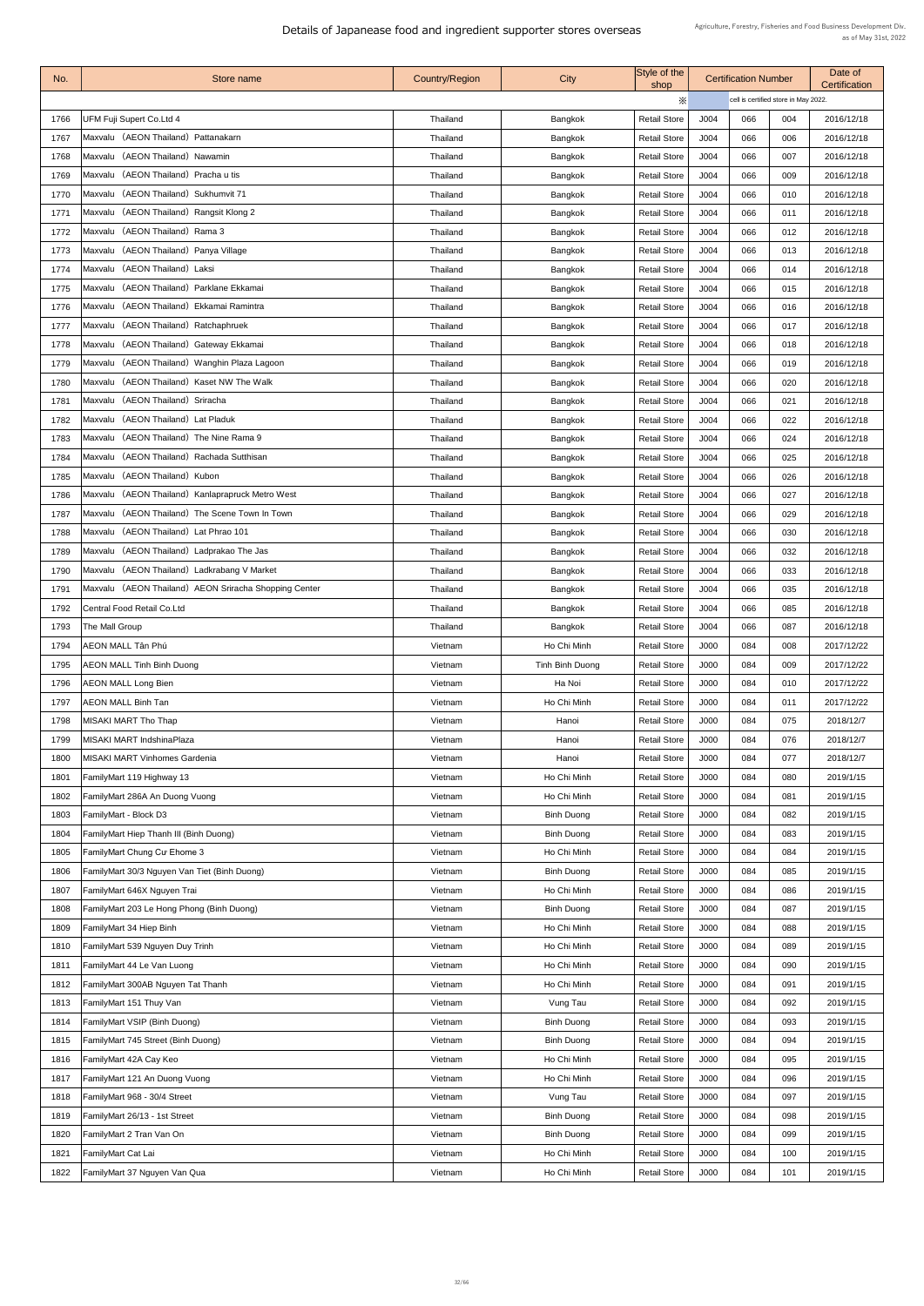# Details of Japanease food and ingredient supporter stores overseas

Agriculture, Forestry, Fisheries and Food Business Development Div.
as of May 31st, 2022

| No. | Store name | Country/Region | City | Style of the shop | Certification Number | | | Date of Certification |
|---|---|---|---|---|---|---|---|---|
| | | | | ※ | cell is certified store in May 2022. | | | |
| 1766 | UFM Fuji Supert Co.Ltd 4 | Thailand | Bangkok | Retail Store | J004 | 066 | 004 | 2016/12/18 |
| 1767 | Maxvalu （AEON Thailand） Pattanakarn | Thailand | Bangkok | Retail Store | J004 | 066 | 006 | 2016/12/18 |
| 1768 | Maxvalu （AEON Thailand） Nawamin | Thailand | Bangkok | Retail Store | J004 | 066 | 007 | 2016/12/18 |
| 1769 | Maxvalu （AEON Thailand） Pracha u tis | Thailand | Bangkok | Retail Store | J004 | 066 | 009 | 2016/12/18 |
| 1770 | Maxvalu （AEON Thailand） Sukhumvit 71 | Thailand | Bangkok | Retail Store | J004 | 066 | 010 | 2016/12/18 |
| 1771 | Maxvalu （AEON Thailand） Rangsit Klong 2 | Thailand | Bangkok | Retail Store | J004 | 066 | 011 | 2016/12/18 |
| 1772 | Maxvalu （AEON Thailand） Rama 3 | Thailand | Bangkok | Retail Store | J004 | 066 | 012 | 2016/12/18 |
| 1773 | Maxvalu （AEON Thailand） Panya Village | Thailand | Bangkok | Retail Store | J004 | 066 | 013 | 2016/12/18 |
| 1774 | Maxvalu （AEON Thailand） Laksi | Thailand | Bangkok | Retail Store | J004 | 066 | 014 | 2016/12/18 |
| 1775 | Maxvalu （AEON Thailand） Parklane Ekkamai | Thailand | Bangkok | Retail Store | J004 | 066 | 015 | 2016/12/18 |
| 1776 | Maxvalu （AEON Thailand） Ekkamai Ramintra | Thailand | Bangkok | Retail Store | J004 | 066 | 016 | 2016/12/18 |
| 1777 | Maxvalu （AEON Thailand） Ratchaphruek | Thailand | Bangkok | Retail Store | J004 | 066 | 017 | 2016/12/18 |
| 1778 | Maxvalu （AEON Thailand） Gateway Ekkamai | Thailand | Bangkok | Retail Store | J004 | 066 | 018 | 2016/12/18 |
| 1779 | Maxvalu （AEON Thailand） Wanghin Plaza Lagoon | Thailand | Bangkok | Retail Store | J004 | 066 | 019 | 2016/12/18 |
| 1780 | Maxvalu （AEON Thailand） Kaset NW The Walk | Thailand | Bangkok | Retail Store | J004 | 066 | 020 | 2016/12/18 |
| 1781 | Maxvalu （AEON Thailand） Sriracha | Thailand | Bangkok | Retail Store | J004 | 066 | 021 | 2016/12/18 |
| 1782 | Maxvalu （AEON Thailand） Lat Pladuk | Thailand | Bangkok | Retail Store | J004 | 066 | 022 | 2016/12/18 |
| 1783 | Maxvalu （AEON Thailand） The Nine Rama 9 | Thailand | Bangkok | Retail Store | J004 | 066 | 024 | 2016/12/18 |
| 1784 | Maxvalu （AEON Thailand） Rachada Sutthisan | Thailand | Bangkok | Retail Store | J004 | 066 | 025 | 2016/12/18 |
| 1785 | Maxvalu （AEON Thailand） Kubon | Thailand | Bangkok | Retail Store | J004 | 066 | 026 | 2016/12/18 |
| 1786 | Maxvalu （AEON Thailand） Kanlapapruck Metro West | Thailand | Bangkok | Retail Store | J004 | 066 | 027 | 2016/12/18 |
| 1787 | Maxvalu （AEON Thailand） The Scene Town In Town | Thailand | Bangkok | Retail Store | J004 | 066 | 029 | 2016/12/18 |
| 1788 | Maxvalu （AEON Thailand） Lat Phrao 101 | Thailand | Bangkok | Retail Store | J004 | 066 | 030 | 2016/12/18 |
| 1789 | Maxvalu （AEON Thailand） Ladprakao The Jas | Thailand | Bangkok | Retail Store | J004 | 066 | 032 | 2016/12/18 |
| 1790 | Maxvalu （AEON Thailand） Ladkrabang V Market | Thailand | Bangkok | Retail Store | J004 | 066 | 033 | 2016/12/18 |
| 1791 | Maxvalu （AEON Thailand） AEON Sriracha Shopping Center | Thailand | Bangkok | Retail Store | J004 | 066 | 035 | 2016/12/18 |
| 1792 | Central Food Retail Co.Ltd | Thailand | Bangkok | Retail Store | J004 | 066 | 085 | 2016/12/18 |
| 1793 | The Mall Group | Thailand | Bangkok | Retail Store | J004 | 066 | 087 | 2016/12/18 |
| 1794 | AEON MALL Tân Phú | Vietnam | Ho Chi Minh | Retail Store | J000 | 084 | 008 | 2017/12/22 |
| 1795 | AEON MALL Tinh Binh Duong | Vietnam | Tinh Binh Duong | Retail Store | J000 | 084 | 009 | 2017/12/22 |
| 1796 | AEON MALL Long Bien | Vietnam | Ha Noi | Retail Store | J000 | 084 | 010 | 2017/12/22 |
| 1797 | AEON MALL Binh Tan | Vietnam | Ho Chi Minh | Retail Store | J000 | 084 | 011 | 2017/12/22 |
| 1798 | MISAKI MART Tho Thap | Vietnam | Hanoi | Retail Store | J000 | 084 | 075 | 2018/12/7 |
| 1799 | MISAKI MART IndshinaPlaza | Vietnam | Hanoi | Retail Store | J000 | 084 | 076 | 2018/12/7 |
| 1800 | MISAKI MART Vinhomes Gardenia | Vietnam | Hanoi | Retail Store | J000 | 084 | 077 | 2018/12/7 |
| 1801 | FamilyMart 119 Highway 13 | Vietnam | Ho Chi Minh | Retail Store | J000 | 084 | 080 | 2019/1/15 |
| 1802 | FamilyMart 286A An Duong Vuong | Vietnam | Ho Chi Minh | Retail Store | J000 | 084 | 081 | 2019/1/15 |
| 1803 | FamilyMart - Block D3 | Vietnam | Binh Duong | Retail Store | J000 | 084 | 082 | 2019/1/15 |
| 1804 | FamilyMart Hiep Thanh III (Binh Duong) | Vietnam | Binh Duong | Retail Store | J000 | 084 | 083 | 2019/1/15 |
| 1805 | FamilyMart Chung Cư Ehome 3 | Vietnam | Ho Chi Minh | Retail Store | J000 | 084 | 084 | 2019/1/15 |
| 1806 | FamilyMart 30/3 Nguyen Van Tiet (Binh Duong) | Vietnam | Binh Duong | Retail Store | J000 | 084 | 085 | 2019/1/15 |
| 1807 | FamilyMart 646X Nguyen Trai | Vietnam | Ho Chi Minh | Retail Store | J000 | 084 | 086 | 2019/1/15 |
| 1808 | FamilyMart 203 Le Hong Phong (Binh Duong) | Vietnam | Binh Duong | Retail Store | J000 | 084 | 087 | 2019/1/15 |
| 1809 | FamilyMart 34 Hiep Binh | Vietnam | Ho Chi Minh | Retail Store | J000 | 084 | 088 | 2019/1/15 |
| 1810 | FamilyMart 539 Nguyen Duy Trinh | Vietnam | Ho Chi Minh | Retail Store | J000 | 084 | 089 | 2019/1/15 |
| 1811 | FamilyMart 44 Le Van Luong | Vietnam | Ho Chi Minh | Retail Store | J000 | 084 | 090 | 2019/1/15 |
| 1812 | FamilyMart 300AB Nguyen Tat Thanh | Vietnam | Ho Chi Minh | Retail Store | J000 | 084 | 091 | 2019/1/15 |
| 1813 | FamilyMart 151 Thuy Van | Vietnam | Vung Tau | Retail Store | J000 | 084 | 092 | 2019/1/15 |
| 1814 | FamilyMart VSIP (Binh Duong) | Vietnam | Binh Duong | Retail Store | J000 | 084 | 093 | 2019/1/15 |
| 1815 | FamilyMart 745 Street (Binh Duong) | Vietnam | Binh Duong | Retail Store | J000 | 084 | 094 | 2019/1/15 |
| 1816 | FamilyMart 42A Cay Keo | Vietnam | Ho Chi Minh | Retail Store | J000 | 084 | 095 | 2019/1/15 |
| 1817 | FamilyMart 121 An Duong Vuong | Vietnam | Ho Chi Minh | Retail Store | J000 | 084 | 096 | 2019/1/15 |
| 1818 | FamilyMart 968 - 30/4 Street | Vietnam | Vung Tau | Retail Store | J000 | 084 | 097 | 2019/1/15 |
| 1819 | FamilyMart 26/13 - 1st Street | Vietnam | Binh Duong | Retail Store | J000 | 084 | 098 | 2019/1/15 |
| 1820 | FamilyMart 2 Tran Van On | Vietnam | Binh Duong | Retail Store | J000 | 084 | 099 | 2019/1/15 |
| 1821 | FamilyMart Cat Lai | Vietnam | Ho Chi Minh | Retail Store | J000 | 084 | 100 | 2019/1/15 |
| 1822 | FamilyMart 37 Nguyen Van Qua | Vietnam | Ho Chi Minh | Retail Store | J000 | 084 | 101 | 2019/1/15 |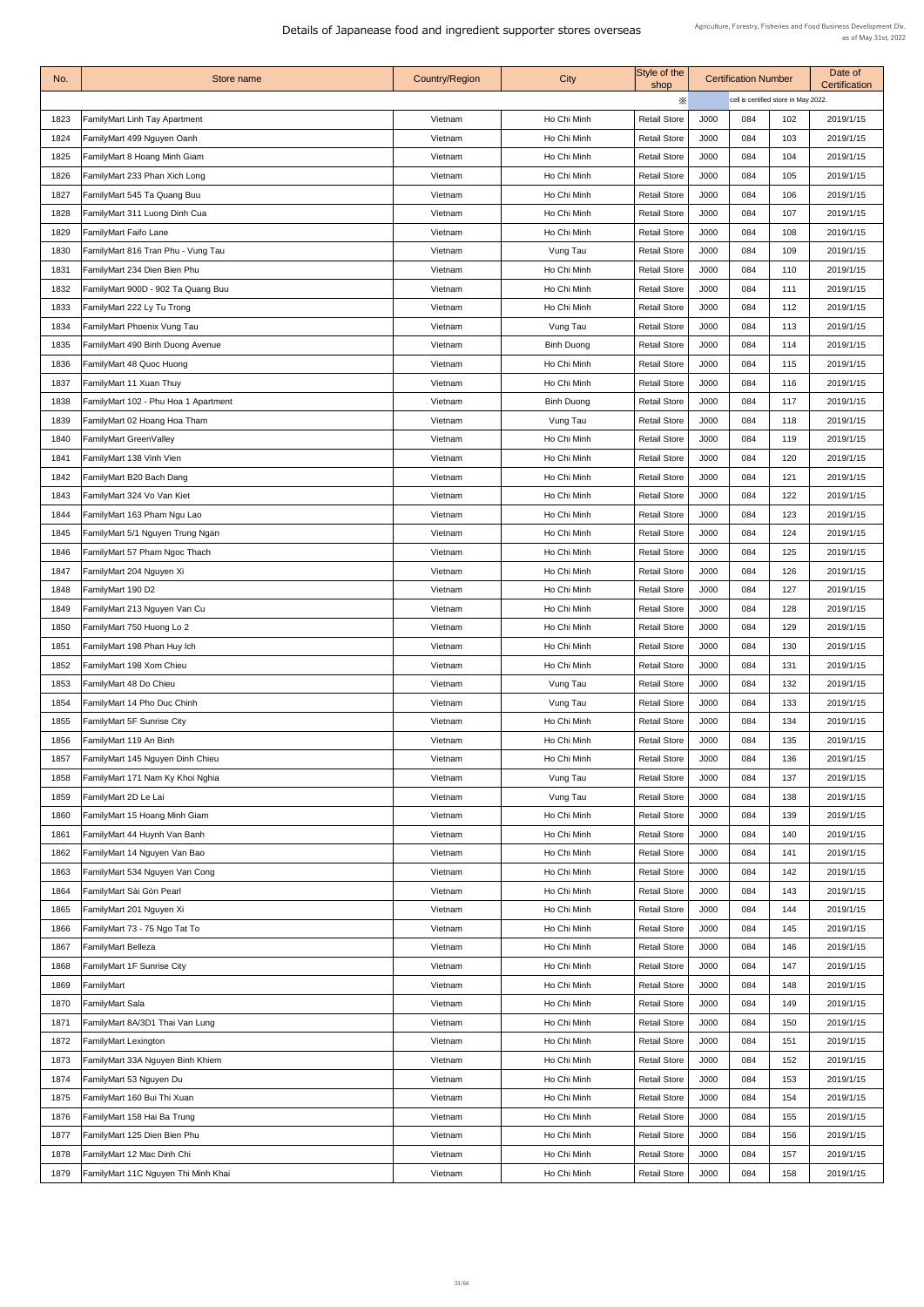# Details of Japanease food and ingredient supporter stores overseas

Agriculture, Forestry, Fisheries and Food Business Development Div.
as of May 31st, 2022

| No. | Store name | Country/Region | City | Style of the shop | Certification Number | | | Date of Certification |
|---|---|---|---|---|---|---|---|---|
| | | | | ※ | cell is certified store in May 2022. | | | |
| 1823 | FamilyMart Linh Tay Apartment | Vietnam | Ho Chi Minh | Retail Store | J000 | 084 | 102 | 2019/1/15 |
| 1824 | FamilyMart 499 Nguyen Oanh | Vietnam | Ho Chi Minh | Retail Store | J000 | 084 | 103 | 2019/1/15 |
| 1825 | FamilyMart 8 Hoang Minh Giam | Vietnam | Ho Chi Minh | Retail Store | J000 | 084 | 104 | 2019/1/15 |
| 1826 | FamilyMart 233 Phan Xich Long | Vietnam | Ho Chi Minh | Retail Store | J000 | 084 | 105 | 2019/1/15 |
| 1827 | FamilyMart 545 Ta Quang Buu | Vietnam | Ho Chi Minh | Retail Store | J000 | 084 | 106 | 2019/1/15 |
| 1828 | FamilyMart 311 Luong Dinh Cua | Vietnam | Ho Chi Minh | Retail Store | J000 | 084 | 107 | 2019/1/15 |
| 1829 | FamilyMart Faifo Lane | Vietnam | Ho Chi Minh | Retail Store | J000 | 084 | 108 | 2019/1/15 |
| 1830 | FamilyMart 816 Tran Phu - Vung Tau | Vietnam | Vung Tau | Retail Store | J000 | 084 | 109 | 2019/1/15 |
| 1831 | FamilyMart 234 Dien Bien Phu | Vietnam | Ho Chi Minh | Retail Store | J000 | 084 | 110 | 2019/1/15 |
| 1832 | FamilyMart 900D - 902 Ta Quang Buu | Vietnam | Ho Chi Minh | Retail Store | J000 | 084 | 111 | 2019/1/15 |
| 1833 | FamilyMart 222 Ly Tu Trong | Vietnam | Ho Chi Minh | Retail Store | J000 | 084 | 112 | 2019/1/15 |
| 1834 | FamilyMart Phoenix Vung Tau | Vietnam | Vung Tau | Retail Store | J000 | 084 | 113 | 2019/1/15 |
| 1835 | FamilyMart 490 Binh Duong Avenue | Vietnam | Binh Duong | Retail Store | J000 | 084 | 114 | 2019/1/15 |
| 1836 | FamilyMart 48 Quoc Huong | Vietnam | Ho Chi Minh | Retail Store | J000 | 084 | 115 | 2019/1/15 |
| 1837 | FamilyMart 11 Xuan Thuy | Vietnam | Ho Chi Minh | Retail Store | J000 | 084 | 116 | 2019/1/15 |
| 1838 | FamilyMart 102 - Phu Hoa 1 Apartment | Vietnam | Binh Duong | Retail Store | J000 | 084 | 117 | 2019/1/15 |
| 1839 | FamilyMart 02 Hoang Hoa Tham | Vietnam | Vung Tau | Retail Store | J000 | 084 | 118 | 2019/1/15 |
| 1840 | FamilyMart GreenValley | Vietnam | Ho Chi Minh | Retail Store | J000 | 084 | 119 | 2019/1/15 |
| 1841 | FamilyMart 138 Vinh Vien | Vietnam | Ho Chi Minh | Retail Store | J000 | 084 | 120 | 2019/1/15 |
| 1842 | FamilyMart B20 Bach Dang | Vietnam | Ho Chi Minh | Retail Store | J000 | 084 | 121 | 2019/1/15 |
| 1843 | FamilyMart 324 Vo Van Kiet | Vietnam | Ho Chi Minh | Retail Store | J000 | 084 | 122 | 2019/1/15 |
| 1844 | FamilyMart 163 Pham Ngu Lao | Vietnam | Ho Chi Minh | Retail Store | J000 | 084 | 123 | 2019/1/15 |
| 1845 | FamilyMart 5/1 Nguyen Trung Ngan | Vietnam | Ho Chi Minh | Retail Store | J000 | 084 | 124 | 2019/1/15 |
| 1846 | FamilyMart 57 Pham Ngoc Thach | Vietnam | Ho Chi Minh | Retail Store | J000 | 084 | 125 | 2019/1/15 |
| 1847 | FamilyMart 204 Nguyen Xi | Vietnam | Ho Chi Minh | Retail Store | J000 | 084 | 126 | 2019/1/15 |
| 1848 | FamilyMart 190 D2 | Vietnam | Ho Chi Minh | Retail Store | J000 | 084 | 127 | 2019/1/15 |
| 1849 | FamilyMart 213 Nguyen Van Cu | Vietnam | Ho Chi Minh | Retail Store | J000 | 084 | 128 | 2019/1/15 |
| 1850 | FamilyMart 750 Huong Lo 2 | Vietnam | Ho Chi Minh | Retail Store | J000 | 084 | 129 | 2019/1/15 |
| 1851 | FamilyMart 198 Phan Huy Ich | Vietnam | Ho Chi Minh | Retail Store | J000 | 084 | 130 | 2019/1/15 |
| 1852 | FamilyMart 198 Xom Chieu | Vietnam | Ho Chi Minh | Retail Store | J000 | 084 | 131 | 2019/1/15 |
| 1853 | FamilyMart 48 Do Chieu | Vietnam | Vung Tau | Retail Store | J000 | 084 | 132 | 2019/1/15 |
| 1854 | FamilyMart 14 Pho Duc Chinh | Vietnam | Vung Tau | Retail Store | J000 | 084 | 133 | 2019/1/15 |
| 1855 | FamilyMart 5F Sunrise City | Vietnam | Ho Chi Minh | Retail Store | J000 | 084 | 134 | 2019/1/15 |
| 1856 | FamilyMart 119 An Binh | Vietnam | Ho Chi Minh | Retail Store | J000 | 084 | 135 | 2019/1/15 |
| 1857 | FamilyMart 145 Nguyen Dinh Chieu | Vietnam | Ho Chi Minh | Retail Store | J000 | 084 | 136 | 2019/1/15 |
| 1858 | FamilyMart 171 Nam Ky Khoi Nghia | Vietnam | Vung Tau | Retail Store | J000 | 084 | 137 | 2019/1/15 |
| 1859 | FamilyMart 2D Le Lai | Vietnam | Vung Tau | Retail Store | J000 | 084 | 138 | 2019/1/15 |
| 1860 | FamilyMart 15 Hoang Minh Giam | Vietnam | Ho Chi Minh | Retail Store | J000 | 084 | 139 | 2019/1/15 |
| 1861 | FamilyMart 44 Huynh Van Banh | Vietnam | Ho Chi Minh | Retail Store | J000 | 084 | 140 | 2019/1/15 |
| 1862 | FamilyMart 14 Nguyen Van Bao | Vietnam | Ho Chi Minh | Retail Store | J000 | 084 | 141 | 2019/1/15 |
| 1863 | FamilyMart 534 Nguyen Van Cong | Vietnam | Ho Chi Minh | Retail Store | J000 | 084 | 142 | 2019/1/15 |
| 1864 | FamilyMart Sài Gòn Pearl | Vietnam | Ho Chi Minh | Retail Store | J000 | 084 | 143 | 2019/1/15 |
| 1865 | FamilyMart 201 Nguyen Xi | Vietnam | Ho Chi Minh | Retail Store | J000 | 084 | 144 | 2019/1/15 |
| 1866 | FamilyMart 73 - 75 Ngo Tat To | Vietnam | Ho Chi Minh | Retail Store | J000 | 084 | 145 | 2019/1/15 |
| 1867 | FamilyMart Belleza | Vietnam | Ho Chi Minh | Retail Store | J000 | 084 | 146 | 2019/1/15 |
| 1868 | FamilyMart 1F Sunrise City | Vietnam | Ho Chi Minh | Retail Store | J000 | 084 | 147 | 2019/1/15 |
| 1869 | FamilyMart | Vietnam | Ho Chi Minh | Retail Store | J000 | 084 | 148 | 2019/1/15 |
| 1870 | FamilyMart Sala | Vietnam | Ho Chi Minh | Retail Store | J000 | 084 | 149 | 2019/1/15 |
| 1871 | FamilyMart 8A/3D1 Thai Van Lung | Vietnam | Ho Chi Minh | Retail Store | J000 | 084 | 150 | 2019/1/15 |
| 1872 | FamilyMart Lexington | Vietnam | Ho Chi Minh | Retail Store | J000 | 084 | 151 | 2019/1/15 |
| 1873 | FamilyMart 33A Nguyen Binh Khiem | Vietnam | Ho Chi Minh | Retail Store | J000 | 084 | 152 | 2019/1/15 |
| 1874 | FamilyMart 53 Nguyen Du | Vietnam | Ho Chi Minh | Retail Store | J000 | 084 | 153 | 2019/1/15 |
| 1875 | FamilyMart 160 Bui Thi Xuan | Vietnam | Ho Chi Minh | Retail Store | J000 | 084 | 154 | 2019/1/15 |
| 1876 | FamilyMart 158 Hai Ba Trung | Vietnam | Ho Chi Minh | Retail Store | J000 | 084 | 155 | 2019/1/15 |
| 1877 | FamilyMart 125 Dien Bien Phu | Vietnam | Ho Chi Minh | Retail Store | J000 | 084 | 156 | 2019/1/15 |
| 1878 | FamilyMart 12 Mac Dinh Chi | Vietnam | Ho Chi Minh | Retail Store | J000 | 084 | 157 | 2019/1/15 |
| 1879 | FamilyMart 11C Nguyen Thi Minh Khai | Vietnam | Ho Chi Minh | Retail Store | J000 | 084 | 158 | 2019/1/15 |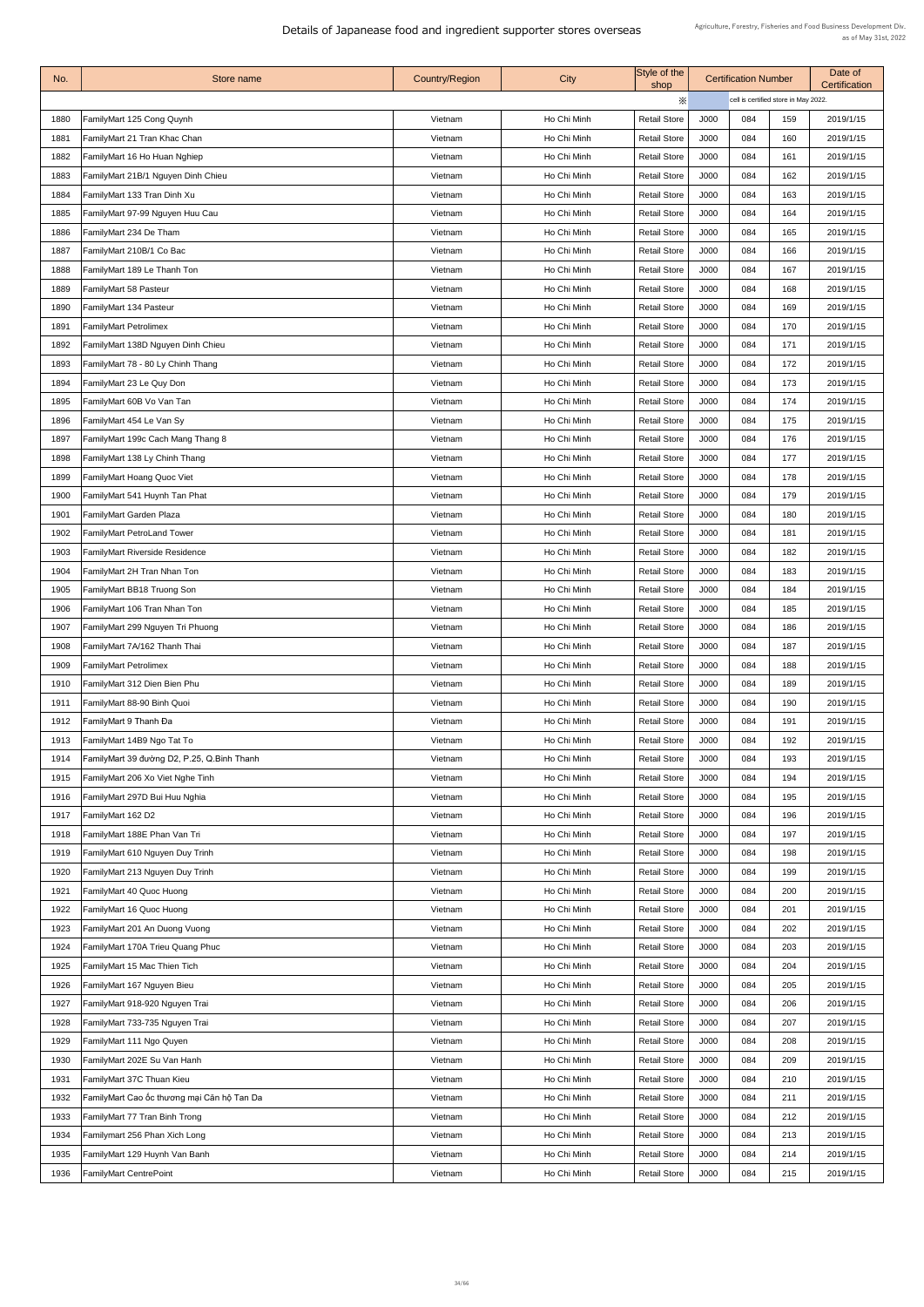# Details of Japanease food and ingredient supporter stores overseas

Agriculture, Forestry, Fisheries and Food Business Development Div.
as of May 31st, 2022

| No. | Store name | Country/Region | City | Style of the shop | Certification Number | | | Date of Certification |
|---|---|---|---|---|---|---|---|---|
| | | | | ※ | cell is certified store in May 2022. | | | |
| 1880 | FamilyMart 125 Cong Quynh | Vietnam | Ho Chi Minh | Retail Store | J000 | 084 | 159 | 2019/1/15 |
| 1881 | FamilyMart 21 Tran Khac Chan | Vietnam | Ho Chi Minh | Retail Store | J000 | 084 | 160 | 2019/1/15 |
| 1882 | FamilyMart 16 Ho Huan Nghiep | Vietnam | Ho Chi Minh | Retail Store | J000 | 084 | 161 | 2019/1/15 |
| 1883 | FamilyMart 21B/1 Nguyen Dinh Chieu | Vietnam | Ho Chi Minh | Retail Store | J000 | 084 | 162 | 2019/1/15 |
| 1884 | FamilyMart 133 Tran Dinh Xu | Vietnam | Ho Chi Minh | Retail Store | J000 | 084 | 163 | 2019/1/15 |
| 1885 | FamilyMart 97-99 Nguyen Huu Cau | Vietnam | Ho Chi Minh | Retail Store | J000 | 084 | 164 | 2019/1/15 |
| 1886 | FamilyMart 234 De Tham | Vietnam | Ho Chi Minh | Retail Store | J000 | 084 | 165 | 2019/1/15 |
| 1887 | FamilyMart 210B/1 Co Bac | Vietnam | Ho Chi Minh | Retail Store | J000 | 084 | 166 | 2019/1/15 |
| 1888 | FamilyMart 189 Le Thanh Ton | Vietnam | Ho Chi Minh | Retail Store | J000 | 084 | 167 | 2019/1/15 |
| 1889 | FamilyMart 58 Pasteur | Vietnam | Ho Chi Minh | Retail Store | J000 | 084 | 168 | 2019/1/15 |
| 1890 | FamilyMart 134 Pasteur | Vietnam | Ho Chi Minh | Retail Store | J000 | 084 | 169 | 2019/1/15 |
| 1891 | FamilyMart Petrolimex | Vietnam | Ho Chi Minh | Retail Store | J000 | 084 | 170 | 2019/1/15 |
| 1892 | FamilyMart 138D Nguyen Dinh Chieu | Vietnam | Ho Chi Minh | Retail Store | J000 | 084 | 171 | 2019/1/15 |
| 1893 | FamilyMart 78 - 80 Ly Chinh Thang | Vietnam | Ho Chi Minh | Retail Store | J000 | 084 | 172 | 2019/1/15 |
| 1894 | FamilyMart 23 Le Quy Don | Vietnam | Ho Chi Minh | Retail Store | J000 | 084 | 173 | 2019/1/15 |
| 1895 | FamilyMart 60B Vo Van Tan | Vietnam | Ho Chi Minh | Retail Store | J000 | 084 | 174 | 2019/1/15 |
| 1896 | FamilyMart 454 Le Van Sy | Vietnam | Ho Chi Minh | Retail Store | J000 | 084 | 175 | 2019/1/15 |
| 1897 | FamilyMart 199c Cach Mang Thang 8 | Vietnam | Ho Chi Minh | Retail Store | J000 | 084 | 176 | 2019/1/15 |
| 1898 | FamilyMart 138 Ly Chinh Thang | Vietnam | Ho Chi Minh | Retail Store | J000 | 084 | 177 | 2019/1/15 |
| 1899 | FamilyMart Hoang Quoc Viet | Vietnam | Ho Chi Minh | Retail Store | J000 | 084 | 178 | 2019/1/15 |
| 1900 | FamilyMart 541 Huynh Tan Phat | Vietnam | Ho Chi Minh | Retail Store | J000 | 084 | 179 | 2019/1/15 |
| 1901 | FamilyMart Garden Plaza | Vietnam | Ho Chi Minh | Retail Store | J000 | 084 | 180 | 2019/1/15 |
| 1902 | FamilyMart PetroLand Tower | Vietnam | Ho Chi Minh | Retail Store | J000 | 084 | 181 | 2019/1/15 |
| 1903 | FamilyMart Riverside Residence | Vietnam | Ho Chi Minh | Retail Store | J000 | 084 | 182 | 2019/1/15 |
| 1904 | FamilyMart 2H Tran Nhan Ton | Vietnam | Ho Chi Minh | Retail Store | J000 | 084 | 183 | 2019/1/15 |
| 1905 | FamilyMart BB18 Truong Son | Vietnam | Ho Chi Minh | Retail Store | J000 | 084 | 184 | 2019/1/15 |
| 1906 | FamilyMart 106 Tran Nhan Ton | Vietnam | Ho Chi Minh | Retail Store | J000 | 084 | 185 | 2019/1/15 |
| 1907 | FamilyMart 299 Nguyen Tri Phuong | Vietnam | Ho Chi Minh | Retail Store | J000 | 084 | 186 | 2019/1/15 |
| 1908 | FamilyMart 7A/162 Thanh Thai | Vietnam | Ho Chi Minh | Retail Store | J000 | 084 | 187 | 2019/1/15 |
| 1909 | FamilyMart Petrolimex | Vietnam | Ho Chi Minh | Retail Store | J000 | 084 | 188 | 2019/1/15 |
| 1910 | FamilyMart 312 Dien Bien Phu | Vietnam | Ho Chi Minh | Retail Store | J000 | 084 | 189 | 2019/1/15 |
| 1911 | FamilyMart 88-90 Binh Quoi | Vietnam | Ho Chi Minh | Retail Store | J000 | 084 | 190 | 2019/1/15 |
| 1912 | FamilyMart 9 Thanh Đa | Vietnam | Ho Chi Minh | Retail Store | J000 | 084 | 191 | 2019/1/15 |
| 1913 | FamilyMart 14B9 Ngo Tat To | Vietnam | Ho Chi Minh | Retail Store | J000 | 084 | 192 | 2019/1/15 |
| 1914 | FamilyMart 39 đường D2, P.25, Q.Binh Thanh | Vietnam | Ho Chi Minh | Retail Store | J000 | 084 | 193 | 2019/1/15 |
| 1915 | FamilyMart 206 Xo Viet Nghe Tinh | Vietnam | Ho Chi Minh | Retail Store | J000 | 084 | 194 | 2019/1/15 |
| 1916 | FamilyMart 297D Bui Huu Nghia | Vietnam | Ho Chi Minh | Retail Store | J000 | 084 | 195 | 2019/1/15 |
| 1917 | FamilyMart 162 D2 | Vietnam | Ho Chi Minh | Retail Store | J000 | 084 | 196 | 2019/1/15 |
| 1918 | FamilyMart 188E Phan Van Tri | Vietnam | Ho Chi Minh | Retail Store | J000 | 084 | 197 | 2019/1/15 |
| 1919 | FamilyMart 610 Nguyen Duy Trinh | Vietnam | Ho Chi Minh | Retail Store | J000 | 084 | 198 | 2019/1/15 |
| 1920 | FamilyMart 213 Nguyen Duy Trinh | Vietnam | Ho Chi Minh | Retail Store | J000 | 084 | 199 | 2019/1/15 |
| 1921 | FamilyMart 40 Quoc Huong | Vietnam | Ho Chi Minh | Retail Store | J000 | 084 | 200 | 2019/1/15 |
| 1922 | FamilyMart 16 Quoc Huong | Vietnam | Ho Chi Minh | Retail Store | J000 | 084 | 201 | 2019/1/15 |
| 1923 | FamilyMart 201 An Duong Vuong | Vietnam | Ho Chi Minh | Retail Store | J000 | 084 | 202 | 2019/1/15 |
| 1924 | FamilyMart 170A Trieu Quang Phuc | Vietnam | Ho Chi Minh | Retail Store | J000 | 084 | 203 | 2019/1/15 |
| 1925 | FamilyMart 15 Mac Thien Tich | Vietnam | Ho Chi Minh | Retail Store | J000 | 084 | 204 | 2019/1/15 |
| 1926 | FamilyMart 167 Nguyen Bieu | Vietnam | Ho Chi Minh | Retail Store | J000 | 084 | 205 | 2019/1/15 |
| 1927 | FamilyMart 918-920 Nguyen Trai | Vietnam | Ho Chi Minh | Retail Store | J000 | 084 | 206 | 2019/1/15 |
| 1928 | FamilyMart 733-735 Nguyen Trai | Vietnam | Ho Chi Minh | Retail Store | J000 | 084 | 207 | 2019/1/15 |
| 1929 | FamilyMart 111 Ngo Quyen | Vietnam | Ho Chi Minh | Retail Store | J000 | 084 | 208 | 2019/1/15 |
| 1930 | FamilyMart 202E Su Van Hanh | Vietnam | Ho Chi Minh | Retail Store | J000 | 084 | 209 | 2019/1/15 |
| 1931 | FamilyMart 37C Thuan Kieu | Vietnam | Ho Chi Minh | Retail Store | J000 | 084 | 210 | 2019/1/15 |
| 1932 | FamilyMart Cao ốc thương mại Căn hộ Tan Da | Vietnam | Ho Chi Minh | Retail Store | J000 | 084 | 211 | 2019/1/15 |
| 1933 | FamilyMart 77 Tran Binh Trong | Vietnam | Ho Chi Minh | Retail Store | J000 | 084 | 212 | 2019/1/15 |
| 1934 | Familymart 256 Phan Xich Long | Vietnam | Ho Chi Minh | Retail Store | J000 | 084 | 213 | 2019/1/15 |
| 1935 | FamilyMart 129 Huynh Van Banh | Vietnam | Ho Chi Minh | Retail Store | J000 | 084 | 214 | 2019/1/15 |
| 1936 | FamilyMart CentrePoint | Vietnam | Ho Chi Minh | Retail Store | J000 | 084 | 215 | 2019/1/15 |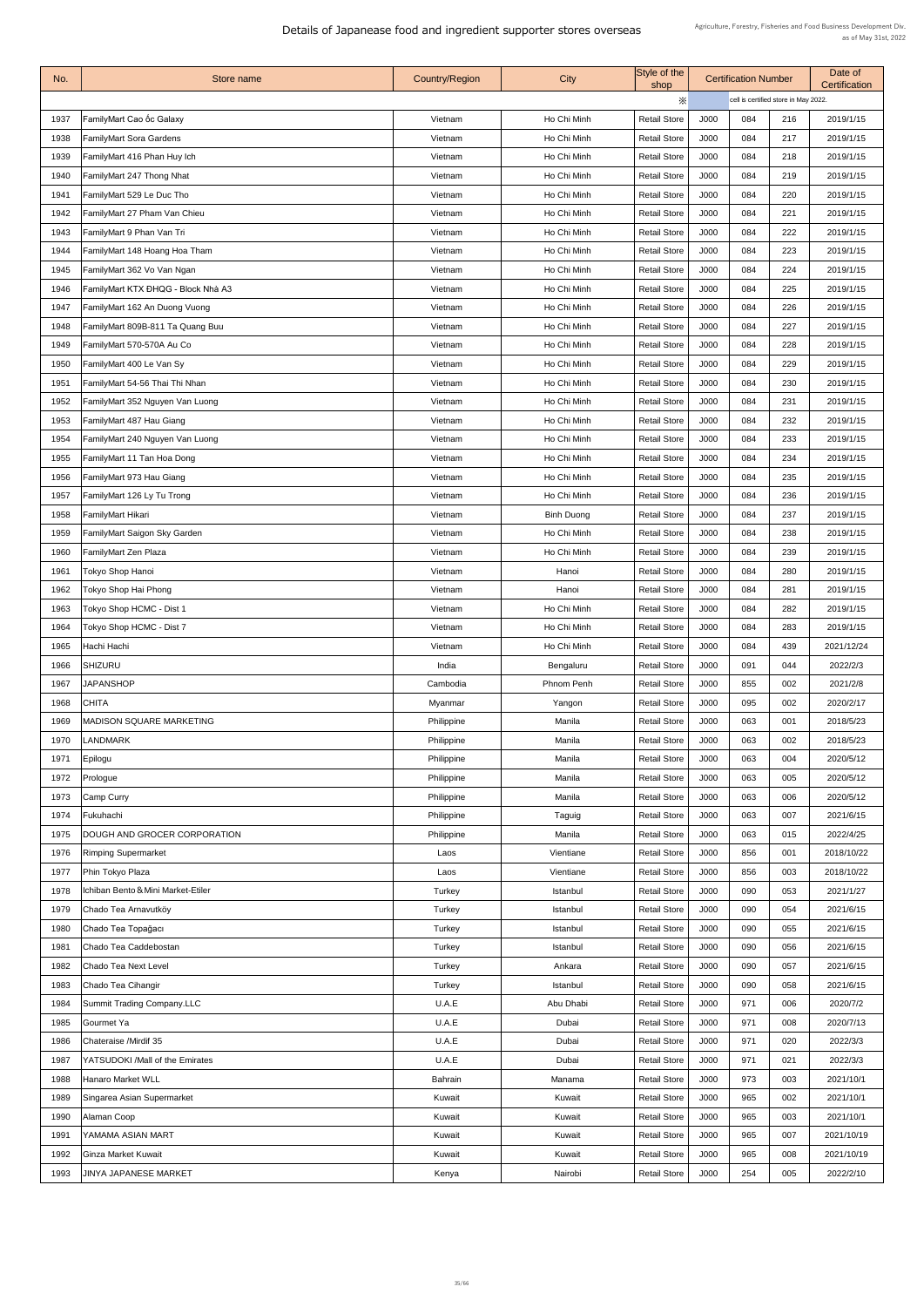# Details of Japanease food and ingredient supporter stores overseas

Agriculture, Forestry, Fisheries and Food Business Development Div.
as of May 31st, 2022

| No. | Store name | Country/Region | City | Style of the shop | Certification Number | | | Date of Certification |
|---|---|---|---|---|---|---|---|---|
| | | | | ※ | | cell is certified store in May 2022. | | |
| 1937 | FamilyMart Cao ốc Galaxy | Vietnam | Ho Chi Minh | Retail Store | J000 | 084 | 216 | 2019/1/15 |
| 1938 | FamilyMart Sora Gardens | Vietnam | Ho Chi Minh | Retail Store | J000 | 084 | 217 | 2019/1/15 |
| 1939 | FamilyMart 416 Phan Huy Ich | Vietnam | Ho Chi Minh | Retail Store | J000 | 084 | 218 | 2019/1/15 |
| 1940 | FamilyMart 247 Thong Nhat | Vietnam | Ho Chi Minh | Retail Store | J000 | 084 | 219 | 2019/1/15 |
| 1941 | FamilyMart 529 Le Duc Tho | Vietnam | Ho Chi Minh | Retail Store | J000 | 084 | 220 | 2019/1/15 |
| 1942 | FamilyMart 27 Pham Van Chieu | Vietnam | Ho Chi Minh | Retail Store | J000 | 084 | 221 | 2019/1/15 |
| 1943 | FamilyMart 9 Phan Van Tri | Vietnam | Ho Chi Minh | Retail Store | J000 | 084 | 222 | 2019/1/15 |
| 1944 | FamilyMart 148 Hoang Hoa Tham | Vietnam | Ho Chi Minh | Retail Store | J000 | 084 | 223 | 2019/1/15 |
| 1945 | FamilyMart 362 Vo Van Ngan | Vietnam | Ho Chi Minh | Retail Store | J000 | 084 | 224 | 2019/1/15 |
| 1946 | FamilyMart KTX ĐHQG - Block Nhà A3 | Vietnam | Ho Chi Minh | Retail Store | J000 | 084 | 225 | 2019/1/15 |
| 1947 | FamilyMart 162 An Duong Vuong | Vietnam | Ho Chi Minh | Retail Store | J000 | 084 | 226 | 2019/1/15 |
| 1948 | FamilyMart 809B-811 Ta Quang Buu | Vietnam | Ho Chi Minh | Retail Store | J000 | 084 | 227 | 2019/1/15 |
| 1949 | FamilyMart 570-570A Au Co | Vietnam | Ho Chi Minh | Retail Store | J000 | 084 | 228 | 2019/1/15 |
| 1950 | FamilyMart 400 Le Van Sy | Vietnam | Ho Chi Minh | Retail Store | J000 | 084 | 229 | 2019/1/15 |
| 1951 | FamilyMart 54-56 Thai Thi Nhan | Vietnam | Ho Chi Minh | Retail Store | J000 | 084 | 230 | 2019/1/15 |
| 1952 | FamilyMart 352 Nguyen Van Luong | Vietnam | Ho Chi Minh | Retail Store | J000 | 084 | 231 | 2019/1/15 |
| 1953 | FamilyMart 487 Hau Giang | Vietnam | Ho Chi Minh | Retail Store | J000 | 084 | 232 | 2019/1/15 |
| 1954 | FamilyMart 240 Nguyen Van Luong | Vietnam | Ho Chi Minh | Retail Store | J000 | 084 | 233 | 2019/1/15 |
| 1955 | FamilyMart 11 Tan Hoa Dong | Vietnam | Ho Chi Minh | Retail Store | J000 | 084 | 234 | 2019/1/15 |
| 1956 | FamilyMart 973 Hau Giang | Vietnam | Ho Chi Minh | Retail Store | J000 | 084 | 235 | 2019/1/15 |
| 1957 | FamilyMart 126 Ly Tu Trong | Vietnam | Ho Chi Minh | Retail Store | J000 | 084 | 236 | 2019/1/15 |
| 1958 | FamilyMart Hikari | Vietnam | Binh Duong | Retail Store | J000 | 084 | 237 | 2019/1/15 |
| 1959 | FamilyMart Saigon Sky Garden | Vietnam | Ho Chi Minh | Retail Store | J000 | 084 | 238 | 2019/1/15 |
| 1960 | FamilyMart Zen Plaza | Vietnam | Ho Chi Minh | Retail Store | J000 | 084 | 239 | 2019/1/15 |
| 1961 | Tokyo Shop Hanoi | Vietnam | Hanoi | Retail Store | J000 | 084 | 280 | 2019/1/15 |
| 1962 | Tokyo Shop Hai Phong | Vietnam | Hanoi | Retail Store | J000 | 084 | 281 | 2019/1/15 |
| 1963 | Tokyo Shop HCMC - Dist 1 | Vietnam | Ho Chi Minh | Retail Store | J000 | 084 | 282 | 2019/1/15 |
| 1964 | Tokyo Shop HCMC - Dist 7 | Vietnam | Ho Chi Minh | Retail Store | J000 | 084 | 283 | 2019/1/15 |
| 1965 | Hachi Hachi | Vietnam | Ho Chi Minh | Retail Store | J000 | 084 | 439 | 2021/12/24 |
| 1966 | SHIZURU | India | Bengaluru | Retail Store | J000 | 091 | 044 | 2022/2/3 |
| 1967 | JAPANSHOP | Cambodia | Phnom Penh | Retail Store | J000 | 855 | 002 | 2021/2/8 |
| 1968 | CHITA | Myanmar | Yangon | Retail Store | J000 | 095 | 002 | 2020/2/17 |
| 1969 | MADISON SQUARE MARKETING | Philippine | Manila | Retail Store | J000 | 063 | 001 | 2018/5/23 |
| 1970 | LANDMARK | Philippine | Manila | Retail Store | J000 | 063 | 002 | 2018/5/23 |
| 1971 | Epilogu | Philippine | Manila | Retail Store | J000 | 063 | 004 | 2020/5/12 |
| 1972 | Prologue | Philippine | Manila | Retail Store | J000 | 063 | 005 | 2020/5/12 |
| 1973 | Camp Curry | Philippine | Manila | Retail Store | J000 | 063 | 006 | 2020/5/12 |
| 1974 | Fukuhachi | Philippine | Taguig | Retail Store | J000 | 063 | 007 | 2021/6/15 |
| 1975 | DOUGH AND GROCER CORPORATION | Philippine | Manila | Retail Store | J000 | 063 | 015 | 2022/4/25 |
| 1976 | Rimping Supermarket | Laos | Vientiane | Retail Store | J000 | 856 | 001 | 2018/10/22 |
| 1977 | Phin Tokyo Plaza | Laos | Vientiane | Retail Store | J000 | 856 | 003 | 2018/10/22 |
| 1978 | Ichiban Bento＆Mini Market-Etiler | Turkey | Istanbul | Retail Store | J000 | 090 | 053 | 2021/1/27 |
| 1979 | Chado Tea Arnavutköy | Turkey | Istanbul | Retail Store | J000 | 090 | 054 | 2021/6/15 |
| 1980 | Chado Tea Topağacı | Turkey | Istanbul | Retail Store | J000 | 090 | 055 | 2021/6/15 |
| 1981 | Chado Tea Caddebostan | Turkey | Istanbul | Retail Store | J000 | 090 | 056 | 2021/6/15 |
| 1982 | Chado Tea Next Level | Turkey | Ankara | Retail Store | J000 | 090 | 057 | 2021/6/15 |
| 1983 | Chado Tea Cihangir | Turkey | Istanbul | Retail Store | J000 | 090 | 058 | 2021/6/15 |
| 1984 | Summit Trading Company.LLC | U.A.E | Abu Dhabi | Retail Store | J000 | 971 | 006 | 2020/7/2 |
| 1985 | Gourmet Ya | U.A.E | Dubai | Retail Store | J000 | 971 | 008 | 2020/7/13 |
| 1986 | Chateraise /Mirdif 35 | U.A.E | Dubai | Retail Store | J000 | 971 | 020 | 2022/3/3 |
| 1987 | YATSUDOKI /Mall of the Emirates | U.A.E | Dubai | Retail Store | J000 | 971 | 021 | 2022/3/3 |
| 1988 | Hanaro Market WLL | Bahrain | Manama | Retail Store | J000 | 973 | 003 | 2021/10/1 |
| 1989 | Singarea Asian Supermarket | Kuwait | Kuwait | Retail Store | J000 | 965 | 002 | 2021/10/1 |
| 1990 | Alaman Coop | Kuwait | Kuwait | Retail Store | J000 | 965 | 003 | 2021/10/1 |
| 1991 | YAMAMA ASIAN MART | Kuwait | Kuwait | Retail Store | J000 | 965 | 007 | 2021/10/19 |
| 1992 | Ginza Market Kuwait | Kuwait | Kuwait | Retail Store | J000 | 965 | 008 | 2021/10/19 |
| 1993 | JINYA JAPANESE MARKET | Kenya | Nairobi | Retail Store | J000 | 254 | 005 | 2022/2/10 |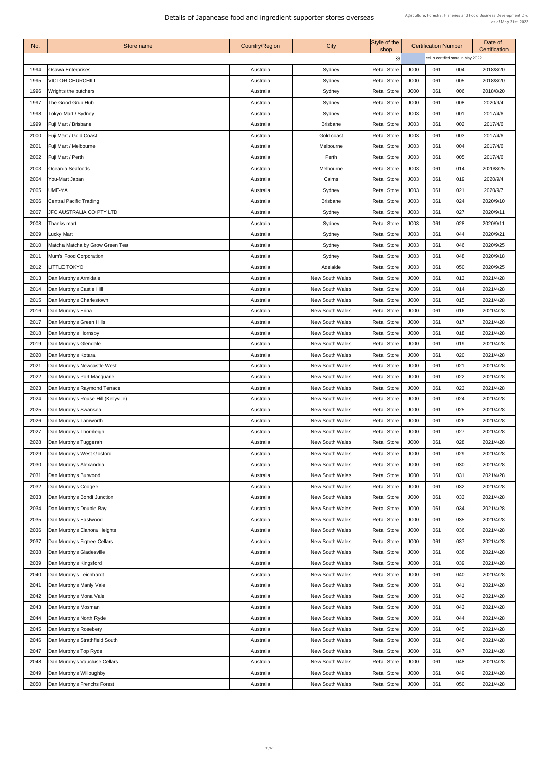# Details of Japanease food and ingredient supporter stores overseas

Agriculture, Forestry, Fisheries and Food Business Development Div.
as of May 31st, 2022

| No. | Store name | Country/Region | City | Style of the shop | Certification Number | | | Date of Certification |
|---|---|---|---|---|---|---|---|---|
| | | | | ※ | cell is certified store in May 2022. | | | |
| 1994 | Osawa Enterprises | Australia | Sydney | Retail Store | J000 | 061 | 004 | 2018/8/20 |
| 1995 | VICTOR CHURCHILL | Australia | Sydney | Retail Store | J000 | 061 | 005 | 2018/8/20 |
| 1996 | Wrights the butchers | Australia | Sydney | Retail Store | J000 | 061 | 006 | 2018/8/20 |
| 1997 | The Good Grub Hub | Australia | Sydney | Retail Store | J000 | 061 | 008 | 2020/9/4 |
| 1998 | Tokyo Mart / Sydney | Australia | Sydney | Retail Store | J003 | 061 | 001 | 2017/4/6 |
| 1999 | Fuji Mart / Brisbane | Australia | Brisbane | Retail Store | J003 | 061 | 002 | 2017/4/6 |
| 2000 | Fuji Mart / Gold Coast | Australia | Gold coast | Retail Store | J003 | 061 | 003 | 2017/4/6 |
| 2001 | Fuji Mart / Melbourne | Australia | Melbourne | Retail Store | J003 | 061 | 004 | 2017/4/6 |
| 2002 | Fuji Mart / Perth | Australia | Perth | Retail Store | J003 | 061 | 005 | 2017/4/6 |
| 2003 | Oceania Seafoods | Australia | Melbourne | Retail Store | J003 | 061 | 014 | 2020/8/25 |
| 2004 | You-Mart Japan | Australia | Cairns | Retail Store | J003 | 061 | 019 | 2020/9/4 |
| 2005 | UME-YA | Australia | Sydney | Retail Store | J003 | 061 | 021 | 2020/9/7 |
| 2006 | Central Pacific Trading | Australia | Brisbane | Retail Store | J003 | 061 | 024 | 2020/9/10 |
| 2007 | JFC AUSTRALIA CO PTY LTD | Australia | Sydney | Retail Store | J003 | 061 | 027 | 2020/9/11 |
| 2008 | Thanks mart | Australia | Sydney | Retail Store | J003 | 061 | 028 | 2020/9/11 |
| 2009 | Lucky Mart | Australia | Sydney | Retail Store | J003 | 061 | 044 | 2020/9/21 |
| 2010 | Matcha Matcha by Grow Green Tea | Australia | Sydney | Retail Store | J003 | 061 | 046 | 2020/9/25 |
| 2011 | Mum's Food Corporation | Australia | Sydney | Retail Store | J003 | 061 | 048 | 2020/9/18 |
| 2012 | LITTLE TOKYO | Australia | Adelaide | Retail Store | J003 | 061 | 050 | 2020/9/25 |
| 2013 | Dan Murphy's Armidale | Australia | New South Wales | Retail Store | J000 | 061 | 013 | 2021/4/28 |
| 2014 | Dan Murphy's Castle Hill | Australia | New South Wales | Retail Store | J000 | 061 | 014 | 2021/4/28 |
| 2015 | Dan Murphy's Charlestown | Australia | New South Wales | Retail Store | J000 | 061 | 015 | 2021/4/28 |
| 2016 | Dan Murphy's Erina | Australia | New South Wales | Retail Store | J000 | 061 | 016 | 2021/4/28 |
| 2017 | Dan Murphy's Green Hills | Australia | New South Wales | Retail Store | J000 | 061 | 017 | 2021/4/28 |
| 2018 | Dan Murphy's Hornsby | Australia | New South Wales | Retail Store | J000 | 061 | 018 | 2021/4/28 |
| 2019 | Dan Murphy's Glendale | Australia | New South Wales | Retail Store | J000 | 061 | 019 | 2021/4/28 |
| 2020 | Dan Murphy's Kotara | Australia | New South Wales | Retail Store | J000 | 061 | 020 | 2021/4/28 |
| 2021 | Dan Murphy's Newcastle West | Australia | New South Wales | Retail Store | J000 | 061 | 021 | 2021/4/28 |
| 2022 | Dan Murphy's Port Macquarie | Australia | New South Wales | Retail Store | J000 | 061 | 022 | 2021/4/28 |
| 2023 | Dan Murphy's Raymond Terrace | Australia | New South Wales | Retail Store | J000 | 061 | 023 | 2021/4/28 |
| 2024 | Dan Murphy's Rouse Hill (Kellyville) | Australia | New South Wales | Retail Store | J000 | 061 | 024 | 2021/4/28 |
| 2025 | Dan Murphy's Swansea | Australia | New South Wales | Retail Store | J000 | 061 | 025 | 2021/4/28 |
| 2026 | Dan Murphy's Tamworth | Australia | New South Wales | Retail Store | J000 | 061 | 026 | 2021/4/28 |
| 2027 | Dan Murphy's Thornleigh | Australia | New South Wales | Retail Store | J000 | 061 | 027 | 2021/4/28 |
| 2028 | Dan Murphy's Tuggerah | Australia | New South Wales | Retail Store | J000 | 061 | 028 | 2021/4/28 |
| 2029 | Dan Murphy's West Gosford | Australia | New South Wales | Retail Store | J000 | 061 | 029 | 2021/4/28 |
| 2030 | Dan Murphy's Alexandria | Australia | New South Wales | Retail Store | J000 | 061 | 030 | 2021/4/28 |
| 2031 | Dan Murphy's Burwood | Australia | New South Wales | Retail Store | J000 | 061 | 031 | 2021/4/28 |
| 2032 | Dan Murphy's Coogee | Australia | New South Wales | Retail Store | J000 | 061 | 032 | 2021/4/28 |
| 2033 | Dan Murphy's Bondi Junction | Australia | New South Wales | Retail Store | J000 | 061 | 033 | 2021/4/28 |
| 2034 | Dan Murphy's Double Bay | Australia | New South Wales | Retail Store | J000 | 061 | 034 | 2021/4/28 |
| 2035 | Dan Murphy's Eastwood | Australia | New South Wales | Retail Store | J000 | 061 | 035 | 2021/4/28 |
| 2036 | Dan Murphy's Elanora Heights | Australia | New South Wales | Retail Store | J000 | 061 | 036 | 2021/4/28 |
| 2037 | Dan Murphy's Figtree Cellars | Australia | New South Wales | Retail Store | J000 | 061 | 037 | 2021/4/28 |
| 2038 | Dan Murphy's Gladesville | Australia | New South Wales | Retail Store | J000 | 061 | 038 | 2021/4/28 |
| 2039 | Dan Murphy's Kingsford | Australia | New South Wales | Retail Store | J000 | 061 | 039 | 2021/4/28 |
| 2040 | Dan Murphy's Leichhardt | Australia | New South Wales | Retail Store | J000 | 061 | 040 | 2021/4/28 |
| 2041 | Dan Murphy's Manly Vale | Australia | New South Wales | Retail Store | J000 | 061 | 041 | 2021/4/28 |
| 2042 | Dan Murphy's Mona Vale | Australia | New South Wales | Retail Store | J000 | 061 | 042 | 2021/4/28 |
| 2043 | Dan Murphy's Mosman | Australia | New South Wales | Retail Store | J000 | 061 | 043 | 2021/4/28 |
| 2044 | Dan Murphy's North Ryde | Australia | New South Wales | Retail Store | J000 | 061 | 044 | 2021/4/28 |
| 2045 | Dan Murphy's Rosebery | Australia | New South Wales | Retail Store | J000 | 061 | 045 | 2021/4/28 |
| 2046 | Dan Murphy's Strathfield South | Australia | New South Wales | Retail Store | J000 | 061 | 046 | 2021/4/28 |
| 2047 | Dan Murphy's Top Ryde | Australia | New South Wales | Retail Store | J000 | 061 | 047 | 2021/4/28 |
| 2048 | Dan Murphy's Vaucluse Cellars | Australia | New South Wales | Retail Store | J000 | 061 | 048 | 2021/4/28 |
| 2049 | Dan Murphy's Willoughby | Australia | New South Wales | Retail Store | J000 | 061 | 049 | 2021/4/28 |
| 2050 | Dan Murphy's Frenchs Forest | Australia | New South Wales | Retail Store | J000 | 061 | 050 | 2021/4/28 |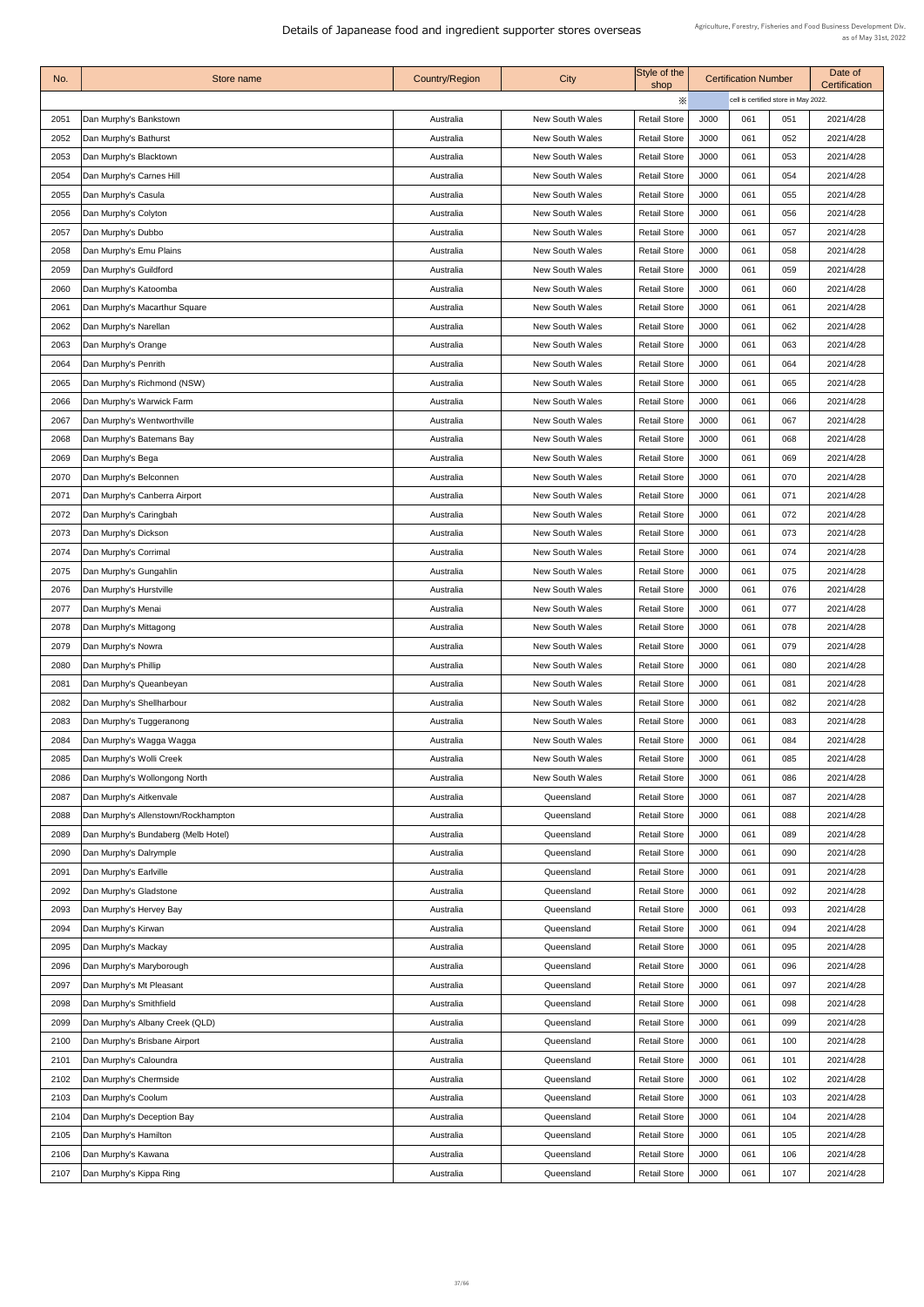# Details of Japanease food and ingredient supporter stores overseas

Agriculture, Forestry, Fisheries and Food Business Development Div.
as of May 31st, 2022

| No. | Store name | Country/Region | City | Style of the shop | Certification Number | | | Date of Certification |
|---|---|---|---|---|---|---|---|---|
| | | | | ※ | cell is certified store in May 2022. | | | |
| 2051 | Dan Murphy's Bankstown | Australia | New South Wales | Retail Store | J000 | 061 | 051 | 2021/4/28 |
| 2052 | Dan Murphy's Bathurst | Australia | New South Wales | Retail Store | J000 | 061 | 052 | 2021/4/28 |
| 2053 | Dan Murphy's Blacktown | Australia | New South Wales | Retail Store | J000 | 061 | 053 | 2021/4/28 |
| 2054 | Dan Murphy's Carnes Hill | Australia | New South Wales | Retail Store | J000 | 061 | 054 | 2021/4/28 |
| 2055 | Dan Murphy's Casula | Australia | New South Wales | Retail Store | J000 | 061 | 055 | 2021/4/28 |
| 2056 | Dan Murphy's Colyton | Australia | New South Wales | Retail Store | J000 | 061 | 056 | 2021/4/28 |
| 2057 | Dan Murphy's Dubbo | Australia | New South Wales | Retail Store | J000 | 061 | 057 | 2021/4/28 |
| 2058 | Dan Murphy's Emu Plains | Australia | New South Wales | Retail Store | J000 | 061 | 058 | 2021/4/28 |
| 2059 | Dan Murphy's Guildford | Australia | New South Wales | Retail Store | J000 | 061 | 059 | 2021/4/28 |
| 2060 | Dan Murphy's Katoomba | Australia | New South Wales | Retail Store | J000 | 061 | 060 | 2021/4/28 |
| 2061 | Dan Murphy's Macarthur Square | Australia | New South Wales | Retail Store | J000 | 061 | 061 | 2021/4/28 |
| 2062 | Dan Murphy's Narellan | Australia | New South Wales | Retail Store | J000 | 061 | 062 | 2021/4/28 |
| 2063 | Dan Murphy's Orange | Australia | New South Wales | Retail Store | J000 | 061 | 063 | 2021/4/28 |
| 2064 | Dan Murphy's Penrith | Australia | New South Wales | Retail Store | J000 | 061 | 064 | 2021/4/28 |
| 2065 | Dan Murphy's Richmond (NSW) | Australia | New South Wales | Retail Store | J000 | 061 | 065 | 2021/4/28 |
| 2066 | Dan Murphy's Warwick Farm | Australia | New South Wales | Retail Store | J000 | 061 | 066 | 2021/4/28 |
| 2067 | Dan Murphy's Wentworthville | Australia | New South Wales | Retail Store | J000 | 061 | 067 | 2021/4/28 |
| 2068 | Dan Murphy's Batemans Bay | Australia | New South Wales | Retail Store | J000 | 061 | 068 | 2021/4/28 |
| 2069 | Dan Murphy's Bega | Australia | New South Wales | Retail Store | J000 | 061 | 069 | 2021/4/28 |
| 2070 | Dan Murphy's Belconnen | Australia | New South Wales | Retail Store | J000 | 061 | 070 | 2021/4/28 |
| 2071 | Dan Murphy's Canberra Airport | Australia | New South Wales | Retail Store | J000 | 061 | 071 | 2021/4/28 |
| 2072 | Dan Murphy's Caringbah | Australia | New South Wales | Retail Store | J000 | 061 | 072 | 2021/4/28 |
| 2073 | Dan Murphy's Dickson | Australia | New South Wales | Retail Store | J000 | 061 | 073 | 2021/4/28 |
| 2074 | Dan Murphy's Corrimal | Australia | New South Wales | Retail Store | J000 | 061 | 074 | 2021/4/28 |
| 2075 | Dan Murphy's Gungahlin | Australia | New South Wales | Retail Store | J000 | 061 | 075 | 2021/4/28 |
| 2076 | Dan Murphy's Hurstville | Australia | New South Wales | Retail Store | J000 | 061 | 076 | 2021/4/28 |
| 2077 | Dan Murphy's Menai | Australia | New South Wales | Retail Store | J000 | 061 | 077 | 2021/4/28 |
| 2078 | Dan Murphy's Mittagong | Australia | New South Wales | Retail Store | J000 | 061 | 078 | 2021/4/28 |
| 2079 | Dan Murphy's Nowra | Australia | New South Wales | Retail Store | J000 | 061 | 079 | 2021/4/28 |
| 2080 | Dan Murphy's Phillip | Australia | New South Wales | Retail Store | J000 | 061 | 080 | 2021/4/28 |
| 2081 | Dan Murphy's Queanbeyan | Australia | New South Wales | Retail Store | J000 | 061 | 081 | 2021/4/28 |
| 2082 | Dan Murphy's Shellharbour | Australia | New South Wales | Retail Store | J000 | 061 | 082 | 2021/4/28 |
| 2083 | Dan Murphy's Tuggeranong | Australia | New South Wales | Retail Store | J000 | 061 | 083 | 2021/4/28 |
| 2084 | Dan Murphy's Wagga Wagga | Australia | New South Wales | Retail Store | J000 | 061 | 084 | 2021/4/28 |
| 2085 | Dan Murphy's Wolli Creek | Australia | New South Wales | Retail Store | J000 | 061 | 085 | 2021/4/28 |
| 2086 | Dan Murphy's Wollongong North | Australia | New South Wales | Retail Store | J000 | 061 | 086 | 2021/4/28 |
| 2087 | Dan Murphy's Aitkenvale | Australia | Queensland | Retail Store | J000 | 061 | 087 | 2021/4/28 |
| 2088 | Dan Murphy's Allenstown/Rockhampton | Australia | Queensland | Retail Store | J000 | 061 | 088 | 2021/4/28 |
| 2089 | Dan Murphy's Bundaberg (Melb Hotel) | Australia | Queensland | Retail Store | J000 | 061 | 089 | 2021/4/28 |
| 2090 | Dan Murphy's Dalrymple | Australia | Queensland | Retail Store | J000 | 061 | 090 | 2021/4/28 |
| 2091 | Dan Murphy's Earlville | Australia | Queensland | Retail Store | J000 | 061 | 091 | 2021/4/28 |
| 2092 | Dan Murphy's Gladstone | Australia | Queensland | Retail Store | J000 | 061 | 092 | 2021/4/28 |
| 2093 | Dan Murphy's Hervey Bay | Australia | Queensland | Retail Store | J000 | 061 | 093 | 2021/4/28 |
| 2094 | Dan Murphy's Kirwan | Australia | Queensland | Retail Store | J000 | 061 | 094 | 2021/4/28 |
| 2095 | Dan Murphy's Mackay | Australia | Queensland | Retail Store | J000 | 061 | 095 | 2021/4/28 |
| 2096 | Dan Murphy's Maryborough | Australia | Queensland | Retail Store | J000 | 061 | 096 | 2021/4/28 |
| 2097 | Dan Murphy's Mt Pleasant | Australia | Queensland | Retail Store | J000 | 061 | 097 | 2021/4/28 |
| 2098 | Dan Murphy's Smithfield | Australia | Queensland | Retail Store | J000 | 061 | 098 | 2021/4/28 |
| 2099 | Dan Murphy's Albany Creek (QLD) | Australia | Queensland | Retail Store | J000 | 061 | 099 | 2021/4/28 |
| 2100 | Dan Murphy's Brisbane Airport | Australia | Queensland | Retail Store | J000 | 061 | 100 | 2021/4/28 |
| 2101 | Dan Murphy's Caloundra | Australia | Queensland | Retail Store | J000 | 061 | 101 | 2021/4/28 |
| 2102 | Dan Murphy's Chermside | Australia | Queensland | Retail Store | J000 | 061 | 102 | 2021/4/28 |
| 2103 | Dan Murphy's Coolum | Australia | Queensland | Retail Store | J000 | 061 | 103 | 2021/4/28 |
| 2104 | Dan Murphy's Deception Bay | Australia | Queensland | Retail Store | J000 | 061 | 104 | 2021/4/28 |
| 2105 | Dan Murphy's Hamilton | Australia | Queensland | Retail Store | J000 | 061 | 105 | 2021/4/28 |
| 2106 | Dan Murphy's Kawana | Australia | Queensland | Retail Store | J000 | 061 | 106 | 2021/4/28 |
| 2107 | Dan Murphy's Kippa Ring | Australia | Queensland | Retail Store | J000 | 061 | 107 | 2021/4/28 |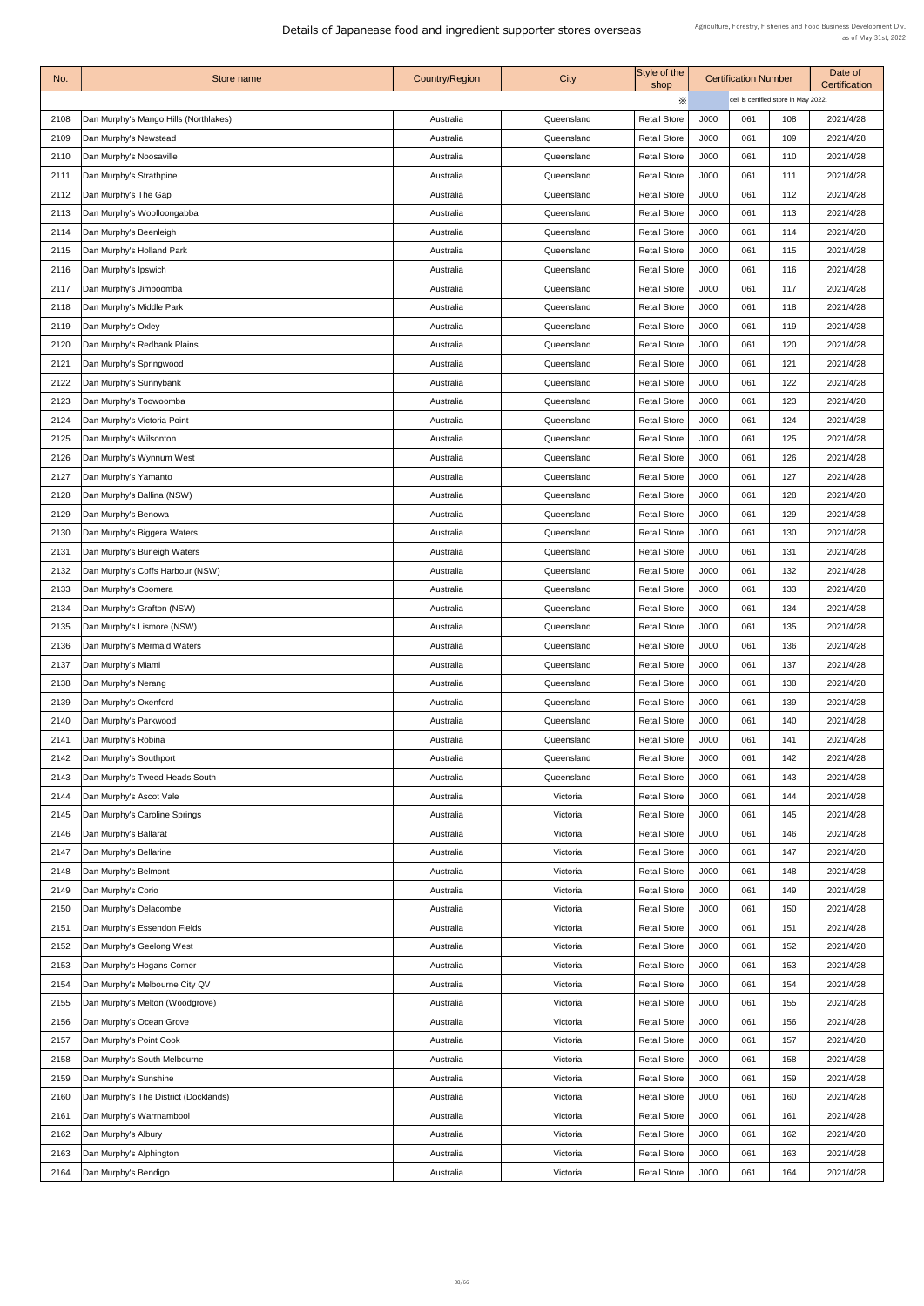# Details of Japanease food and ingredient supporter stores overseas

Agriculture, Forestry, Fisheries and Food Business Development Div.
as of May 31st, 2022

| No. | Store name | Country/Region | City | Style of the shop | Certification Number | | | Date of Certification |
|---|---|---|---|---|---|---|---|---|
| | | | | ※ | | cell is certified store in May 2022. | | |
| 2108 | Dan Murphy's Mango Hills (Northlakes) | Australia | Queensland | Retail Store | J000 | 061 | 108 | 2021/4/28 |
| 2109 | Dan Murphy's Newstead | Australia | Queensland | Retail Store | J000 | 061 | 109 | 2021/4/28 |
| 2110 | Dan Murphy's Noosaville | Australia | Queensland | Retail Store | J000 | 061 | 110 | 2021/4/28 |
| 2111 | Dan Murphy's Strathpine | Australia | Queensland | Retail Store | J000 | 061 | 111 | 2021/4/28 |
| 2112 | Dan Murphy's The Gap | Australia | Queensland | Retail Store | J000 | 061 | 112 | 2021/4/28 |
| 2113 | Dan Murphy's Woolloongabba | Australia | Queensland | Retail Store | J000 | 061 | 113 | 2021/4/28 |
| 2114 | Dan Murphy's Beenleigh | Australia | Queensland | Retail Store | J000 | 061 | 114 | 2021/4/28 |
| 2115 | Dan Murphy's Holland Park | Australia | Queensland | Retail Store | J000 | 061 | 115 | 2021/4/28 |
| 2116 | Dan Murphy's Ipswich | Australia | Queensland | Retail Store | J000 | 061 | 116 | 2021/4/28 |
| 2117 | Dan Murphy's Jimboomba | Australia | Queensland | Retail Store | J000 | 061 | 117 | 2021/4/28 |
| 2118 | Dan Murphy's Middle Park | Australia | Queensland | Retail Store | J000 | 061 | 118 | 2021/4/28 |
| 2119 | Dan Murphy's Oxley | Australia | Queensland | Retail Store | J000 | 061 | 119 | 2021/4/28 |
| 2120 | Dan Murphy's Redbank Plains | Australia | Queensland | Retail Store | J000 | 061 | 120 | 2021/4/28 |
| 2121 | Dan Murphy's Springwood | Australia | Queensland | Retail Store | J000 | 061 | 121 | 2021/4/28 |
| 2122 | Dan Murphy's Sunnybank | Australia | Queensland | Retail Store | J000 | 061 | 122 | 2021/4/28 |
| 2123 | Dan Murphy's Toowoomba | Australia | Queensland | Retail Store | J000 | 061 | 123 | 2021/4/28 |
| 2124 | Dan Murphy's Victoria Point | Australia | Queensland | Retail Store | J000 | 061 | 124 | 2021/4/28 |
| 2125 | Dan Murphy's Wilsonton | Australia | Queensland | Retail Store | J000 | 061 | 125 | 2021/4/28 |
| 2126 | Dan Murphy's Wynnum West | Australia | Queensland | Retail Store | J000 | 061 | 126 | 2021/4/28 |
| 2127 | Dan Murphy's Yamanto | Australia | Queensland | Retail Store | J000 | 061 | 127 | 2021/4/28 |
| 2128 | Dan Murphy's Ballina (NSW) | Australia | Queensland | Retail Store | J000 | 061 | 128 | 2021/4/28 |
| 2129 | Dan Murphy's Benowa | Australia | Queensland | Retail Store | J000 | 061 | 129 | 2021/4/28 |
| 2130 | Dan Murphy's Biggera Waters | Australia | Queensland | Retail Store | J000 | 061 | 130 | 2021/4/28 |
| 2131 | Dan Murphy's Burleigh Waters | Australia | Queensland | Retail Store | J000 | 061 | 131 | 2021/4/28 |
| 2132 | Dan Murphy's Coffs Harbour (NSW) | Australia | Queensland | Retail Store | J000 | 061 | 132 | 2021/4/28 |
| 2133 | Dan Murphy's Coomera | Australia | Queensland | Retail Store | J000 | 061 | 133 | 2021/4/28 |
| 2134 | Dan Murphy's Grafton (NSW) | Australia | Queensland | Retail Store | J000 | 061 | 134 | 2021/4/28 |
| 2135 | Dan Murphy's Lismore (NSW) | Australia | Queensland | Retail Store | J000 | 061 | 135 | 2021/4/28 |
| 2136 | Dan Murphy's Mermaid Waters | Australia | Queensland | Retail Store | J000 | 061 | 136 | 2021/4/28 |
| 2137 | Dan Murphy's Miami | Australia | Queensland | Retail Store | J000 | 061 | 137 | 2021/4/28 |
| 2138 | Dan Murphy's Nerang | Australia | Queensland | Retail Store | J000 | 061 | 138 | 2021/4/28 |
| 2139 | Dan Murphy's Oxenford | Australia | Queensland | Retail Store | J000 | 061 | 139 | 2021/4/28 |
| 2140 | Dan Murphy's Parkwood | Australia | Queensland | Retail Store | J000 | 061 | 140 | 2021/4/28 |
| 2141 | Dan Murphy's Robina | Australia | Queensland | Retail Store | J000 | 061 | 141 | 2021/4/28 |
| 2142 | Dan Murphy's Southport | Australia | Queensland | Retail Store | J000 | 061 | 142 | 2021/4/28 |
| 2143 | Dan Murphy's Tweed Heads South | Australia | Queensland | Retail Store | J000 | 061 | 143 | 2021/4/28 |
| 2144 | Dan Murphy's Ascot Vale | Australia | Victoria | Retail Store | J000 | 061 | 144 | 2021/4/28 |
| 2145 | Dan Murphy's Caroline Springs | Australia | Victoria | Retail Store | J000 | 061 | 145 | 2021/4/28 |
| 2146 | Dan Murphy's Ballarat | Australia | Victoria | Retail Store | J000 | 061 | 146 | 2021/4/28 |
| 2147 | Dan Murphy's Bellarine | Australia | Victoria | Retail Store | J000 | 061 | 147 | 2021/4/28 |
| 2148 | Dan Murphy's Belmont | Australia | Victoria | Retail Store | J000 | 061 | 148 | 2021/4/28 |
| 2149 | Dan Murphy's Corio | Australia | Victoria | Retail Store | J000 | 061 | 149 | 2021/4/28 |
| 2150 | Dan Murphy's Delacombe | Australia | Victoria | Retail Store | J000 | 061 | 150 | 2021/4/28 |
| 2151 | Dan Murphy's Essendon Fields | Australia | Victoria | Retail Store | J000 | 061 | 151 | 2021/4/28 |
| 2152 | Dan Murphy's Geelong West | Australia | Victoria | Retail Store | J000 | 061 | 152 | 2021/4/28 |
| 2153 | Dan Murphy's Hogans Corner | Australia | Victoria | Retail Store | J000 | 061 | 153 | 2021/4/28 |
| 2154 | Dan Murphy's Melbourne City QV | Australia | Victoria | Retail Store | J000 | 061 | 154 | 2021/4/28 |
| 2155 | Dan Murphy's Melton (Woodgrove) | Australia | Victoria | Retail Store | J000 | 061 | 155 | 2021/4/28 |
| 2156 | Dan Murphy's Ocean Grove | Australia | Victoria | Retail Store | J000 | 061 | 156 | 2021/4/28 |
| 2157 | Dan Murphy's Point Cook | Australia | Victoria | Retail Store | J000 | 061 | 157 | 2021/4/28 |
| 2158 | Dan Murphy's South Melbourne | Australia | Victoria | Retail Store | J000 | 061 | 158 | 2021/4/28 |
| 2159 | Dan Murphy's Sunshine | Australia | Victoria | Retail Store | J000 | 061 | 159 | 2021/4/28 |
| 2160 | Dan Murphy's The District (Docklands) | Australia | Victoria | Retail Store | J000 | 061 | 160 | 2021/4/28 |
| 2161 | Dan Murphy's Warrnambool | Australia | Victoria | Retail Store | J000 | 061 | 161 | 2021/4/28 |
| 2162 | Dan Murphy's Albury | Australia | Victoria | Retail Store | J000 | 061 | 162 | 2021/4/28 |
| 2163 | Dan Murphy's Alphington | Australia | Victoria | Retail Store | J000 | 061 | 163 | 2021/4/28 |
| 2164 | Dan Murphy's Bendigo | Australia | Victoria | Retail Store | J000 | 061 | 164 | 2021/4/28 |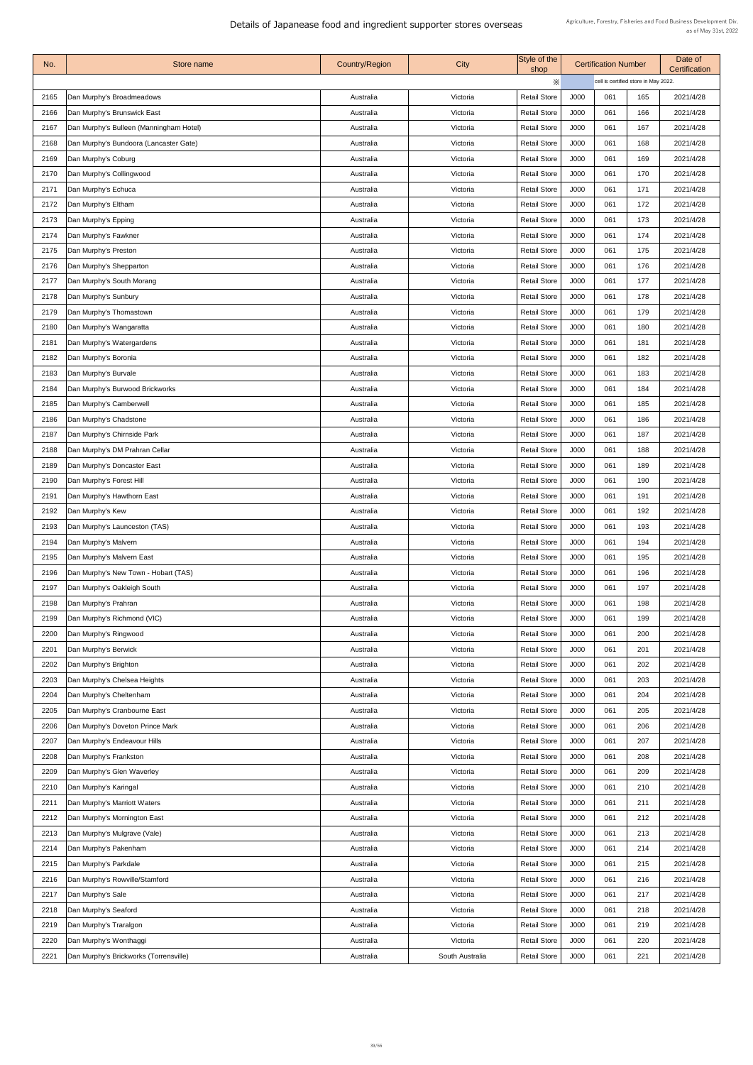# Details of Japanease food and ingredient supporter stores overseas

| No. | Store name | Country/Region | City | Style of the shop | Certification Number | | | Date of Certification |
|---|---|---|---|---|---|---|---|---|
| | | | | ※ | | cell is certified store in May 2022. | | |
| 2165 | Dan Murphy's Broadmeadows | Australia | Victoria | Retail Store | J000 | 061 | 165 | 2021/4/28 |
| 2166 | Dan Murphy's Brunswick East | Australia | Victoria | Retail Store | J000 | 061 | 166 | 2021/4/28 |
| 2167 | Dan Murphy's Bulleen (Manningham Hotel) | Australia | Victoria | Retail Store | J000 | 061 | 167 | 2021/4/28 |
| 2168 | Dan Murphy's Bundoora (Lancaster Gate) | Australia | Victoria | Retail Store | J000 | 061 | 168 | 2021/4/28 |
| 2169 | Dan Murphy's Coburg | Australia | Victoria | Retail Store | J000 | 061 | 169 | 2021/4/28 |
| 2170 | Dan Murphy's Collingwood | Australia | Victoria | Retail Store | J000 | 061 | 170 | 2021/4/28 |
| 2171 | Dan Murphy's Echuca | Australia | Victoria | Retail Store | J000 | 061 | 171 | 2021/4/28 |
| 2172 | Dan Murphy's Eltham | Australia | Victoria | Retail Store | J000 | 061 | 172 | 2021/4/28 |
| 2173 | Dan Murphy's Epping | Australia | Victoria | Retail Store | J000 | 061 | 173 | 2021/4/28 |
| 2174 | Dan Murphy's Fawkner | Australia | Victoria | Retail Store | J000 | 061 | 174 | 2021/4/28 |
| 2175 | Dan Murphy's Preston | Australia | Victoria | Retail Store | J000 | 061 | 175 | 2021/4/28 |
| 2176 | Dan Murphy's Shepparton | Australia | Victoria | Retail Store | J000 | 061 | 176 | 2021/4/28 |
| 2177 | Dan Murphy's South Morang | Australia | Victoria | Retail Store | J000 | 061 | 177 | 2021/4/28 |
| 2178 | Dan Murphy's Sunbury | Australia | Victoria | Retail Store | J000 | 061 | 178 | 2021/4/28 |
| 2179 | Dan Murphy's Thomastown | Australia | Victoria | Retail Store | J000 | 061 | 179 | 2021/4/28 |
| 2180 | Dan Murphy's Wangaratta | Australia | Victoria | Retail Store | J000 | 061 | 180 | 2021/4/28 |
| 2181 | Dan Murphy's Watergardens | Australia | Victoria | Retail Store | J000 | 061 | 181 | 2021/4/28 |
| 2182 | Dan Murphy's Boronia | Australia | Victoria | Retail Store | J000 | 061 | 182 | 2021/4/28 |
| 2183 | Dan Murphy's Burvale | Australia | Victoria | Retail Store | J000 | 061 | 183 | 2021/4/28 |
| 2184 | Dan Murphy's Burwood Brickworks | Australia | Victoria | Retail Store | J000 | 061 | 184 | 2021/4/28 |
| 2185 | Dan Murphy's Camberwell | Australia | Victoria | Retail Store | J000 | 061 | 185 | 2021/4/28 |
| 2186 | Dan Murphy's Chadstone | Australia | Victoria | Retail Store | J000 | 061 | 186 | 2021/4/28 |
| 2187 | Dan Murphy's Chirnside Park | Australia | Victoria | Retail Store | J000 | 061 | 187 | 2021/4/28 |
| 2188 | Dan Murphy's DM Prahran Cellar | Australia | Victoria | Retail Store | J000 | 061 | 188 | 2021/4/28 |
| 2189 | Dan Murphy's Doncaster East | Australia | Victoria | Retail Store | J000 | 061 | 189 | 2021/4/28 |
| 2190 | Dan Murphy's Forest Hill | Australia | Victoria | Retail Store | J000 | 061 | 190 | 2021/4/28 |
| 2191 | Dan Murphy's Hawthorn East | Australia | Victoria | Retail Store | J000 | 061 | 191 | 2021/4/28 |
| 2192 | Dan Murphy's Kew | Australia | Victoria | Retail Store | J000 | 061 | 192 | 2021/4/28 |
| 2193 | Dan Murphy's Launceston (TAS) | Australia | Victoria | Retail Store | J000 | 061 | 193 | 2021/4/28 |
| 2194 | Dan Murphy's Malvern | Australia | Victoria | Retail Store | J000 | 061 | 194 | 2021/4/28 |
| 2195 | Dan Murphy's Malvern East | Australia | Victoria | Retail Store | J000 | 061 | 195 | 2021/4/28 |
| 2196 | Dan Murphy's New Town - Hobart (TAS) | Australia | Victoria | Retail Store | J000 | 061 | 196 | 2021/4/28 |
| 2197 | Dan Murphy's Oakleigh South | Australia | Victoria | Retail Store | J000 | 061 | 197 | 2021/4/28 |
| 2198 | Dan Murphy's Prahran | Australia | Victoria | Retail Store | J000 | 061 | 198 | 2021/4/28 |
| 2199 | Dan Murphy's Richmond (VIC) | Australia | Victoria | Retail Store | J000 | 061 | 199 | 2021/4/28 |
| 2200 | Dan Murphy's Ringwood | Australia | Victoria | Retail Store | J000 | 061 | 200 | 2021/4/28 |
| 2201 | Dan Murphy's Berwick | Australia | Victoria | Retail Store | J000 | 061 | 201 | 2021/4/28 |
| 2202 | Dan Murphy's Brighton | Australia | Victoria | Retail Store | J000 | 061 | 202 | 2021/4/28 |
| 2203 | Dan Murphy's Chelsea Heights | Australia | Victoria | Retail Store | J000 | 061 | 203 | 2021/4/28 |
| 2204 | Dan Murphy's Cheltenham | Australia | Victoria | Retail Store | J000 | 061 | 204 | 2021/4/28 |
| 2205 | Dan Murphy's Cranbourne East | Australia | Victoria | Retail Store | J000 | 061 | 205 | 2021/4/28 |
| 2206 | Dan Murphy's Doveton Prince Mark | Australia | Victoria | Retail Store | J000 | 061 | 206 | 2021/4/28 |
| 2207 | Dan Murphy's Endeavour Hills | Australia | Victoria | Retail Store | J000 | 061 | 207 | 2021/4/28 |
| 2208 | Dan Murphy's Frankston | Australia | Victoria | Retail Store | J000 | 061 | 208 | 2021/4/28 |
| 2209 | Dan Murphy's Glen Waverley | Australia | Victoria | Retail Store | J000 | 061 | 209 | 2021/4/28 |
| 2210 | Dan Murphy's Karingal | Australia | Victoria | Retail Store | J000 | 061 | 210 | 2021/4/28 |
| 2211 | Dan Murphy's Marriott Waters | Australia | Victoria | Retail Store | J000 | 061 | 211 | 2021/4/28 |
| 2212 | Dan Murphy's Mornington East | Australia | Victoria | Retail Store | J000 | 061 | 212 | 2021/4/28 |
| 2213 | Dan Murphy's Mulgrave (Vale) | Australia | Victoria | Retail Store | J000 | 061 | 213 | 2021/4/28 |
| 2214 | Dan Murphy's Pakenham | Australia | Victoria | Retail Store | J000 | 061 | 214 | 2021/4/28 |
| 2215 | Dan Murphy's Parkdale | Australia | Victoria | Retail Store | J000 | 061 | 215 | 2021/4/28 |
| 2216 | Dan Murphy's Rowville/Stamford | Australia | Victoria | Retail Store | J000 | 061 | 216 | 2021/4/28 |
| 2217 | Dan Murphy's Sale | Australia | Victoria | Retail Store | J000 | 061 | 217 | 2021/4/28 |
| 2218 | Dan Murphy's Seaford | Australia | Victoria | Retail Store | J000 | 061 | 218 | 2021/4/28 |
| 2219 | Dan Murphy's Traralgon | Australia | Victoria | Retail Store | J000 | 061 | 219 | 2021/4/28 |
| 2220 | Dan Murphy's Wonthaggi | Australia | Victoria | Retail Store | J000 | 061 | 220 | 2021/4/28 |
| 2221 | Dan Murphy's Brickworks (Torrensville) | Australia | South Australia | Retail Store | J000 | 061 | 221 | 2021/4/28 |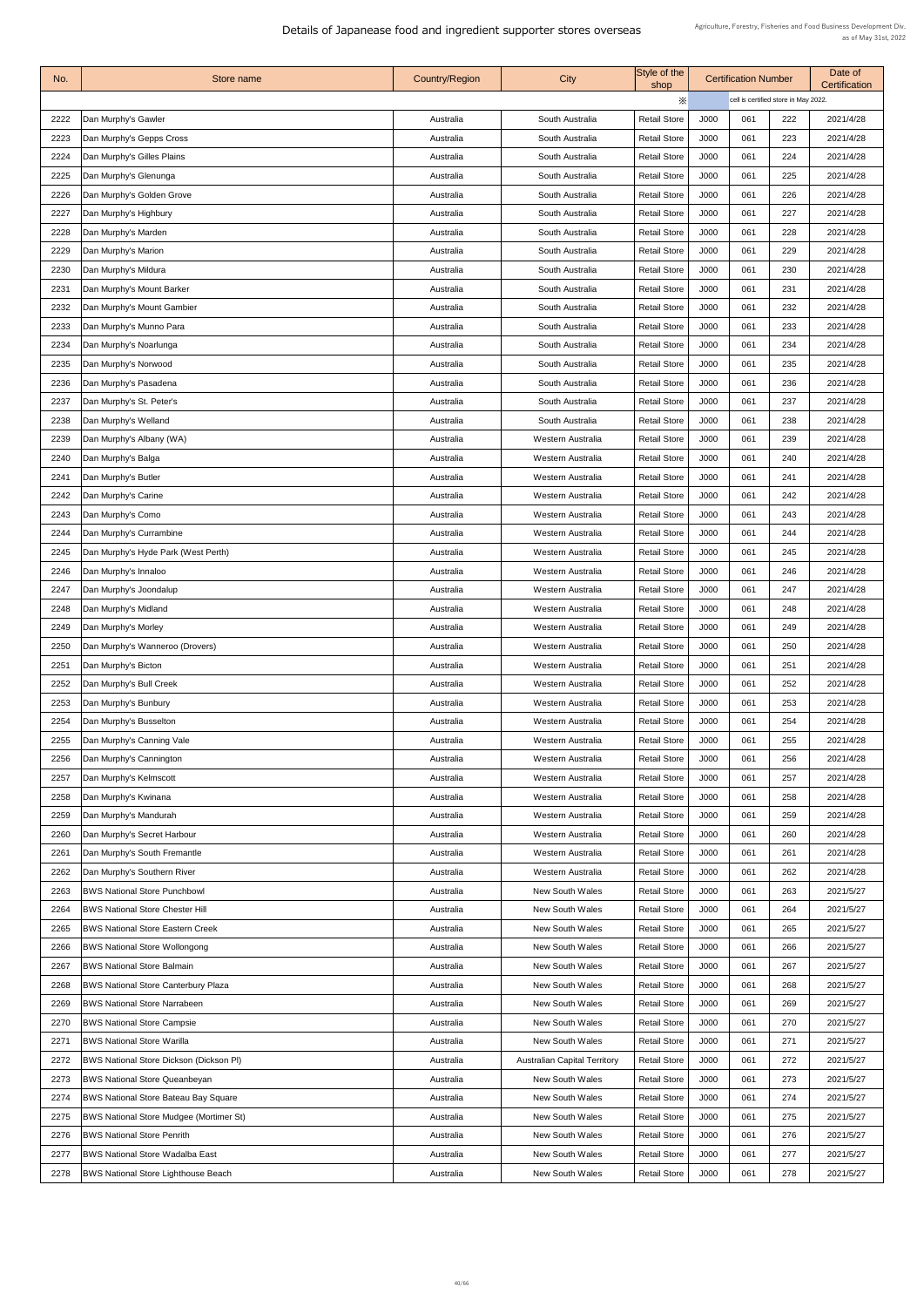# Details of Japanease food and ingredient supporter stores overseas

Agriculture, Forestry, Fisheries and Food Business Development Div.
as of May 31st, 2022

| No. | Store name | Country/Region | City | Style of the shop | Certification Number | | | Date of Certification |
|---|---|---|---|---|---|---|---|---|
| | | | | ※ | cell is certified store in May 2022. | | | |
| 2222 | Dan Murphy's Gawler | Australia | South Australia | Retail Store | J000 | 061 | 222 | 2021/4/28 |
| 2223 | Dan Murphy's Gepps Cross | Australia | South Australia | Retail Store | J000 | 061 | 223 | 2021/4/28 |
| 2224 | Dan Murphy's Gilles Plains | Australia | South Australia | Retail Store | J000 | 061 | 224 | 2021/4/28 |
| 2225 | Dan Murphy's Glenunga | Australia | South Australia | Retail Store | J000 | 061 | 225 | 2021/4/28 |
| 2226 | Dan Murphy's Golden Grove | Australia | South Australia | Retail Store | J000 | 061 | 226 | 2021/4/28 |
| 2227 | Dan Murphy's Highbury | Australia | South Australia | Retail Store | J000 | 061 | 227 | 2021/4/28 |
| 2228 | Dan Murphy's Marden | Australia | South Australia | Retail Store | J000 | 061 | 228 | 2021/4/28 |
| 2229 | Dan Murphy's Marion | Australia | South Australia | Retail Store | J000 | 061 | 229 | 2021/4/28 |
| 2230 | Dan Murphy's Mildura | Australia | South Australia | Retail Store | J000 | 061 | 230 | 2021/4/28 |
| 2231 | Dan Murphy's Mount Barker | Australia | South Australia | Retail Store | J000 | 061 | 231 | 2021/4/28 |
| 2232 | Dan Murphy's Mount Gambier | Australia | South Australia | Retail Store | J000 | 061 | 232 | 2021/4/28 |
| 2233 | Dan Murphy's Munno Para | Australia | South Australia | Retail Store | J000 | 061 | 233 | 2021/4/28 |
| 2234 | Dan Murphy's Noarlunga | Australia | South Australia | Retail Store | J000 | 061 | 234 | 2021/4/28 |
| 2235 | Dan Murphy's Norwood | Australia | South Australia | Retail Store | J000 | 061 | 235 | 2021/4/28 |
| 2236 | Dan Murphy's Pasadena | Australia | South Australia | Retail Store | J000 | 061 | 236 | 2021/4/28 |
| 2237 | Dan Murphy's St. Peter's | Australia | South Australia | Retail Store | J000 | 061 | 237 | 2021/4/28 |
| 2238 | Dan Murphy's Welland | Australia | South Australia | Retail Store | J000 | 061 | 238 | 2021/4/28 |
| 2239 | Dan Murphy's Albany (WA) | Australia | Western Australia | Retail Store | J000 | 061 | 239 | 2021/4/28 |
| 2240 | Dan Murphy's Balga | Australia | Western Australia | Retail Store | J000 | 061 | 240 | 2021/4/28 |
| 2241 | Dan Murphy's Butler | Australia | Western Australia | Retail Store | J000 | 061 | 241 | 2021/4/28 |
| 2242 | Dan Murphy's Carine | Australia | Western Australia | Retail Store | J000 | 061 | 242 | 2021/4/28 |
| 2243 | Dan Murphy's Como | Australia | Western Australia | Retail Store | J000 | 061 | 243 | 2021/4/28 |
| 2244 | Dan Murphy's Currambine | Australia | Western Australia | Retail Store | J000 | 061 | 244 | 2021/4/28 |
| 2245 | Dan Murphy's Hyde Park (West Perth) | Australia | Western Australia | Retail Store | J000 | 061 | 245 | 2021/4/28 |
| 2246 | Dan Murphy's Innaloo | Australia | Western Australia | Retail Store | J000 | 061 | 246 | 2021/4/28 |
| 2247 | Dan Murphy's Joondalup | Australia | Western Australia | Retail Store | J000 | 061 | 247 | 2021/4/28 |
| 2248 | Dan Murphy's Midland | Australia | Western Australia | Retail Store | J000 | 061 | 248 | 2021/4/28 |
| 2249 | Dan Murphy's Morley | Australia | Western Australia | Retail Store | J000 | 061 | 249 | 2021/4/28 |
| 2250 | Dan Murphy's Wanneroo (Drovers) | Australia | Western Australia | Retail Store | J000 | 061 | 250 | 2021/4/28 |
| 2251 | Dan Murphy's Bicton | Australia | Western Australia | Retail Store | J000 | 061 | 251 | 2021/4/28 |
| 2252 | Dan Murphy's Bull Creek | Australia | Western Australia | Retail Store | J000 | 061 | 252 | 2021/4/28 |
| 2253 | Dan Murphy's Bunbury | Australia | Western Australia | Retail Store | J000 | 061 | 253 | 2021/4/28 |
| 2254 | Dan Murphy's Busselton | Australia | Western Australia | Retail Store | J000 | 061 | 254 | 2021/4/28 |
| 2255 | Dan Murphy's Canning Vale | Australia | Western Australia | Retail Store | J000 | 061 | 255 | 2021/4/28 |
| 2256 | Dan Murphy's Cannington | Australia | Western Australia | Retail Store | J000 | 061 | 256 | 2021/4/28 |
| 2257 | Dan Murphy's Kelmscott | Australia | Western Australia | Retail Store | J000 | 061 | 257 | 2021/4/28 |
| 2258 | Dan Murphy's Kwinana | Australia | Western Australia | Retail Store | J000 | 061 | 258 | 2021/4/28 |
| 2259 | Dan Murphy's Mandurah | Australia | Western Australia | Retail Store | J000 | 061 | 259 | 2021/4/28 |
| 2260 | Dan Murphy's Secret Harbour | Australia | Western Australia | Retail Store | J000 | 061 | 260 | 2021/4/28 |
| 2261 | Dan Murphy's South Fremantle | Australia | Western Australia | Retail Store | J000 | 061 | 261 | 2021/4/28 |
| 2262 | Dan Murphy's Southern River | Australia | Western Australia | Retail Store | J000 | 061 | 262 | 2021/4/28 |
| 2263 | BWS National Store Punchbowl | Australia | New South Wales | Retail Store | J000 | 061 | 263 | 2021/5/27 |
| 2264 | BWS National Store Chester Hill | Australia | New South Wales | Retail Store | J000 | 061 | 264 | 2021/5/27 |
| 2265 | BWS National Store Eastern Creek | Australia | New South Wales | Retail Store | J000 | 061 | 265 | 2021/5/27 |
| 2266 | BWS National Store Wollongong | Australia | New South Wales | Retail Store | J000 | 061 | 266 | 2021/5/27 |
| 2267 | BWS National Store Balmain | Australia | New South Wales | Retail Store | J000 | 061 | 267 | 2021/5/27 |
| 2268 | BWS National Store Canterbury Plaza | Australia | New South Wales | Retail Store | J000 | 061 | 268 | 2021/5/27 |
| 2269 | BWS National Store Narrabeen | Australia | New South Wales | Retail Store | J000 | 061 | 269 | 2021/5/27 |
| 2270 | BWS National Store Campsie | Australia | New South Wales | Retail Store | J000 | 061 | 270 | 2021/5/27 |
| 2271 | BWS National Store Warilla | Australia | New South Wales | Retail Store | J000 | 061 | 271 | 2021/5/27 |
| 2272 | BWS National Store Dickson (Dickson Pl) | Australia | Australian Capital Territory | Retail Store | J000 | 061 | 272 | 2021/5/27 |
| 2273 | BWS National Store Queanbeyan | Australia | New South Wales | Retail Store | J000 | 061 | 273 | 2021/5/27 |
| 2274 | BWS National Store Bateau Bay Square | Australia | New South Wales | Retail Store | J000 | 061 | 274 | 2021/5/27 |
| 2275 | BWS National Store Mudgee (Mortimer St) | Australia | New South Wales | Retail Store | J000 | 061 | 275 | 2021/5/27 |
| 2276 | BWS National Store Penrith | Australia | New South Wales | Retail Store | J000 | 061 | 276 | 2021/5/27 |
| 2277 | BWS National Store Wadalba East | Australia | New South Wales | Retail Store | J000 | 061 | 277 | 2021/5/27 |
| 2278 | BWS National Store Lighthouse Beach | Australia | New South Wales | Retail Store | J000 | 061 | 278 | 2021/5/27 |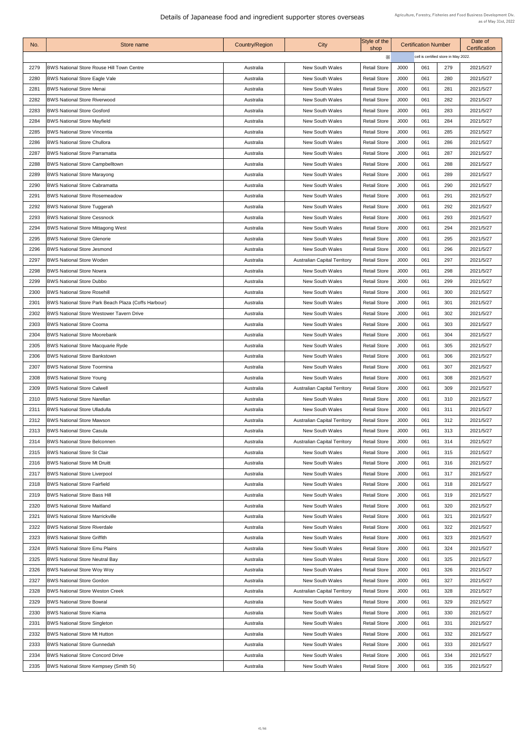# Details of Japanease food and ingredient supporter stores overseas

Agriculture, Forestry, Fisheries and Food Business Development Div.
as of May 31st, 2022

| No. | Store name | Country/Region | City | Style of the shop | Certification Number | | | Date of Certification |
|---|---|---|---|---|---|---|---|---|
| | | | | ※ | cell is certified store in May 2022. | | | |
| 2279 | BWS National Store Rouse Hill Town Centre | Australia | New South Wales | Retail Store | J000 | 061 | 279 | 2021/5/27 |
| 2280 | BWS National Store Eagle Vale | Australia | New South Wales | Retail Store | J000 | 061 | 280 | 2021/5/27 |
| 2281 | BWS National Store Menai | Australia | New South Wales | Retail Store | J000 | 061 | 281 | 2021/5/27 |
| 2282 | BWS National Store Riverwood | Australia | New South Wales | Retail Store | J000 | 061 | 282 | 2021/5/27 |
| 2283 | BWS National Store Gosford | Australia | New South Wales | Retail Store | J000 | 061 | 283 | 2021/5/27 |
| 2284 | BWS National Store Mayfield | Australia | New South Wales | Retail Store | J000 | 061 | 284 | 2021/5/27 |
| 2285 | BWS National Store Vincentia | Australia | New South Wales | Retail Store | J000 | 061 | 285 | 2021/5/27 |
| 2286 | BWS National Store Chullora | Australia | New South Wales | Retail Store | J000 | 061 | 286 | 2021/5/27 |
| 2287 | BWS National Store Parramatta | Australia | New South Wales | Retail Store | J000 | 061 | 287 | 2021/5/27 |
| 2288 | BWS National Store Campbelltown | Australia | New South Wales | Retail Store | J000 | 061 | 288 | 2021/5/27 |
| 2289 | BWS National Store Marayong | Australia | New South Wales | Retail Store | J000 | 061 | 289 | 2021/5/27 |
| 2290 | BWS National Store Cabramatta | Australia | New South Wales | Retail Store | J000 | 061 | 290 | 2021/5/27 |
| 2291 | BWS National Store Rosemeadow | Australia | New South Wales | Retail Store | J000 | 061 | 291 | 2021/5/27 |
| 2292 | BWS National Store Tuggerah | Australia | New South Wales | Retail Store | J000 | 061 | 292 | 2021/5/27 |
| 2293 | BWS National Store Cessnock | Australia | New South Wales | Retail Store | J000 | 061 | 293 | 2021/5/27 |
| 2294 | BWS National Store Mittagong West | Australia | New South Wales | Retail Store | J000 | 061 | 294 | 2021/5/27 |
| 2295 | BWS National Store Glenorie | Australia | New South Wales | Retail Store | J000 | 061 | 295 | 2021/5/27 |
| 2296 | BWS National Store Jesmond | Australia | New South Wales | Retail Store | J000 | 061 | 296 | 2021/5/27 |
| 2297 | BWS National Store Woden | Australia | Australian Capital Territory | Retail Store | J000 | 061 | 297 | 2021/5/27 |
| 2298 | BWS National Store Nowra | Australia | New South Wales | Retail Store | J000 | 061 | 298 | 2021/5/27 |
| 2299 | BWS National Store Dubbo | Australia | New South Wales | Retail Store | J000 | 061 | 299 | 2021/5/27 |
| 2300 | BWS National Store Rosehill | Australia | New South Wales | Retail Store | J000 | 061 | 300 | 2021/5/27 |
| 2301 | BWS National Store Park Beach Plaza (Coffs Harbour) | Australia | New South Wales | Retail Store | J000 | 061 | 301 | 2021/5/27 |
| 2302 | BWS National Store Westower Tavern Drive | Australia | New South Wales | Retail Store | J000 | 061 | 302 | 2021/5/27 |
| 2303 | BWS National Store Cooma | Australia | New South Wales | Retail Store | J000 | 061 | 303 | 2021/5/27 |
| 2304 | BWS National Store Moorebank | Australia | New South Wales | Retail Store | J000 | 061 | 304 | 2021/5/27 |
| 2305 | BWS National Store Macquarie Ryde | Australia | New South Wales | Retail Store | J000 | 061 | 305 | 2021/5/27 |
| 2306 | BWS National Store Bankstown | Australia | New South Wales | Retail Store | J000 | 061 | 306 | 2021/5/27 |
| 2307 | BWS National Store Toormina | Australia | New South Wales | Retail Store | J000 | 061 | 307 | 2021/5/27 |
| 2308 | BWS National Store Young | Australia | New South Wales | Retail Store | J000 | 061 | 308 | 2021/5/27 |
| 2309 | BWS National Store Calwell | Australia | Australian Capital Territory | Retail Store | J000 | 061 | 309 | 2021/5/27 |
| 2310 | BWS National Store Narellan | Australia | New South Wales | Retail Store | J000 | 061 | 310 | 2021/5/27 |
| 2311 | BWS National Store Ulladulla | Australia | New South Wales | Retail Store | J000 | 061 | 311 | 2021/5/27 |
| 2312 | BWS National Store Mawson | Australia | Australian Capital Territory | Retail Store | J000 | 061 | 312 | 2021/5/27 |
| 2313 | BWS National Store Casula | Australia | New South Wales | Retail Store | J000 | 061 | 313 | 2021/5/27 |
| 2314 | BWS National Store Belconnen | Australia | Australian Capital Territory | Retail Store | J000 | 061 | 314 | 2021/5/27 |
| 2315 | BWS National Store St Clair | Australia | New South Wales | Retail Store | J000 | 061 | 315 | 2021/5/27 |
| 2316 | BWS National Store Mt Druitt | Australia | New South Wales | Retail Store | J000 | 061 | 316 | 2021/5/27 |
| 2317 | BWS National Store Liverpool | Australia | New South Wales | Retail Store | J000 | 061 | 317 | 2021/5/27 |
| 2318 | BWS National Store Fairfield | Australia | New South Wales | Retail Store | J000 | 061 | 318 | 2021/5/27 |
| 2319 | BWS National Store Bass Hill | Australia | New South Wales | Retail Store | J000 | 061 | 319 | 2021/5/27 |
| 2320 | BWS National Store Maitland | Australia | New South Wales | Retail Store | J000 | 061 | 320 | 2021/5/27 |
| 2321 | BWS National Store Marrickville | Australia | New South Wales | Retail Store | J000 | 061 | 321 | 2021/5/27 |
| 2322 | BWS National Store Riverdale | Australia | New South Wales | Retail Store | J000 | 061 | 322 | 2021/5/27 |
| 2323 | BWS National Store Griffith | Australia | New South Wales | Retail Store | J000 | 061 | 323 | 2021/5/27 |
| 2324 | BWS National Store Emu Plains | Australia | New South Wales | Retail Store | J000 | 061 | 324 | 2021/5/27 |
| 2325 | BWS National Store Neutral Bay | Australia | New South Wales | Retail Store | J000 | 061 | 325 | 2021/5/27 |
| 2326 | BWS National Store Woy Woy | Australia | New South Wales | Retail Store | J000 | 061 | 326 | 2021/5/27 |
| 2327 | BWS National Store Gordon | Australia | New South Wales | Retail Store | J000 | 061 | 327 | 2021/5/27 |
| 2328 | BWS National Store Weston Creek | Australia | Australian Capital Territory | Retail Store | J000 | 061 | 328 | 2021/5/27 |
| 2329 | BWS National Store Bowral | Australia | New South Wales | Retail Store | J000 | 061 | 329 | 2021/5/27 |
| 2330 | BWS National Store Kiama | Australia | New South Wales | Retail Store | J000 | 061 | 330 | 2021/5/27 |
| 2331 | BWS National Store Singleton | Australia | New South Wales | Retail Store | J000 | 061 | 331 | 2021/5/27 |
| 2332 | BWS National Store Mt Hutton | Australia | New South Wales | Retail Store | J000 | 061 | 332 | 2021/5/27 |
| 2333 | BWS National Store Gunnedah | Australia | New South Wales | Retail Store | J000 | 061 | 333 | 2021/5/27 |
| 2334 | BWS National Store Concord Drive | Australia | New South Wales | Retail Store | J000 | 061 | 334 | 2021/5/27 |
| 2335 | BWS National Store Kempsey (Smith St) | Australia | New South Wales | Retail Store | J000 | 061 | 335 | 2021/5/27 |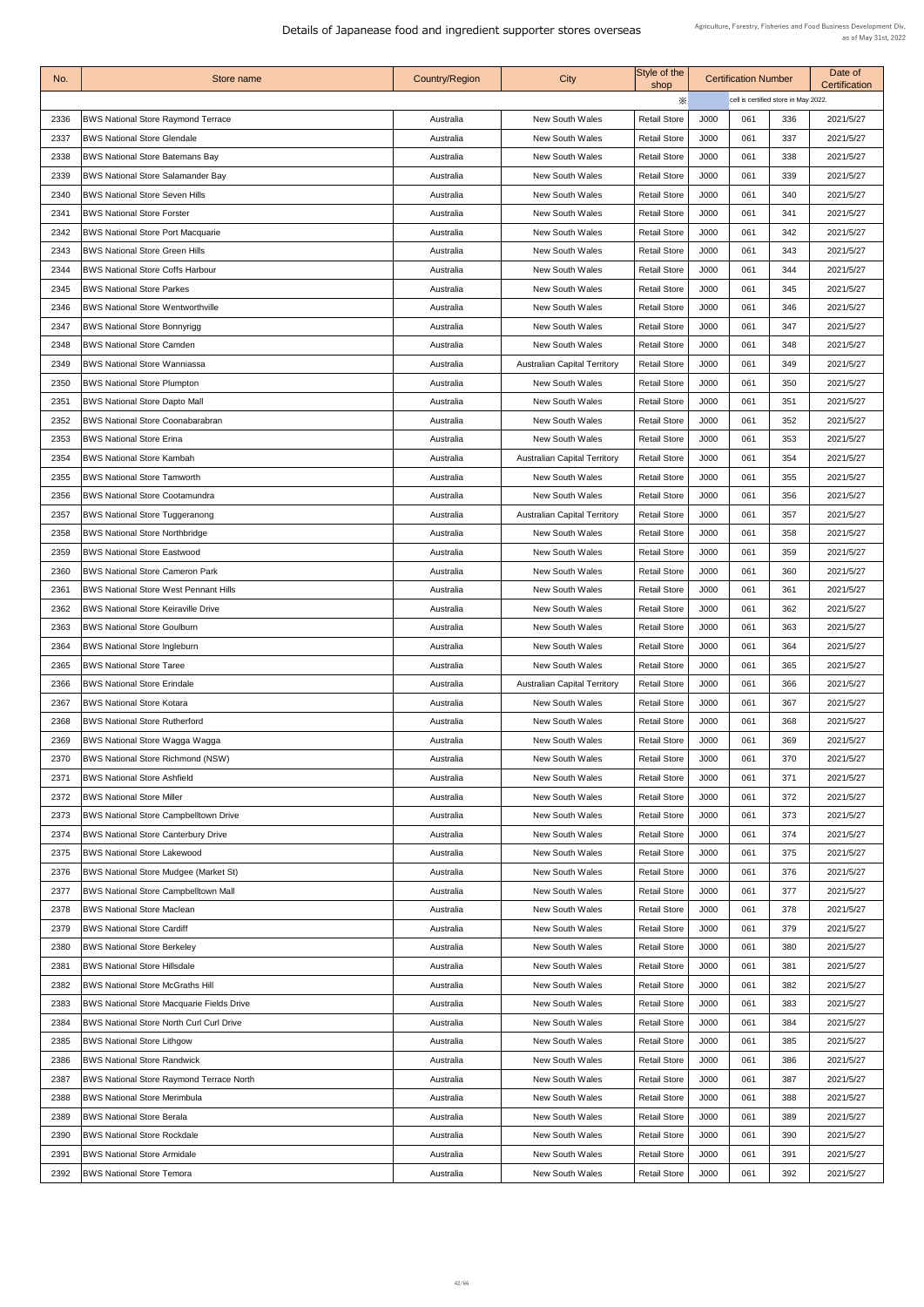# Details of Japanease food and ingredient supporter stores overseas

Agriculture, Forestry, Fisheries and Food Business Development Div.
as of May 31st, 2022

| No. | Store name | Country/Region | City | Style of the shop | Certification Number | | | Date of Certification |
|---|---|---|---|---|---|---|---|---|
| | | | | ※ | cell is certified store in May 2022. | | | |
| 2336 | BWS National Store Raymond Terrace | Australia | New South Wales | Retail Store | J000 | 061 | 336 | 2021/5/27 |
| 2337 | BWS National Store Glendale | Australia | New South Wales | Retail Store | J000 | 061 | 337 | 2021/5/27 |
| 2338 | BWS National Store Batemans Bay | Australia | New South Wales | Retail Store | J000 | 061 | 338 | 2021/5/27 |
| 2339 | BWS National Store Salamander Bay | Australia | New South Wales | Retail Store | J000 | 061 | 339 | 2021/5/27 |
| 2340 | BWS National Store Seven Hills | Australia | New South Wales | Retail Store | J000 | 061 | 340 | 2021/5/27 |
| 2341 | BWS National Store Forster | Australia | New South Wales | Retail Store | J000 | 061 | 341 | 2021/5/27 |
| 2342 | BWS National Store Port Macquarie | Australia | New South Wales | Retail Store | J000 | 061 | 342 | 2021/5/27 |
| 2343 | BWS National Store Green Hills | Australia | New South Wales | Retail Store | J000 | 061 | 343 | 2021/5/27 |
| 2344 | BWS National Store Coffs Harbour | Australia | New South Wales | Retail Store | J000 | 061 | 344 | 2021/5/27 |
| 2345 | BWS National Store Parkes | Australia | New South Wales | Retail Store | J000 | 061 | 345 | 2021/5/27 |
| 2346 | BWS National Store Wentworthville | Australia | New South Wales | Retail Store | J000 | 061 | 346 | 2021/5/27 |
| 2347 | BWS National Store Bonnyrigg | Australia | New South Wales | Retail Store | J000 | 061 | 347 | 2021/5/27 |
| 2348 | BWS National Store Camden | Australia | New South Wales | Retail Store | J000 | 061 | 348 | 2021/5/27 |
| 2349 | BWS National Store Wanniassa | Australia | Australian Capital Territory | Retail Store | J000 | 061 | 349 | 2021/5/27 |
| 2350 | BWS National Store Plumpton | Australia | New South Wales | Retail Store | J000 | 061 | 350 | 2021/5/27 |
| 2351 | BWS National Store Dapto Mall | Australia | New South Wales | Retail Store | J000 | 061 | 351 | 2021/5/27 |
| 2352 | BWS National Store Coonabarabran | Australia | New South Wales | Retail Store | J000 | 061 | 352 | 2021/5/27 |
| 2353 | BWS National Store Erina | Australia | New South Wales | Retail Store | J000 | 061 | 353 | 2021/5/27 |
| 2354 | BWS National Store Kambah | Australia | Australian Capital Territory | Retail Store | J000 | 061 | 354 | 2021/5/27 |
| 2355 | BWS National Store Tamworth | Australia | New South Wales | Retail Store | J000 | 061 | 355 | 2021/5/27 |
| 2356 | BWS National Store Cootamundra | Australia | New South Wales | Retail Store | J000 | 061 | 356 | 2021/5/27 |
| 2357 | BWS National Store Tuggeranong | Australia | Australian Capital Territory | Retail Store | J000 | 061 | 357 | 2021/5/27 |
| 2358 | BWS National Store Northbridge | Australia | New South Wales | Retail Store | J000 | 061 | 358 | 2021/5/27 |
| 2359 | BWS National Store Eastwood | Australia | New South Wales | Retail Store | J000 | 061 | 359 | 2021/5/27 |
| 2360 | BWS National Store Cameron Park | Australia | New South Wales | Retail Store | J000 | 061 | 360 | 2021/5/27 |
| 2361 | BWS National Store West Pennant Hills | Australia | New South Wales | Retail Store | J000 | 061 | 361 | 2021/5/27 |
| 2362 | BWS National Store Keiraville Drive | Australia | New South Wales | Retail Store | J000 | 061 | 362 | 2021/5/27 |
| 2363 | BWS National Store Goulburn | Australia | New South Wales | Retail Store | J000 | 061 | 363 | 2021/5/27 |
| 2364 | BWS National Store Ingleburn | Australia | New South Wales | Retail Store | J000 | 061 | 364 | 2021/5/27 |
| 2365 | BWS National Store Taree | Australia | New South Wales | Retail Store | J000 | 061 | 365 | 2021/5/27 |
| 2366 | BWS National Store Erindale | Australia | Australian Capital Territory | Retail Store | J000 | 061 | 366 | 2021/5/27 |
| 2367 | BWS National Store Kotara | Australia | New South Wales | Retail Store | J000 | 061 | 367 | 2021/5/27 |
| 2368 | BWS National Store Rutherford | Australia | New South Wales | Retail Store | J000 | 061 | 368 | 2021/5/27 |
| 2369 | BWS National Store Wagga Wagga | Australia | New South Wales | Retail Store | J000 | 061 | 369 | 2021/5/27 |
| 2370 | BWS National Store Richmond (NSW) | Australia | New South Wales | Retail Store | J000 | 061 | 370 | 2021/5/27 |
| 2371 | BWS National Store Ashfield | Australia | New South Wales | Retail Store | J000 | 061 | 371 | 2021/5/27 |
| 2372 | BWS National Store Miller | Australia | New South Wales | Retail Store | J000 | 061 | 372 | 2021/5/27 |
| 2373 | BWS National Store Campbelltown Drive | Australia | New South Wales | Retail Store | J000 | 061 | 373 | 2021/5/27 |
| 2374 | BWS National Store Canterbury Drive | Australia | New South Wales | Retail Store | J000 | 061 | 374 | 2021/5/27 |
| 2375 | BWS National Store Lakewood | Australia | New South Wales | Retail Store | J000 | 061 | 375 | 2021/5/27 |
| 2376 | BWS National Store Mudgee (Market St) | Australia | New South Wales | Retail Store | J000 | 061 | 376 | 2021/5/27 |
| 2377 | BWS National Store Campbelltown Mall | Australia | New South Wales | Retail Store | J000 | 061 | 377 | 2021/5/27 |
| 2378 | BWS National Store Maclean | Australia | New South Wales | Retail Store | J000 | 061 | 378 | 2021/5/27 |
| 2379 | BWS National Store Cardiff | Australia | New South Wales | Retail Store | J000 | 061 | 379 | 2021/5/27 |
| 2380 | BWS National Store Berkeley | Australia | New South Wales | Retail Store | J000 | 061 | 380 | 2021/5/27 |
| 2381 | BWS National Store Hillsdale | Australia | New South Wales | Retail Store | J000 | 061 | 381 | 2021/5/27 |
| 2382 | BWS National Store McGraths Hill | Australia | New South Wales | Retail Store | J000 | 061 | 382 | 2021/5/27 |
| 2383 | BWS National Store Macquarie Fields Drive | Australia | New South Wales | Retail Store | J000 | 061 | 383 | 2021/5/27 |
| 2384 | BWS National Store North Curl Curl Drive | Australia | New South Wales | Retail Store | J000 | 061 | 384 | 2021/5/27 |
| 2385 | BWS National Store Lithgow | Australia | New South Wales | Retail Store | J000 | 061 | 385 | 2021/5/27 |
| 2386 | BWS National Store Randwick | Australia | New South Wales | Retail Store | J000 | 061 | 386 | 2021/5/27 |
| 2387 | BWS National Store Raymond Terrace North | Australia | New South Wales | Retail Store | J000 | 061 | 387 | 2021/5/27 |
| 2388 | BWS National Store Merimbula | Australia | New South Wales | Retail Store | J000 | 061 | 388 | 2021/5/27 |
| 2389 | BWS National Store Berala | Australia | New South Wales | Retail Store | J000 | 061 | 389 | 2021/5/27 |
| 2390 | BWS National Store Rockdale | Australia | New South Wales | Retail Store | J000 | 061 | 390 | 2021/5/27 |
| 2391 | BWS National Store Armidale | Australia | New South Wales | Retail Store | J000 | 061 | 391 | 2021/5/27 |
| 2392 | BWS National Store Temora | Australia | New South Wales | Retail Store | J000 | 061 | 392 | 2021/5/27 |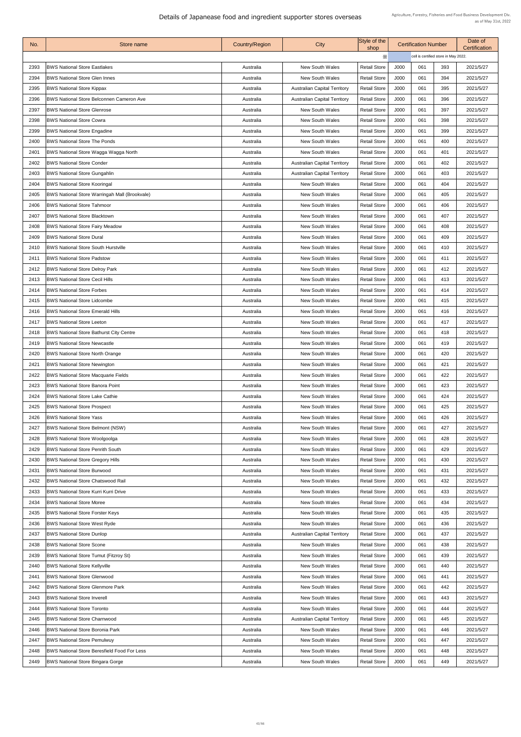# Details of Japanease food and ingredient supporter stores overseas

Agriculture, Forestry, Fisheries and Food Business Development Div.
as of May 31st, 2022

| No. | Store name | Country/Region | City | Style of the shop | Certification Number | | | Date of Certification |
|---|---|---|---|---|---|---|---|---|
| | | | | ※ | cell is certified store in May 2022. | | | |
| 2393 | BWS National Store Eastlakes | Australia | New South Wales | Retail Store | J000 | 061 | 393 | 2021/5/27 |
| 2394 | BWS National Store Glen Innes | Australia | New South Wales | Retail Store | J000 | 061 | 394 | 2021/5/27 |
| 2395 | BWS National Store Kippax | Australia | Australian Capital Territory | Retail Store | J000 | 061 | 395 | 2021/5/27 |
| 2396 | BWS National Store Belconnen Cameron Ave | Australia | Australian Capital Territory | Retail Store | J000 | 061 | 396 | 2021/5/27 |
| 2397 | BWS National Store Glenrose | Australia | New South Wales | Retail Store | J000 | 061 | 397 | 2021/5/27 |
| 2398 | BWS National Store Cowra | Australia | New South Wales | Retail Store | J000 | 061 | 398 | 2021/5/27 |
| 2399 | BWS National Store Engadine | Australia | New South Wales | Retail Store | J000 | 061 | 399 | 2021/5/27 |
| 2400 | BWS National Store The Ponds | Australia | New South Wales | Retail Store | J000 | 061 | 400 | 2021/5/27 |
| 2401 | BWS National Store Wagga Wagga North | Australia | New South Wales | Retail Store | J000 | 061 | 401 | 2021/5/27 |
| 2402 | BWS National Store Conder | Australia | Australian Capital Territory | Retail Store | J000 | 061 | 402 | 2021/5/27 |
| 2403 | BWS National Store Gungahlin | Australia | Australian Capital Territory | Retail Store | J000 | 061 | 403 | 2021/5/27 |
| 2404 | BWS National Store Kooringal | Australia | New South Wales | Retail Store | J000 | 061 | 404 | 2021/5/27 |
| 2405 | BWS National Store Warringah Mall (Brookvale) | Australia | New South Wales | Retail Store | J000 | 061 | 405 | 2021/5/27 |
| 2406 | BWS National Store Tahmoor | Australia | New South Wales | Retail Store | J000 | 061 | 406 | 2021/5/27 |
| 2407 | BWS National Store Blacktown | Australia | New South Wales | Retail Store | J000 | 061 | 407 | 2021/5/27 |
| 2408 | BWS National Store Fairy Meadow | Australia | New South Wales | Retail Store | J000 | 061 | 408 | 2021/5/27 |
| 2409 | BWS National Store Dural | Australia | New South Wales | Retail Store | J000 | 061 | 409 | 2021/5/27 |
| 2410 | BWS National Store South Hurstville | Australia | New South Wales | Retail Store | J000 | 061 | 410 | 2021/5/27 |
| 2411 | BWS National Store Padstow | Australia | New South Wales | Retail Store | J000 | 061 | 411 | 2021/5/27 |
| 2412 | BWS National Store Delroy Park | Australia | New South Wales | Retail Store | J000 | 061 | 412 | 2021/5/27 |
| 2413 | BWS National Store Cecil Hills | Australia | New South Wales | Retail Store | J000 | 061 | 413 | 2021/5/27 |
| 2414 | BWS National Store Forbes | Australia | New South Wales | Retail Store | J000 | 061 | 414 | 2021/5/27 |
| 2415 | BWS National Store Lidcombe | Australia | New South Wales | Retail Store | J000 | 061 | 415 | 2021/5/27 |
| 2416 | BWS National Store Emerald Hills | Australia | New South Wales | Retail Store | J000 | 061 | 416 | 2021/5/27 |
| 2417 | BWS National Store Leeton | Australia | New South Wales | Retail Store | J000 | 061 | 417 | 2021/5/27 |
| 2418 | BWS National Store Bathurst City Centre | Australia | New South Wales | Retail Store | J000 | 061 | 418 | 2021/5/27 |
| 2419 | BWS National Store Newcastle | Australia | New South Wales | Retail Store | J000 | 061 | 419 | 2021/5/27 |
| 2420 | BWS National Store North Orange | Australia | New South Wales | Retail Store | J000 | 061 | 420 | 2021/5/27 |
| 2421 | BWS National Store Newington | Australia | New South Wales | Retail Store | J000 | 061 | 421 | 2021/5/27 |
| 2422 | BWS National Store Macquarie Fields | Australia | New South Wales | Retail Store | J000 | 061 | 422 | 2021/5/27 |
| 2423 | BWS National Store Banora Point | Australia | New South Wales | Retail Store | J000 | 061 | 423 | 2021/5/27 |
| 2424 | BWS National Store Lake Cathie | Australia | New South Wales | Retail Store | J000 | 061 | 424 | 2021/5/27 |
| 2425 | BWS National Store Prospect | Australia | New South Wales | Retail Store | J000 | 061 | 425 | 2021/5/27 |
| 2426 | BWS National Store Yass | Australia | New South Wales | Retail Store | J000 | 061 | 426 | 2021/5/27 |
| 2427 | BWS National Store Belmont (NSW) | Australia | New South Wales | Retail Store | J000 | 061 | 427 | 2021/5/27 |
| 2428 | BWS National Store Woolgoolga | Australia | New South Wales | Retail Store | J000 | 061 | 428 | 2021/5/27 |
| 2429 | BWS National Store Penrith South | Australia | New South Wales | Retail Store | J000 | 061 | 429 | 2021/5/27 |
| 2430 | BWS National Store Gregory Hills | Australia | New South Wales | Retail Store | J000 | 061 | 430 | 2021/5/27 |
| 2431 | BWS National Store Burwood | Australia | New South Wales | Retail Store | J000 | 061 | 431 | 2021/5/27 |
| 2432 | BWS National Store Chatswood Rail | Australia | New South Wales | Retail Store | J000 | 061 | 432 | 2021/5/27 |
| 2433 | BWS National Store Kurri Kurri Drive | Australia | New South Wales | Retail Store | J000 | 061 | 433 | 2021/5/27 |
| 2434 | BWS National Store Moree | Australia | New South Wales | Retail Store | J000 | 061 | 434 | 2021/5/27 |
| 2435 | BWS National Store Forster Keys | Australia | New South Wales | Retail Store | J000 | 061 | 435 | 2021/5/27 |
| 2436 | BWS National Store West Ryde | Australia | New South Wales | Retail Store | J000 | 061 | 436 | 2021/5/27 |
| 2437 | BWS National Store Dunlop | Australia | Australian Capital Territory | Retail Store | J000 | 061 | 437 | 2021/5/27 |
| 2438 | BWS National Store Scone | Australia | New South Wales | Retail Store | J000 | 061 | 438 | 2021/5/27 |
| 2439 | BWS National Store Tumut (Fitzroy St) | Australia | New South Wales | Retail Store | J000 | 061 | 439 | 2021/5/27 |
| 2440 | BWS National Store Kellyville | Australia | New South Wales | Retail Store | J000 | 061 | 440 | 2021/5/27 |
| 2441 | BWS National Store Glenwood | Australia | New South Wales | Retail Store | J000 | 061 | 441 | 2021/5/27 |
| 2442 | BWS National Store Glenmore Park | Australia | New South Wales | Retail Store | J000 | 061 | 442 | 2021/5/27 |
| 2443 | BWS National Store Inverell | Australia | New South Wales | Retail Store | J000 | 061 | 443 | 2021/5/27 |
| 2444 | BWS National Store Toronto | Australia | New South Wales | Retail Store | J000 | 061 | 444 | 2021/5/27 |
| 2445 | BWS National Store Charnwood | Australia | Australian Capital Territory | Retail Store | J000 | 061 | 445 | 2021/5/27 |
| 2446 | BWS National Store Boronia Park | Australia | New South Wales | Retail Store | J000 | 061 | 446 | 2021/5/27 |
| 2447 | BWS National Store Pemulwuy | Australia | New South Wales | Retail Store | J000 | 061 | 447 | 2021/5/27 |
| 2448 | BWS National Store Beresfield Food For Less | Australia | New South Wales | Retail Store | J000 | 061 | 448 | 2021/5/27 |
| 2449 | BWS National Store Bingara Gorge | Australia | New South Wales | Retail Store | J000 | 061 | 449 | 2021/5/27 |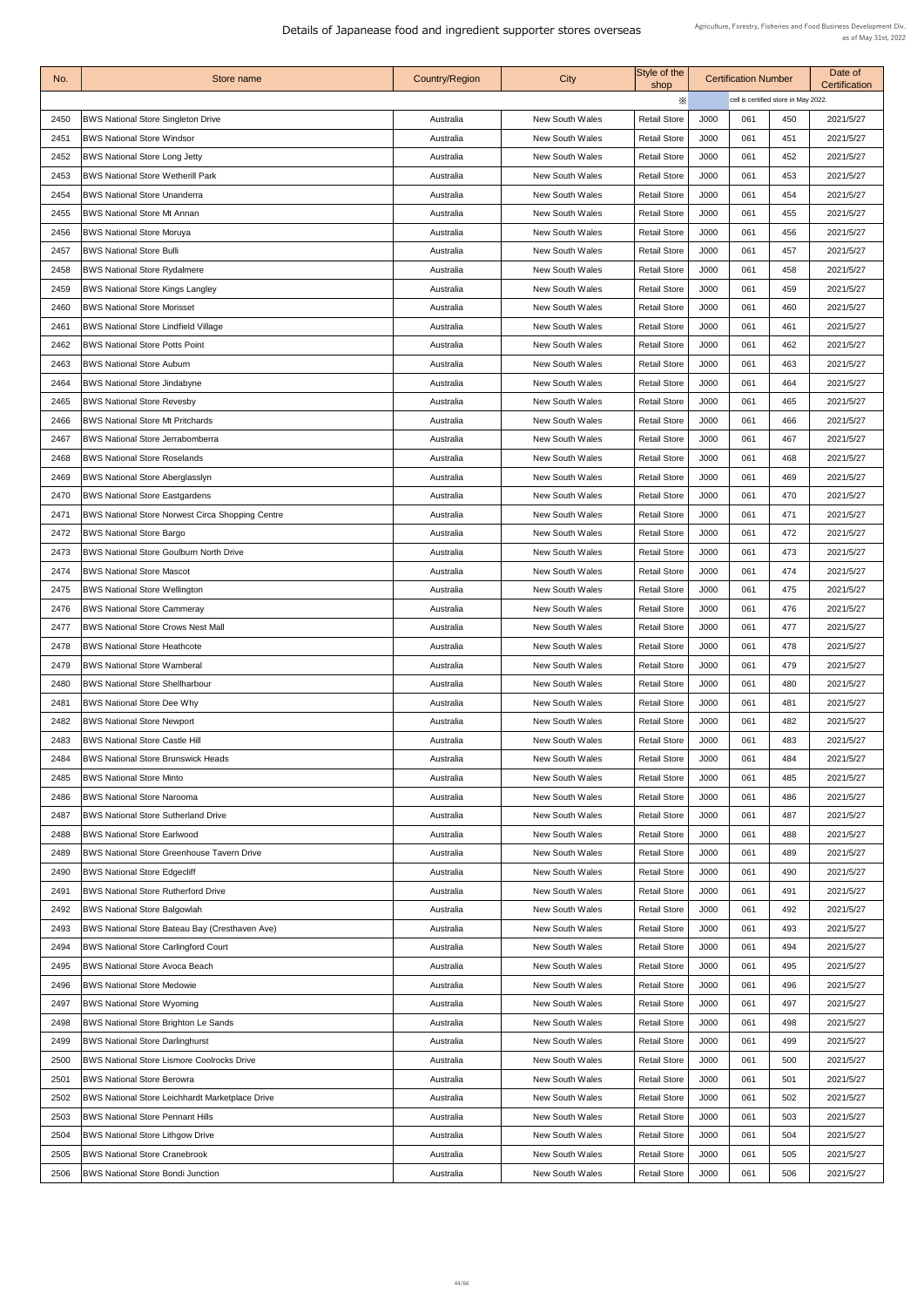# Details of Japanease food and ingredient supporter stores overseas

Agriculture, Forestry, Fisheries and Food Business Development Div.
as of May 31st, 2022

| No. | Store name | Country/Region | City | Style of the shop | Certification Number | | | Date of Certification |
|---|---|---|---|---|---|---|---|---|
| | | | | ※ | cell is certified store in May 2022. | | | |
| 2450 | BWS National Store Singleton Drive | Australia | New South Wales | Retail Store | J000 | 061 | 450 | 2021/5/27 |
| 2451 | BWS National Store Windsor | Australia | New South Wales | Retail Store | J000 | 061 | 451 | 2021/5/27 |
| 2452 | BWS National Store Long Jetty | Australia | New South Wales | Retail Store | J000 | 061 | 452 | 2021/5/27 |
| 2453 | BWS National Store Wetherill Park | Australia | New South Wales | Retail Store | J000 | 061 | 453 | 2021/5/27 |
| 2454 | BWS National Store Unanderra | Australia | New South Wales | Retail Store | J000 | 061 | 454 | 2021/5/27 |
| 2455 | BWS National Store Mt Annan | Australia | New South Wales | Retail Store | J000 | 061 | 455 | 2021/5/27 |
| 2456 | BWS National Store Moruya | Australia | New South Wales | Retail Store | J000 | 061 | 456 | 2021/5/27 |
| 2457 | BWS National Store Bulli | Australia | New South Wales | Retail Store | J000 | 061 | 457 | 2021/5/27 |
| 2458 | BWS National Store Rydalmere | Australia | New South Wales | Retail Store | J000 | 061 | 458 | 2021/5/27 |
| 2459 | BWS National Store Kings Langley | Australia | New South Wales | Retail Store | J000 | 061 | 459 | 2021/5/27 |
| 2460 | BWS National Store Morisset | Australia | New South Wales | Retail Store | J000 | 061 | 460 | 2021/5/27 |
| 2461 | BWS National Store Lindfield Village | Australia | New South Wales | Retail Store | J000 | 061 | 461 | 2021/5/27 |
| 2462 | BWS National Store Potts Point | Australia | New South Wales | Retail Store | J000 | 061 | 462 | 2021/5/27 |
| 2463 | BWS National Store Auburn | Australia | New South Wales | Retail Store | J000 | 061 | 463 | 2021/5/27 |
| 2464 | BWS National Store Jindabyne | Australia | New South Wales | Retail Store | J000 | 061 | 464 | 2021/5/27 |
| 2465 | BWS National Store Revesby | Australia | New South Wales | Retail Store | J000 | 061 | 465 | 2021/5/27 |
| 2466 | BWS National Store Mt Pritchards | Australia | New South Wales | Retail Store | J000 | 061 | 466 | 2021/5/27 |
| 2467 | BWS National Store Jerrabomberra | Australia | New South Wales | Retail Store | J000 | 061 | 467 | 2021/5/27 |
| 2468 | BWS National Store Roselands | Australia | New South Wales | Retail Store | J000 | 061 | 468 | 2021/5/27 |
| 2469 | BWS National Store Aberglasslyn | Australia | New South Wales | Retail Store | J000 | 061 | 469 | 2021/5/27 |
| 2470 | BWS National Store Eastgardens | Australia | New South Wales | Retail Store | J000 | 061 | 470 | 2021/5/27 |
| 2471 | BWS National Store Norwest Circa Shopping Centre | Australia | New South Wales | Retail Store | J000 | 061 | 471 | 2021/5/27 |
| 2472 | BWS National Store Bargo | Australia | New South Wales | Retail Store | J000 | 061 | 472 | 2021/5/27 |
| 2473 | BWS National Store Goulburn North Drive | Australia | New South Wales | Retail Store | J000 | 061 | 473 | 2021/5/27 |
| 2474 | BWS National Store Mascot | Australia | New South Wales | Retail Store | J000 | 061 | 474 | 2021/5/27 |
| 2475 | BWS National Store Wellington | Australia | New South Wales | Retail Store | J000 | 061 | 475 | 2021/5/27 |
| 2476 | BWS National Store Cammeray | Australia | New South Wales | Retail Store | J000 | 061 | 476 | 2021/5/27 |
| 2477 | BWS National Store Crows Nest Mall | Australia | New South Wales | Retail Store | J000 | 061 | 477 | 2021/5/27 |
| 2478 | BWS National Store Heathcote | Australia | New South Wales | Retail Store | J000 | 061 | 478 | 2021/5/27 |
| 2479 | BWS National Store Wamberal | Australia | New South Wales | Retail Store | J000 | 061 | 479 | 2021/5/27 |
| 2480 | BWS National Store Shellharbour | Australia | New South Wales | Retail Store | J000 | 061 | 480 | 2021/5/27 |
| 2481 | BWS National Store Dee Why | Australia | New South Wales | Retail Store | J000 | 061 | 481 | 2021/5/27 |
| 2482 | BWS National Store Newport | Australia | New South Wales | Retail Store | J000 | 061 | 482 | 2021/5/27 |
| 2483 | BWS National Store Castle Hill | Australia | New South Wales | Retail Store | J000 | 061 | 483 | 2021/5/27 |
| 2484 | BWS National Store Brunswick Heads | Australia | New South Wales | Retail Store | J000 | 061 | 484 | 2021/5/27 |
| 2485 | BWS National Store Minto | Australia | New South Wales | Retail Store | J000 | 061 | 485 | 2021/5/27 |
| 2486 | BWS National Store Narooma | Australia | New South Wales | Retail Store | J000 | 061 | 486 | 2021/5/27 |
| 2487 | BWS National Store Sutherland Drive | Australia | New South Wales | Retail Store | J000 | 061 | 487 | 2021/5/27 |
| 2488 | BWS National Store Earlwood | Australia | New South Wales | Retail Store | J000 | 061 | 488 | 2021/5/27 |
| 2489 | BWS National Store Greenhouse Tavern Drive | Australia | New South Wales | Retail Store | J000 | 061 | 489 | 2021/5/27 |
| 2490 | BWS National Store Edgecliff | Australia | New South Wales | Retail Store | J000 | 061 | 490 | 2021/5/27 |
| 2491 | BWS National Store Rutherford Drive | Australia | New South Wales | Retail Store | J000 | 061 | 491 | 2021/5/27 |
| 2492 | BWS National Store Balgowlah | Australia | New South Wales | Retail Store | J000 | 061 | 492 | 2021/5/27 |
| 2493 | BWS National Store Bateau Bay (Cresthaven Ave) | Australia | New South Wales | Retail Store | J000 | 061 | 493 | 2021/5/27 |
| 2494 | BWS National Store Carlingford Court | Australia | New South Wales | Retail Store | J000 | 061 | 494 | 2021/5/27 |
| 2495 | BWS National Store Avoca Beach | Australia | New South Wales | Retail Store | J000 | 061 | 495 | 2021/5/27 |
| 2496 | BWS National Store Medowie | Australia | New South Wales | Retail Store | J000 | 061 | 496 | 2021/5/27 |
| 2497 | BWS National Store Wyoming | Australia | New South Wales | Retail Store | J000 | 061 | 497 | 2021/5/27 |
| 2498 | BWS National Store Brighton Le Sands | Australia | New South Wales | Retail Store | J000 | 061 | 498 | 2021/5/27 |
| 2499 | BWS National Store Darlinghurst | Australia | New South Wales | Retail Store | J000 | 061 | 499 | 2021/5/27 |
| 2500 | BWS National Store Lismore Coolrocks Drive | Australia | New South Wales | Retail Store | J000 | 061 | 500 | 2021/5/27 |
| 2501 | BWS National Store Berowra | Australia | New South Wales | Retail Store | J000 | 061 | 501 | 2021/5/27 |
| 2502 | BWS National Store Leichhardt Marketplace Drive | Australia | New South Wales | Retail Store | J000 | 061 | 502 | 2021/5/27 |
| 2503 | BWS National Store Pennant Hills | Australia | New South Wales | Retail Store | J000 | 061 | 503 | 2021/5/27 |
| 2504 | BWS National Store Lithgow Drive | Australia | New South Wales | Retail Store | J000 | 061 | 504 | 2021/5/27 |
| 2505 | BWS National Store Cranebrook | Australia | New South Wales | Retail Store | J000 | 061 | 505 | 2021/5/27 |
| 2506 | BWS National Store Bondi Junction | Australia | New South Wales | Retail Store | J000 | 061 | 506 | 2021/5/27 |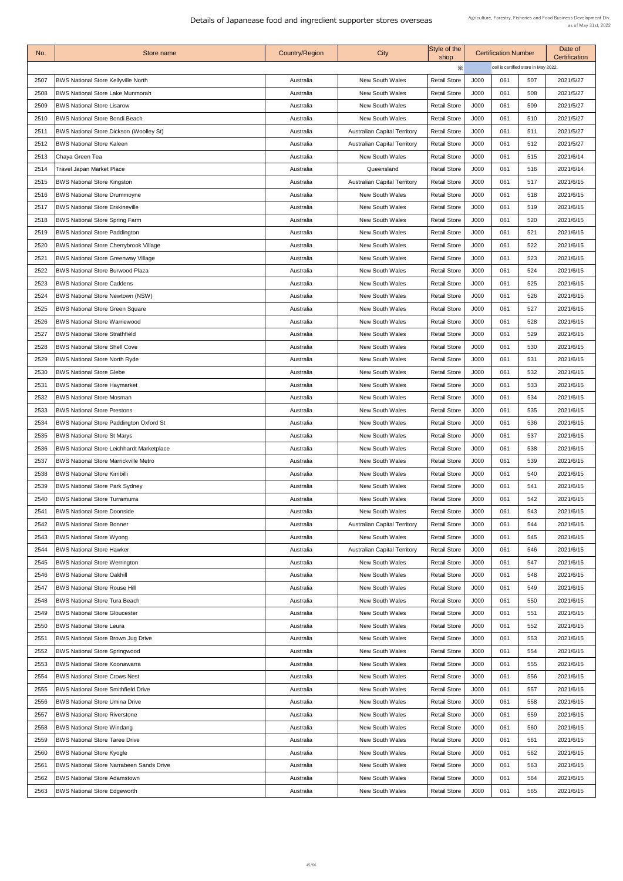# Details of Japanease food and ingredient supporter stores overseas

Agriculture, Forestry, Fisheries and Food Business Development Div.
as of May 31st, 2022

| No. | Store name | Country/Region | City | Style of the shop | Certification Number | | | Date of Certification |
|---|---|---|---|---|---|---|---|---|
| | | | | ※ | | cell is certified store in May 2022. | | |
| 2507 | BWS National Store Kellyville North | Australia | New South Wales | Retail Store | J000 | 061 | 507 | 2021/5/27 |
| 2508 | BWS National Store Lake Munmorah | Australia | New South Wales | Retail Store | J000 | 061 | 508 | 2021/5/27 |
| 2509 | BWS National Store Lisarow | Australia | New South Wales | Retail Store | J000 | 061 | 509 | 2021/5/27 |
| 2510 | BWS National Store Bondi Beach | Australia | New South Wales | Retail Store | J000 | 061 | 510 | 2021/5/27 |
| 2511 | BWS National Store Dickson (Woolley St) | Australia | Australian Capital Territory | Retail Store | J000 | 061 | 511 | 2021/5/27 |
| 2512 | BWS National Store Kaleen | Australia | Australian Capital Territory | Retail Store | J000 | 061 | 512 | 2021/5/27 |
| 2513 | Chaya Green Tea | Australia | New South Wales | Retail Store | J000 | 061 | 515 | 2021/6/14 |
| 2514 | Travel Japan Market Place | Australia | Queensland | Retail Store | J000 | 061 | 516 | 2021/6/14 |
| 2515 | BWS National Store Kingston | Australia | Australian Capital Territory | Retail Store | J000 | 061 | 517 | 2021/6/15 |
| 2516 | BWS National Store Drummoyne | Australia | New South Wales | Retail Store | J000 | 061 | 518 | 2021/6/15 |
| 2517 | BWS National Store Erskineville | Australia | New South Wales | Retail Store | J000 | 061 | 519 | 2021/6/15 |
| 2518 | BWS National Store Spring Farm | Australia | New South Wales | Retail Store | J000 | 061 | 520 | 2021/6/15 |
| 2519 | BWS National Store Paddington | Australia | New South Wales | Retail Store | J000 | 061 | 521 | 2021/6/15 |
| 2520 | BWS National Store Cherrybrook Village | Australia | New South Wales | Retail Store | J000 | 061 | 522 | 2021/6/15 |
| 2521 | BWS National Store Greenway Village | Australia | New South Wales | Retail Store | J000 | 061 | 523 | 2021/6/15 |
| 2522 | BWS National Store Burwood Plaza | Australia | New South Wales | Retail Store | J000 | 061 | 524 | 2021/6/15 |
| 2523 | BWS National Store Caddens | Australia | New South Wales | Retail Store | J000 | 061 | 525 | 2021/6/15 |
| 2524 | BWS National Store Newtown (NSW) | Australia | New South Wales | Retail Store | J000 | 061 | 526 | 2021/6/15 |
| 2525 | BWS National Store Green Square | Australia | New South Wales | Retail Store | J000 | 061 | 527 | 2021/6/15 |
| 2526 | BWS National Store Warriewood | Australia | New South Wales | Retail Store | J000 | 061 | 528 | 2021/6/15 |
| 2527 | BWS National Store Strathfield | Australia | New South Wales | Retail Store | J000 | 061 | 529 | 2021/6/15 |
| 2528 | BWS National Store Shell Cove | Australia | New South Wales | Retail Store | J000 | 061 | 530 | 2021/6/15 |
| 2529 | BWS National Store North Ryde | Australia | New South Wales | Retail Store | J000 | 061 | 531 | 2021/6/15 |
| 2530 | BWS National Store Glebe | Australia | New South Wales | Retail Store | J000 | 061 | 532 | 2021/6/15 |
| 2531 | BWS National Store Haymarket | Australia | New South Wales | Retail Store | J000 | 061 | 533 | 2021/6/15 |
| 2532 | BWS National Store Mosman | Australia | New South Wales | Retail Store | J000 | 061 | 534 | 2021/6/15 |
| 2533 | BWS National Store Prestons | Australia | New South Wales | Retail Store | J000 | 061 | 535 | 2021/6/15 |
| 2534 | BWS National Store Paddington Oxford St | Australia | New South Wales | Retail Store | J000 | 061 | 536 | 2021/6/15 |
| 2535 | BWS National Store St Marys | Australia | New South Wales | Retail Store | J000 | 061 | 537 | 2021/6/15 |
| 2536 | BWS National Store Leichhardt Marketplace | Australia | New South Wales | Retail Store | J000 | 061 | 538 | 2021/6/15 |
| 2537 | BWS National Store Marrickville Metro | Australia | New South Wales | Retail Store | J000 | 061 | 539 | 2021/6/15 |
| 2538 | BWS National Store Kirribilli | Australia | New South Wales | Retail Store | J000 | 061 | 540 | 2021/6/15 |
| 2539 | BWS National Store Park Sydney | Australia | New South Wales | Retail Store | J000 | 061 | 541 | 2021/6/15 |
| 2540 | BWS National Store Turramurra | Australia | New South Wales | Retail Store | J000 | 061 | 542 | 2021/6/15 |
| 2541 | BWS National Store Doonside | Australia | New South Wales | Retail Store | J000 | 061 | 543 | 2021/6/15 |
| 2542 | BWS National Store Bonner | Australia | Australian Capital Territory | Retail Store | J000 | 061 | 544 | 2021/6/15 |
| 2543 | BWS National Store Wyong | Australia | New South Wales | Retail Store | J000 | 061 | 545 | 2021/6/15 |
| 2544 | BWS National Store Hawker | Australia | Australian Capital Territory | Retail Store | J000 | 061 | 546 | 2021/6/15 |
| 2545 | BWS National Store Werrington | Australia | New South Wales | Retail Store | J000 | 061 | 547 | 2021/6/15 |
| 2546 | BWS National Store Oakhill | Australia | New South Wales | Retail Store | J000 | 061 | 548 | 2021/6/15 |
| 2547 | BWS National Store Rouse Hill | Australia | New South Wales | Retail Store | J000 | 061 | 549 | 2021/6/15 |
| 2548 | BWS National Store Tura Beach | Australia | New South Wales | Retail Store | J000 | 061 | 550 | 2021/6/15 |
| 2549 | BWS National Store Gloucester | Australia | New South Wales | Retail Store | J000 | 061 | 551 | 2021/6/15 |
| 2550 | BWS National Store Leura | Australia | New South Wales | Retail Store | J000 | 061 | 552 | 2021/6/15 |
| 2551 | BWS National Store Brown Jug Drive | Australia | New South Wales | Retail Store | J000 | 061 | 553 | 2021/6/15 |
| 2552 | BWS National Store Springwood | Australia | New South Wales | Retail Store | J000 | 061 | 554 | 2021/6/15 |
| 2553 | BWS National Store Koonawarra | Australia | New South Wales | Retail Store | J000 | 061 | 555 | 2021/6/15 |
| 2554 | BWS National Store Crows Nest | Australia | New South Wales | Retail Store | J000 | 061 | 556 | 2021/6/15 |
| 2555 | BWS National Store Smithfield Drive | Australia | New South Wales | Retail Store | J000 | 061 | 557 | 2021/6/15 |
| 2556 | BWS National Store Umina Drive | Australia | New South Wales | Retail Store | J000 | 061 | 558 | 2021/6/15 |
| 2557 | BWS National Store Riverstone | Australia | New South Wales | Retail Store | J000 | 061 | 559 | 2021/6/15 |
| 2558 | BWS National Store Windang | Australia | New South Wales | Retail Store | J000 | 061 | 560 | 2021/6/15 |
| 2559 | BWS National Store Taree Drive | Australia | New South Wales | Retail Store | J000 | 061 | 561 | 2021/6/15 |
| 2560 | BWS National Store Kyogle | Australia | New South Wales | Retail Store | J000 | 061 | 562 | 2021/6/15 |
| 2561 | BWS National Store Narrabeen Sands Drive | Australia | New South Wales | Retail Store | J000 | 061 | 563 | 2021/6/15 |
| 2562 | BWS National Store Adamstown | Australia | New South Wales | Retail Store | J000 | 061 | 564 | 2021/6/15 |
| 2563 | BWS National Store Edgeworth | Australia | New South Wales | Retail Store | J000 | 061 | 565 | 2021/6/15 |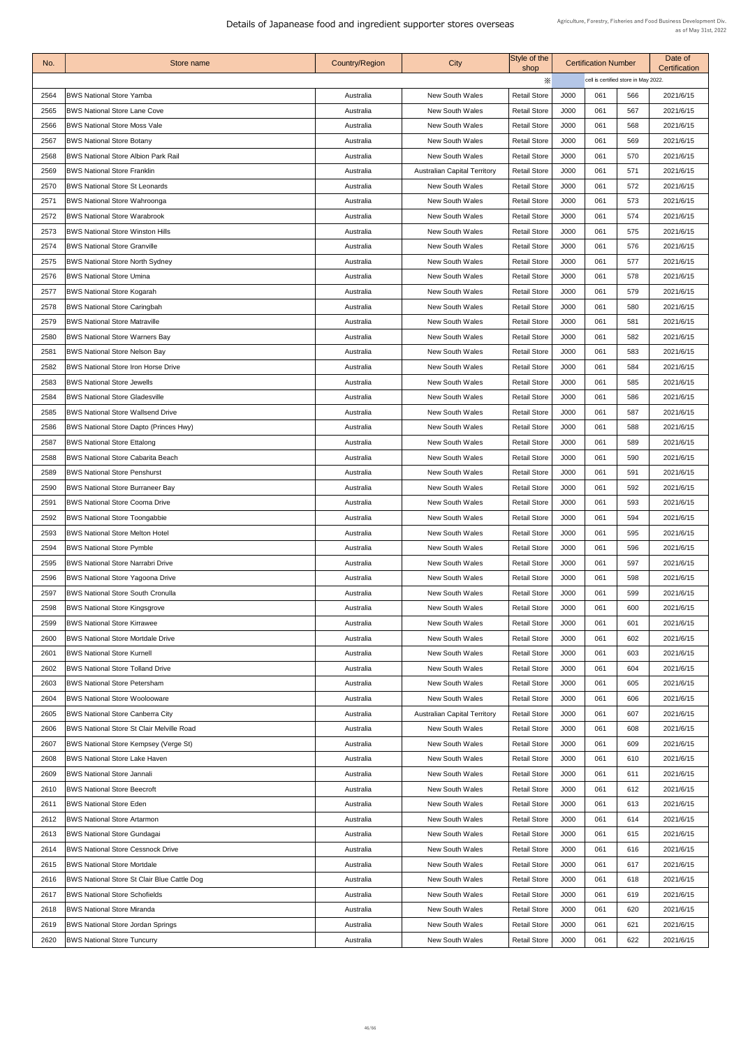# Details of Japanease food and ingredient supporter stores overseas

Agriculture, Forestry, Fisheries and Food Business Development Div.
as of May 31st, 2022

| No. | Store name | Country/Region | City | Style of the shop | Certification Number | | | Date of Certification |
|---|---|---|---|---|---|---|---|---|
| | | | | ※ | cell is certified store in May 2022. | | | |
| 2564 | BWS National Store Yamba | Australia | New South Wales | Retail Store | J000 | 061 | 566 | 2021/6/15 |
| 2565 | BWS National Store Lane Cove | Australia | New South Wales | Retail Store | J000 | 061 | 567 | 2021/6/15 |
| 2566 | BWS National Store Moss Vale | Australia | New South Wales | Retail Store | J000 | 061 | 568 | 2021/6/15 |
| 2567 | BWS National Store Botany | Australia | New South Wales | Retail Store | J000 | 061 | 569 | 2021/6/15 |
| 2568 | BWS National Store Albion Park Rail | Australia | New South Wales | Retail Store | J000 | 061 | 570 | 2021/6/15 |
| 2569 | BWS National Store Franklin | Australia | Australian Capital Territory | Retail Store | J000 | 061 | 571 | 2021/6/15 |
| 2570 | BWS National Store St Leonards | Australia | New South Wales | Retail Store | J000 | 061 | 572 | 2021/6/15 |
| 2571 | BWS National Store Wahroonga | Australia | New South Wales | Retail Store | J000 | 061 | 573 | 2021/6/15 |
| 2572 | BWS National Store Warabrook | Australia | New South Wales | Retail Store | J000 | 061 | 574 | 2021/6/15 |
| 2573 | BWS National Store Winston Hills | Australia | New South Wales | Retail Store | J000 | 061 | 575 | 2021/6/15 |
| 2574 | BWS National Store Granville | Australia | New South Wales | Retail Store | J000 | 061 | 576 | 2021/6/15 |
| 2575 | BWS National Store North Sydney | Australia | New South Wales | Retail Store | J000 | 061 | 577 | 2021/6/15 |
| 2576 | BWS National Store Umina | Australia | New South Wales | Retail Store | J000 | 061 | 578 | 2021/6/15 |
| 2577 | BWS National Store Kogarah | Australia | New South Wales | Retail Store | J000 | 061 | 579 | 2021/6/15 |
| 2578 | BWS National Store Caringbah | Australia | New South Wales | Retail Store | J000 | 061 | 580 | 2021/6/15 |
| 2579 | BWS National Store Matraville | Australia | New South Wales | Retail Store | J000 | 061 | 581 | 2021/6/15 |
| 2580 | BWS National Store Warners Bay | Australia | New South Wales | Retail Store | J000 | 061 | 582 | 2021/6/15 |
| 2581 | BWS National Store Nelson Bay | Australia | New South Wales | Retail Store | J000 | 061 | 583 | 2021/6/15 |
| 2582 | BWS National Store Iron Horse Drive | Australia | New South Wales | Retail Store | J000 | 061 | 584 | 2021/6/15 |
| 2583 | BWS National Store Jewells | Australia | New South Wales | Retail Store | J000 | 061 | 585 | 2021/6/15 |
| 2584 | BWS National Store Gladesville | Australia | New South Wales | Retail Store | J000 | 061 | 586 | 2021/6/15 |
| 2585 | BWS National Store Wallsend Drive | Australia | New South Wales | Retail Store | J000 | 061 | 587 | 2021/6/15 |
| 2586 | BWS National Store Dapto (Princes Hwy) | Australia | New South Wales | Retail Store | J000 | 061 | 588 | 2021/6/15 |
| 2587 | BWS National Store Ettalong | Australia | New South Wales | Retail Store | J000 | 061 | 589 | 2021/6/15 |
| 2588 | BWS National Store Cabarita Beach | Australia | New South Wales | Retail Store | J000 | 061 | 590 | 2021/6/15 |
| 2589 | BWS National Store Penshurst | Australia | New South Wales | Retail Store | J000 | 061 | 591 | 2021/6/15 |
| 2590 | BWS National Store Burraneer Bay | Australia | New South Wales | Retail Store | J000 | 061 | 592 | 2021/6/15 |
| 2591 | BWS National Store Cooma Drive | Australia | New South Wales | Retail Store | J000 | 061 | 593 | 2021/6/15 |
| 2592 | BWS National Store Toongabbie | Australia | New South Wales | Retail Store | J000 | 061 | 594 | 2021/6/15 |
| 2593 | BWS National Store Melton Hotel | Australia | New South Wales | Retail Store | J000 | 061 | 595 | 2021/6/15 |
| 2594 | BWS National Store Pymble | Australia | New South Wales | Retail Store | J000 | 061 | 596 | 2021/6/15 |
| 2595 | BWS National Store Narrabri Drive | Australia | New South Wales | Retail Store | J000 | 061 | 597 | 2021/6/15 |
| 2596 | BWS National Store Yagoona Drive | Australia | New South Wales | Retail Store | J000 | 061 | 598 | 2021/6/15 |
| 2597 | BWS National Store South Cronulla | Australia | New South Wales | Retail Store | J000 | 061 | 599 | 2021/6/15 |
| 2598 | BWS National Store Kingsgrove | Australia | New South Wales | Retail Store | J000 | 061 | 600 | 2021/6/15 |
| 2599 | BWS National Store Kirrawee | Australia | New South Wales | Retail Store | J000 | 061 | 601 | 2021/6/15 |
| 2600 | BWS National Store Mortdale Drive | Australia | New South Wales | Retail Store | J000 | 061 | 602 | 2021/6/15 |
| 2601 | BWS National Store Kurnell | Australia | New South Wales | Retail Store | J000 | 061 | 603 | 2021/6/15 |
| 2602 | BWS National Store Tolland Drive | Australia | New South Wales | Retail Store | J000 | 061 | 604 | 2021/6/15 |
| 2603 | BWS National Store Petersham | Australia | New South Wales | Retail Store | J000 | 061 | 605 | 2021/6/15 |
| 2604 | BWS National Store Woolooware | Australia | New South Wales | Retail Store | J000 | 061 | 606 | 2021/6/15 |
| 2605 | BWS National Store Canberra City | Australia | Australian Capital Territory | Retail Store | J000 | 061 | 607 | 2021/6/15 |
| 2606 | BWS National Store St Clair Melville Road | Australia | New South Wales | Retail Store | J000 | 061 | 608 | 2021/6/15 |
| 2607 | BWS National Store Kempsey (Verge St) | Australia | New South Wales | Retail Store | J000 | 061 | 609 | 2021/6/15 |
| 2608 | BWS National Store Lake Haven | Australia | New South Wales | Retail Store | J000 | 061 | 610 | 2021/6/15 |
| 2609 | BWS National Store Jannali | Australia | New South Wales | Retail Store | J000 | 061 | 611 | 2021/6/15 |
| 2610 | BWS National Store Beecroft | Australia | New South Wales | Retail Store | J000 | 061 | 612 | 2021/6/15 |
| 2611 | BWS National Store Eden | Australia | New South Wales | Retail Store | J000 | 061 | 613 | 2021/6/15 |
| 2612 | BWS National Store Artarmon | Australia | New South Wales | Retail Store | J000 | 061 | 614 | 2021/6/15 |
| 2613 | BWS National Store Gundagai | Australia | New South Wales | Retail Store | J000 | 061 | 615 | 2021/6/15 |
| 2614 | BWS National Store Cessnock Drive | Australia | New South Wales | Retail Store | J000 | 061 | 616 | 2021/6/15 |
| 2615 | BWS National Store Mortdale | Australia | New South Wales | Retail Store | J000 | 061 | 617 | 2021/6/15 |
| 2616 | BWS National Store St Clair Blue Cattle Dog | Australia | New South Wales | Retail Store | J000 | 061 | 618 | 2021/6/15 |
| 2617 | BWS National Store Schofields | Australia | New South Wales | Retail Store | J000 | 061 | 619 | 2021/6/15 |
| 2618 | BWS National Store Miranda | Australia | New South Wales | Retail Store | J000 | 061 | 620 | 2021/6/15 |
| 2619 | BWS National Store Jordan Springs | Australia | New South Wales | Retail Store | J000 | 061 | 621 | 2021/6/15 |
| 2620 | BWS National Store Tuncurry | Australia | New South Wales | Retail Store | J000 | 061 | 622 | 2021/6/15 |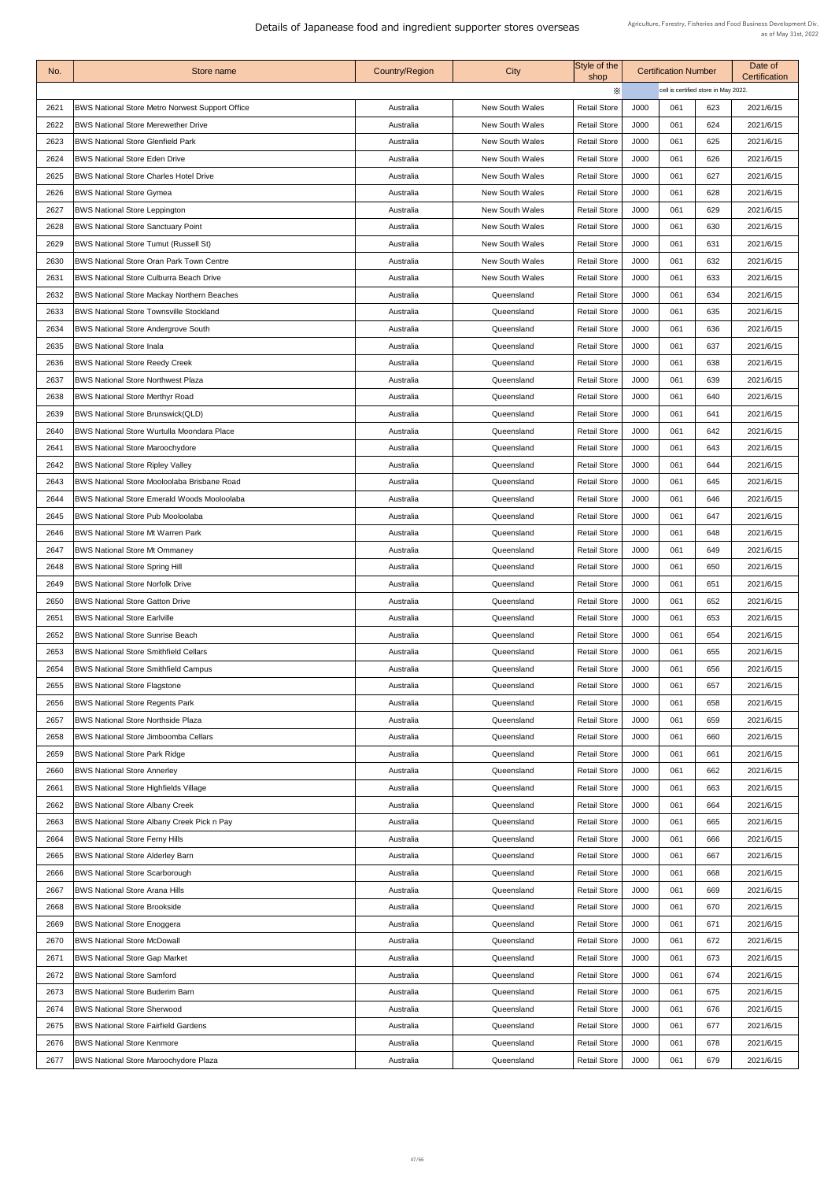# Details of Japanease food and ingredient supporter stores overseas

Agriculture, Forestry, Fisheries and Food Business Development Div.
as of May 31st, 2022

| No. | Store name | Country/Region | City | Style of the shop | Certification Number | | | Date of Certification |
|---|---|---|---|---|---|---|---|---|
| | | | | ※ | cell is certified store in May 2022. | | | |
| 2621 | BWS National Store Metro Norwest Support Office | Australia | New South Wales | Retail Store | J000 | 061 | 623 | 2021/6/15 |
| 2622 | BWS National Store Merewether Drive | Australia | New South Wales | Retail Store | J000 | 061 | 624 | 2021/6/15 |
| 2623 | BWS National Store Glenfield Park | Australia | New South Wales | Retail Store | J000 | 061 | 625 | 2021/6/15 |
| 2624 | BWS National Store Eden Drive | Australia | New South Wales | Retail Store | J000 | 061 | 626 | 2021/6/15 |
| 2625 | BWS National Store Charles Hotel Drive | Australia | New South Wales | Retail Store | J000 | 061 | 627 | 2021/6/15 |
| 2626 | BWS National Store Gymea | Australia | New South Wales | Retail Store | J000 | 061 | 628 | 2021/6/15 |
| 2627 | BWS National Store Leppington | Australia | New South Wales | Retail Store | J000 | 061 | 629 | 2021/6/15 |
| 2628 | BWS National Store Sanctuary Point | Australia | New South Wales | Retail Store | J000 | 061 | 630 | 2021/6/15 |
| 2629 | BWS National Store Tumut (Russell St) | Australia | New South Wales | Retail Store | J000 | 061 | 631 | 2021/6/15 |
| 2630 | BWS National Store Oran Park Town Centre | Australia | New South Wales | Retail Store | J000 | 061 | 632 | 2021/6/15 |
| 2631 | BWS National Store Culburra Beach Drive | Australia | New South Wales | Retail Store | J000 | 061 | 633 | 2021/6/15 |
| 2632 | BWS National Store Mackay Northern Beaches | Australia | Queensland | Retail Store | J000 | 061 | 634 | 2021/6/15 |
| 2633 | BWS National Store Townsville Stockland | Australia | Queensland | Retail Store | J000 | 061 | 635 | 2021/6/15 |
| 2634 | BWS National Store Andergrove South | Australia | Queensland | Retail Store | J000 | 061 | 636 | 2021/6/15 |
| 2635 | BWS National Store Inala | Australia | Queensland | Retail Store | J000 | 061 | 637 | 2021/6/15 |
| 2636 | BWS National Store Reedy Creek | Australia | Queensland | Retail Store | J000 | 061 | 638 | 2021/6/15 |
| 2637 | BWS National Store Northwest Plaza | Australia | Queensland | Retail Store | J000 | 061 | 639 | 2021/6/15 |
| 2638 | BWS National Store Merthyr Road | Australia | Queensland | Retail Store | J000 | 061 | 640 | 2021/6/15 |
| 2639 | BWS National Store Brunswick(QLD) | Australia | Queensland | Retail Store | J000 | 061 | 641 | 2021/6/15 |
| 2640 | BWS National Store Wurtulla Moondara Place | Australia | Queensland | Retail Store | J000 | 061 | 642 | 2021/6/15 |
| 2641 | BWS National Store Maroochydore | Australia | Queensland | Retail Store | J000 | 061 | 643 | 2021/6/15 |
| 2642 | BWS National Store Ripley Valley | Australia | Queensland | Retail Store | J000 | 061 | 644 | 2021/6/15 |
| 2643 | BWS National Store Mooloolaba Brisbane Road | Australia | Queensland | Retail Store | J000 | 061 | 645 | 2021/6/15 |
| 2644 | BWS National Store Emerald Woods Mooloolaba | Australia | Queensland | Retail Store | J000 | 061 | 646 | 2021/6/15 |
| 2645 | BWS National Store Pub Mooloolaba | Australia | Queensland | Retail Store | J000 | 061 | 647 | 2021/6/15 |
| 2646 | BWS National Store Mt Warren Park | Australia | Queensland | Retail Store | J000 | 061 | 648 | 2021/6/15 |
| 2647 | BWS National Store Mt Ommaney | Australia | Queensland | Retail Store | J000 | 061 | 649 | 2021/6/15 |
| 2648 | BWS National Store Spring Hill | Australia | Queensland | Retail Store | J000 | 061 | 650 | 2021/6/15 |
| 2649 | BWS National Store Norfolk Drive | Australia | Queensland | Retail Store | J000 | 061 | 651 | 2021/6/15 |
| 2650 | BWS National Store Gatton Drive | Australia | Queensland | Retail Store | J000 | 061 | 652 | 2021/6/15 |
| 2651 | BWS National Store Earlville | Australia | Queensland | Retail Store | J000 | 061 | 653 | 2021/6/15 |
| 2652 | BWS National Store Sunrise Beach | Australia | Queensland | Retail Store | J000 | 061 | 654 | 2021/6/15 |
| 2653 | BWS National Store Smithfield Cellars | Australia | Queensland | Retail Store | J000 | 061 | 655 | 2021/6/15 |
| 2654 | BWS National Store Smithfield Campus | Australia | Queensland | Retail Store | J000 | 061 | 656 | 2021/6/15 |
| 2655 | BWS National Store Flagstone | Australia | Queensland | Retail Store | J000 | 061 | 657 | 2021/6/15 |
| 2656 | BWS National Store Regents Park | Australia | Queensland | Retail Store | J000 | 061 | 658 | 2021/6/15 |
| 2657 | BWS National Store Northside Plaza | Australia | Queensland | Retail Store | J000 | 061 | 659 | 2021/6/15 |
| 2658 | BWS National Store Jimboomba Cellars | Australia | Queensland | Retail Store | J000 | 061 | 660 | 2021/6/15 |
| 2659 | BWS National Store Park Ridge | Australia | Queensland | Retail Store | J000 | 061 | 661 | 2021/6/15 |
| 2660 | BWS National Store Annerley | Australia | Queensland | Retail Store | J000 | 061 | 662 | 2021/6/15 |
| 2661 | BWS National Store Highfields Village | Australia | Queensland | Retail Store | J000 | 061 | 663 | 2021/6/15 |
| 2662 | BWS National Store Albany Creek | Australia | Queensland | Retail Store | J000 | 061 | 664 | 2021/6/15 |
| 2663 | BWS National Store Albany Creek Pick n Pay | Australia | Queensland | Retail Store | J000 | 061 | 665 | 2021/6/15 |
| 2664 | BWS National Store Ferny Hills | Australia | Queensland | Retail Store | J000 | 061 | 666 | 2021/6/15 |
| 2665 | BWS National Store Alderley Barn | Australia | Queensland | Retail Store | J000 | 061 | 667 | 2021/6/15 |
| 2666 | BWS National Store Scarborough | Australia | Queensland | Retail Store | J000 | 061 | 668 | 2021/6/15 |
| 2667 | BWS National Store Arana Hills | Australia | Queensland | Retail Store | J000 | 061 | 669 | 2021/6/15 |
| 2668 | BWS National Store Brookside | Australia | Queensland | Retail Store | J000 | 061 | 670 | 2021/6/15 |
| 2669 | BWS National Store Enoggera | Australia | Queensland | Retail Store | J000 | 061 | 671 | 2021/6/15 |
| 2670 | BWS National Store McDowall | Australia | Queensland | Retail Store | J000 | 061 | 672 | 2021/6/15 |
| 2671 | BWS National Store Gap Market | Australia | Queensland | Retail Store | J000 | 061 | 673 | 2021/6/15 |
| 2672 | BWS National Store Samford | Australia | Queensland | Retail Store | J000 | 061 | 674 | 2021/6/15 |
| 2673 | BWS National Store Buderim Barn | Australia | Queensland | Retail Store | J000 | 061 | 675 | 2021/6/15 |
| 2674 | BWS National Store Sherwood | Australia | Queensland | Retail Store | J000 | 061 | 676 | 2021/6/15 |
| 2675 | BWS National Store Fairfield Gardens | Australia | Queensland | Retail Store | J000 | 061 | 677 | 2021/6/15 |
| 2676 | BWS National Store Kenmore | Australia | Queensland | Retail Store | J000 | 061 | 678 | 2021/6/15 |
| 2677 | BWS National Store Maroochydore Plaza | Australia | Queensland | Retail Store | J000 | 061 | 679 | 2021/6/15 |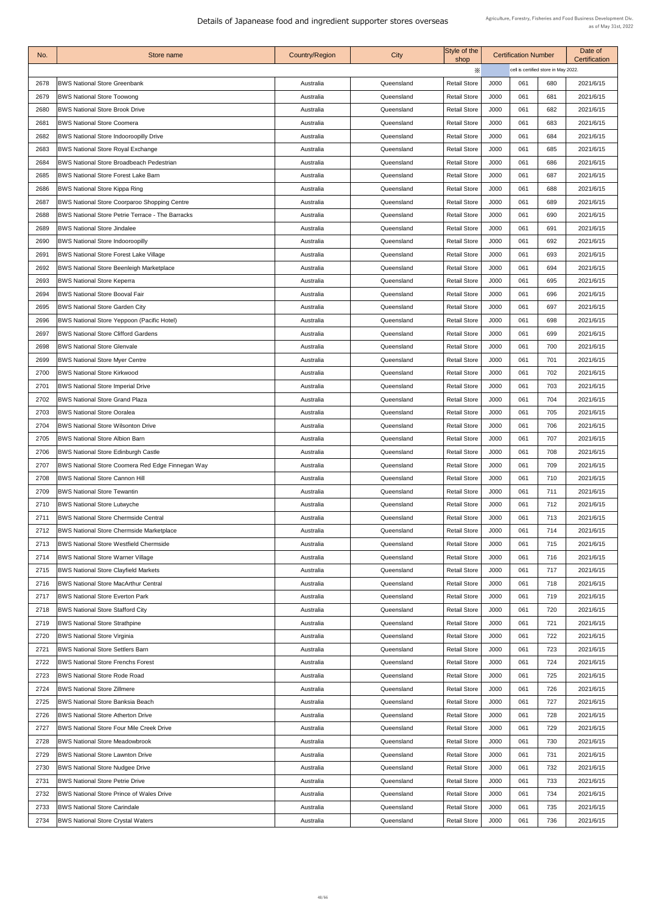# Details of Japanease food and ingredient supporter stores overseas

Agriculture, Forestry, Fisheries and Food Business Development Div.
as of May 31st, 2022

| No. | Store name | Country/Region | City | Style of the shop | Certification Number | | | Date of Certification |
|---|---|---|---|---|---|---|---|---|
| | | | | ※ | cell is certified store in May 2022. | | | |
| 2678 | BWS National Store Greenbank | Australia | Queensland | Retail Store | J000 | 061 | 680 | 2021/6/15 |
| 2679 | BWS National Store Toowong | Australia | Queensland | Retail Store | J000 | 061 | 681 | 2021/6/15 |
| 2680 | BWS National Store Brook Drive | Australia | Queensland | Retail Store | J000 | 061 | 682 | 2021/6/15 |
| 2681 | BWS National Store Coomera | Australia | Queensland | Retail Store | J000 | 061 | 683 | 2021/6/15 |
| 2682 | BWS National Store Indooroopilly Drive | Australia | Queensland | Retail Store | J000 | 061 | 684 | 2021/6/15 |
| 2683 | BWS National Store Royal Exchange | Australia | Queensland | Retail Store | J000 | 061 | 685 | 2021/6/15 |
| 2684 | BWS National Store Broadbeach Pedestrian | Australia | Queensland | Retail Store | J000 | 061 | 686 | 2021/6/15 |
| 2685 | BWS National Store Forest Lake Barn | Australia | Queensland | Retail Store | J000 | 061 | 687 | 2021/6/15 |
| 2686 | BWS National Store Kippa Ring | Australia | Queensland | Retail Store | J000 | 061 | 688 | 2021/6/15 |
| 2687 | BWS National Store Coorparoo Shopping Centre | Australia | Queensland | Retail Store | J000 | 061 | 689 | 2021/6/15 |
| 2688 | BWS National Store Petrie Terrace - The Barracks | Australia | Queensland | Retail Store | J000 | 061 | 690 | 2021/6/15 |
| 2689 | BWS National Store Jindalee | Australia | Queensland | Retail Store | J000 | 061 | 691 | 2021/6/15 |
| 2690 | BWS National Store Indooroopilly | Australia | Queensland | Retail Store | J000 | 061 | 692 | 2021/6/15 |
| 2691 | BWS National Store Forest Lake Village | Australia | Queensland | Retail Store | J000 | 061 | 693 | 2021/6/15 |
| 2692 | BWS National Store Beenleigh Marketplace | Australia | Queensland | Retail Store | J000 | 061 | 694 | 2021/6/15 |
| 2693 | BWS National Store Keperra | Australia | Queensland | Retail Store | J000 | 061 | 695 | 2021/6/15 |
| 2694 | BWS National Store Booval Fair | Australia | Queensland | Retail Store | J000 | 061 | 696 | 2021/6/15 |
| 2695 | BWS National Store Garden City | Australia | Queensland | Retail Store | J000 | 061 | 697 | 2021/6/15 |
| 2696 | BWS National Store Yeppoon (Pacific Hotel) | Australia | Queensland | Retail Store | J000 | 061 | 698 | 2021/6/15 |
| 2697 | BWS National Store Clifford Gardens | Australia | Queensland | Retail Store | J000 | 061 | 699 | 2021/6/15 |
| 2698 | BWS National Store Glenvale | Australia | Queensland | Retail Store | J000 | 061 | 700 | 2021/6/15 |
| 2699 | BWS National Store Myer Centre | Australia | Queensland | Retail Store | J000 | 061 | 701 | 2021/6/15 |
| 2700 | BWS National Store Kirkwood | Australia | Queensland | Retail Store | J000 | 061 | 702 | 2021/6/15 |
| 2701 | BWS National Store Imperial Drive | Australia | Queensland | Retail Store | J000 | 061 | 703 | 2021/6/15 |
| 2702 | BWS National Store Grand Plaza | Australia | Queensland | Retail Store | J000 | 061 | 704 | 2021/6/15 |
| 2703 | BWS National Store Ooralea | Australia | Queensland | Retail Store | J000 | 061 | 705 | 2021/6/15 |
| 2704 | BWS National Store Wilsonton Drive | Australia | Queensland | Retail Store | J000 | 061 | 706 | 2021/6/15 |
| 2705 | BWS National Store Albion Barn | Australia | Queensland | Retail Store | J000 | 061 | 707 | 2021/6/15 |
| 2706 | BWS National Store Edinburgh Castle | Australia | Queensland | Retail Store | J000 | 061 | 708 | 2021/6/15 |
| 2707 | BWS National Store Coomera Red Edge Finnegan Way | Australia | Queensland | Retail Store | J000 | 061 | 709 | 2021/6/15 |
| 2708 | BWS National Store Cannon Hill | Australia | Queensland | Retail Store | J000 | 061 | 710 | 2021/6/15 |
| 2709 | BWS National Store Tewantin | Australia | Queensland | Retail Store | J000 | 061 | 711 | 2021/6/15 |
| 2710 | BWS National Store Lutwyche | Australia | Queensland | Retail Store | J000 | 061 | 712 | 2021/6/15 |
| 2711 | BWS National Store Chermside Central | Australia | Queensland | Retail Store | J000 | 061 | 713 | 2021/6/15 |
| 2712 | BWS National Store Chermside Marketplace | Australia | Queensland | Retail Store | J000 | 061 | 714 | 2021/6/15 |
| 2713 | BWS National Store Westfield Chermside | Australia | Queensland | Retail Store | J000 | 061 | 715 | 2021/6/15 |
| 2714 | BWS National Store Warner Village | Australia | Queensland | Retail Store | J000 | 061 | 716 | 2021/6/15 |
| 2715 | BWS National Store Clayfield Markets | Australia | Queensland | Retail Store | J000 | 061 | 717 | 2021/6/15 |
| 2716 | BWS National Store MacArthur Central | Australia | Queensland | Retail Store | J000 | 061 | 718 | 2021/6/15 |
| 2717 | BWS National Store Everton Park | Australia | Queensland | Retail Store | J000 | 061 | 719 | 2021/6/15 |
| 2718 | BWS National Store Stafford City | Australia | Queensland | Retail Store | J000 | 061 | 720 | 2021/6/15 |
| 2719 | BWS National Store Strathpine | Australia | Queensland | Retail Store | J000 | 061 | 721 | 2021/6/15 |
| 2720 | BWS National Store Virginia | Australia | Queensland | Retail Store | J000 | 061 | 722 | 2021/6/15 |
| 2721 | BWS National Store Settlers Barn | Australia | Queensland | Retail Store | J000 | 061 | 723 | 2021/6/15 |
| 2722 | BWS National Store Frenchs Forest | Australia | Queensland | Retail Store | J000 | 061 | 724 | 2021/6/15 |
| 2723 | BWS National Store Rode Road | Australia | Queensland | Retail Store | J000 | 061 | 725 | 2021/6/15 |
| 2724 | BWS National Store Zillmere | Australia | Queensland | Retail Store | J000 | 061 | 726 | 2021/6/15 |
| 2725 | BWS National Store Banksia Beach | Australia | Queensland | Retail Store | J000 | 061 | 727 | 2021/6/15 |
| 2726 | BWS National Store Atherton Drive | Australia | Queensland | Retail Store | J000 | 061 | 728 | 2021/6/15 |
| 2727 | BWS National Store Four Mile Creek Drive | Australia | Queensland | Retail Store | J000 | 061 | 729 | 2021/6/15 |
| 2728 | BWS National Store Meadowbrook | Australia | Queensland | Retail Store | J000 | 061 | 730 | 2021/6/15 |
| 2729 | BWS National Store Lawnton Drive | Australia | Queensland | Retail Store | J000 | 061 | 731 | 2021/6/15 |
| 2730 | BWS National Store Nudgee Drive | Australia | Queensland | Retail Store | J000 | 061 | 732 | 2021/6/15 |
| 2731 | BWS National Store Petrie Drive | Australia | Queensland | Retail Store | J000 | 061 | 733 | 2021/6/15 |
| 2732 | BWS National Store Prince of Wales Drive | Australia | Queensland | Retail Store | J000 | 061 | 734 | 2021/6/15 |
| 2733 | BWS National Store Carindale | Australia | Queensland | Retail Store | J000 | 061 | 735 | 2021/6/15 |
| 2734 | BWS National Store Crystal Waters | Australia | Queensland | Retail Store | J000 | 061 | 736 | 2021/6/15 |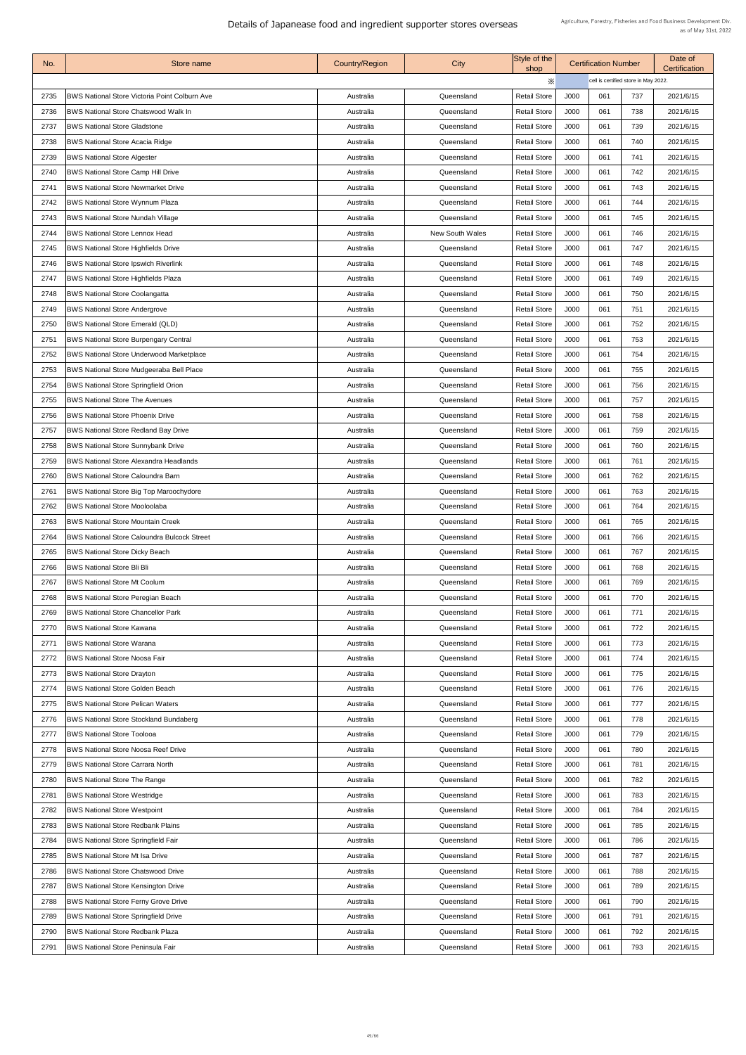# Details of Japanease food and ingredient supporter stores overseas

Agriculture, Forestry, Fisheries and Food Business Development Div.
as of May 31st, 2022

| No. | Store name | Country/Region | City | Style of the shop | Certification Number | | | Date of Certification |
|---|---|---|---|---|---|---|---|---|
| | | | | ※ | cell is certified store in May 2022. | | | |
| 2735 | BWS National Store Victoria Point Colburn Ave | Australia | Queensland | Retail Store | J000 | 061 | 737 | 2021/6/15 |
| 2736 | BWS National Store Chatswood Walk In | Australia | Queensland | Retail Store | J000 | 061 | 738 | 2021/6/15 |
| 2737 | BWS National Store Gladstone | Australia | Queensland | Retail Store | J000 | 061 | 739 | 2021/6/15 |
| 2738 | BWS National Store Acacia Ridge | Australia | Queensland | Retail Store | J000 | 061 | 740 | 2021/6/15 |
| 2739 | BWS National Store Algester | Australia | Queensland | Retail Store | J000 | 061 | 741 | 2021/6/15 |
| 2740 | BWS National Store Camp Hill Drive | Australia | Queensland | Retail Store | J000 | 061 | 742 | 2021/6/15 |
| 2741 | BWS National Store Newmarket Drive | Australia | Queensland | Retail Store | J000 | 061 | 743 | 2021/6/15 |
| 2742 | BWS National Store Wynnum Plaza | Australia | Queensland | Retail Store | J000 | 061 | 744 | 2021/6/15 |
| 2743 | BWS National Store Nundah Village | Australia | Queensland | Retail Store | J000 | 061 | 745 | 2021/6/15 |
| 2744 | BWS National Store Lennox Head | Australia | New South Wales | Retail Store | J000 | 061 | 746 | 2021/6/15 |
| 2745 | BWS National Store Highfields Drive | Australia | Queensland | Retail Store | J000 | 061 | 747 | 2021/6/15 |
| 2746 | BWS National Store Ipswich Riverlink | Australia | Queensland | Retail Store | J000 | 061 | 748 | 2021/6/15 |
| 2747 | BWS National Store Highfields Plaza | Australia | Queensland | Retail Store | J000 | 061 | 749 | 2021/6/15 |
| 2748 | BWS National Store Coolangatta | Australia | Queensland | Retail Store | J000 | 061 | 750 | 2021/6/15 |
| 2749 | BWS National Store Andergrove | Australia | Queensland | Retail Store | J000 | 061 | 751 | 2021/6/15 |
| 2750 | BWS National Store Emerald (QLD) | Australia | Queensland | Retail Store | J000 | 061 | 752 | 2021/6/15 |
| 2751 | BWS National Store Burpengary Central | Australia | Queensland | Retail Store | J000 | 061 | 753 | 2021/6/15 |
| 2752 | BWS National Store Underwood Marketplace | Australia | Queensland | Retail Store | J000 | 061 | 754 | 2021/6/15 |
| 2753 | BWS National Store Mudgeeraba Bell Place | Australia | Queensland | Retail Store | J000 | 061 | 755 | 2021/6/15 |
| 2754 | BWS National Store Springfield Orion | Australia | Queensland | Retail Store | J000 | 061 | 756 | 2021/6/15 |
| 2755 | BWS National Store The Avenues | Australia | Queensland | Retail Store | J000 | 061 | 757 | 2021/6/15 |
| 2756 | BWS National Store Phoenix Drive | Australia | Queensland | Retail Store | J000 | 061 | 758 | 2021/6/15 |
| 2757 | BWS National Store Redland Bay Drive | Australia | Queensland | Retail Store | J000 | 061 | 759 | 2021/6/15 |
| 2758 | BWS National Store Sunnybank Drive | Australia | Queensland | Retail Store | J000 | 061 | 760 | 2021/6/15 |
| 2759 | BWS National Store Alexandra Headlands | Australia | Queensland | Retail Store | J000 | 061 | 761 | 2021/6/15 |
| 2760 | BWS National Store Caloundra Barn | Australia | Queensland | Retail Store | J000 | 061 | 762 | 2021/6/15 |
| 2761 | BWS National Store Big Top Maroochydore | Australia | Queensland | Retail Store | J000 | 061 | 763 | 2021/6/15 |
| 2762 | BWS National Store Mooloolaba | Australia | Queensland | Retail Store | J000 | 061 | 764 | 2021/6/15 |
| 2763 | BWS National Store Mountain Creek | Australia | Queensland | Retail Store | J000 | 061 | 765 | 2021/6/15 |
| 2764 | BWS National Store Caloundra Bulcock Street | Australia | Queensland | Retail Store | J000 | 061 | 766 | 2021/6/15 |
| 2765 | BWS National Store Dicky Beach | Australia | Queensland | Retail Store | J000 | 061 | 767 | 2021/6/15 |
| 2766 | BWS National Store Bli Bli | Australia | Queensland | Retail Store | J000 | 061 | 768 | 2021/6/15 |
| 2767 | BWS National Store Mt Coolum | Australia | Queensland | Retail Store | J000 | 061 | 769 | 2021/6/15 |
| 2768 | BWS National Store Peregian Beach | Australia | Queensland | Retail Store | J000 | 061 | 770 | 2021/6/15 |
| 2769 | BWS National Store Chancellor Park | Australia | Queensland | Retail Store | J000 | 061 | 771 | 2021/6/15 |
| 2770 | BWS National Store Kawana | Australia | Queensland | Retail Store | J000 | 061 | 772 | 2021/6/15 |
| 2771 | BWS National Store Warana | Australia | Queensland | Retail Store | J000 | 061 | 773 | 2021/6/15 |
| 2772 | BWS National Store Noosa Fair | Australia | Queensland | Retail Store | J000 | 061 | 774 | 2021/6/15 |
| 2773 | BWS National Store Drayton | Australia | Queensland | Retail Store | J000 | 061 | 775 | 2021/6/15 |
| 2774 | BWS National Store Golden Beach | Australia | Queensland | Retail Store | J000 | 061 | 776 | 2021/6/15 |
| 2775 | BWS National Store Pelican Waters | Australia | Queensland | Retail Store | J000 | 061 | 777 | 2021/6/15 |
| 2776 | BWS National Store Stockland Bundaberg | Australia | Queensland | Retail Store | J000 | 061 | 778 | 2021/6/15 |
| 2777 | BWS National Store Toolooa | Australia | Queensland | Retail Store | J000 | 061 | 779 | 2021/6/15 |
| 2778 | BWS National Store Noosa Reef Drive | Australia | Queensland | Retail Store | J000 | 061 | 780 | 2021/6/15 |
| 2779 | BWS National Store Carrara North | Australia | Queensland | Retail Store | J000 | 061 | 781 | 2021/6/15 |
| 2780 | BWS National Store The Range | Australia | Queensland | Retail Store | J000 | 061 | 782 | 2021/6/15 |
| 2781 | BWS National Store Westridge | Australia | Queensland | Retail Store | J000 | 061 | 783 | 2021/6/15 |
| 2782 | BWS National Store Westpoint | Australia | Queensland | Retail Store | J000 | 061 | 784 | 2021/6/15 |
| 2783 | BWS National Store Redbank Plains | Australia | Queensland | Retail Store | J000 | 061 | 785 | 2021/6/15 |
| 2784 | BWS National Store Springfield Fair | Australia | Queensland | Retail Store | J000 | 061 | 786 | 2021/6/15 |
| 2785 | BWS National Store Mt Isa Drive | Australia | Queensland | Retail Store | J000 | 061 | 787 | 2021/6/15 |
| 2786 | BWS National Store Chatswood Drive | Australia | Queensland | Retail Store | J000 | 061 | 788 | 2021/6/15 |
| 2787 | BWS National Store Kensington Drive | Australia | Queensland | Retail Store | J000 | 061 | 789 | 2021/6/15 |
| 2788 | BWS National Store Ferny Grove Drive | Australia | Queensland | Retail Store | J000 | 061 | 790 | 2021/6/15 |
| 2789 | BWS National Store Springfield Drive | Australia | Queensland | Retail Store | J000 | 061 | 791 | 2021/6/15 |
| 2790 | BWS National Store Redbank Plaza | Australia | Queensland | Retail Store | J000 | 061 | 792 | 2021/6/15 |
| 2791 | BWS National Store Peninsula Fair | Australia | Queensland | Retail Store | J000 | 061 | 793 | 2021/6/15 |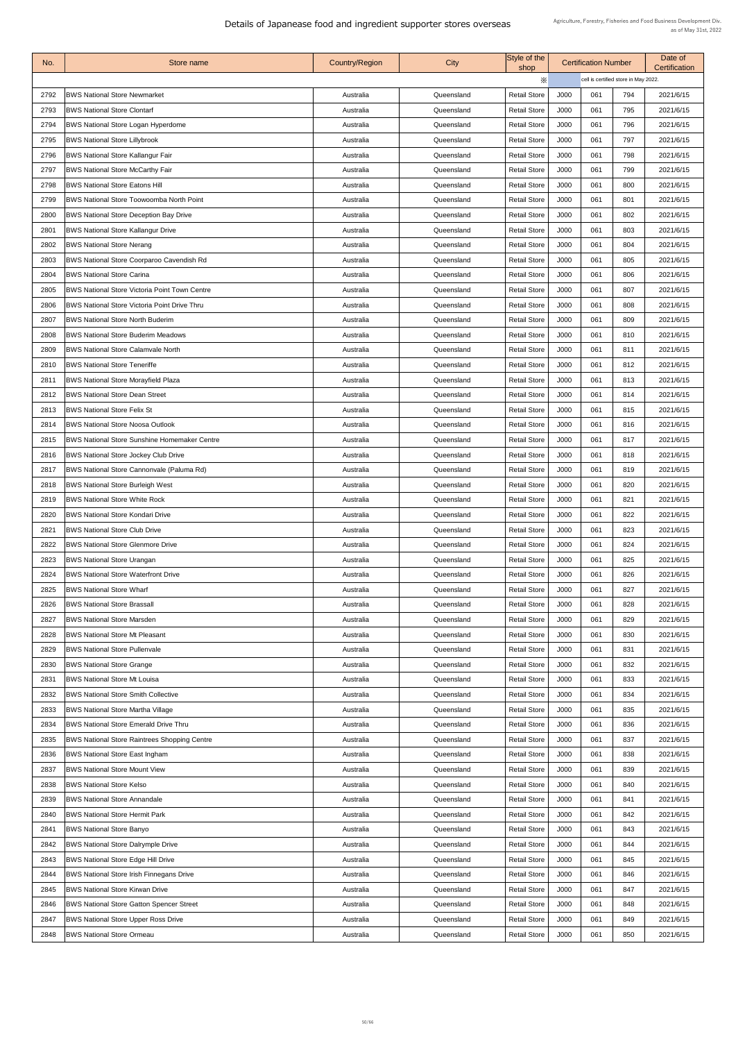# Details of Japanease food and ingredient supporter stores overseas

Agriculture, Forestry, Fisheries and Food Business Development Div.
as of May 31st, 2022

| No. | Store name | Country/Region | City | Style of the shop | Certification Number | | | Date of Certification |
|---|---|---|---|---|---|---|---|---|
| | | | | ※ | cell is certified store in May 2022. | | | |
| 2792 | BWS National Store Newmarket | Australia | Queensland | Retail Store | J000 | 061 | 794 | 2021/6/15 |
| 2793 | BWS National Store Clontarf | Australia | Queensland | Retail Store | J000 | 061 | 795 | 2021/6/15 |
| 2794 | BWS National Store Logan Hyperdome | Australia | Queensland | Retail Store | J000 | 061 | 796 | 2021/6/15 |
| 2795 | BWS National Store Lillybrook | Australia | Queensland | Retail Store | J000 | 061 | 797 | 2021/6/15 |
| 2796 | BWS National Store Kallangur Fair | Australia | Queensland | Retail Store | J000 | 061 | 798 | 2021/6/15 |
| 2797 | BWS National Store McCarthy Fair | Australia | Queensland | Retail Store | J000 | 061 | 799 | 2021/6/15 |
| 2798 | BWS National Store Eatons Hill | Australia | Queensland | Retail Store | J000 | 061 | 800 | 2021/6/15 |
| 2799 | BWS National Store Toowoomba North Point | Australia | Queensland | Retail Store | J000 | 061 | 801 | 2021/6/15 |
| 2800 | BWS National Store Deception Bay Drive | Australia | Queensland | Retail Store | J000 | 061 | 802 | 2021/6/15 |
| 2801 | BWS National Store Kallangur Drive | Australia | Queensland | Retail Store | J000 | 061 | 803 | 2021/6/15 |
| 2802 | BWS National Store Nerang | Australia | Queensland | Retail Store | J000 | 061 | 804 | 2021/6/15 |
| 2803 | BWS National Store Coorparoo Cavendish Rd | Australia | Queensland | Retail Store | J000 | 061 | 805 | 2021/6/15 |
| 2804 | BWS National Store Carina | Australia | Queensland | Retail Store | J000 | 061 | 806 | 2021/6/15 |
| 2805 | BWS National Store Victoria Point Town Centre | Australia | Queensland | Retail Store | J000 | 061 | 807 | 2021/6/15 |
| 2806 | BWS National Store Victoria Point Drive Thru | Australia | Queensland | Retail Store | J000 | 061 | 808 | 2021/6/15 |
| 2807 | BWS National Store North Buderim | Australia | Queensland | Retail Store | J000 | 061 | 809 | 2021/6/15 |
| 2808 | BWS National Store Buderim Meadows | Australia | Queensland | Retail Store | J000 | 061 | 810 | 2021/6/15 |
| 2809 | BWS National Store Calamvale North | Australia | Queensland | Retail Store | J000 | 061 | 811 | 2021/6/15 |
| 2810 | BWS National Store Teneriffe | Australia | Queensland | Retail Store | J000 | 061 | 812 | 2021/6/15 |
| 2811 | BWS National Store Morayfield Plaza | Australia | Queensland | Retail Store | J000 | 061 | 813 | 2021/6/15 |
| 2812 | BWS National Store Dean Street | Australia | Queensland | Retail Store | J000 | 061 | 814 | 2021/6/15 |
| 2813 | BWS National Store Felix St | Australia | Queensland | Retail Store | J000 | 061 | 815 | 2021/6/15 |
| 2814 | BWS National Store Noosa Outlook | Australia | Queensland | Retail Store | J000 | 061 | 816 | 2021/6/15 |
| 2815 | BWS National Store Sunshine Homemaker Centre | Australia | Queensland | Retail Store | J000 | 061 | 817 | 2021/6/15 |
| 2816 | BWS National Store Jockey Club Drive | Australia | Queensland | Retail Store | J000 | 061 | 818 | 2021/6/15 |
| 2817 | BWS National Store Cannonvale (Paluma Rd) | Australia | Queensland | Retail Store | J000 | 061 | 819 | 2021/6/15 |
| 2818 | BWS National Store Burleigh West | Australia | Queensland | Retail Store | J000 | 061 | 820 | 2021/6/15 |
| 2819 | BWS National Store White Rock | Australia | Queensland | Retail Store | J000 | 061 | 821 | 2021/6/15 |
| 2820 | BWS National Store Kondari Drive | Australia | Queensland | Retail Store | J000 | 061 | 822 | 2021/6/15 |
| 2821 | BWS National Store Club Drive | Australia | Queensland | Retail Store | J000 | 061 | 823 | 2021/6/15 |
| 2822 | BWS National Store Glenmore Drive | Australia | Queensland | Retail Store | J000 | 061 | 824 | 2021/6/15 |
| 2823 | BWS National Store Urangan | Australia | Queensland | Retail Store | J000 | 061 | 825 | 2021/6/15 |
| 2824 | BWS National Store Waterfront Drive | Australia | Queensland | Retail Store | J000 | 061 | 826 | 2021/6/15 |
| 2825 | BWS National Store Wharf | Australia | Queensland | Retail Store | J000 | 061 | 827 | 2021/6/15 |
| 2826 | BWS National Store Brassall | Australia | Queensland | Retail Store | J000 | 061 | 828 | 2021/6/15 |
| 2827 | BWS National Store Marsden | Australia | Queensland | Retail Store | J000 | 061 | 829 | 2021/6/15 |
| 2828 | BWS National Store Mt Pleasant | Australia | Queensland | Retail Store | J000 | 061 | 830 | 2021/6/15 |
| 2829 | BWS National Store Pullenvale | Australia | Queensland | Retail Store | J000 | 061 | 831 | 2021/6/15 |
| 2830 | BWS National Store Grange | Australia | Queensland | Retail Store | J000 | 061 | 832 | 2021/6/15 |
| 2831 | BWS National Store Mt Louisa | Australia | Queensland | Retail Store | J000 | 061 | 833 | 2021/6/15 |
| 2832 | BWS National Store Smith Collective | Australia | Queensland | Retail Store | J000 | 061 | 834 | 2021/6/15 |
| 2833 | BWS National Store Martha Village | Australia | Queensland | Retail Store | J000 | 061 | 835 | 2021/6/15 |
| 2834 | BWS National Store Emerald Drive Thru | Australia | Queensland | Retail Store | J000 | 061 | 836 | 2021/6/15 |
| 2835 | BWS National Store Raintrees Shopping Centre | Australia | Queensland | Retail Store | J000 | 061 | 837 | 2021/6/15 |
| 2836 | BWS National Store East Ingham | Australia | Queensland | Retail Store | J000 | 061 | 838 | 2021/6/15 |
| 2837 | BWS National Store Mount View | Australia | Queensland | Retail Store | J000 | 061 | 839 | 2021/6/15 |
| 2838 | BWS National Store Kelso | Australia | Queensland | Retail Store | J000 | 061 | 840 | 2021/6/15 |
| 2839 | BWS National Store Annandale | Australia | Queensland | Retail Store | J000 | 061 | 841 | 2021/6/15 |
| 2840 | BWS National Store Hermit Park | Australia | Queensland | Retail Store | J000 | 061 | 842 | 2021/6/15 |
| 2841 | BWS National Store Banyo | Australia | Queensland | Retail Store | J000 | 061 | 843 | 2021/6/15 |
| 2842 | BWS National Store Dalrymple Drive | Australia | Queensland | Retail Store | J000 | 061 | 844 | 2021/6/15 |
| 2843 | BWS National Store Edge Hill Drive | Australia | Queensland | Retail Store | J000 | 061 | 845 | 2021/6/15 |
| 2844 | BWS National Store Irish Finnegans Drive | Australia | Queensland | Retail Store | J000 | 061 | 846 | 2021/6/15 |
| 2845 | BWS National Store Kirwan Drive | Australia | Queensland | Retail Store | J000 | 061 | 847 | 2021/6/15 |
| 2846 | BWS National Store Gatton Spencer Street | Australia | Queensland | Retail Store | J000 | 061 | 848 | 2021/6/15 |
| 2847 | BWS National Store Upper Ross Drive | Australia | Queensland | Retail Store | J000 | 061 | 849 | 2021/6/15 |
| 2848 | BWS National Store Ormeau | Australia | Queensland | Retail Store | J000 | 061 | 850 | 2021/6/15 |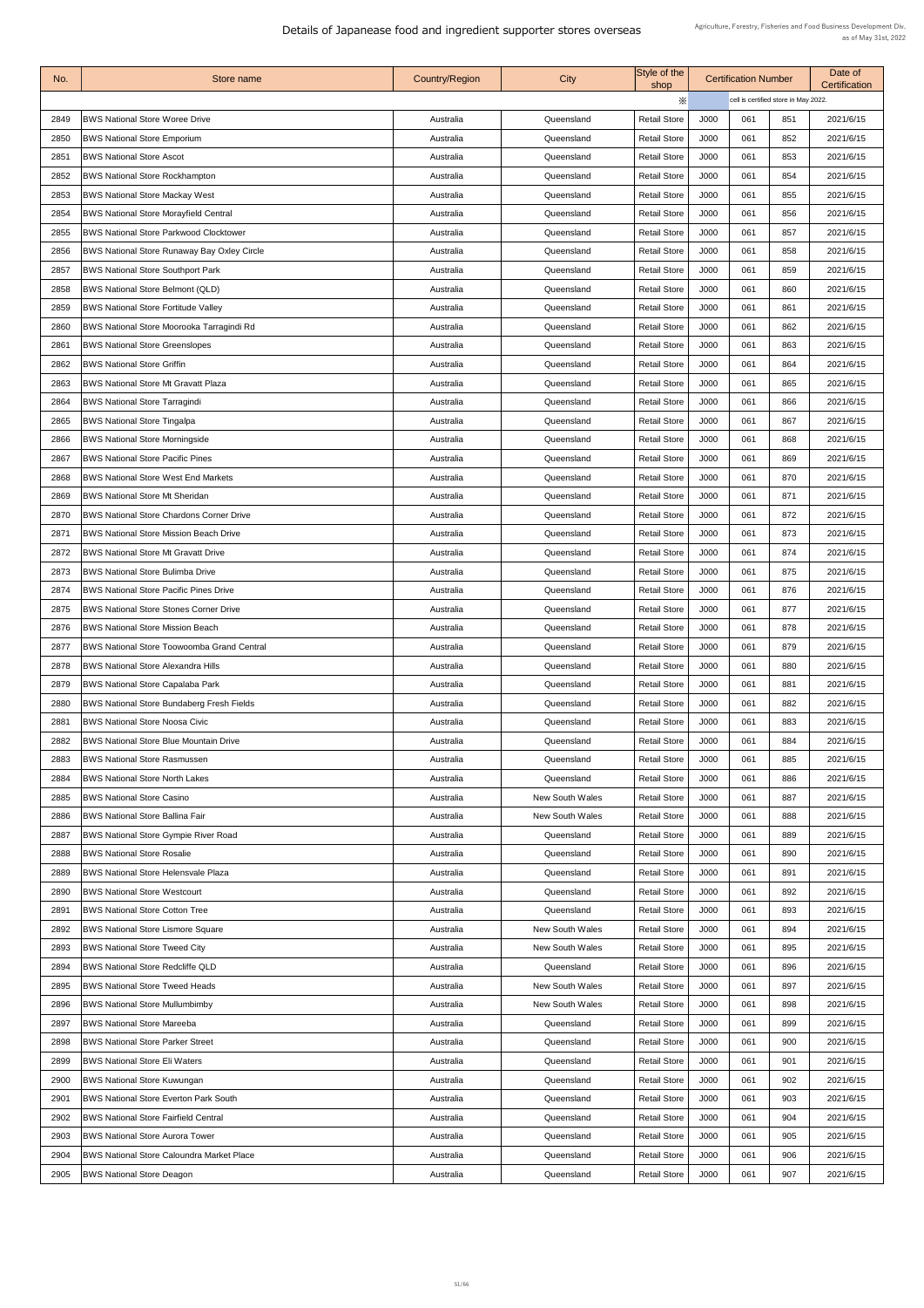# Details of Japanease food and ingredient supporter stores overseas

Agriculture, Forestry, Fisheries and Food Business Development Div.
as of May 31st, 2022

| No. | Store name | Country/Region | City | Style of the shop | Certification Number | | | Date of Certification |
|---|---|---|---|---|---|---|---|---|
| | | | | ※ | cell is certified store in May 2022. | | | |
| 2849 | BWS National Store Woree Drive | Australia | Queensland | Retail Store | J000 | 061 | 851 | 2021/6/15 |
| 2850 | BWS National Store Emporium | Australia | Queensland | Retail Store | J000 | 061 | 852 | 2021/6/15 |
| 2851 | BWS National Store Ascot | Australia | Queensland | Retail Store | J000 | 061 | 853 | 2021/6/15 |
| 2852 | BWS National Store Rockhampton | Australia | Queensland | Retail Store | J000 | 061 | 854 | 2021/6/15 |
| 2853 | BWS National Store Mackay West | Australia | Queensland | Retail Store | J000 | 061 | 855 | 2021/6/15 |
| 2854 | BWS National Store Morayfield Central | Australia | Queensland | Retail Store | J000 | 061 | 856 | 2021/6/15 |
| 2855 | BWS National Store Parkwood Clocktower | Australia | Queensland | Retail Store | J000 | 061 | 857 | 2021/6/15 |
| 2856 | BWS National Store Runaway Bay Oxley Circle | Australia | Queensland | Retail Store | J000 | 061 | 858 | 2021/6/15 |
| 2857 | BWS National Store Southport Park | Australia | Queensland | Retail Store | J000 | 061 | 859 | 2021/6/15 |
| 2858 | BWS National Store Belmont (QLD) | Australia | Queensland | Retail Store | J000 | 061 | 860 | 2021/6/15 |
| 2859 | BWS National Store Fortitude Valley | Australia | Queensland | Retail Store | J000 | 061 | 861 | 2021/6/15 |
| 2860 | BWS National Store Moorooka Tarragindi Rd | Australia | Queensland | Retail Store | J000 | 061 | 862 | 2021/6/15 |
| 2861 | BWS National Store Greenslopes | Australia | Queensland | Retail Store | J000 | 061 | 863 | 2021/6/15 |
| 2862 | BWS National Store Griffin | Australia | Queensland | Retail Store | J000 | 061 | 864 | 2021/6/15 |
| 2863 | BWS National Store Mt Gravatt Plaza | Australia | Queensland | Retail Store | J000 | 061 | 865 | 2021/6/15 |
| 2864 | BWS National Store Tarragindi | Australia | Queensland | Retail Store | J000 | 061 | 866 | 2021/6/15 |
| 2865 | BWS National Store Tingalpa | Australia | Queensland | Retail Store | J000 | 061 | 867 | 2021/6/15 |
| 2866 | BWS National Store Morningside | Australia | Queensland | Retail Store | J000 | 061 | 868 | 2021/6/15 |
| 2867 | BWS National Store Pacific Pines | Australia | Queensland | Retail Store | J000 | 061 | 869 | 2021/6/15 |
| 2868 | BWS National Store West End Markets | Australia | Queensland | Retail Store | J000 | 061 | 870 | 2021/6/15 |
| 2869 | BWS National Store Mt Sheridan | Australia | Queensland | Retail Store | J000 | 061 | 871 | 2021/6/15 |
| 2870 | BWS National Store Chardons Corner Drive | Australia | Queensland | Retail Store | J000 | 061 | 872 | 2021/6/15 |
| 2871 | BWS National Store Mission Beach Drive | Australia | Queensland | Retail Store | J000 | 061 | 873 | 2021/6/15 |
| 2872 | BWS National Store Mt Gravatt Drive | Australia | Queensland | Retail Store | J000 | 061 | 874 | 2021/6/15 |
| 2873 | BWS National Store Bulimba Drive | Australia | Queensland | Retail Store | J000 | 061 | 875 | 2021/6/15 |
| 2874 | BWS National Store Pacific Pines Drive | Australia | Queensland | Retail Store | J000 | 061 | 876 | 2021/6/15 |
| 2875 | BWS National Store Stones Corner Drive | Australia | Queensland | Retail Store | J000 | 061 | 877 | 2021/6/15 |
| 2876 | BWS National Store Mission Beach | Australia | Queensland | Retail Store | J000 | 061 | 878 | 2021/6/15 |
| 2877 | BWS National Store Toowoomba Grand Central | Australia | Queensland | Retail Store | J000 | 061 | 879 | 2021/6/15 |
| 2878 | BWS National Store Alexandra Hills | Australia | Queensland | Retail Store | J000 | 061 | 880 | 2021/6/15 |
| 2879 | BWS National Store Capalaba Park | Australia | Queensland | Retail Store | J000 | 061 | 881 | 2021/6/15 |
| 2880 | BWS National Store Bundaberg Fresh Fields | Australia | Queensland | Retail Store | J000 | 061 | 882 | 2021/6/15 |
| 2881 | BWS National Store Noosa Civic | Australia | Queensland | Retail Store | J000 | 061 | 883 | 2021/6/15 |
| 2882 | BWS National Store Blue Mountain Drive | Australia | Queensland | Retail Store | J000 | 061 | 884 | 2021/6/15 |
| 2883 | BWS National Store Rasmussen | Australia | Queensland | Retail Store | J000 | 061 | 885 | 2021/6/15 |
| 2884 | BWS National Store North Lakes | Australia | Queensland | Retail Store | J000 | 061 | 886 | 2021/6/15 |
| 2885 | BWS National Store Casino | Australia | New South Wales | Retail Store | J000 | 061 | 887 | 2021/6/15 |
| 2886 | BWS National Store Ballina Fair | Australia | New South Wales | Retail Store | J000 | 061 | 888 | 2021/6/15 |
| 2887 | BWS National Store Gympie River Road | Australia | Queensland | Retail Store | J000 | 061 | 889 | 2021/6/15 |
| 2888 | BWS National Store Rosalie | Australia | Queensland | Retail Store | J000 | 061 | 890 | 2021/6/15 |
| 2889 | BWS National Store Helensvale Plaza | Australia | Queensland | Retail Store | J000 | 061 | 891 | 2021/6/15 |
| 2890 | BWS National Store Westcourt | Australia | Queensland | Retail Store | J000 | 061 | 892 | 2021/6/15 |
| 2891 | BWS National Store Cotton Tree | Australia | Queensland | Retail Store | J000 | 061 | 893 | 2021/6/15 |
| 2892 | BWS National Store Lismore Square | Australia | New South Wales | Retail Store | J000 | 061 | 894 | 2021/6/15 |
| 2893 | BWS National Store Tweed City | Australia | New South Wales | Retail Store | J000 | 061 | 895 | 2021/6/15 |
| 2894 | BWS National Store Redcliffe QLD | Australia | Queensland | Retail Store | J000 | 061 | 896 | 2021/6/15 |
| 2895 | BWS National Store Tweed Heads | Australia | New South Wales | Retail Store | J000 | 061 | 897 | 2021/6/15 |
| 2896 | BWS National Store Mullumbimby | Australia | New South Wales | Retail Store | J000 | 061 | 898 | 2021/6/15 |
| 2897 | BWS National Store Mareeba | Australia | Queensland | Retail Store | J000 | 061 | 899 | 2021/6/15 |
| 2898 | BWS National Store Parker Street | Australia | Queensland | Retail Store | J000 | 061 | 900 | 2021/6/15 |
| 2899 | BWS National Store Eli Waters | Australia | Queensland | Retail Store | J000 | 061 | 901 | 2021/6/15 |
| 2900 | BWS National Store Kuwungan | Australia | Queensland | Retail Store | J000 | 061 | 902 | 2021/6/15 |
| 2901 | BWS National Store Everton Park South | Australia | Queensland | Retail Store | J000 | 061 | 903 | 2021/6/15 |
| 2902 | BWS National Store Fairfield Central | Australia | Queensland | Retail Store | J000 | 061 | 904 | 2021/6/15 |
| 2903 | BWS National Store Aurora Tower | Australia | Queensland | Retail Store | J000 | 061 | 905 | 2021/6/15 |
| 2904 | BWS National Store Caloundra Market Place | Australia | Queensland | Retail Store | J000 | 061 | 906 | 2021/6/15 |
| 2905 | BWS National Store Deagon | Australia | Queensland | Retail Store | J000 | 061 | 907 | 2021/6/15 |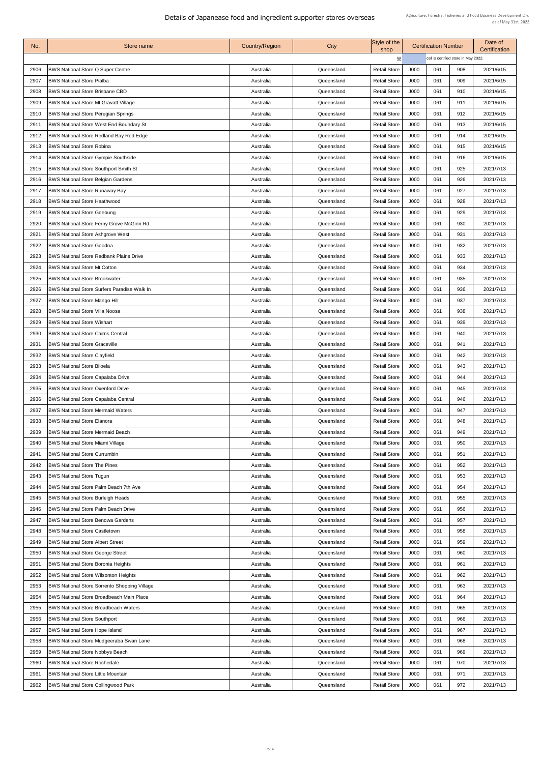# Details of Japanease food and ingredient supporter stores overseas

Agriculture, Forestry, Fisheries and Food Business Development Div.
as of May 31st, 2022

| No. | Store name | Country/Region | City | Style of the shop | Certification Number | | | Date of Certification |
|---|---|---|---|---|---|---|---|---|
| | | | | ※ | | cell is certified store in May 2022. | | |
| 2906 | BWS National Store Q Super Centre | Australia | Queensland | Retail Store | J000 | 061 | 908 | 2021/6/15 |
| 2907 | BWS National Store Pialba | Australia | Queensland | Retail Store | J000 | 061 | 909 | 2021/6/15 |
| 2908 | BWS National Store Brisbane CBD | Australia | Queensland | Retail Store | J000 | 061 | 910 | 2021/6/15 |
| 2909 | BWS National Store Mt Gravatt Village | Australia | Queensland | Retail Store | J000 | 061 | 911 | 2021/6/15 |
| 2910 | BWS National Store Peregian Springs | Australia | Queensland | Retail Store | J000 | 061 | 912 | 2021/6/15 |
| 2911 | BWS National Store West End Boundary St | Australia | Queensland | Retail Store | J000 | 061 | 913 | 2021/6/15 |
| 2912 | BWS National Store Redland Bay Red Edge | Australia | Queensland | Retail Store | J000 | 061 | 914 | 2021/6/15 |
| 2913 | BWS National Store Robina | Australia | Queensland | Retail Store | J000 | 061 | 915 | 2021/6/15 |
| 2914 | BWS National Store Gympie Southside | Australia | Queensland | Retail Store | J000 | 061 | 916 | 2021/6/15 |
| 2915 | BWS National Store Southport Smith St | Australia | Queensland | Retail Store | J000 | 061 | 925 | 2021/7/13 |
| 2916 | BWS National Store Belgian Gardens | Australia | Queensland | Retail Store | J000 | 061 | 926 | 2021/7/13 |
| 2917 | BWS National Store Runaway Bay | Australia | Queensland | Retail Store | J000 | 061 | 927 | 2021/7/13 |
| 2918 | BWS National Store Heathwood | Australia | Queensland | Retail Store | J000 | 061 | 928 | 2021/7/13 |
| 2919 | BWS National Store Geebung | Australia | Queensland | Retail Store | J000 | 061 | 929 | 2021/7/13 |
| 2920 | BWS National Store Ferny Grove McGinn Rd | Australia | Queensland | Retail Store | J000 | 061 | 930 | 2021/7/13 |
| 2921 | BWS National Store Ashgrove West | Australia | Queensland | Retail Store | J000 | 061 | 931 | 2021/7/13 |
| 2922 | BWS National Store Goodna | Australia | Queensland | Retail Store | J000 | 061 | 932 | 2021/7/13 |
| 2923 | BWS National Store Redbank Plains Drive | Australia | Queensland | Retail Store | J000 | 061 | 933 | 2021/7/13 |
| 2924 | BWS National Store Mt Cotton | Australia | Queensland | Retail Store | J000 | 061 | 934 | 2021/7/13 |
| 2925 | BWS National Store Brookwater | Australia | Queensland | Retail Store | J000 | 061 | 935 | 2021/7/13 |
| 2926 | BWS National Store Surfers Paradise Walk In | Australia | Queensland | Retail Store | J000 | 061 | 936 | 2021/7/13 |
| 2927 | BWS National Store Mango Hill | Australia | Queensland | Retail Store | J000 | 061 | 937 | 2021/7/13 |
| 2928 | BWS National Store Villa Noosa | Australia | Queensland | Retail Store | J000 | 061 | 938 | 2021/7/13 |
| 2929 | BWS National Store Wishart | Australia | Queensland | Retail Store | J000 | 061 | 939 | 2021/7/13 |
| 2930 | BWS National Store Cairns Central | Australia | Queensland | Retail Store | J000 | 061 | 940 | 2021/7/13 |
| 2931 | BWS National Store Graceville | Australia | Queensland | Retail Store | J000 | 061 | 941 | 2021/7/13 |
| 2932 | BWS National Store Clayfield | Australia | Queensland | Retail Store | J000 | 061 | 942 | 2021/7/13 |
| 2933 | BWS National Store Biloela | Australia | Queensland | Retail Store | J000 | 061 | 943 | 2021/7/13 |
| 2934 | BWS National Store Capalaba Drive | Australia | Queensland | Retail Store | J000 | 061 | 944 | 2021/7/13 |
| 2935 | BWS National Store Oxenford Drive | Australia | Queensland | Retail Store | J000 | 061 | 945 | 2021/7/13 |
| 2936 | BWS National Store Capalaba Central | Australia | Queensland | Retail Store | J000 | 061 | 946 | 2021/7/13 |
| 2937 | BWS National Store Mermaid Waters | Australia | Queensland | Retail Store | J000 | 061 | 947 | 2021/7/13 |
| 2938 | BWS National Store Elanora | Australia | Queensland | Retail Store | J000 | 061 | 948 | 2021/7/13 |
| 2939 | BWS National Store Mermaid Beach | Australia | Queensland | Retail Store | J000 | 061 | 949 | 2021/7/13 |
| 2940 | BWS National Store Miami Village | Australia | Queensland | Retail Store | J000 | 061 | 950 | 2021/7/13 |
| 2941 | BWS National Store Currumbin | Australia | Queensland | Retail Store | J000 | 061 | 951 | 2021/7/13 |
| 2942 | BWS National Store The Pines | Australia | Queensland | Retail Store | J000 | 061 | 952 | 2021/7/13 |
| 2943 | BWS National Store Tugun | Australia | Queensland | Retail Store | J000 | 061 | 953 | 2021/7/13 |
| 2944 | BWS National Store Palm Beach 7th Ave | Australia | Queensland | Retail Store | J000 | 061 | 954 | 2021/7/13 |
| 2945 | BWS National Store Burleigh Heads | Australia | Queensland | Retail Store | J000 | 061 | 955 | 2021/7/13 |
| 2946 | BWS National Store Palm Beach Drive | Australia | Queensland | Retail Store | J000 | 061 | 956 | 2021/7/13 |
| 2947 | BWS National Store Benowa Gardens | Australia | Queensland | Retail Store | J000 | 061 | 957 | 2021/7/13 |
| 2948 | BWS National Store Castletown | Australia | Queensland | Retail Store | J000 | 061 | 958 | 2021/7/13 |
| 2949 | BWS National Store Albert Street | Australia | Queensland | Retail Store | J000 | 061 | 959 | 2021/7/13 |
| 2950 | BWS National Store George Street | Australia | Queensland | Retail Store | J000 | 061 | 960 | 2021/7/13 |
| 2951 | BWS National Store Boronia Heights | Australia | Queensland | Retail Store | J000 | 061 | 961 | 2021/7/13 |
| 2952 | BWS National Store Wilsonton Heights | Australia | Queensland | Retail Store | J000 | 061 | 962 | 2021/7/13 |
| 2953 | BWS National Store Sorrento Shopping Village | Australia | Queensland | Retail Store | J000 | 061 | 963 | 2021/7/13 |
| 2954 | BWS National Store Broadbeach Main Place | Australia | Queensland | Retail Store | J000 | 061 | 964 | 2021/7/13 |
| 2955 | BWS National Store Broadbeach Waters | Australia | Queensland | Retail Store | J000 | 061 | 965 | 2021/7/13 |
| 2956 | BWS National Store Southport | Australia | Queensland | Retail Store | J000 | 061 | 966 | 2021/7/13 |
| 2957 | BWS National Store Hope Island | Australia | Queensland | Retail Store | J000 | 061 | 967 | 2021/7/13 |
| 2958 | BWS National Store Mudgeeraba Swan Lane | Australia | Queensland | Retail Store | J000 | 061 | 968 | 2021/7/13 |
| 2959 | BWS National Store Nobbys Beach | Australia | Queensland | Retail Store | J000 | 061 | 969 | 2021/7/13 |
| 2960 | BWS National Store Rochedale | Australia | Queensland | Retail Store | J000 | 061 | 970 | 2021/7/13 |
| 2961 | BWS National Store Little Mountain | Australia | Queensland | Retail Store | J000 | 061 | 971 | 2021/7/13 |
| 2962 | BWS National Store Collingwood Park | Australia | Queensland | Retail Store | J000 | 061 | 972 | 2021/7/13 |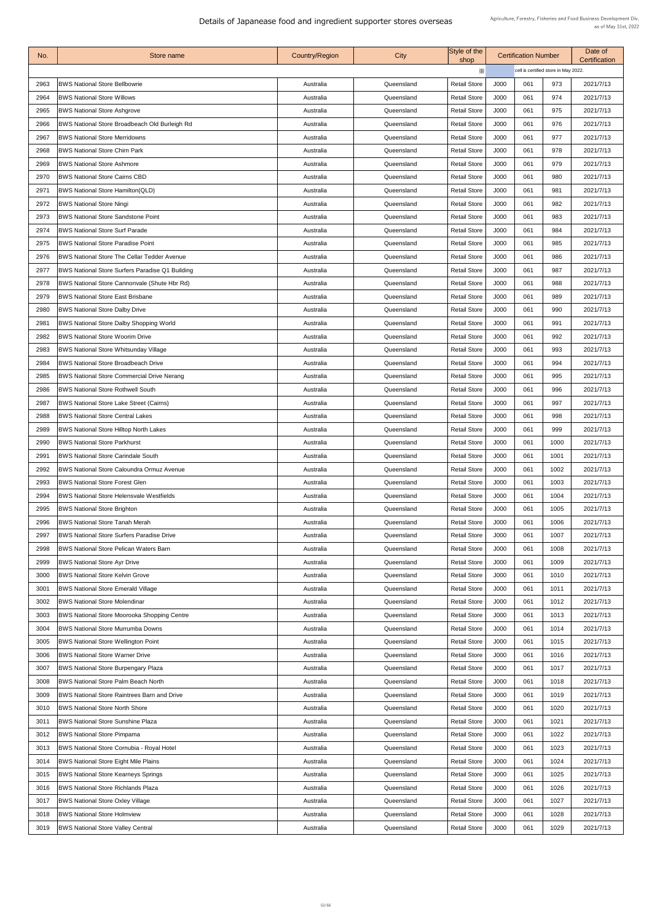# Details of Japanease food and ingredient supporter stores overseas

Agriculture, Forestry, Fisheries and Food Business Development Div.
as of May 31st, 2022

| No. | Store name | Country/Region | City | Style of the shop | Certification Number | | | Date of Certification |
|---|---|---|---|---|---|---|---|---|
| | | | | ※ | | cell is certified store in May 2022. | | |
| 2963 | BWS National Store Bellbowrie | Australia | Queensland | Retail Store | J000 | 061 | 973 | 2021/7/13 |
| 2964 | BWS National Store Willows | Australia | Queensland | Retail Store | J000 | 061 | 974 | 2021/7/13 |
| 2965 | BWS National Store Ashgrove | Australia | Queensland | Retail Store | J000 | 061 | 975 | 2021/7/13 |
| 2966 | BWS National Store Broadbeach Old Burleigh Rd | Australia | Queensland | Retail Store | J000 | 061 | 976 | 2021/7/13 |
| 2967 | BWS National Store Merridowns | Australia | Queensland | Retail Store | J000 | 061 | 977 | 2021/7/13 |
| 2968 | BWS National Store Chirn Park | Australia | Queensland | Retail Store | J000 | 061 | 978 | 2021/7/13 |
| 2969 | BWS National Store Ashmore | Australia | Queensland | Retail Store | J000 | 061 | 979 | 2021/7/13 |
| 2970 | BWS National Store Cairns CBD | Australia | Queensland | Retail Store | J000 | 061 | 980 | 2021/7/13 |
| 2971 | BWS National Store Hamilton(QLD) | Australia | Queensland | Retail Store | J000 | 061 | 981 | 2021/7/13 |
| 2972 | BWS National Store Ningi | Australia | Queensland | Retail Store | J000 | 061 | 982 | 2021/7/13 |
| 2973 | BWS National Store Sandstone Point | Australia | Queensland | Retail Store | J000 | 061 | 983 | 2021/7/13 |
| 2974 | BWS National Store Surf Parade | Australia | Queensland | Retail Store | J000 | 061 | 984 | 2021/7/13 |
| 2975 | BWS National Store Paradise Point | Australia | Queensland | Retail Store | J000 | 061 | 985 | 2021/7/13 |
| 2976 | BWS National Store The Cellar Tedder Avenue | Australia | Queensland | Retail Store | J000 | 061 | 986 | 2021/7/13 |
| 2977 | BWS National Store Surfers Paradise Q1 Building | Australia | Queensland | Retail Store | J000 | 061 | 987 | 2021/7/13 |
| 2978 | BWS National Store Cannonvale (Shute Hbr Rd) | Australia | Queensland | Retail Store | J000 | 061 | 988 | 2021/7/13 |
| 2979 | BWS National Store East Brisbane | Australia | Queensland | Retail Store | J000 | 061 | 989 | 2021/7/13 |
| 2980 | BWS National Store Dalby Drive | Australia | Queensland | Retail Store | J000 | 061 | 990 | 2021/7/13 |
| 2981 | BWS National Store Dalby Shopping World | Australia | Queensland | Retail Store | J000 | 061 | 991 | 2021/7/13 |
| 2982 | BWS National Store Woorim Drive | Australia | Queensland | Retail Store | J000 | 061 | 992 | 2021/7/13 |
| 2983 | BWS National Store Whitsunday Village | Australia | Queensland | Retail Store | J000 | 061 | 993 | 2021/7/13 |
| 2984 | BWS National Store Broadbeach Drive | Australia | Queensland | Retail Store | J000 | 061 | 994 | 2021/7/13 |
| 2985 | BWS National Store Commercial Drive Nerang | Australia | Queensland | Retail Store | J000 | 061 | 995 | 2021/7/13 |
| 2986 | BWS National Store Rothwell South | Australia | Queensland | Retail Store | J000 | 061 | 996 | 2021/7/13 |
| 2987 | BWS National Store Lake Street (Cairns) | Australia | Queensland | Retail Store | J000 | 061 | 997 | 2021/7/13 |
| 2988 | BWS National Store Central Lakes | Australia | Queensland | Retail Store | J000 | 061 | 998 | 2021/7/13 |
| 2989 | BWS National Store Hilltop North Lakes | Australia | Queensland | Retail Store | J000 | 061 | 999 | 2021/7/13 |
| 2990 | BWS National Store Parkhurst | Australia | Queensland | Retail Store | J000 | 061 | 1000 | 2021/7/13 |
| 2991 | BWS National Store Carindale South | Australia | Queensland | Retail Store | J000 | 061 | 1001 | 2021/7/13 |
| 2992 | BWS National Store Caloundra Ormuz Avenue | Australia | Queensland | Retail Store | J000 | 061 | 1002 | 2021/7/13 |
| 2993 | BWS National Store Forest Glen | Australia | Queensland | Retail Store | J000 | 061 | 1003 | 2021/7/13 |
| 2994 | BWS National Store Helensvale Westfields | Australia | Queensland | Retail Store | J000 | 061 | 1004 | 2021/7/13 |
| 2995 | BWS National Store Brighton | Australia | Queensland | Retail Store | J000 | 061 | 1005 | 2021/7/13 |
| 2996 | BWS National Store Tanah Merah | Australia | Queensland | Retail Store | J000 | 061 | 1006 | 2021/7/13 |
| 2997 | BWS National Store Surfers Paradise Drive | Australia | Queensland | Retail Store | J000 | 061 | 1007 | 2021/7/13 |
| 2998 | BWS National Store Pelican Waters Barn | Australia | Queensland | Retail Store | J000 | 061 | 1008 | 2021/7/13 |
| 2999 | BWS National Store Ayr Drive | Australia | Queensland | Retail Store | J000 | 061 | 1009 | 2021/7/13 |
| 3000 | BWS National Store Kelvin Grove | Australia | Queensland | Retail Store | J000 | 061 | 1010 | 2021/7/13 |
| 3001 | BWS National Store Emerald Village | Australia | Queensland | Retail Store | J000 | 061 | 1011 | 2021/7/13 |
| 3002 | BWS National Store Molendinar | Australia | Queensland | Retail Store | J000 | 061 | 1012 | 2021/7/13 |
| 3003 | BWS National Store Moorooka Shopping Centre | Australia | Queensland | Retail Store | J000 | 061 | 1013 | 2021/7/13 |
| 3004 | BWS National Store Murrumba Downs | Australia | Queensland | Retail Store | J000 | 061 | 1014 | 2021/7/13 |
| 3005 | BWS National Store Wellington Point | Australia | Queensland | Retail Store | J000 | 061 | 1015 | 2021/7/13 |
| 3006 | BWS National Store Warner Drive | Australia | Queensland | Retail Store | J000 | 061 | 1016 | 2021/7/13 |
| 3007 | BWS National Store Burpengary Plaza | Australia | Queensland | Retail Store | J000 | 061 | 1017 | 2021/7/13 |
| 3008 | BWS National Store Palm Beach North | Australia | Queensland | Retail Store | J000 | 061 | 1018 | 2021/7/13 |
| 3009 | BWS National Store Raintrees Barn and Drive | Australia | Queensland | Retail Store | J000 | 061 | 1019 | 2021/7/13 |
| 3010 | BWS National Store North Shore | Australia | Queensland | Retail Store | J000 | 061 | 1020 | 2021/7/13 |
| 3011 | BWS National Store Sunshine Plaza | Australia | Queensland | Retail Store | J000 | 061 | 1021 | 2021/7/13 |
| 3012 | BWS National Store Pimpama | Australia | Queensland | Retail Store | J000 | 061 | 1022 | 2021/7/13 |
| 3013 | BWS National Store Cornubia - Royal Hotel | Australia | Queensland | Retail Store | J000 | 061 | 1023 | 2021/7/13 |
| 3014 | BWS National Store Eight Mile Plains | Australia | Queensland | Retail Store | J000 | 061 | 1024 | 2021/7/13 |
| 3015 | BWS National Store Kearneys Springs | Australia | Queensland | Retail Store | J000 | 061 | 1025 | 2021/7/13 |
| 3016 | BWS National Store Richlands Plaza | Australia | Queensland | Retail Store | J000 | 061 | 1026 | 2021/7/13 |
| 3017 | BWS National Store Oxley Village | Australia | Queensland | Retail Store | J000 | 061 | 1027 | 2021/7/13 |
| 3018 | BWS National Store Holmview | Australia | Queensland | Retail Store | J000 | 061 | 1028 | 2021/7/13 |
| 3019 | BWS National Store Valley Central | Australia | Queensland | Retail Store | J000 | 061 | 1029 | 2021/7/13 |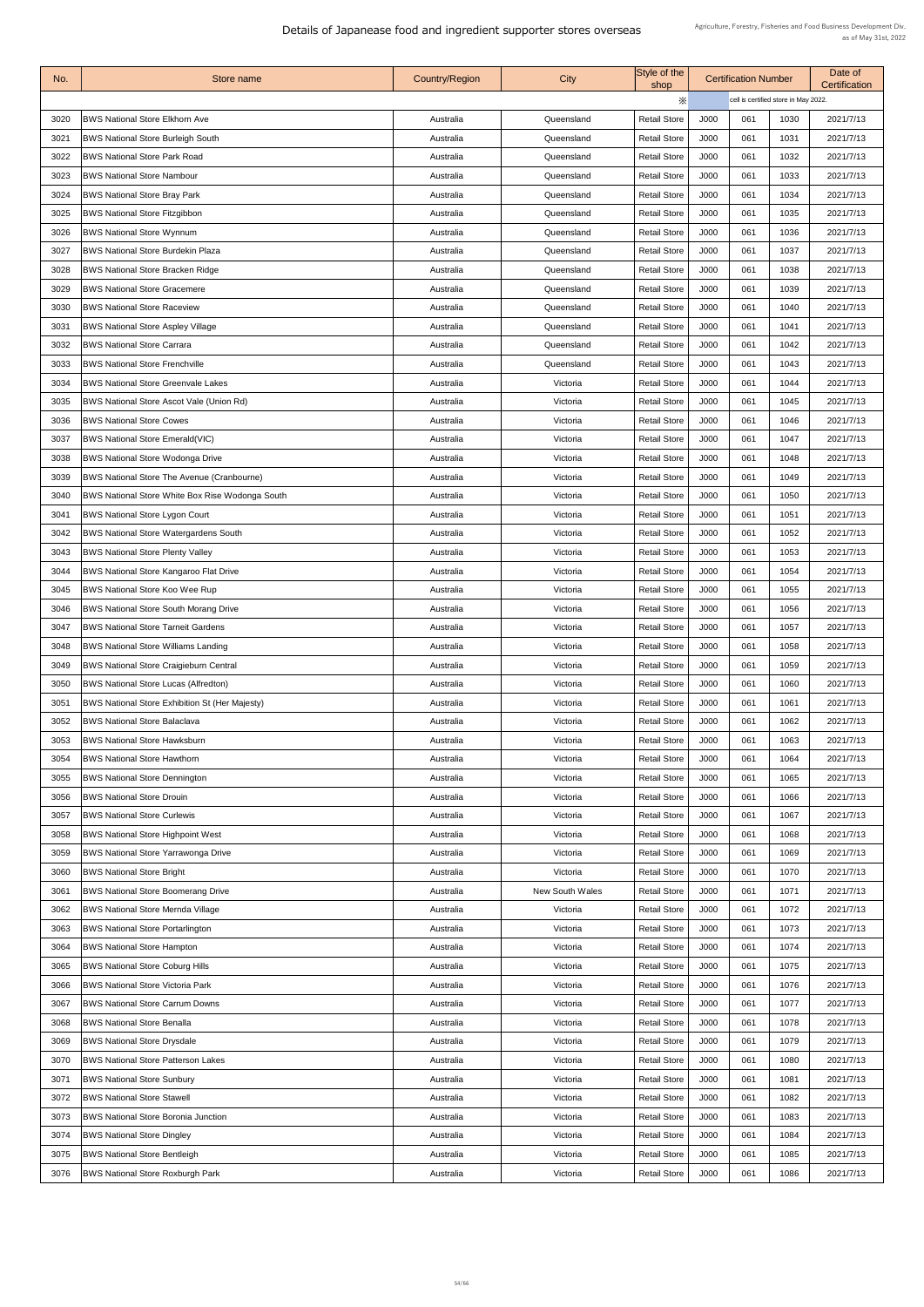# Details of Japanease food and ingredient supporter stores overseas

Agriculture, Forestry, Fisheries and Food Business Development Div.
as of May 31st, 2022

| No. | Store name | Country/Region | City | Style of the shop | Certification Number | | | Date of Certification |
|---|---|---|---|---|---|---|---|---|
| | | | | ※ | cell is certified store in May 2022. | | | |
| 3020 | BWS National Store Elkhorn Ave | Australia | Queensland | Retail Store | J000 | 061 | 1030 | 2021/7/13 |
| 3021 | BWS National Store Burleigh South | Australia | Queensland | Retail Store | J000 | 061 | 1031 | 2021/7/13 |
| 3022 | BWS National Store Park Road | Australia | Queensland | Retail Store | J000 | 061 | 1032 | 2021/7/13 |
| 3023 | BWS National Store Nambour | Australia | Queensland | Retail Store | J000 | 061 | 1033 | 2021/7/13 |
| 3024 | BWS National Store Bray Park | Australia | Queensland | Retail Store | J000 | 061 | 1034 | 2021/7/13 |
| 3025 | BWS National Store Fitzgibbon | Australia | Queensland | Retail Store | J000 | 061 | 1035 | 2021/7/13 |
| 3026 | BWS National Store Wynnum | Australia | Queensland | Retail Store | J000 | 061 | 1036 | 2021/7/13 |
| 3027 | BWS National Store Burdekin Plaza | Australia | Queensland | Retail Store | J000 | 061 | 1037 | 2021/7/13 |
| 3028 | BWS National Store Bracken Ridge | Australia | Queensland | Retail Store | J000 | 061 | 1038 | 2021/7/13 |
| 3029 | BWS National Store Gracemere | Australia | Queensland | Retail Store | J000 | 061 | 1039 | 2021/7/13 |
| 3030 | BWS National Store Raceview | Australia | Queensland | Retail Store | J000 | 061 | 1040 | 2021/7/13 |
| 3031 | BWS National Store Aspley Village | Australia | Queensland | Retail Store | J000 | 061 | 1041 | 2021/7/13 |
| 3032 | BWS National Store Carrara | Australia | Queensland | Retail Store | J000 | 061 | 1042 | 2021/7/13 |
| 3033 | BWS National Store Frenchville | Australia | Queensland | Retail Store | J000 | 061 | 1043 | 2021/7/13 |
| 3034 | BWS National Store Greenvale Lakes | Australia | Victoria | Retail Store | J000 | 061 | 1044 | 2021/7/13 |
| 3035 | BWS National Store Ascot Vale (Union Rd) | Australia | Victoria | Retail Store | J000 | 061 | 1045 | 2021/7/13 |
| 3036 | BWS National Store Cowes | Australia | Victoria | Retail Store | J000 | 061 | 1046 | 2021/7/13 |
| 3037 | BWS National Store Emerald(VIC) | Australia | Victoria | Retail Store | J000 | 061 | 1047 | 2021/7/13 |
| 3038 | BWS National Store Wodonga Drive | Australia | Victoria | Retail Store | J000 | 061 | 1048 | 2021/7/13 |
| 3039 | BWS National Store The Avenue (Cranbourne) | Australia | Victoria | Retail Store | J000 | 061 | 1049 | 2021/7/13 |
| 3040 | BWS National Store White Box Rise Wodonga South | Australia | Victoria | Retail Store | J000 | 061 | 1050 | 2021/7/13 |
| 3041 | BWS National Store Lygon Court | Australia | Victoria | Retail Store | J000 | 061 | 1051 | 2021/7/13 |
| 3042 | BWS National Store Watergardens South | Australia | Victoria | Retail Store | J000 | 061 | 1052 | 2021/7/13 |
| 3043 | BWS National Store Plenty Valley | Australia | Victoria | Retail Store | J000 | 061 | 1053 | 2021/7/13 |
| 3044 | BWS National Store Kangaroo Flat Drive | Australia | Victoria | Retail Store | J000 | 061 | 1054 | 2021/7/13 |
| 3045 | BWS National Store Koo Wee Rup | Australia | Victoria | Retail Store | J000 | 061 | 1055 | 2021/7/13 |
| 3046 | BWS National Store South Morang Drive | Australia | Victoria | Retail Store | J000 | 061 | 1056 | 2021/7/13 |
| 3047 | BWS National Store Tarneit Gardens | Australia | Victoria | Retail Store | J000 | 061 | 1057 | 2021/7/13 |
| 3048 | BWS National Store Williams Landing | Australia | Victoria | Retail Store | J000 | 061 | 1058 | 2021/7/13 |
| 3049 | BWS National Store Craigieburn Central | Australia | Victoria | Retail Store | J000 | 061 | 1059 | 2021/7/13 |
| 3050 | BWS National Store Lucas (Alfredton) | Australia | Victoria | Retail Store | J000 | 061 | 1060 | 2021/7/13 |
| 3051 | BWS National Store Exhibition St (Her Majesty) | Australia | Victoria | Retail Store | J000 | 061 | 1061 | 2021/7/13 |
| 3052 | BWS National Store Balaclava | Australia | Victoria | Retail Store | J000 | 061 | 1062 | 2021/7/13 |
| 3053 | BWS National Store Hawksburn | Australia | Victoria | Retail Store | J000 | 061 | 1063 | 2021/7/13 |
| 3054 | BWS National Store Hawthorn | Australia | Victoria | Retail Store | J000 | 061 | 1064 | 2021/7/13 |
| 3055 | BWS National Store Dennington | Australia | Victoria | Retail Store | J000 | 061 | 1065 | 2021/7/13 |
| 3056 | BWS National Store Drouin | Australia | Victoria | Retail Store | J000 | 061 | 1066 | 2021/7/13 |
| 3057 | BWS National Store Curlewis | Australia | Victoria | Retail Store | J000 | 061 | 1067 | 2021/7/13 |
| 3058 | BWS National Store Highpoint West | Australia | Victoria | Retail Store | J000 | 061 | 1068 | 2021/7/13 |
| 3059 | BWS National Store Yarrawonga Drive | Australia | Victoria | Retail Store | J000 | 061 | 1069 | 2021/7/13 |
| 3060 | BWS National Store Bright | Australia | Victoria | Retail Store | J000 | 061 | 1070 | 2021/7/13 |
| 3061 | BWS National Store Boomerang Drive | Australia | New South Wales | Retail Store | J000 | 061 | 1071 | 2021/7/13 |
| 3062 | BWS National Store Mernda Village | Australia | Victoria | Retail Store | J000 | 061 | 1072 | 2021/7/13 |
| 3063 | BWS National Store Portarlington | Australia | Victoria | Retail Store | J000 | 061 | 1073 | 2021/7/13 |
| 3064 | BWS National Store Hampton | Australia | Victoria | Retail Store | J000 | 061 | 1074 | 2021/7/13 |
| 3065 | BWS National Store Coburg Hills | Australia | Victoria | Retail Store | J000 | 061 | 1075 | 2021/7/13 |
| 3066 | BWS National Store Victoria Park | Australia | Victoria | Retail Store | J000 | 061 | 1076 | 2021/7/13 |
| 3067 | BWS National Store Carrum Downs | Australia | Victoria | Retail Store | J000 | 061 | 1077 | 2021/7/13 |
| 3068 | BWS National Store Benalla | Australia | Victoria | Retail Store | J000 | 061 | 1078 | 2021/7/13 |
| 3069 | BWS National Store Drysdale | Australia | Victoria | Retail Store | J000 | 061 | 1079 | 2021/7/13 |
| 3070 | BWS National Store Patterson Lakes | Australia | Victoria | Retail Store | J000 | 061 | 1080 | 2021/7/13 |
| 3071 | BWS National Store Sunbury | Australia | Victoria | Retail Store | J000 | 061 | 1081 | 2021/7/13 |
| 3072 | BWS National Store Stawell | Australia | Victoria | Retail Store | J000 | 061 | 1082 | 2021/7/13 |
| 3073 | BWS National Store Boronia Junction | Australia | Victoria | Retail Store | J000 | 061 | 1083 | 2021/7/13 |
| 3074 | BWS National Store Dingley | Australia | Victoria | Retail Store | J000 | 061 | 1084 | 2021/7/13 |
| 3075 | BWS National Store Bentleigh | Australia | Victoria | Retail Store | J000 | 061 | 1085 | 2021/7/13 |
| 3076 | BWS National Store Roxburgh Park | Australia | Victoria | Retail Store | J000 | 061 | 1086 | 2021/7/13 |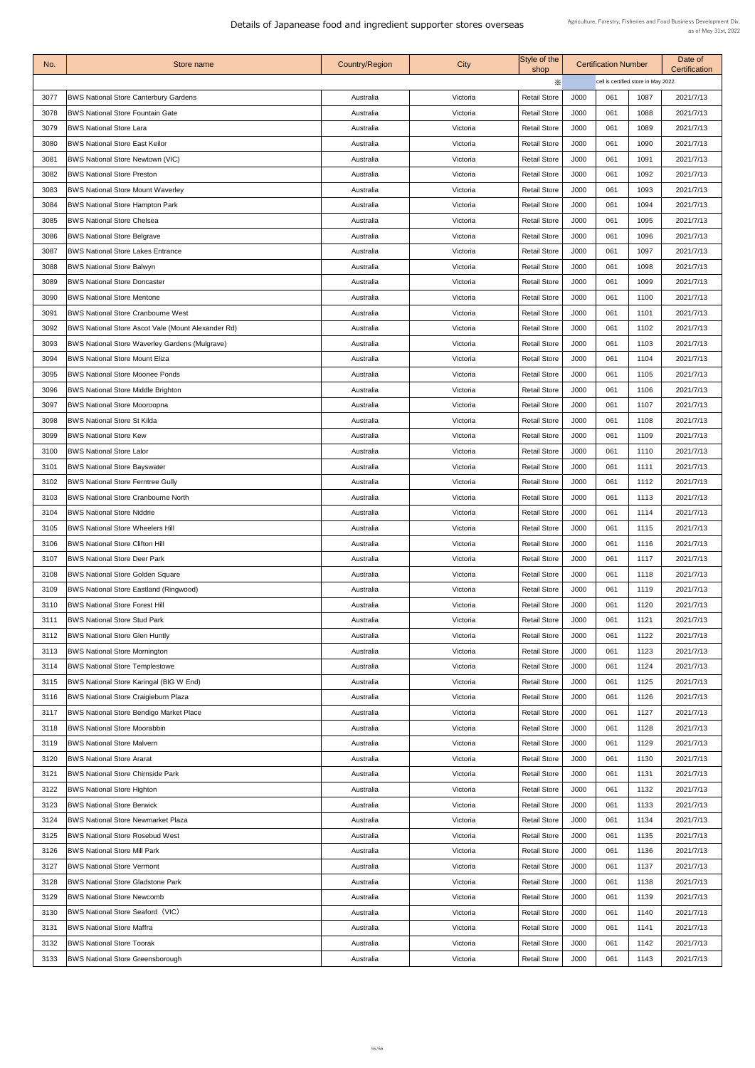# Details of Japanease food and ingredient supporter stores overseas

Agriculture, Forestry, Fisheries and Food Business Development Div.
as of May 31st, 2022

| No. | Store name | Country/Region | City | Style of the shop | Certification Number | | | Date of Certification |
|---|---|---|---|---|---|---|---|---|
| | | | | ※ | cell is certified store in May 2022. | | | |
| 3077 | BWS National Store Canterbury Gardens | Australia | Victoria | Retail Store | J000 | 061 | 1087 | 2021/7/13 |
| 3078 | BWS National Store Fountain Gate | Australia | Victoria | Retail Store | J000 | 061 | 1088 | 2021/7/13 |
| 3079 | BWS National Store Lara | Australia | Victoria | Retail Store | J000 | 061 | 1089 | 2021/7/13 |
| 3080 | BWS National Store East Keilor | Australia | Victoria | Retail Store | J000 | 061 | 1090 | 2021/7/13 |
| 3081 | BWS National Store Newtown (VIC) | Australia | Victoria | Retail Store | J000 | 061 | 1091 | 2021/7/13 |
| 3082 | BWS National Store Preston | Australia | Victoria | Retail Store | J000 | 061 | 1092 | 2021/7/13 |
| 3083 | BWS National Store Mount Waverley | Australia | Victoria | Retail Store | J000 | 061 | 1093 | 2021/7/13 |
| 3084 | BWS National Store Hampton Park | Australia | Victoria | Retail Store | J000 | 061 | 1094 | 2021/7/13 |
| 3085 | BWS National Store Chelsea | Australia | Victoria | Retail Store | J000 | 061 | 1095 | 2021/7/13 |
| 3086 | BWS National Store Belgrave | Australia | Victoria | Retail Store | J000 | 061 | 1096 | 2021/7/13 |
| 3087 | BWS National Store Lakes Entrance | Australia | Victoria | Retail Store | J000 | 061 | 1097 | 2021/7/13 |
| 3088 | BWS National Store Balwyn | Australia | Victoria | Retail Store | J000 | 061 | 1098 | 2021/7/13 |
| 3089 | BWS National Store Doncaster | Australia | Victoria | Retail Store | J000 | 061 | 1099 | 2021/7/13 |
| 3090 | BWS National Store Mentone | Australia | Victoria | Retail Store | J000 | 061 | 1100 | 2021/7/13 |
| 3091 | BWS National Store Cranbourne West | Australia | Victoria | Retail Store | J000 | 061 | 1101 | 2021/7/13 |
| 3092 | BWS National Store Ascot Vale (Mount Alexander Rd) | Australia | Victoria | Retail Store | J000 | 061 | 1102 | 2021/7/13 |
| 3093 | BWS National Store Waverley Gardens (Mulgrave) | Australia | Victoria | Retail Store | J000 | 061 | 1103 | 2021/7/13 |
| 3094 | BWS National Store Mount Eliza | Australia | Victoria | Retail Store | J000 | 061 | 1104 | 2021/7/13 |
| 3095 | BWS National Store Moonee Ponds | Australia | Victoria | Retail Store | J000 | 061 | 1105 | 2021/7/13 |
| 3096 | BWS National Store Middle Brighton | Australia | Victoria | Retail Store | J000 | 061 | 1106 | 2021/7/13 |
| 3097 | BWS National Store Mooroopna | Australia | Victoria | Retail Store | J000 | 061 | 1107 | 2021/7/13 |
| 3098 | BWS National Store St Kilda | Australia | Victoria | Retail Store | J000 | 061 | 1108 | 2021/7/13 |
| 3099 | BWS National Store Kew | Australia | Victoria | Retail Store | J000 | 061 | 1109 | 2021/7/13 |
| 3100 | BWS National Store Lalor | Australia | Victoria | Retail Store | J000 | 061 | 1110 | 2021/7/13 |
| 3101 | BWS National Store Bayswater | Australia | Victoria | Retail Store | J000 | 061 | 1111 | 2021/7/13 |
| 3102 | BWS National Store Ferntree Gully | Australia | Victoria | Retail Store | J000 | 061 | 1112 | 2021/7/13 |
| 3103 | BWS National Store Cranbourne North | Australia | Victoria | Retail Store | J000 | 061 | 1113 | 2021/7/13 |
| 3104 | BWS National Store Niddrie | Australia | Victoria | Retail Store | J000 | 061 | 1114 | 2021/7/13 |
| 3105 | BWS National Store Wheelers Hill | Australia | Victoria | Retail Store | J000 | 061 | 1115 | 2021/7/13 |
| 3106 | BWS National Store Clifton Hill | Australia | Victoria | Retail Store | J000 | 061 | 1116 | 2021/7/13 |
| 3107 | BWS National Store Deer Park | Australia | Victoria | Retail Store | J000 | 061 | 1117 | 2021/7/13 |
| 3108 | BWS National Store Golden Square | Australia | Victoria | Retail Store | J000 | 061 | 1118 | 2021/7/13 |
| 3109 | BWS National Store Eastland (Ringwood) | Australia | Victoria | Retail Store | J000 | 061 | 1119 | 2021/7/13 |
| 3110 | BWS National Store Forest Hill | Australia | Victoria | Retail Store | J000 | 061 | 1120 | 2021/7/13 |
| 3111 | BWS National Store Stud Park | Australia | Victoria | Retail Store | J000 | 061 | 1121 | 2021/7/13 |
| 3112 | BWS National Store Glen Huntly | Australia | Victoria | Retail Store | J000 | 061 | 1122 | 2021/7/13 |
| 3113 | BWS National Store Mornington | Australia | Victoria | Retail Store | J000 | 061 | 1123 | 2021/7/13 |
| 3114 | BWS National Store Templestowe | Australia | Victoria | Retail Store | J000 | 061 | 1124 | 2021/7/13 |
| 3115 | BWS National Store Karingal (BIG W End) | Australia | Victoria | Retail Store | J000 | 061 | 1125 | 2021/7/13 |
| 3116 | BWS National Store Craigieburn Plaza | Australia | Victoria | Retail Store | J000 | 061 | 1126 | 2021/7/13 |
| 3117 | BWS National Store Bendigo Market Place | Australia | Victoria | Retail Store | J000 | 061 | 1127 | 2021/7/13 |
| 3118 | BWS National Store Moorabbin | Australia | Victoria | Retail Store | J000 | 061 | 1128 | 2021/7/13 |
| 3119 | BWS National Store Malvern | Australia | Victoria | Retail Store | J000 | 061 | 1129 | 2021/7/13 |
| 3120 | BWS National Store Ararat | Australia | Victoria | Retail Store | J000 | 061 | 1130 | 2021/7/13 |
| 3121 | BWS National Store Chirnside Park | Australia | Victoria | Retail Store | J000 | 061 | 1131 | 2021/7/13 |
| 3122 | BWS National Store Highton | Australia | Victoria | Retail Store | J000 | 061 | 1132 | 2021/7/13 |
| 3123 | BWS National Store Berwick | Australia | Victoria | Retail Store | J000 | 061 | 1133 | 2021/7/13 |
| 3124 | BWS National Store Newmarket Plaza | Australia | Victoria | Retail Store | J000 | 061 | 1134 | 2021/7/13 |
| 3125 | BWS National Store Rosebud West | Australia | Victoria | Retail Store | J000 | 061 | 1135 | 2021/7/13 |
| 3126 | BWS National Store Mill Park | Australia | Victoria | Retail Store | J000 | 061 | 1136 | 2021/7/13 |
| 3127 | BWS National Store Vermont | Australia | Victoria | Retail Store | J000 | 061 | 1137 | 2021/7/13 |
| 3128 | BWS National Store Gladstone Park | Australia | Victoria | Retail Store | J000 | 061 | 1138 | 2021/7/13 |
| 3129 | BWS National Store Newcomb | Australia | Victoria | Retail Store | J000 | 061 | 1139 | 2021/7/13 |
| 3130 | BWS National Store Seaford（VIC） | Australia | Victoria | Retail Store | J000 | 061 | 1140 | 2021/7/13 |
| 3131 | BWS National Store Maffra | Australia | Victoria | Retail Store | J000 | 061 | 1141 | 2021/7/13 |
| 3132 | BWS National Store Toorak | Australia | Victoria | Retail Store | J000 | 061 | 1142 | 2021/7/13 |
| 3133 | BWS National Store Greensborough | Australia | Victoria | Retail Store | J000 | 061 | 1143 | 2021/7/13 |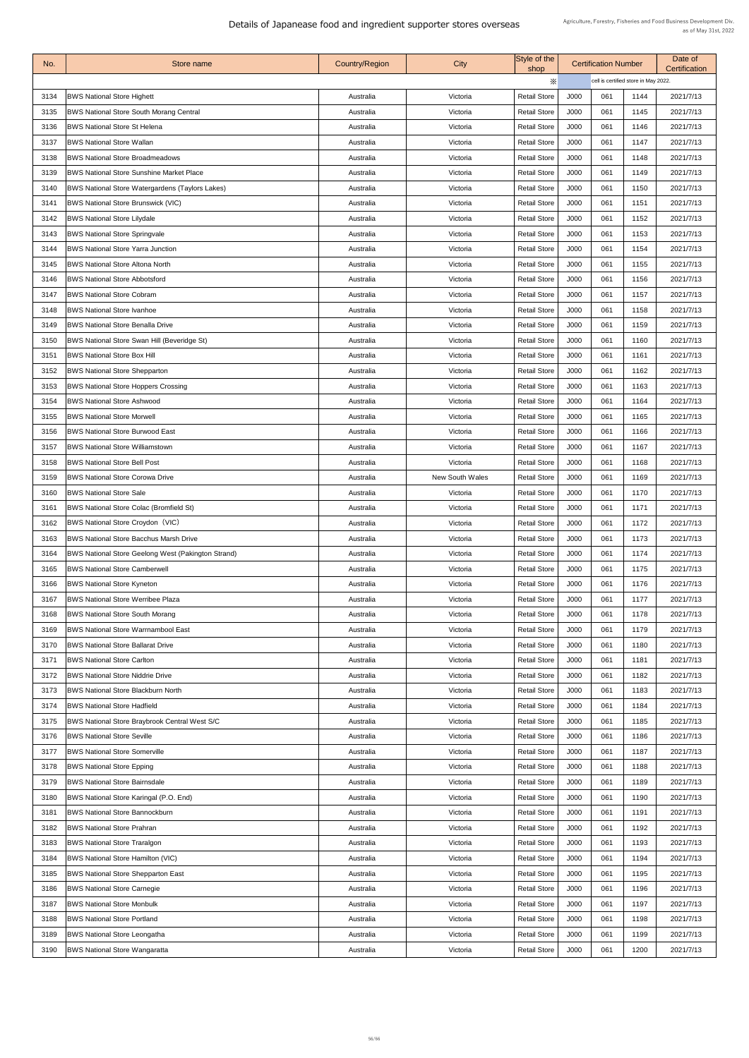# Details of Japanease food and ingredient supporter stores overseas

Agriculture, Forestry, Fisheries and Food Business Development Div.
as of May 31st, 2022

| No. | Store name | Country/Region | City | Style of the shop | Certification Number | | | Date of Certification |
|---|---|---|---|---|---|---|---|---|
| | | | | ※ | cell is certified store in May 2022. | | | |
| 3134 | BWS National Store Highett | Australia | Victoria | Retail Store | J000 | 061 | 1144 | 2021/7/13 |
| 3135 | BWS National Store South Morang Central | Australia | Victoria | Retail Store | J000 | 061 | 1145 | 2021/7/13 |
| 3136 | BWS National Store St Helena | Australia | Victoria | Retail Store | J000 | 061 | 1146 | 2021/7/13 |
| 3137 | BWS National Store Wallan | Australia | Victoria | Retail Store | J000 | 061 | 1147 | 2021/7/13 |
| 3138 | BWS National Store Broadmeadows | Australia | Victoria | Retail Store | J000 | 061 | 1148 | 2021/7/13 |
| 3139 | BWS National Store Sunshine Market Place | Australia | Victoria | Retail Store | J000 | 061 | 1149 | 2021/7/13 |
| 3140 | BWS National Store Watergardens (Taylors Lakes) | Australia | Victoria | Retail Store | J000 | 061 | 1150 | 2021/7/13 |
| 3141 | BWS National Store Brunswick (VIC) | Australia | Victoria | Retail Store | J000 | 061 | 1151 | 2021/7/13 |
| 3142 | BWS National Store Lilydale | Australia | Victoria | Retail Store | J000 | 061 | 1152 | 2021/7/13 |
| 3143 | BWS National Store Springvale | Australia | Victoria | Retail Store | J000 | 061 | 1153 | 2021/7/13 |
| 3144 | BWS National Store Yarra Junction | Australia | Victoria | Retail Store | J000 | 061 | 1154 | 2021/7/13 |
| 3145 | BWS National Store Altona North | Australia | Victoria | Retail Store | J000 | 061 | 1155 | 2021/7/13 |
| 3146 | BWS National Store Abbotsford | Australia | Victoria | Retail Store | J000 | 061 | 1156 | 2021/7/13 |
| 3147 | BWS National Store Cobram | Australia | Victoria | Retail Store | J000 | 061 | 1157 | 2021/7/13 |
| 3148 | BWS National Store Ivanhoe | Australia | Victoria | Retail Store | J000 | 061 | 1158 | 2021/7/13 |
| 3149 | BWS National Store Benalla Drive | Australia | Victoria | Retail Store | J000 | 061 | 1159 | 2021/7/13 |
| 3150 | BWS National Store Swan Hill (Beveridge St) | Australia | Victoria | Retail Store | J000 | 061 | 1160 | 2021/7/13 |
| 3151 | BWS National Store Box Hill | Australia | Victoria | Retail Store | J000 | 061 | 1161 | 2021/7/13 |
| 3152 | BWS National Store Shepparton | Australia | Victoria | Retail Store | J000 | 061 | 1162 | 2021/7/13 |
| 3153 | BWS National Store Hoppers Crossing | Australia | Victoria | Retail Store | J000 | 061 | 1163 | 2021/7/13 |
| 3154 | BWS National Store Ashwood | Australia | Victoria | Retail Store | J000 | 061 | 1164 | 2021/7/13 |
| 3155 | BWS National Store Morwell | Australia | Victoria | Retail Store | J000 | 061 | 1165 | 2021/7/13 |
| 3156 | BWS National Store Burwood East | Australia | Victoria | Retail Store | J000 | 061 | 1166 | 2021/7/13 |
| 3157 | BWS National Store Williamstown | Australia | Victoria | Retail Store | J000 | 061 | 1167 | 2021/7/13 |
| 3158 | BWS National Store Bell Post | Australia | Victoria | Retail Store | J000 | 061 | 1168 | 2021/7/13 |
| 3159 | BWS National Store Corowa Drive | Australia | New South Wales | Retail Store | J000 | 061 | 1169 | 2021/7/13 |
| 3160 | BWS National Store Sale | Australia | Victoria | Retail Store | J000 | 061 | 1170 | 2021/7/13 |
| 3161 | BWS National Store Colac (Bromfield St) | Australia | Victoria | Retail Store | J000 | 061 | 1171 | 2021/7/13 |
| 3162 | BWS National Store Croydon（VIC) | Australia | Victoria | Retail Store | J000 | 061 | 1172 | 2021/7/13 |
| 3163 | BWS National Store Bacchus Marsh Drive | Australia | Victoria | Retail Store | J000 | 061 | 1173 | 2021/7/13 |
| 3164 | BWS National Store Geelong West (Pakington Strand) | Australia | Victoria | Retail Store | J000 | 061 | 1174 | 2021/7/13 |
| 3165 | BWS National Store Camberwell | Australia | Victoria | Retail Store | J000 | 061 | 1175 | 2021/7/13 |
| 3166 | BWS National Store Kyneton | Australia | Victoria | Retail Store | J000 | 061 | 1176 | 2021/7/13 |
| 3167 | BWS National Store Werribee Plaza | Australia | Victoria | Retail Store | J000 | 061 | 1177 | 2021/7/13 |
| 3168 | BWS National Store South Morang | Australia | Victoria | Retail Store | J000 | 061 | 1178 | 2021/7/13 |
| 3169 | BWS National Store Warrnambool East | Australia | Victoria | Retail Store | J000 | 061 | 1179 | 2021/7/13 |
| 3170 | BWS National Store Ballarat Drive | Australia | Victoria | Retail Store | J000 | 061 | 1180 | 2021/7/13 |
| 3171 | BWS National Store Carlton | Australia | Victoria | Retail Store | J000 | 061 | 1181 | 2021/7/13 |
| 3172 | BWS National Store Niddrie Drive | Australia | Victoria | Retail Store | J000 | 061 | 1182 | 2021/7/13 |
| 3173 | BWS National Store Blackburn North | Australia | Victoria | Retail Store | J000 | 061 | 1183 | 2021/7/13 |
| 3174 | BWS National Store Hadfield | Australia | Victoria | Retail Store | J000 | 061 | 1184 | 2021/7/13 |
| 3175 | BWS National Store Braybrook Central West S/C | Australia | Victoria | Retail Store | J000 | 061 | 1185 | 2021/7/13 |
| 3176 | BWS National Store Seville | Australia | Victoria | Retail Store | J000 | 061 | 1186 | 2021/7/13 |
| 3177 | BWS National Store Somerville | Australia | Victoria | Retail Store | J000 | 061 | 1187 | 2021/7/13 |
| 3178 | BWS National Store Epping | Australia | Victoria | Retail Store | J000 | 061 | 1188 | 2021/7/13 |
| 3179 | BWS National Store Bairnsdale | Australia | Victoria | Retail Store | J000 | 061 | 1189 | 2021/7/13 |
| 3180 | BWS National Store Karingal (P.O. End) | Australia | Victoria | Retail Store | J000 | 061 | 1190 | 2021/7/13 |
| 3181 | BWS National Store Bannockburn | Australia | Victoria | Retail Store | J000 | 061 | 1191 | 2021/7/13 |
| 3182 | BWS National Store Prahran | Australia | Victoria | Retail Store | J000 | 061 | 1192 | 2021/7/13 |
| 3183 | BWS National Store Traralgon | Australia | Victoria | Retail Store | J000 | 061 | 1193 | 2021/7/13 |
| 3184 | BWS National Store Hamilton (VIC) | Australia | Victoria | Retail Store | J000 | 061 | 1194 | 2021/7/13 |
| 3185 | BWS National Store Shepparton East | Australia | Victoria | Retail Store | J000 | 061 | 1195 | 2021/7/13 |
| 3186 | BWS National Store Carnegie | Australia | Victoria | Retail Store | J000 | 061 | 1196 | 2021/7/13 |
| 3187 | BWS National Store Monbulk | Australia | Victoria | Retail Store | J000 | 061 | 1197 | 2021/7/13 |
| 3188 | BWS National Store Portland | Australia | Victoria | Retail Store | J000 | 061 | 1198 | 2021/7/13 |
| 3189 | BWS National Store Leongatha | Australia | Victoria | Retail Store | J000 | 061 | 1199 | 2021/7/13 |
| 3190 | BWS National Store Wangaratta | Australia | Victoria | Retail Store | J000 | 061 | 1200 | 2021/7/13 |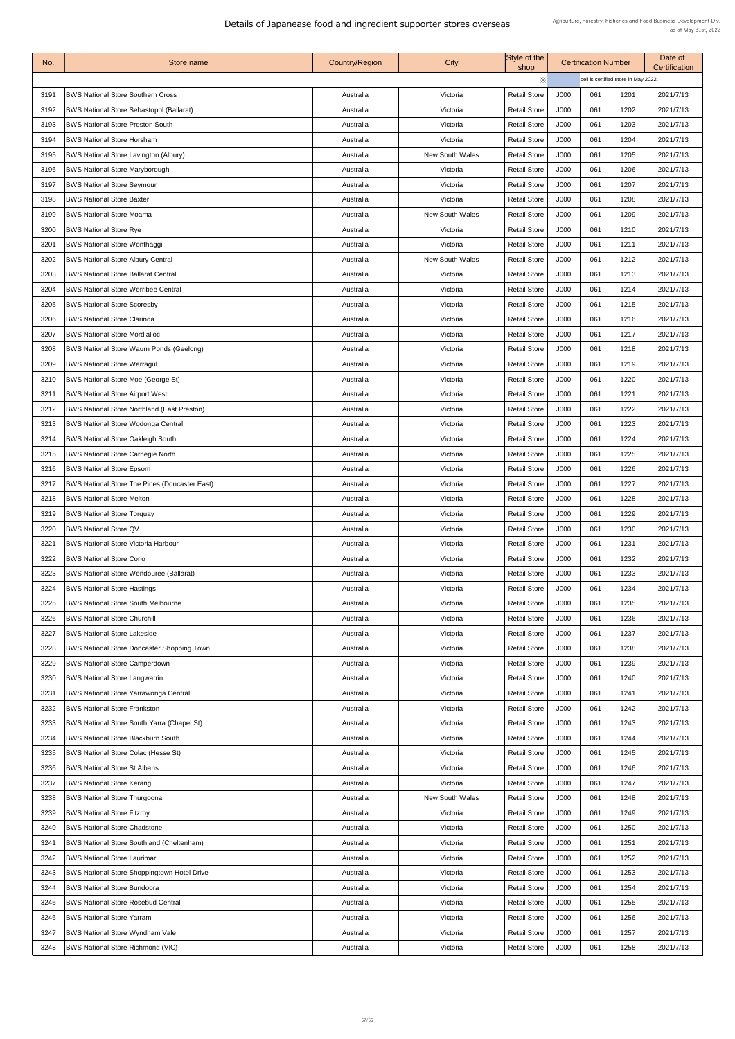# Details of Japanease food and ingredient supporter stores overseas

Agriculture, Forestry, Fisheries and Food Business Development Div.
as of May 31st, 2022

| No. | Store name | Country/Region | City | Style of the shop | Certification Number | | | Date of Certification |
|---|---|---|---|---|---|---|---|---|
| | | | | ※ | cell is certified store in May 2022. | | | |
| 3191 | BWS National Store Southern Cross | Australia | Victoria | Retail Store | J000 | 061 | 1201 | 2021/7/13 |
| 3192 | BWS National Store Sebastopol (Ballarat) | Australia | Victoria | Retail Store | J000 | 061 | 1202 | 2021/7/13 |
| 3193 | BWS National Store Preston South | Australia | Victoria | Retail Store | J000 | 061 | 1203 | 2021/7/13 |
| 3194 | BWS National Store Horsham | Australia | Victoria | Retail Store | J000 | 061 | 1204 | 2021/7/13 |
| 3195 | BWS National Store Lavington (Albury) | Australia | New South Wales | Retail Store | J000 | 061 | 1205 | 2021/7/13 |
| 3196 | BWS National Store Maryborough | Australia | Victoria | Retail Store | J000 | 061 | 1206 | 2021/7/13 |
| 3197 | BWS National Store Seymour | Australia | Victoria | Retail Store | J000 | 061 | 1207 | 2021/7/13 |
| 3198 | BWS National Store Baxter | Australia | Victoria | Retail Store | J000 | 061 | 1208 | 2021/7/13 |
| 3199 | BWS National Store Moama | Australia | New South Wales | Retail Store | J000 | 061 | 1209 | 2021/7/13 |
| 3200 | BWS National Store Rye | Australia | Victoria | Retail Store | J000 | 061 | 1210 | 2021/7/13 |
| 3201 | BWS National Store Wonthaggi | Australia | Victoria | Retail Store | J000 | 061 | 1211 | 2021/7/13 |
| 3202 | BWS National Store Albury Central | Australia | New South Wales | Retail Store | J000 | 061 | 1212 | 2021/7/13 |
| 3203 | BWS National Store Ballarat Central | Australia | Victoria | Retail Store | J000 | 061 | 1213 | 2021/7/13 |
| 3204 | BWS National Store Werribee Central | Australia | Victoria | Retail Store | J000 | 061 | 1214 | 2021/7/13 |
| 3205 | BWS National Store Scoresby | Australia | Victoria | Retail Store | J000 | 061 | 1215 | 2021/7/13 |
| 3206 | BWS National Store Clarinda | Australia | Victoria | Retail Store | J000 | 061 | 1216 | 2021/7/13 |
| 3207 | BWS National Store Mordialloc | Australia | Victoria | Retail Store | J000 | 061 | 1217 | 2021/7/13 |
| 3208 | BWS National Store Waurn Ponds (Geelong) | Australia | Victoria | Retail Store | J000 | 061 | 1218 | 2021/7/13 |
| 3209 | BWS National Store Warragul | Australia | Victoria | Retail Store | J000 | 061 | 1219 | 2021/7/13 |
| 3210 | BWS National Store Moe (George St) | Australia | Victoria | Retail Store | J000 | 061 | 1220 | 2021/7/13 |
| 3211 | BWS National Store Airport West | Australia | Victoria | Retail Store | J000 | 061 | 1221 | 2021/7/13 |
| 3212 | BWS National Store Northland (East Preston) | Australia | Victoria | Retail Store | J000 | 061 | 1222 | 2021/7/13 |
| 3213 | BWS National Store Wodonga Central | Australia | Victoria | Retail Store | J000 | 061 | 1223 | 2021/7/13 |
| 3214 | BWS National Store Oakleigh South | Australia | Victoria | Retail Store | J000 | 061 | 1224 | 2021/7/13 |
| 3215 | BWS National Store Carnegie North | Australia | Victoria | Retail Store | J000 | 061 | 1225 | 2021/7/13 |
| 3216 | BWS National Store Epsom | Australia | Victoria | Retail Store | J000 | 061 | 1226 | 2021/7/13 |
| 3217 | BWS National Store The Pines (Doncaster East) | Australia | Victoria | Retail Store | J000 | 061 | 1227 | 2021/7/13 |
| 3218 | BWS National Store Melton | Australia | Victoria | Retail Store | J000 | 061 | 1228 | 2021/7/13 |
| 3219 | BWS National Store Torquay | Australia | Victoria | Retail Store | J000 | 061 | 1229 | 2021/7/13 |
| 3220 | BWS National Store QV | Australia | Victoria | Retail Store | J000 | 061 | 1230 | 2021/7/13 |
| 3221 | BWS National Store Victoria Harbour | Australia | Victoria | Retail Store | J000 | 061 | 1231 | 2021/7/13 |
| 3222 | BWS National Store Corio | Australia | Victoria | Retail Store | J000 | 061 | 1232 | 2021/7/13 |
| 3223 | BWS National Store Wendouree (Ballarat) | Australia | Victoria | Retail Store | J000 | 061 | 1233 | 2021/7/13 |
| 3224 | BWS National Store Hastings | Australia | Victoria | Retail Store | J000 | 061 | 1234 | 2021/7/13 |
| 3225 | BWS National Store South Melbourne | Australia | Victoria | Retail Store | J000 | 061 | 1235 | 2021/7/13 |
| 3226 | BWS National Store Churchill | Australia | Victoria | Retail Store | J000 | 061 | 1236 | 2021/7/13 |
| 3227 | BWS National Store Lakeside | Australia | Victoria | Retail Store | J000 | 061 | 1237 | 2021/7/13 |
| 3228 | BWS National Store Doncaster Shopping Town | Australia | Victoria | Retail Store | J000 | 061 | 1238 | 2021/7/13 |
| 3229 | BWS National Store Camperdown | Australia | Victoria | Retail Store | J000 | 061 | 1239 | 2021/7/13 |
| 3230 | BWS National Store Langwarrin | Australia | Victoria | Retail Store | J000 | 061 | 1240 | 2021/7/13 |
| 3231 | BWS National Store Yarrawonga Central | Australia | Victoria | Retail Store | J000 | 061 | 1241 | 2021/7/13 |
| 3232 | BWS National Store Frankston | Australia | Victoria | Retail Store | J000 | 061 | 1242 | 2021/7/13 |
| 3233 | BWS National Store South Yarra (Chapel St) | Australia | Victoria | Retail Store | J000 | 061 | 1243 | 2021/7/13 |
| 3234 | BWS National Store Blackburn South | Australia | Victoria | Retail Store | J000 | 061 | 1244 | 2021/7/13 |
| 3235 | BWS National Store Colac (Hesse St) | Australia | Victoria | Retail Store | J000 | 061 | 1245 | 2021/7/13 |
| 3236 | BWS National Store St Albans | Australia | Victoria | Retail Store | J000 | 061 | 1246 | 2021/7/13 |
| 3237 | BWS National Store Kerang | Australia | Victoria | Retail Store | J000 | 061 | 1247 | 2021/7/13 |
| 3238 | BWS National Store Thurgoona | Australia | New South Wales | Retail Store | J000 | 061 | 1248 | 2021/7/13 |
| 3239 | BWS National Store Fitzroy | Australia | Victoria | Retail Store | J000 | 061 | 1249 | 2021/7/13 |
| 3240 | BWS National Store Chadstone | Australia | Victoria | Retail Store | J000 | 061 | 1250 | 2021/7/13 |
| 3241 | BWS National Store Southland (Cheltenham) | Australia | Victoria | Retail Store | J000 | 061 | 1251 | 2021/7/13 |
| 3242 | BWS National Store Laurimar | Australia | Victoria | Retail Store | J000 | 061 | 1252 | 2021/7/13 |
| 3243 | BWS National Store Shoppingtown Hotel Drive | Australia | Victoria | Retail Store | J000 | 061 | 1253 | 2021/7/13 |
| 3244 | BWS National Store Bundoora | Australia | Victoria | Retail Store | J000 | 061 | 1254 | 2021/7/13 |
| 3245 | BWS National Store Rosebud Central | Australia | Victoria | Retail Store | J000 | 061 | 1255 | 2021/7/13 |
| 3246 | BWS National Store Yarram | Australia | Victoria | Retail Store | J000 | 061 | 1256 | 2021/7/13 |
| 3247 | BWS National Store Wyndham Vale | Australia | Victoria | Retail Store | J000 | 061 | 1257 | 2021/7/13 |
| 3248 | BWS National Store Richmond (VIC) | Australia | Victoria | Retail Store | J000 | 061 | 1258 | 2021/7/13 |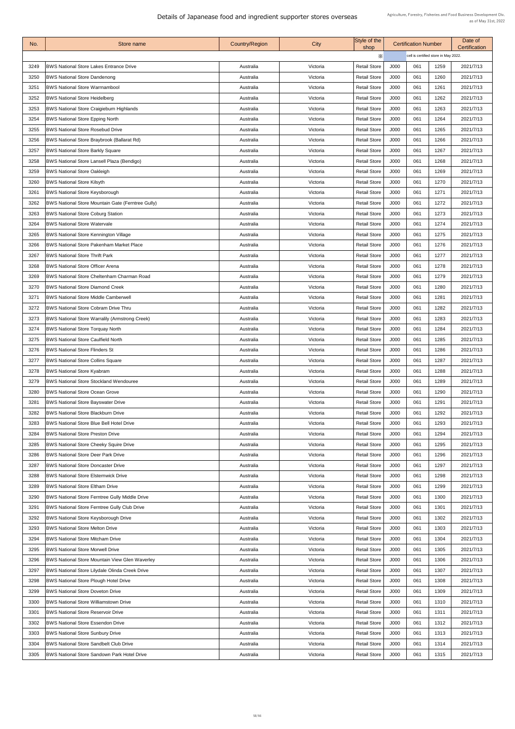# Details of Japanease food and ingredient supporter stores overseas

Agriculture, Forestry, Fisheries and Food Business Development Div.
as of May 31st, 2022

| No. | Store name | Country/Region | City | Style of the shop | Certification Number | | | Date of Certification |
|---|---|---|---|---|---|---|---|---|
| | | | | ※ | | cell is certified store in May 2022. | | |
| 3249 | BWS National Store Lakes Entrance Drive | Australia | Victoria | Retail Store | J000 | 061 | 1259 | 2021/7/13 |
| 3250 | BWS National Store Dandenong | Australia | Victoria | Retail Store | J000 | 061 | 1260 | 2021/7/13 |
| 3251 | BWS National Store Warrnambool | Australia | Victoria | Retail Store | J000 | 061 | 1261 | 2021/7/13 |
| 3252 | BWS National Store Heidelberg | Australia | Victoria | Retail Store | J000 | 061 | 1262 | 2021/7/13 |
| 3253 | BWS National Store Craigieburn Highlands | Australia | Victoria | Retail Store | J000 | 061 | 1263 | 2021/7/13 |
| 3254 | BWS National Store Epping North | Australia | Victoria | Retail Store | J000 | 061 | 1264 | 2021/7/13 |
| 3255 | BWS National Store Rosebud Drive | Australia | Victoria | Retail Store | J000 | 061 | 1265 | 2021/7/13 |
| 3256 | BWS National Store Braybrook (Ballarat Rd) | Australia | Victoria | Retail Store | J000 | 061 | 1266 | 2021/7/13 |
| 3257 | BWS National Store Barkly Square | Australia | Victoria | Retail Store | J000 | 061 | 1267 | 2021/7/13 |
| 3258 | BWS National Store Lansell Plaza (Bendigo) | Australia | Victoria | Retail Store | J000 | 061 | 1268 | 2021/7/13 |
| 3259 | BWS National Store Oakleigh | Australia | Victoria | Retail Store | J000 | 061 | 1269 | 2021/7/13 |
| 3260 | BWS National Store Kilsyth | Australia | Victoria | Retail Store | J000 | 061 | 1270 | 2021/7/13 |
| 3261 | BWS National Store Keysborough | Australia | Victoria | Retail Store | J000 | 061 | 1271 | 2021/7/13 |
| 3262 | BWS National Store Mountain Gate (Ferntree Gully) | Australia | Victoria | Retail Store | J000 | 061 | 1272 | 2021/7/13 |
| 3263 | BWS National Store Coburg Station | Australia | Victoria | Retail Store | J000 | 061 | 1273 | 2021/7/13 |
| 3264 | BWS National Store Watervale | Australia | Victoria | Retail Store | J000 | 061 | 1274 | 2021/7/13 |
| 3265 | BWS National Store Kennington Village | Australia | Victoria | Retail Store | J000 | 061 | 1275 | 2021/7/13 |
| 3266 | BWS National Store Pakenham Market Place | Australia | Victoria | Retail Store | J000 | 061 | 1276 | 2021/7/13 |
| 3267 | BWS National Store Thrift Park | Australia | Victoria | Retail Store | J000 | 061 | 1277 | 2021/7/13 |
| 3268 | BWS National Store Officer Arena | Australia | Victoria | Retail Store | J000 | 061 | 1278 | 2021/7/13 |
| 3269 | BWS National Store Cheltenham Charman Road | Australia | Victoria | Retail Store | J000 | 061 | 1279 | 2021/7/13 |
| 3270 | BWS National Store Diamond Creek | Australia | Victoria | Retail Store | J000 | 061 | 1280 | 2021/7/13 |
| 3271 | BWS National Store Middle Camberwell | Australia | Victoria | Retail Store | J000 | 061 | 1281 | 2021/7/13 |
| 3272 | BWS National Store Cobram Drive Thru | Australia | Victoria | Retail Store | J000 | 061 | 1282 | 2021/7/13 |
| 3273 | BWS National Store Warralily (Armstrong Creek) | Australia | Victoria | Retail Store | J000 | 061 | 1283 | 2021/7/13 |
| 3274 | BWS National Store Torquay North | Australia | Victoria | Retail Store | J000 | 061 | 1284 | 2021/7/13 |
| 3275 | BWS National Store Caulfield North | Australia | Victoria | Retail Store | J000 | 061 | 1285 | 2021/7/13 |
| 3276 | BWS National Store Flinders St | Australia | Victoria | Retail Store | J000 | 061 | 1286 | 2021/7/13 |
| 3277 | BWS National Store Collins Square | Australia | Victoria | Retail Store | J000 | 061 | 1287 | 2021/7/13 |
| 3278 | BWS National Store Kyabram | Australia | Victoria | Retail Store | J000 | 061 | 1288 | 2021/7/13 |
| 3279 | BWS National Store Stockland Wendouree | Australia | Victoria | Retail Store | J000 | 061 | 1289 | 2021/7/13 |
| 3280 | BWS National Store Ocean Grove | Australia | Victoria | Retail Store | J000 | 061 | 1290 | 2021/7/13 |
| 3281 | BWS National Store Bayswater Drive | Australia | Victoria | Retail Store | J000 | 061 | 1291 | 2021/7/13 |
| 3282 | BWS National Store Blackburn Drive | Australia | Victoria | Retail Store | J000 | 061 | 1292 | 2021/7/13 |
| 3283 | BWS National Store Blue Bell Hotel Drive | Australia | Victoria | Retail Store | J000 | 061 | 1293 | 2021/7/13 |
| 3284 | BWS National Store Preston Drive | Australia | Victoria | Retail Store | J000 | 061 | 1294 | 2021/7/13 |
| 3285 | BWS National Store Cheeky Squire Drive | Australia | Victoria | Retail Store | J000 | 061 | 1295 | 2021/7/13 |
| 3286 | BWS National Store Deer Park Drive | Australia | Victoria | Retail Store | J000 | 061 | 1296 | 2021/7/13 |
| 3287 | BWS National Store Doncaster Drive | Australia | Victoria | Retail Store | J000 | 061 | 1297 | 2021/7/13 |
| 3288 | BWS National Store Elsternwick Drive | Australia | Victoria | Retail Store | J000 | 061 | 1298 | 2021/7/13 |
| 3289 | BWS National Store Eltham Drive | Australia | Victoria | Retail Store | J000 | 061 | 1299 | 2021/7/13 |
| 3290 | BWS National Store Ferntree Gully Middle Drive | Australia | Victoria | Retail Store | J000 | 061 | 1300 | 2021/7/13 |
| 3291 | BWS National Store Ferntree Gully Club Drive | Australia | Victoria | Retail Store | J000 | 061 | 1301 | 2021/7/13 |
| 3292 | BWS National Store Keysborough Drive | Australia | Victoria | Retail Store | J000 | 061 | 1302 | 2021/7/13 |
| 3293 | BWS National Store Melton Drive | Australia | Victoria | Retail Store | J000 | 061 | 1303 | 2021/7/13 |
| 3294 | BWS National Store Mitcham Drive | Australia | Victoria | Retail Store | J000 | 061 | 1304 | 2021/7/13 |
| 3295 | BWS National Store Morwell Drive | Australia | Victoria | Retail Store | J000 | 061 | 1305 | 2021/7/13 |
| 3296 | BWS National Store Mountain View Glen Waverley | Australia | Victoria | Retail Store | J000 | 061 | 1306 | 2021/7/13 |
| 3297 | BWS National Store Lilydale Olinda Creek Drive | Australia | Victoria | Retail Store | J000 | 061 | 1307 | 2021/7/13 |
| 3298 | BWS National Store Plough Hotel Drive | Australia | Victoria | Retail Store | J000 | 061 | 1308 | 2021/7/13 |
| 3299 | BWS National Store Doveton Drive | Australia | Victoria | Retail Store | J000 | 061 | 1309 | 2021/7/13 |
| 3300 | BWS National Store Williamstown Drive | Australia | Victoria | Retail Store | J000 | 061 | 1310 | 2021/7/13 |
| 3301 | BWS National Store Reservoir Drive | Australia | Victoria | Retail Store | J000 | 061 | 1311 | 2021/7/13 |
| 3302 | BWS National Store Essendon Drive | Australia | Victoria | Retail Store | J000 | 061 | 1312 | 2021/7/13 |
| 3303 | BWS National Store Sunbury Drive | Australia | Victoria | Retail Store | J000 | 061 | 1313 | 2021/7/13 |
| 3304 | BWS National Store Sandbelt Club Drive | Australia | Victoria | Retail Store | J000 | 061 | 1314 | 2021/7/13 |
| 3305 | BWS National Store Sandown Park Hotel Drive | Australia | Victoria | Retail Store | J000 | 061 | 1315 | 2021/7/13 |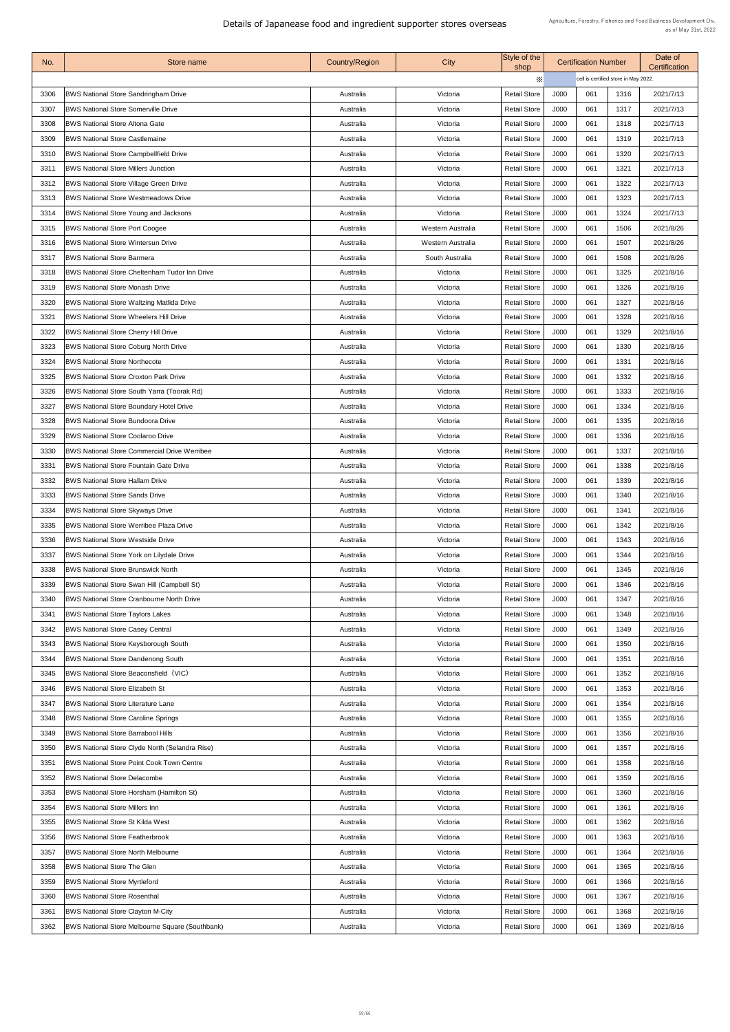# Details of Japanease food and ingredient supporter stores overseas

Agriculture, Forestry, Fisheries and Food Business Development Div.
as of May 31st, 2022

| No. | Store name | Country/Region | City | Style of the shop | Certification Number | | | Date of Certification |
|---|---|---|---|---|---|---|---|---|
| | | | | ※ | cell is certified store in May 2022. | | | |
| 3306 | BWS National Store Sandringham Drive | Australia | Victoria | Retail Store | J000 | 061 | 1316 | 2021/7/13 |
| 3307 | BWS National Store Somerville Drive | Australia | Victoria | Retail Store | J000 | 061 | 1317 | 2021/7/13 |
| 3308 | BWS National Store Altona Gate | Australia | Victoria | Retail Store | J000 | 061 | 1318 | 2021/7/13 |
| 3309 | BWS National Store Castlemaine | Australia | Victoria | Retail Store | J000 | 061 | 1319 | 2021/7/13 |
| 3310 | BWS National Store Campbellfield Drive | Australia | Victoria | Retail Store | J000 | 061 | 1320 | 2021/7/13 |
| 3311 | BWS National Store Millers Junction | Australia | Victoria | Retail Store | J000 | 061 | 1321 | 2021/7/13 |
| 3312 | BWS National Store Village Green Drive | Australia | Victoria | Retail Store | J000 | 061 | 1322 | 2021/7/13 |
| 3313 | BWS National Store Westmeadows Drive | Australia | Victoria | Retail Store | J000 | 061 | 1323 | 2021/7/13 |
| 3314 | BWS National Store Young and Jacksons | Australia | Victoria | Retail Store | J000 | 061 | 1324 | 2021/7/13 |
| 3315 | BWS National Store Port Coogee | Australia | Western Australia | Retail Store | J000 | 061 | 1506 | 2021/8/26 |
| 3316 | BWS National Store Wintersun Drive | Australia | Western Australia | Retail Store | J000 | 061 | 1507 | 2021/8/26 |
| 3317 | BWS National Store Barmera | Australia | South Australia | Retail Store | J000 | 061 | 1508 | 2021/8/26 |
| 3318 | BWS National Store Cheltenham Tudor Inn Drive | Australia | Victoria | Retail Store | J000 | 061 | 1325 | 2021/8/16 |
| 3319 | BWS National Store Monash Drive | Australia | Victoria | Retail Store | J000 | 061 | 1326 | 2021/8/16 |
| 3320 | BWS National Store Waltzing Matlida Drive | Australia | Victoria | Retail Store | J000 | 061 | 1327 | 2021/8/16 |
| 3321 | BWS National Store Wheelers Hill Drive | Australia | Victoria | Retail Store | J000 | 061 | 1328 | 2021/8/16 |
| 3322 | BWS National Store Cherry Hill Drive | Australia | Victoria | Retail Store | J000 | 061 | 1329 | 2021/8/16 |
| 3323 | BWS National Store Coburg North Drive | Australia | Victoria | Retail Store | J000 | 061 | 1330 | 2021/8/16 |
| 3324 | BWS National Store Northecote | Australia | Victoria | Retail Store | J000 | 061 | 1331 | 2021/8/16 |
| 3325 | BWS National Store Croxton Park Drive | Australia | Victoria | Retail Store | J000 | 061 | 1332 | 2021/8/16 |
| 3326 | BWS National Store South Yarra (Toorak Rd) | Australia | Victoria | Retail Store | J000 | 061 | 1333 | 2021/8/16 |
| 3327 | BWS National Store Boundary Hotel Drive | Australia | Victoria | Retail Store | J000 | 061 | 1334 | 2021/8/16 |
| 3328 | BWS National Store Bundoora Drive | Australia | Victoria | Retail Store | J000 | 061 | 1335 | 2021/8/16 |
| 3329 | BWS National Store Coolaroo Drive | Australia | Victoria | Retail Store | J000 | 061 | 1336 | 2021/8/16 |
| 3330 | BWS National Store Commercial Drive Werribee | Australia | Victoria | Retail Store | J000 | 061 | 1337 | 2021/8/16 |
| 3331 | BWS National Store Fountain Gate Drive | Australia | Victoria | Retail Store | J000 | 061 | 1338 | 2021/8/16 |
| 3332 | BWS National Store Hallam Drive | Australia | Victoria | Retail Store | J000 | 061 | 1339 | 2021/8/16 |
| 3333 | BWS National Store Sands Drive | Australia | Victoria | Retail Store | J000 | 061 | 1340 | 2021/8/16 |
| 3334 | BWS National Store Skyways Drive | Australia | Victoria | Retail Store | J000 | 061 | 1341 | 2021/8/16 |
| 3335 | BWS National Store Werribee Plaza Drive | Australia | Victoria | Retail Store | J000 | 061 | 1342 | 2021/8/16 |
| 3336 | BWS National Store Westside Drive | Australia | Victoria | Retail Store | J000 | 061 | 1343 | 2021/8/16 |
| 3337 | BWS National Store York on Lilydale Drive | Australia | Victoria | Retail Store | J000 | 061 | 1344 | 2021/8/16 |
| 3338 | BWS National Store Brunswick North | Australia | Victoria | Retail Store | J000 | 061 | 1345 | 2021/8/16 |
| 3339 | BWS National Store Swan Hill (Campbell St) | Australia | Victoria | Retail Store | J000 | 061 | 1346 | 2021/8/16 |
| 3340 | BWS National Store Cranbourne North Drive | Australia | Victoria | Retail Store | J000 | 061 | 1347 | 2021/8/16 |
| 3341 | BWS National Store Taylors Lakes | Australia | Victoria | Retail Store | J000 | 061 | 1348 | 2021/8/16 |
| 3342 | BWS National Store Casey Central | Australia | Victoria | Retail Store | J000 | 061 | 1349 | 2021/8/16 |
| 3343 | BWS National Store Keysborough South | Australia | Victoria | Retail Store | J000 | 061 | 1350 | 2021/8/16 |
| 3344 | BWS National Store Dandenong South | Australia | Victoria | Retail Store | J000 | 061 | 1351 | 2021/8/16 |
| 3345 | BWS National Store Beaconsfield（VIC） | Australia | Victoria | Retail Store | J000 | 061 | 1352 | 2021/8/16 |
| 3346 | BWS National Store Elizabeth St | Australia | Victoria | Retail Store | J000 | 061 | 1353 | 2021/8/16 |
| 3347 | BWS National Store Literature Lane | Australia | Victoria | Retail Store | J000 | 061 | 1354 | 2021/8/16 |
| 3348 | BWS National Store Caroline Springs | Australia | Victoria | Retail Store | J000 | 061 | 1355 | 2021/8/16 |
| 3349 | BWS National Store Barrabool Hills | Australia | Victoria | Retail Store | J000 | 061 | 1356 | 2021/8/16 |
| 3350 | BWS National Store Clyde North (Selandra Rise) | Australia | Victoria | Retail Store | J000 | 061 | 1357 | 2021/8/16 |
| 3351 | BWS National Store Point Cook Town Centre | Australia | Victoria | Retail Store | J000 | 061 | 1358 | 2021/8/16 |
| 3352 | BWS National Store Delacombe | Australia | Victoria | Retail Store | J000 | 061 | 1359 | 2021/8/16 |
| 3353 | BWS National Store Horsham (Hamilton St) | Australia | Victoria | Retail Store | J000 | 061 | 1360 | 2021/8/16 |
| 3354 | BWS National Store Millers Inn | Australia | Victoria | Retail Store | J000 | 061 | 1361 | 2021/8/16 |
| 3355 | BWS National Store St Kilda West | Australia | Victoria | Retail Store | J000 | 061 | 1362 | 2021/8/16 |
| 3356 | BWS National Store Featherbrook | Australia | Victoria | Retail Store | J000 | 061 | 1363 | 2021/8/16 |
| 3357 | BWS National Store North Melbourne | Australia | Victoria | Retail Store | J000 | 061 | 1364 | 2021/8/16 |
| 3358 | BWS National Store The Glen | Australia | Victoria | Retail Store | J000 | 061 | 1365 | 2021/8/16 |
| 3359 | BWS National Store Myrtleford | Australia | Victoria | Retail Store | J000 | 061 | 1366 | 2021/8/16 |
| 3360 | BWS National Store Rosenthal | Australia | Victoria | Retail Store | J000 | 061 | 1367 | 2021/8/16 |
| 3361 | BWS National Store Clayton M-City | Australia | Victoria | Retail Store | J000 | 061 | 1368 | 2021/8/16 |
| 3362 | BWS National Store Melbourne Square (Southbank) | Australia | Victoria | Retail Store | J000 | 061 | 1369 | 2021/8/16 |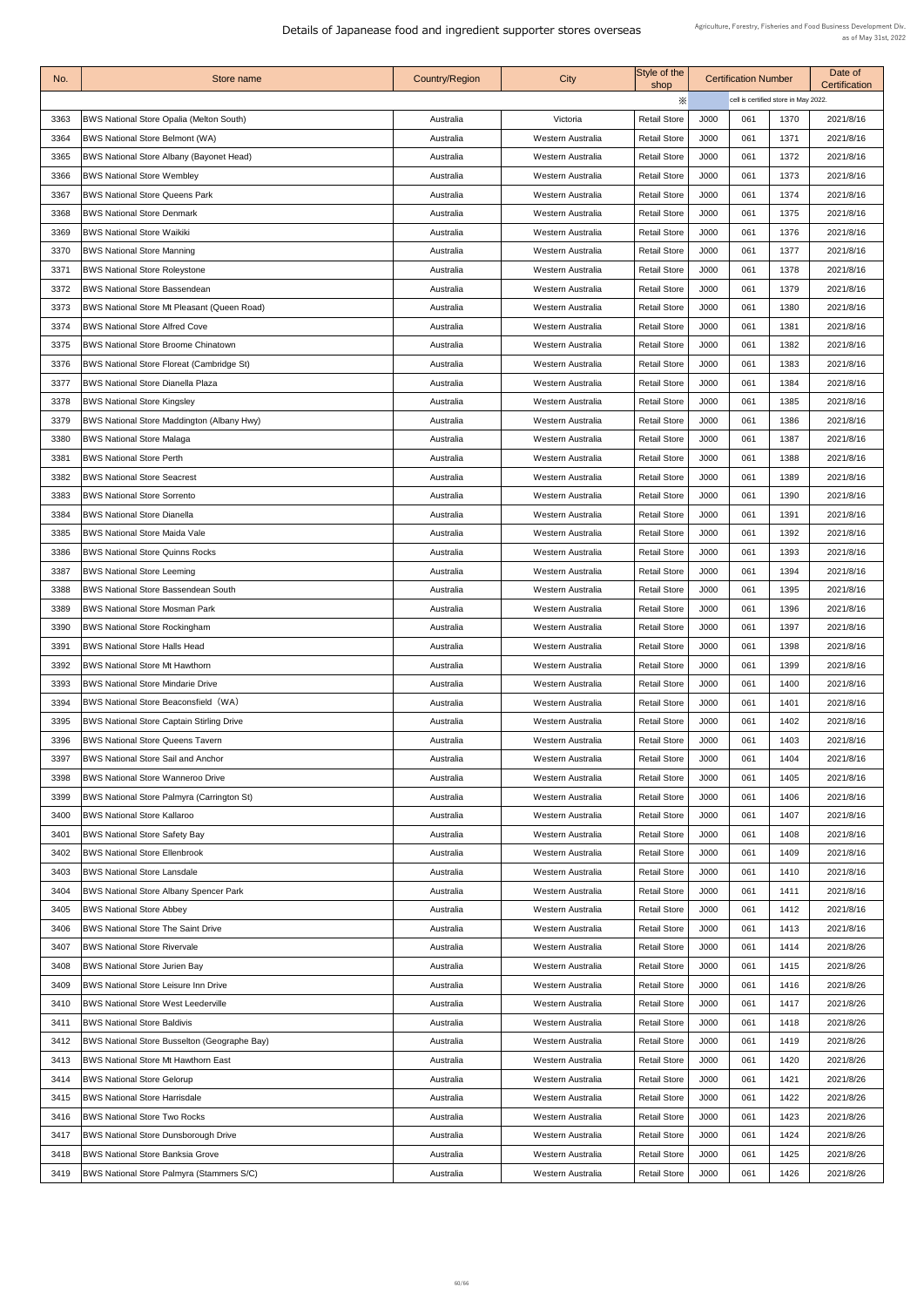# Details of Japanease food and ingredient supporter stores overseas

Agriculture, Forestry, Fisheries and Food Business Development Div.
as of May 31st, 2022

| No. | Store name | Country/Region | City | Style of the shop | Certification Number | | | Date of Certification |
|---|---|---|---|---|---|---|---|---|
| | | | | ※ | | cell is certified store in May 2022. | | |
| 3363 | BWS National Store Opalia (Melton South) | Australia | Victoria | Retail Store | J000 | 061 | 1370 | 2021/8/16 |
| 3364 | BWS National Store Belmont (WA) | Australia | Western Australia | Retail Store | J000 | 061 | 1371 | 2021/8/16 |
| 3365 | BWS National Store Albany (Bayonet Head) | Australia | Western Australia | Retail Store | J000 | 061 | 1372 | 2021/8/16 |
| 3366 | BWS National Store Wembley | Australia | Western Australia | Retail Store | J000 | 061 | 1373 | 2021/8/16 |
| 3367 | BWS National Store Queens Park | Australia | Western Australia | Retail Store | J000 | 061 | 1374 | 2021/8/16 |
| 3368 | BWS National Store Denmark | Australia | Western Australia | Retail Store | J000 | 061 | 1375 | 2021/8/16 |
| 3369 | BWS National Store Waikiki | Australia | Western Australia | Retail Store | J000 | 061 | 1376 | 2021/8/16 |
| 3370 | BWS National Store Manning | Australia | Western Australia | Retail Store | J000 | 061 | 1377 | 2021/8/16 |
| 3371 | BWS National Store Roleystone | Australia | Western Australia | Retail Store | J000 | 061 | 1378 | 2021/8/16 |
| 3372 | BWS National Store Bassendean | Australia | Western Australia | Retail Store | J000 | 061 | 1379 | 2021/8/16 |
| 3373 | BWS National Store Mt Pleasant (Queen Road) | Australia | Western Australia | Retail Store | J000 | 061 | 1380 | 2021/8/16 |
| 3374 | BWS National Store Alfred Cove | Australia | Western Australia | Retail Store | J000 | 061 | 1381 | 2021/8/16 |
| 3375 | BWS National Store Broome Chinatown | Australia | Western Australia | Retail Store | J000 | 061 | 1382 | 2021/8/16 |
| 3376 | BWS National Store Floreat (Cambridge St) | Australia | Western Australia | Retail Store | J000 | 061 | 1383 | 2021/8/16 |
| 3377 | BWS National Store Dianella Plaza | Australia | Western Australia | Retail Store | J000 | 061 | 1384 | 2021/8/16 |
| 3378 | BWS National Store Kingsley | Australia | Western Australia | Retail Store | J000 | 061 | 1385 | 2021/8/16 |
| 3379 | BWS National Store Maddington (Albany Hwy) | Australia | Western Australia | Retail Store | J000 | 061 | 1386 | 2021/8/16 |
| 3380 | BWS National Store Malaga | Australia | Western Australia | Retail Store | J000 | 061 | 1387 | 2021/8/16 |
| 3381 | BWS National Store Perth | Australia | Western Australia | Retail Store | J000 | 061 | 1388 | 2021/8/16 |
| 3382 | BWS National Store Seacrest | Australia | Western Australia | Retail Store | J000 | 061 | 1389 | 2021/8/16 |
| 3383 | BWS National Store Sorrento | Australia | Western Australia | Retail Store | J000 | 061 | 1390 | 2021/8/16 |
| 3384 | BWS National Store Dianella | Australia | Western Australia | Retail Store | J000 | 061 | 1391 | 2021/8/16 |
| 3385 | BWS National Store Maida Vale | Australia | Western Australia | Retail Store | J000 | 061 | 1392 | 2021/8/16 |
| 3386 | BWS National Store Quinns Rocks | Australia | Western Australia | Retail Store | J000 | 061 | 1393 | 2021/8/16 |
| 3387 | BWS National Store Leeming | Australia | Western Australia | Retail Store | J000 | 061 | 1394 | 2021/8/16 |
| 3388 | BWS National Store Bassendean South | Australia | Western Australia | Retail Store | J000 | 061 | 1395 | 2021/8/16 |
| 3389 | BWS National Store Mosman Park | Australia | Western Australia | Retail Store | J000 | 061 | 1396 | 2021/8/16 |
| 3390 | BWS National Store Rockingham | Australia | Western Australia | Retail Store | J000 | 061 | 1397 | 2021/8/16 |
| 3391 | BWS National Store Halls Head | Australia | Western Australia | Retail Store | J000 | 061 | 1398 | 2021/8/16 |
| 3392 | BWS National Store Mt Hawthorn | Australia | Western Australia | Retail Store | J000 | 061 | 1399 | 2021/8/16 |
| 3393 | BWS National Store Mindarie Drive | Australia | Western Australia | Retail Store | J000 | 061 | 1400 | 2021/8/16 |
| 3394 | BWS National Store Beaconsfield（WA） | Australia | Western Australia | Retail Store | J000 | 061 | 1401 | 2021/8/16 |
| 3395 | BWS National Store Captain Stirling Drive | Australia | Western Australia | Retail Store | J000 | 061 | 1402 | 2021/8/16 |
| 3396 | BWS National Store Queens Tavern | Australia | Western Australia | Retail Store | J000 | 061 | 1403 | 2021/8/16 |
| 3397 | BWS National Store Sail and Anchor | Australia | Western Australia | Retail Store | J000 | 061 | 1404 | 2021/8/16 |
| 3398 | BWS National Store Wanneroo Drive | Australia | Western Australia | Retail Store | J000 | 061 | 1405 | 2021/8/16 |
| 3399 | BWS National Store Palmyra (Carrington St) | Australia | Western Australia | Retail Store | J000 | 061 | 1406 | 2021/8/16 |
| 3400 | BWS National Store Kallaroo | Australia | Western Australia | Retail Store | J000 | 061 | 1407 | 2021/8/16 |
| 3401 | BWS National Store Safety Bay | Australia | Western Australia | Retail Store | J000 | 061 | 1408 | 2021/8/16 |
| 3402 | BWS National Store Ellenbrook | Australia | Western Australia | Retail Store | J000 | 061 | 1409 | 2021/8/16 |
| 3403 | BWS National Store Lansdale | Australia | Western Australia | Retail Store | J000 | 061 | 1410 | 2021/8/16 |
| 3404 | BWS National Store Albany Spencer Park | Australia | Western Australia | Retail Store | J000 | 061 | 1411 | 2021/8/16 |
| 3405 | BWS National Store Abbey | Australia | Western Australia | Retail Store | J000 | 061 | 1412 | 2021/8/16 |
| 3406 | BWS National Store The Saint Drive | Australia | Western Australia | Retail Store | J000 | 061 | 1413 | 2021/8/16 |
| 3407 | BWS National Store Rivervale | Australia | Western Australia | Retail Store | J000 | 061 | 1414 | 2021/8/26 |
| 3408 | BWS National Store Jurien Bay | Australia | Western Australia | Retail Store | J000 | 061 | 1415 | 2021/8/26 |
| 3409 | BWS National Store Leisure Inn Drive | Australia | Western Australia | Retail Store | J000 | 061 | 1416 | 2021/8/26 |
| 3410 | BWS National Store West Leederville | Australia | Western Australia | Retail Store | J000 | 061 | 1417 | 2021/8/26 |
| 3411 | BWS National Store Baldivis | Australia | Western Australia | Retail Store | J000 | 061 | 1418 | 2021/8/26 |
| 3412 | BWS National Store Busselton (Geographe Bay) | Australia | Western Australia | Retail Store | J000 | 061 | 1419 | 2021/8/26 |
| 3413 | BWS National Store Mt Hawthorn East | Australia | Western Australia | Retail Store | J000 | 061 | 1420 | 2021/8/26 |
| 3414 | BWS National Store Gelorup | Australia | Western Australia | Retail Store | J000 | 061 | 1421 | 2021/8/26 |
| 3415 | BWS National Store Harrisdale | Australia | Western Australia | Retail Store | J000 | 061 | 1422 | 2021/8/26 |
| 3416 | BWS National Store Two Rocks | Australia | Western Australia | Retail Store | J000 | 061 | 1423 | 2021/8/26 |
| 3417 | BWS National Store Dunsborough Drive | Australia | Western Australia | Retail Store | J000 | 061 | 1424 | 2021/8/26 |
| 3418 | BWS National Store Banksia Grove | Australia | Western Australia | Retail Store | J000 | 061 | 1425 | 2021/8/26 |
| 3419 | BWS National Store Palmyra (Stammers S/C) | Australia | Western Australia | Retail Store | J000 | 061 | 1426 | 2021/8/26 |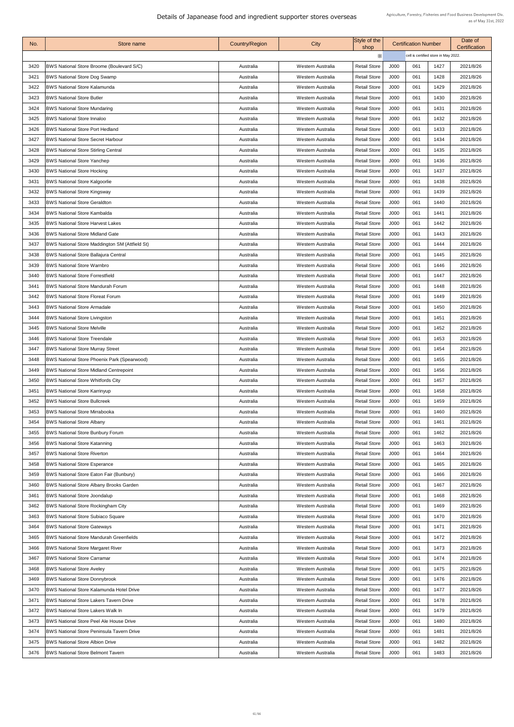# Details of Japanease food and ingredient supporter stores overseas

Agriculture, Forestry, Fisheries and Food Business Development Div.
as of May 31st, 2022

| No. | Store name | Country/Region | City | Style of the shop | Certification Number | | | Date of Certification |
|---|---|---|---|---|---|---|---|---|
| | | | | ※ | cell is certified store in May 2022. | | | |
| 3420 | BWS National Store Broome (Boulevard S/C) | Australia | Western Australia | Retail Store | J000 | 061 | 1427 | 2021/8/26 |
| 3421 | BWS National Store Dog Swamp | Australia | Western Australia | Retail Store | J000 | 061 | 1428 | 2021/8/26 |
| 3422 | BWS National Store Kalamunda | Australia | Western Australia | Retail Store | J000 | 061 | 1429 | 2021/8/26 |
| 3423 | BWS National Store Butler | Australia | Western Australia | Retail Store | J000 | 061 | 1430 | 2021/8/26 |
| 3424 | BWS National Store Mundaring | Australia | Western Australia | Retail Store | J000 | 061 | 1431 | 2021/8/26 |
| 3425 | BWS National Store Innaloo | Australia | Western Australia | Retail Store | J000 | 061 | 1432 | 2021/8/26 |
| 3426 | BWS National Store Port Hedland | Australia | Western Australia | Retail Store | J000 | 061 | 1433 | 2021/8/26 |
| 3427 | BWS National Store Secret Harbour | Australia | Western Australia | Retail Store | J000 | 061 | 1434 | 2021/8/26 |
| 3428 | BWS National Store Stirling Central | Australia | Western Australia | Retail Store | J000 | 061 | 1435 | 2021/8/26 |
| 3429 | BWS National Store Yanchep | Australia | Western Australia | Retail Store | J000 | 061 | 1436 | 2021/8/26 |
| 3430 | BWS National Store Hocking | Australia | Western Australia | Retail Store | J000 | 061 | 1437 | 2021/8/26 |
| 3431 | BWS National Store Kalgoorlie | Australia | Western Australia | Retail Store | J000 | 061 | 1438 | 2021/8/26 |
| 3432 | BWS National Store Kingsway | Australia | Western Australia | Retail Store | J000 | 061 | 1439 | 2021/8/26 |
| 3433 | BWS National Store Geraldton | Australia | Western Australia | Retail Store | J000 | 061 | 1440 | 2021/8/26 |
| 3434 | BWS National Store Kambalda | Australia | Western Australia | Retail Store | J000 | 061 | 1441 | 2021/8/26 |
| 3435 | BWS National Store Harvest Lakes | Australia | Western Australia | Retail Store | J000 | 061 | 1442 | 2021/8/26 |
| 3436 | BWS National Store Midland Gate | Australia | Western Australia | Retail Store | J000 | 061 | 1443 | 2021/8/26 |
| 3437 | BWS National Store Maddington SM (Attfield St) | Australia | Western Australia | Retail Store | J000 | 061 | 1444 | 2021/8/26 |
| 3438 | BWS National Store Ballajura Central | Australia | Western Australia | Retail Store | J000 | 061 | 1445 | 2021/8/26 |
| 3439 | BWS National Store Warnbro | Australia | Western Australia | Retail Store | J000 | 061 | 1446 | 2021/8/26 |
| 3440 | BWS National Store Forrestfield | Australia | Western Australia | Retail Store | J000 | 061 | 1447 | 2021/8/26 |
| 3441 | BWS National Store Mandurah Forum | Australia | Western Australia | Retail Store | J000 | 061 | 1448 | 2021/8/26 |
| 3442 | BWS National Store Floreat Forum | Australia | Western Australia | Retail Store | J000 | 061 | 1449 | 2021/8/26 |
| 3443 | BWS National Store Armadale | Australia | Western Australia | Retail Store | J000 | 061 | 1450 | 2021/8/26 |
| 3444 | BWS National Store Livingston | Australia | Western Australia | Retail Store | J000 | 061 | 1451 | 2021/8/26 |
| 3445 | BWS National Store Melville | Australia | Western Australia | Retail Store | J000 | 061 | 1452 | 2021/8/26 |
| 3446 | BWS National Store Treendale | Australia | Western Australia | Retail Store | J000 | 061 | 1453 | 2021/8/26 |
| 3447 | BWS National Store Murray Street | Australia | Western Australia | Retail Store | J000 | 061 | 1454 | 2021/8/26 |
| 3448 | BWS National Store Phoenix Park (Spearwood) | Australia | Western Australia | Retail Store | J000 | 061 | 1455 | 2021/8/26 |
| 3449 | BWS National Store Midland Centrepoint | Australia | Western Australia | Retail Store | J000 | 061 | 1456 | 2021/8/26 |
| 3450 | BWS National Store Whitfords City | Australia | Western Australia | Retail Store | J000 | 061 | 1457 | 2021/8/26 |
| 3451 | BWS National Store Karrinyup | Australia | Western Australia | Retail Store | J000 | 061 | 1458 | 2021/8/26 |
| 3452 | BWS National Store Bullcreek | Australia | Western Australia | Retail Store | J000 | 061 | 1459 | 2021/8/26 |
| 3453 | BWS National Store Mirrabooka | Australia | Western Australia | Retail Store | J000 | 061 | 1460 | 2021/8/26 |
| 3454 | BWS National Store Albany | Australia | Western Australia | Retail Store | J000 | 061 | 1461 | 2021/8/26 |
| 3455 | BWS National Store Bunbury Forum | Australia | Western Australia | Retail Store | J000 | 061 | 1462 | 2021/8/26 |
| 3456 | BWS National Store Katanning | Australia | Western Australia | Retail Store | J000 | 061 | 1463 | 2021/8/26 |
| 3457 | BWS National Store Riverton | Australia | Western Australia | Retail Store | J000 | 061 | 1464 | 2021/8/26 |
| 3458 | BWS National Store Esperance | Australia | Western Australia | Retail Store | J000 | 061 | 1465 | 2021/8/26 |
| 3459 | BWS National Store Eaton Fair (Bunbury) | Australia | Western Australia | Retail Store | J000 | 061 | 1466 | 2021/8/26 |
| 3460 | BWS National Store Albany Brooks Garden | Australia | Western Australia | Retail Store | J000 | 061 | 1467 | 2021/8/26 |
| 3461 | BWS National Store Joondalup | Australia | Western Australia | Retail Store | J000 | 061 | 1468 | 2021/8/26 |
| 3462 | BWS National Store Rockingham City | Australia | Western Australia | Retail Store | J000 | 061 | 1469 | 2021/8/26 |
| 3463 | BWS National Store Subiaco Square | Australia | Western Australia | Retail Store | J000 | 061 | 1470 | 2021/8/26 |
| 3464 | BWS National Store Gateways | Australia | Western Australia | Retail Store | J000 | 061 | 1471 | 2021/8/26 |
| 3465 | BWS National Store Mandurah Greenfields | Australia | Western Australia | Retail Store | J000 | 061 | 1472 | 2021/8/26 |
| 3466 | BWS National Store Margaret River | Australia | Western Australia | Retail Store | J000 | 061 | 1473 | 2021/8/26 |
| 3467 | BWS National Store Carramar | Australia | Western Australia | Retail Store | J000 | 061 | 1474 | 2021/8/26 |
| 3468 | BWS National Store Aveley | Australia | Western Australia | Retail Store | J000 | 061 | 1475 | 2021/8/26 |
| 3469 | BWS National Store Donnybrook | Australia | Western Australia | Retail Store | J000 | 061 | 1476 | 2021/8/26 |
| 3470 | BWS National Store Kalamunda Hotel Drive | Australia | Western Australia | Retail Store | J000 | 061 | 1477 | 2021/8/26 |
| 3471 | BWS National Store Lakers Tavern Drive | Australia | Western Australia | Retail Store | J000 | 061 | 1478 | 2021/8/26 |
| 3472 | BWS National Store Lakers Walk In | Australia | Western Australia | Retail Store | J000 | 061 | 1479 | 2021/8/26 |
| 3473 | BWS National Store Peel Ale House Drive | Australia | Western Australia | Retail Store | J000 | 061 | 1480 | 2021/8/26 |
| 3474 | BWS National Store Peninsula Tavern Drive | Australia | Western Australia | Retail Store | J000 | 061 | 1481 | 2021/8/26 |
| 3475 | BWS National Store Albion Drive | Australia | Western Australia | Retail Store | J000 | 061 | 1482 | 2021/8/26 |
| 3476 | BWS National Store Belmont Tavern | Australia | Western Australia | Retail Store | J000 | 061 | 1483 | 2021/8/26 |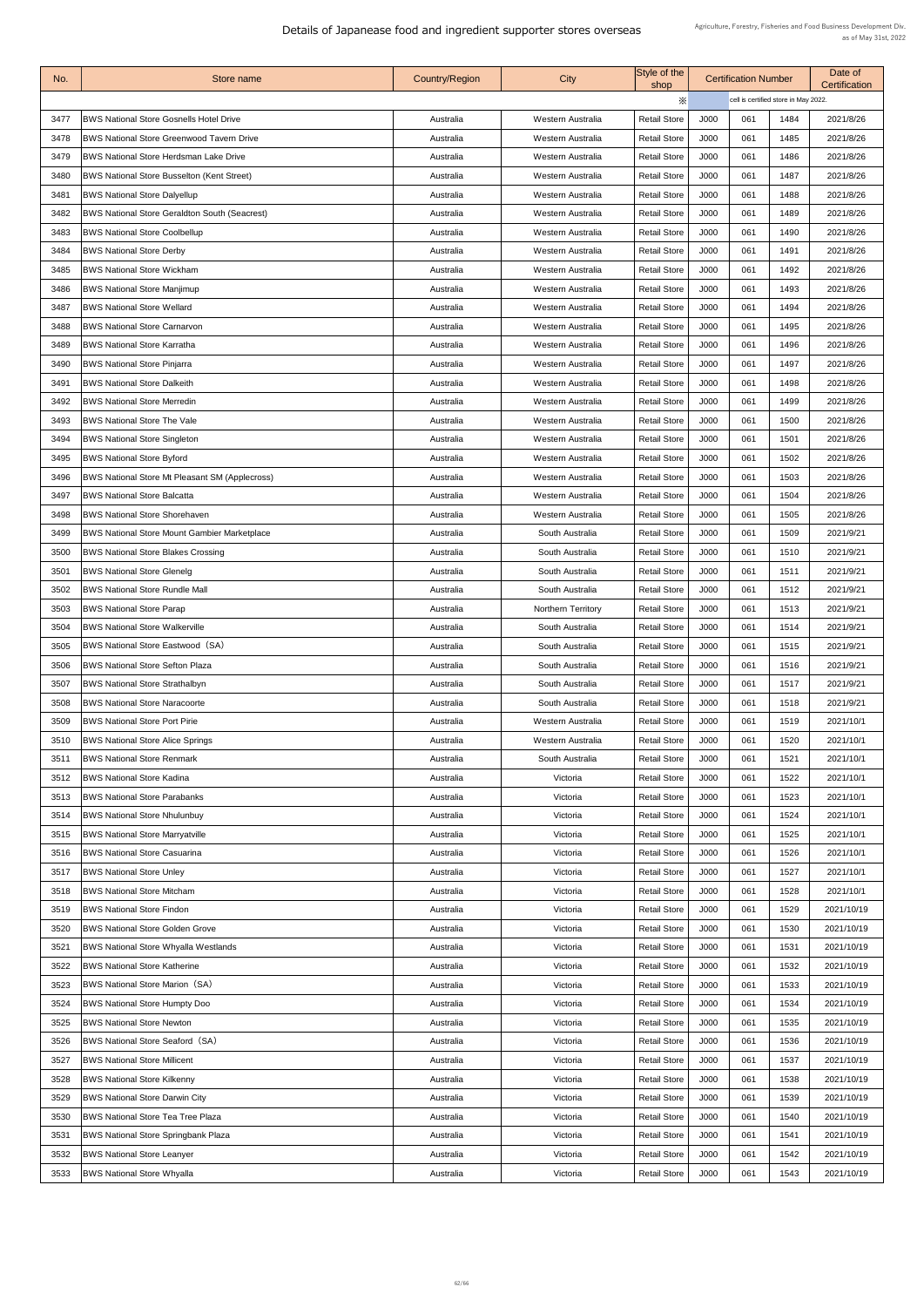# Details of Japanease food and ingredient supporter stores overseas

Agriculture, Forestry, Fisheries and Food Business Development Div.
as of May 31st, 2022

| No. | Store name | Country/Region | City | Style of the shop | Certification Number | | | Date of Certification |
|---|---|---|---|---|---|---|---|---|
| | | | | ※ | cell is certified store in May 2022. | | | |
| 3477 | BWS National Store Gosnells Hotel Drive | Australia | Western Australia | Retail Store | J000 | 061 | 1484 | 2021/8/26 |
| 3478 | BWS National Store Greenwood Tavern Drive | Australia | Western Australia | Retail Store | J000 | 061 | 1485 | 2021/8/26 |
| 3479 | BWS National Store Herdsman Lake Drive | Australia | Western Australia | Retail Store | J000 | 061 | 1486 | 2021/8/26 |
| 3480 | BWS National Store Busselton (Kent Street) | Australia | Western Australia | Retail Store | J000 | 061 | 1487 | 2021/8/26 |
| 3481 | BWS National Store Dalyellup | Australia | Western Australia | Retail Store | J000 | 061 | 1488 | 2021/8/26 |
| 3482 | BWS National Store Geraldton South (Seacrest) | Australia | Western Australia | Retail Store | J000 | 061 | 1489 | 2021/8/26 |
| 3483 | BWS National Store Coolbellup | Australia | Western Australia | Retail Store | J000 | 061 | 1490 | 2021/8/26 |
| 3484 | BWS National Store Derby | Australia | Western Australia | Retail Store | J000 | 061 | 1491 | 2021/8/26 |
| 3485 | BWS National Store Wickham | Australia | Western Australia | Retail Store | J000 | 061 | 1492 | 2021/8/26 |
| 3486 | BWS National Store Manjimup | Australia | Western Australia | Retail Store | J000 | 061 | 1493 | 2021/8/26 |
| 3487 | BWS National Store Wellard | Australia | Western Australia | Retail Store | J000 | 061 | 1494 | 2021/8/26 |
| 3488 | BWS National Store Carnarvon | Australia | Western Australia | Retail Store | J000 | 061 | 1495 | 2021/8/26 |
| 3489 | BWS National Store Karratha | Australia | Western Australia | Retail Store | J000 | 061 | 1496 | 2021/8/26 |
| 3490 | BWS National Store Pinjarra | Australia | Western Australia | Retail Store | J000 | 061 | 1497 | 2021/8/26 |
| 3491 | BWS National Store Dalkeith | Australia | Western Australia | Retail Store | J000 | 061 | 1498 | 2021/8/26 |
| 3492 | BWS National Store Merredin | Australia | Western Australia | Retail Store | J000 | 061 | 1499 | 2021/8/26 |
| 3493 | BWS National Store The Vale | Australia | Western Australia | Retail Store | J000 | 061 | 1500 | 2021/8/26 |
| 3494 | BWS National Store Singleton | Australia | Western Australia | Retail Store | J000 | 061 | 1501 | 2021/8/26 |
| 3495 | BWS National Store Byford | Australia | Western Australia | Retail Store | J000 | 061 | 1502 | 2021/8/26 |
| 3496 | BWS National Store Mt Pleasant SM (Applecross) | Australia | Western Australia | Retail Store | J000 | 061 | 1503 | 2021/8/26 |
| 3497 | BWS National Store Balcatta | Australia | Western Australia | Retail Store | J000 | 061 | 1504 | 2021/8/26 |
| 3498 | BWS National Store Shorehaven | Australia | Western Australia | Retail Store | J000 | 061 | 1505 | 2021/8/26 |
| 3499 | BWS National Store Mount Gambier Marketplace | Australia | South Australia | Retail Store | J000 | 061 | 1509 | 2021/9/21 |
| 3500 | BWS National Store Blakes Crossing | Australia | South Australia | Retail Store | J000 | 061 | 1510 | 2021/9/21 |
| 3501 | BWS National Store Glenelg | Australia | South Australia | Retail Store | J000 | 061 | 1511 | 2021/9/21 |
| 3502 | BWS National Store Rundle Mall | Australia | South Australia | Retail Store | J000 | 061 | 1512 | 2021/9/21 |
| 3503 | BWS National Store Parap | Australia | Northern Territory | Retail Store | J000 | 061 | 1513 | 2021/9/21 |
| 3504 | BWS National Store Walkerville | Australia | South Australia | Retail Store | J000 | 061 | 1514 | 2021/9/21 |
| 3505 | BWS National Store Eastwood（SA） | Australia | South Australia | Retail Store | J000 | 061 | 1515 | 2021/9/21 |
| 3506 | BWS National Store Sefton Plaza | Australia | South Australia | Retail Store | J000 | 061 | 1516 | 2021/9/21 |
| 3507 | BWS National Store Strathalbyn | Australia | South Australia | Retail Store | J000 | 061 | 1517 | 2021/9/21 |
| 3508 | BWS National Store Naracoorte | Australia | South Australia | Retail Store | J000 | 061 | 1518 | 2021/9/21 |
| 3509 | BWS National Store Port Pirie | Australia | Western Australia | Retail Store | J000 | 061 | 1519 | 2021/10/1 |
| 3510 | BWS National Store Alice Springs | Australia | Western Australia | Retail Store | J000 | 061 | 1520 | 2021/10/1 |
| 3511 | BWS National Store Renmark | Australia | South Australia | Retail Store | J000 | 061 | 1521 | 2021/10/1 |
| 3512 | BWS National Store Kadina | Australia | Victoria | Retail Store | J000 | 061 | 1522 | 2021/10/1 |
| 3513 | BWS National Store Parabanks | Australia | Victoria | Retail Store | J000 | 061 | 1523 | 2021/10/1 |
| 3514 | BWS National Store Nhulunbuy | Australia | Victoria | Retail Store | J000 | 061 | 1524 | 2021/10/1 |
| 3515 | BWS National Store Marryatville | Australia | Victoria | Retail Store | J000 | 061 | 1525 | 2021/10/1 |
| 3516 | BWS National Store Casuarina | Australia | Victoria | Retail Store | J000 | 061 | 1526 | 2021/10/1 |
| 3517 | BWS National Store Unley | Australia | Victoria | Retail Store | J000 | 061 | 1527 | 2021/10/1 |
| 3518 | BWS National Store Mitcham | Australia | Victoria | Retail Store | J000 | 061 | 1528 | 2021/10/1 |
| 3519 | BWS National Store Findon | Australia | Victoria | Retail Store | J000 | 061 | 1529 | 2021/10/19 |
| 3520 | BWS National Store Golden Grove | Australia | Victoria | Retail Store | J000 | 061 | 1530 | 2021/10/19 |
| 3521 | BWS National Store Whyalla Westlands | Australia | Victoria | Retail Store | J000 | 061 | 1531 | 2021/10/19 |
| 3522 | BWS National Store Katherine | Australia | Victoria | Retail Store | J000 | 061 | 1532 | 2021/10/19 |
| 3523 | BWS National Store Marion（SA） | Australia | Victoria | Retail Store | J000 | 061 | 1533 | 2021/10/19 |
| 3524 | BWS National Store Humpty Doo | Australia | Victoria | Retail Store | J000 | 061 | 1534 | 2021/10/19 |
| 3525 | BWS National Store Newton | Australia | Victoria | Retail Store | J000 | 061 | 1535 | 2021/10/19 |
| 3526 | BWS National Store Seaford（SA） | Australia | Victoria | Retail Store | J000 | 061 | 1536 | 2021/10/19 |
| 3527 | BWS National Store Millicent | Australia | Victoria | Retail Store | J000 | 061 | 1537 | 2021/10/19 |
| 3528 | BWS National Store Kilkenny | Australia | Victoria | Retail Store | J000 | 061 | 1538 | 2021/10/19 |
| 3529 | BWS National Store Darwin City | Australia | Victoria | Retail Store | J000 | 061 | 1539 | 2021/10/19 |
| 3530 | BWS National Store Tea Tree Plaza | Australia | Victoria | Retail Store | J000 | 061 | 1540 | 2021/10/19 |
| 3531 | BWS National Store Springbank Plaza | Australia | Victoria | Retail Store | J000 | 061 | 1541 | 2021/10/19 |
| 3532 | BWS National Store Leanyer | Australia | Victoria | Retail Store | J000 | 061 | 1542 | 2021/10/19 |
| 3533 | BWS National Store Whyalla | Australia | Victoria | Retail Store | J000 | 061 | 1543 | 2021/10/19 |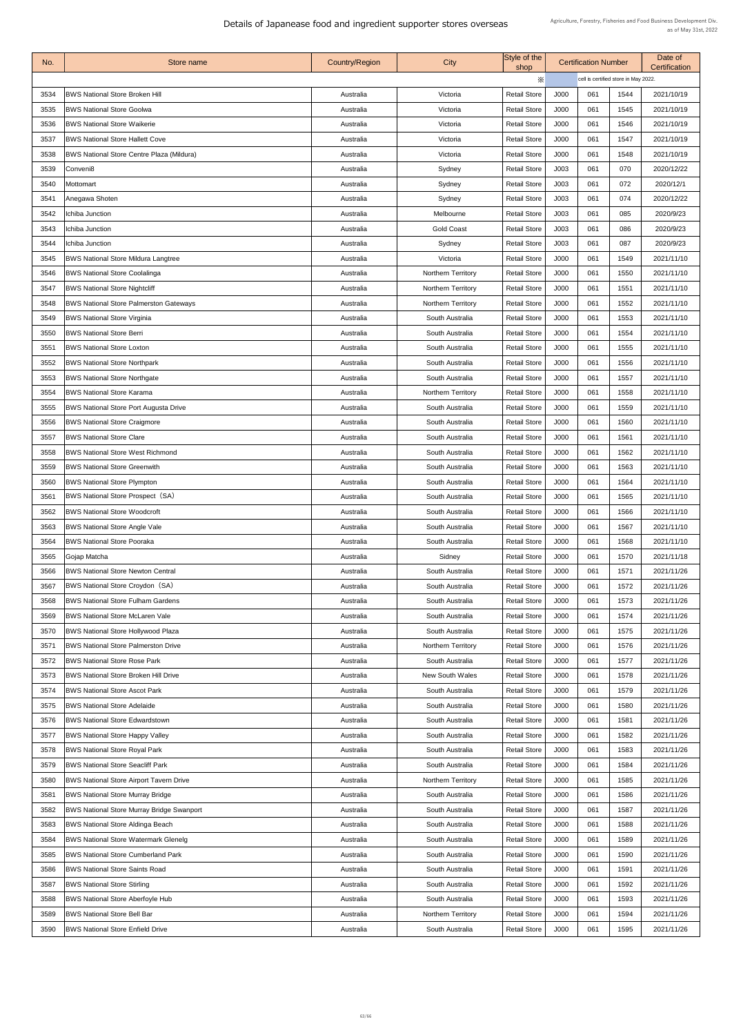# Details of Japanease food and ingredient supporter stores overseas

Agriculture, Forestry, Fisheries and Food Business Development Div.
as of May 31st, 2022

| No. | Store name | Country/Region | City | Style of the shop | Certification Number | | | Date of Certification |
|---|---|---|---|---|---|---|---|---|
| | | | | ※ | cell is certified store in May 2022. | | | |
| 3534 | BWS National Store Broken Hill | Australia | Victoria | Retail Store | J000 | 061 | 1544 | 2021/10/19 |
| 3535 | BWS National Store Goolwa | Australia | Victoria | Retail Store | J000 | 061 | 1545 | 2021/10/19 |
| 3536 | BWS National Store Waikerie | Australia | Victoria | Retail Store | J000 | 061 | 1546 | 2021/10/19 |
| 3537 | BWS National Store Hallett Cove | Australia | Victoria | Retail Store | J000 | 061 | 1547 | 2021/10/19 |
| 3538 | BWS National Store Centre Plaza (Mildura) | Australia | Victoria | Retail Store | J000 | 061 | 1548 | 2021/10/19 |
| 3539 | Conveni8 | Australia | Sydney | Retail Store | J003 | 061 | 070 | 2020/12/22 |
| 3540 | Mottomart | Australia | Sydney | Retail Store | J003 | 061 | 072 | 2020/12/1 |
| 3541 | Anegawa Shoten | Australia | Sydney | Retail Store | J003 | 061 | 074 | 2020/12/22 |
| 3542 | Ichiba Junction | Australia | Melbourne | Retail Store | J003 | 061 | 085 | 2020/9/23 |
| 3543 | Ichiba Junction | Australia | Gold Coast | Retail Store | J003 | 061 | 086 | 2020/9/23 |
| 3544 | Ichiba Junction | Australia | Sydney | Retail Store | J003 | 061 | 087 | 2020/9/23 |
| 3545 | BWS National Store Mildura Langtree | Australia | Victoria | Retail Store | J000 | 061 | 1549 | 2021/11/10 |
| 3546 | BWS National Store Coolalinga | Australia | Northern Territory | Retail Store | J000 | 061 | 1550 | 2021/11/10 |
| 3547 | BWS National Store Nightcliff | Australia | Northern Territory | Retail Store | J000 | 061 | 1551 | 2021/11/10 |
| 3548 | BWS National Store Palmerston Gateways | Australia | Northern Territory | Retail Store | J000 | 061 | 1552 | 2021/11/10 |
| 3549 | BWS National Store Virginia | Australia | South Australia | Retail Store | J000 | 061 | 1553 | 2021/11/10 |
| 3550 | BWS National Store Berri | Australia | South Australia | Retail Store | J000 | 061 | 1554 | 2021/11/10 |
| 3551 | BWS National Store Loxton | Australia | South Australia | Retail Store | J000 | 061 | 1555 | 2021/11/10 |
| 3552 | BWS National Store Northpark | Australia | South Australia | Retail Store | J000 | 061 | 1556 | 2021/11/10 |
| 3553 | BWS National Store Northgate | Australia | South Australia | Retail Store | J000 | 061 | 1557 | 2021/11/10 |
| 3554 | BWS National Store Karama | Australia | Northern Territory | Retail Store | J000 | 061 | 1558 | 2021/11/10 |
| 3555 | BWS National Store Port Augusta Drive | Australia | South Australia | Retail Store | J000 | 061 | 1559 | 2021/11/10 |
| 3556 | BWS National Store Craigmore | Australia | South Australia | Retail Store | J000 | 061 | 1560 | 2021/11/10 |
| 3557 | BWS National Store Clare | Australia | South Australia | Retail Store | J000 | 061 | 1561 | 2021/11/10 |
| 3558 | BWS National Store West Richmond | Australia | South Australia | Retail Store | J000 | 061 | 1562 | 2021/11/10 |
| 3559 | BWS National Store Greenwith | Australia | South Australia | Retail Store | J000 | 061 | 1563 | 2021/11/10 |
| 3560 | BWS National Store Plympton | Australia | South Australia | Retail Store | J000 | 061 | 1564 | 2021/11/10 |
| 3561 | BWS National Store Prospect（SA） | Australia | South Australia | Retail Store | J000 | 061 | 1565 | 2021/11/10 |
| 3562 | BWS National Store Woodcroft | Australia | South Australia | Retail Store | J000 | 061 | 1566 | 2021/11/10 |
| 3563 | BWS National Store Angle Vale | Australia | South Australia | Retail Store | J000 | 061 | 1567 | 2021/11/10 |
| 3564 | BWS National Store Pooraka | Australia | South Australia | Retail Store | J000 | 061 | 1568 | 2021/11/10 |
| 3565 | Gojap Matcha | Australia | Sidney | Retail Store | J000 | 061 | 1570 | 2021/11/18 |
| 3566 | BWS National Store Newton Central | Australia | South Australia | Retail Store | J000 | 061 | 1571 | 2021/11/26 |
| 3567 | BWS National Store Croydon（SA） | Australia | South Australia | Retail Store | J000 | 061 | 1572 | 2021/11/26 |
| 3568 | BWS National Store Fulham Gardens | Australia | South Australia | Retail Store | J000 | 061 | 1573 | 2021/11/26 |
| 3569 | BWS National Store McLaren Vale | Australia | South Australia | Retail Store | J000 | 061 | 1574 | 2021/11/26 |
| 3570 | BWS National Store Hollywood Plaza | Australia | South Australia | Retail Store | J000 | 061 | 1575 | 2021/11/26 |
| 3571 | BWS National Store Palmerston Drive | Australia | Northern Territory | Retail Store | J000 | 061 | 1576 | 2021/11/26 |
| 3572 | BWS National Store Rose Park | Australia | South Australia | Retail Store | J000 | 061 | 1577 | 2021/11/26 |
| 3573 | BWS National Store Broken Hill Drive | Australia | New South Wales | Retail Store | J000 | 061 | 1578 | 2021/11/26 |
| 3574 | BWS National Store Ascot Park | Australia | South Australia | Retail Store | J000 | 061 | 1579 | 2021/11/26 |
| 3575 | BWS National Store Adelaide | Australia | South Australia | Retail Store | J000 | 061 | 1580 | 2021/11/26 |
| 3576 | BWS National Store Edwardstown | Australia | South Australia | Retail Store | J000 | 061 | 1581 | 2021/11/26 |
| 3577 | BWS National Store Happy Valley | Australia | South Australia | Retail Store | J000 | 061 | 1582 | 2021/11/26 |
| 3578 | BWS National Store Royal Park | Australia | South Australia | Retail Store | J000 | 061 | 1583 | 2021/11/26 |
| 3579 | BWS National Store Seacliff Park | Australia | South Australia | Retail Store | J000 | 061 | 1584 | 2021/11/26 |
| 3580 | BWS National Store Airport Tavern Drive | Australia | Northern Territory | Retail Store | J000 | 061 | 1585 | 2021/11/26 |
| 3581 | BWS National Store Murray Bridge | Australia | South Australia | Retail Store | J000 | 061 | 1586 | 2021/11/26 |
| 3582 | BWS National Store Murray Bridge Swanport | Australia | South Australia | Retail Store | J000 | 061 | 1587 | 2021/11/26 |
| 3583 | BWS National Store Aldinga Beach | Australia | South Australia | Retail Store | J000 | 061 | 1588 | 2021/11/26 |
| 3584 | BWS National Store Watermark Glenelg | Australia | South Australia | Retail Store | J000 | 061 | 1589 | 2021/11/26 |
| 3585 | BWS National Store Cumberland Park | Australia | South Australia | Retail Store | J000 | 061 | 1590 | 2021/11/26 |
| 3586 | BWS National Store Saints Road | Australia | South Australia | Retail Store | J000 | 061 | 1591 | 2021/11/26 |
| 3587 | BWS National Store Stirling | Australia | South Australia | Retail Store | J000 | 061 | 1592 | 2021/11/26 |
| 3588 | BWS National Store Aberfoyle Hub | Australia | South Australia | Retail Store | J000 | 061 | 1593 | 2021/11/26 |
| 3589 | BWS National Store Bell Bar | Australia | Northern Territory | Retail Store | J000 | 061 | 1594 | 2021/11/26 |
| 3590 | BWS National Store Enfield Drive | Australia | South Australia | Retail Store | J000 | 061 | 1595 | 2021/11/26 |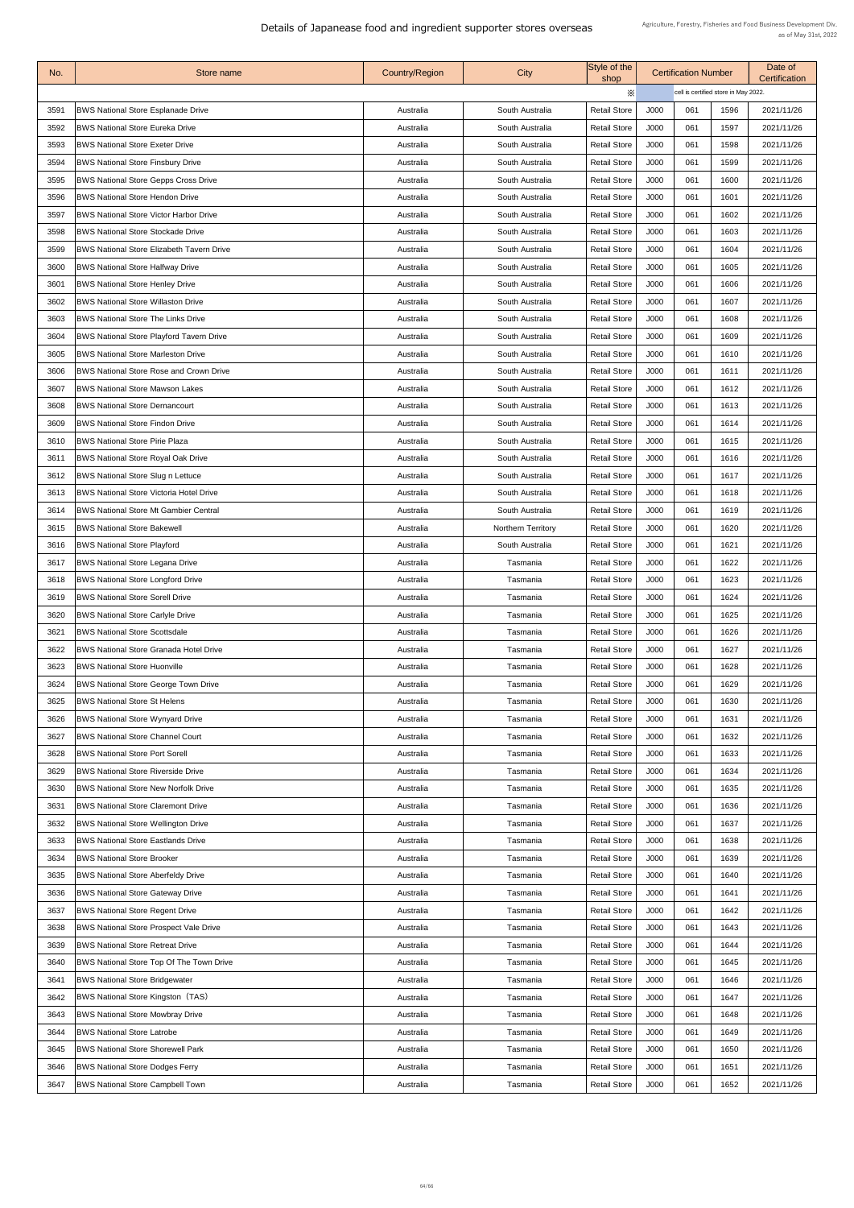# Details of Japanease food and ingredient supporter stores overseas

Agriculture, Forestry, Fisheries and Food Business Development Div.
as of May 31st, 2022

| No. | Store name | Country/Region | City | Style of the shop | Certification Number | | | Date of Certification |
|---|---|---|---|---|---|---|---|---|
| | | | | ※ | cell is certified store in May 2022. | | | |
| 3591 | BWS National Store Esplanade Drive | Australia | South Australia | Retail Store | J000 | 061 | 1596 | 2021/11/26 |
| 3592 | BWS National Store Eureka Drive | Australia | South Australia | Retail Store | J000 | 061 | 1597 | 2021/11/26 |
| 3593 | BWS National Store Exeter Drive | Australia | South Australia | Retail Store | J000 | 061 | 1598 | 2021/11/26 |
| 3594 | BWS National Store Finsbury Drive | Australia | South Australia | Retail Store | J000 | 061 | 1599 | 2021/11/26 |
| 3595 | BWS National Store Gepps Cross Drive | Australia | South Australia | Retail Store | J000 | 061 | 1600 | 2021/11/26 |
| 3596 | BWS National Store Hendon Drive | Australia | South Australia | Retail Store | J000 | 061 | 1601 | 2021/11/26 |
| 3597 | BWS National Store Victor Harbor Drive | Australia | South Australia | Retail Store | J000 | 061 | 1602 | 2021/11/26 |
| 3598 | BWS National Store Stockade Drive | Australia | South Australia | Retail Store | J000 | 061 | 1603 | 2021/11/26 |
| 3599 | BWS National Store Elizabeth Tavern Drive | Australia | South Australia | Retail Store | J000 | 061 | 1604 | 2021/11/26 |
| 3600 | BWS National Store Halfway Drive | Australia | South Australia | Retail Store | J000 | 061 | 1605 | 2021/11/26 |
| 3601 | BWS National Store Henley Drive | Australia | South Australia | Retail Store | J000 | 061 | 1606 | 2021/11/26 |
| 3602 | BWS National Store Willaston Drive | Australia | South Australia | Retail Store | J000 | 061 | 1607 | 2021/11/26 |
| 3603 | BWS National Store The Links Drive | Australia | South Australia | Retail Store | J000 | 061 | 1608 | 2021/11/26 |
| 3604 | BWS National Store Playford Tavern Drive | Australia | South Australia | Retail Store | J000 | 061 | 1609 | 2021/11/26 |
| 3605 | BWS National Store Marleston Drive | Australia | South Australia | Retail Store | J000 | 061 | 1610 | 2021/11/26 |
| 3606 | BWS National Store Rose and Crown Drive | Australia | South Australia | Retail Store | J000 | 061 | 1611 | 2021/11/26 |
| 3607 | BWS National Store Mawson Lakes | Australia | South Australia | Retail Store | J000 | 061 | 1612 | 2021/11/26 |
| 3608 | BWS National Store Dernancourt | Australia | South Australia | Retail Store | J000 | 061 | 1613 | 2021/11/26 |
| 3609 | BWS National Store Findon Drive | Australia | South Australia | Retail Store | J000 | 061 | 1614 | 2021/11/26 |
| 3610 | BWS National Store Pirie Plaza | Australia | South Australia | Retail Store | J000 | 061 | 1615 | 2021/11/26 |
| 3611 | BWS National Store Royal Oak Drive | Australia | South Australia | Retail Store | J000 | 061 | 1616 | 2021/11/26 |
| 3612 | BWS National Store Slug n Lettuce | Australia | South Australia | Retail Store | J000 | 061 | 1617 | 2021/11/26 |
| 3613 | BWS National Store Victoria Hotel Drive | Australia | South Australia | Retail Store | J000 | 061 | 1618 | 2021/11/26 |
| 3614 | BWS National Store Mt Gambier Central | Australia | South Australia | Retail Store | J000 | 061 | 1619 | 2021/11/26 |
| 3615 | BWS National Store Bakewell | Australia | Northern Territory | Retail Store | J000 | 061 | 1620 | 2021/11/26 |
| 3616 | BWS National Store Playford | Australia | South Australia | Retail Store | J000 | 061 | 1621 | 2021/11/26 |
| 3617 | BWS National Store Legana Drive | Australia | Tasmania | Retail Store | J000 | 061 | 1622 | 2021/11/26 |
| 3618 | BWS National Store Longford Drive | Australia | Tasmania | Retail Store | J000 | 061 | 1623 | 2021/11/26 |
| 3619 | BWS National Store Sorell Drive | Australia | Tasmania | Retail Store | J000 | 061 | 1624 | 2021/11/26 |
| 3620 | BWS National Store Carlyle Drive | Australia | Tasmania | Retail Store | J000 | 061 | 1625 | 2021/11/26 |
| 3621 | BWS National Store Scottsdale | Australia | Tasmania | Retail Store | J000 | 061 | 1626 | 2021/11/26 |
| 3622 | BWS National Store Granada Hotel Drive | Australia | Tasmania | Retail Store | J000 | 061 | 1627 | 2021/11/26 |
| 3623 | BWS National Store Huonville | Australia | Tasmania | Retail Store | J000 | 061 | 1628 | 2021/11/26 |
| 3624 | BWS National Store George Town Drive | Australia | Tasmania | Retail Store | J000 | 061 | 1629 | 2021/11/26 |
| 3625 | BWS National Store St Helens | Australia | Tasmania | Retail Store | J000 | 061 | 1630 | 2021/11/26 |
| 3626 | BWS National Store Wynyard Drive | Australia | Tasmania | Retail Store | J000 | 061 | 1631 | 2021/11/26 |
| 3627 | BWS National Store Channel Court | Australia | Tasmania | Retail Store | J000 | 061 | 1632 | 2021/11/26 |
| 3628 | BWS National Store Port Sorell | Australia | Tasmania | Retail Store | J000 | 061 | 1633 | 2021/11/26 |
| 3629 | BWS National Store Riverside Drive | Australia | Tasmania | Retail Store | J000 | 061 | 1634 | 2021/11/26 |
| 3630 | BWS National Store New Norfolk Drive | Australia | Tasmania | Retail Store | J000 | 061 | 1635 | 2021/11/26 |
| 3631 | BWS National Store Claremont Drive | Australia | Tasmania | Retail Store | J000 | 061 | 1636 | 2021/11/26 |
| 3632 | BWS National Store Wellington Drive | Australia | Tasmania | Retail Store | J000 | 061 | 1637 | 2021/11/26 |
| 3633 | BWS National Store Eastlands Drive | Australia | Tasmania | Retail Store | J000 | 061 | 1638 | 2021/11/26 |
| 3634 | BWS National Store Brooker | Australia | Tasmania | Retail Store | J000 | 061 | 1639 | 2021/11/26 |
| 3635 | BWS National Store Aberfeldy Drive | Australia | Tasmania | Retail Store | J000 | 061 | 1640 | 2021/11/26 |
| 3636 | BWS National Store Gateway Drive | Australia | Tasmania | Retail Store | J000 | 061 | 1641 | 2021/11/26 |
| 3637 | BWS National Store Regent Drive | Australia | Tasmania | Retail Store | J000 | 061 | 1642 | 2021/11/26 |
| 3638 | BWS National Store Prospect Vale Drive | Australia | Tasmania | Retail Store | J000 | 061 | 1643 | 2021/11/26 |
| 3639 | BWS National Store Retreat Drive | Australia | Tasmania | Retail Store | J000 | 061 | 1644 | 2021/11/26 |
| 3640 | BWS National Store Top Of The Town Drive | Australia | Tasmania | Retail Store | J000 | 061 | 1645 | 2021/11/26 |
| 3641 | BWS National Store Bridgewater | Australia | Tasmania | Retail Store | J000 | 061 | 1646 | 2021/11/26 |
| 3642 | BWS National Store Kingston（TAS) | Australia | Tasmania | Retail Store | J000 | 061 | 1647 | 2021/11/26 |
| 3643 | BWS National Store Mowbray Drive | Australia | Tasmania | Retail Store | J000 | 061 | 1648 | 2021/11/26 |
| 3644 | BWS National Store Latrobe | Australia | Tasmania | Retail Store | J000 | 061 | 1649 | 2021/11/26 |
| 3645 | BWS National Store Shorewell Park | Australia | Tasmania | Retail Store | J000 | 061 | 1650 | 2021/11/26 |
| 3646 | BWS National Store Dodges Ferry | Australia | Tasmania | Retail Store | J000 | 061 | 1651 | 2021/11/26 |
| 3647 | BWS National Store Campbell Town | Australia | Tasmania | Retail Store | J000 | 061 | 1652 | 2021/11/26 |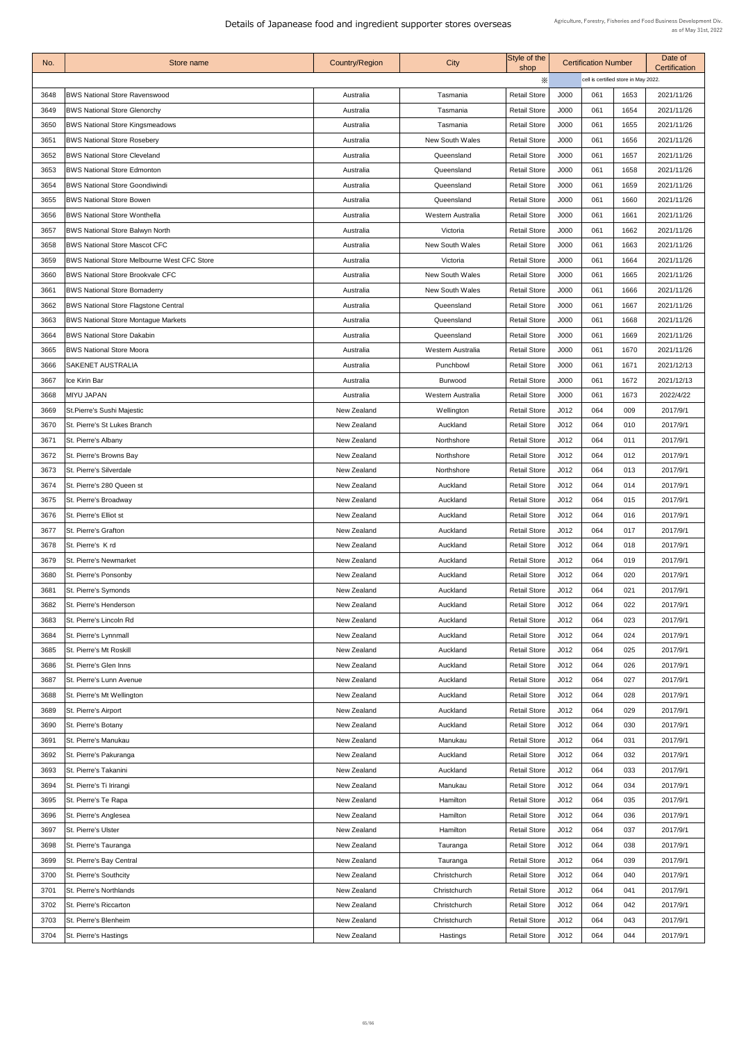# Details of Japanease food and ingredient supporter stores overseas

Agriculture, Forestry, Fisheries and Food Business Development Div.
as of May 31st, 2022

| No. | Store name | Country/Region | City | Style of the shop | Certification Number | | | Date of Certification |
|---|---|---|---|---|---|---|---|---|
| | | | | ※ | | cell is certified store in May 2022. | | |
| 3648 | BWS National Store Ravenswood | Australia | Tasmania | Retail Store | J000 | 061 | 1653 | 2021/11/26 |
| 3649 | BWS National Store Glenorchy | Australia | Tasmania | Retail Store | J000 | 061 | 1654 | 2021/11/26 |
| 3650 | BWS National Store Kingsmeadows | Australia | Tasmania | Retail Store | J000 | 061 | 1655 | 2021/11/26 |
| 3651 | BWS National Store Rosebery | Australia | New South Wales | Retail Store | J000 | 061 | 1656 | 2021/11/26 |
| 3652 | BWS National Store Cleveland | Australia | Queensland | Retail Store | J000 | 061 | 1657 | 2021/11/26 |
| 3653 | BWS National Store Edmonton | Australia | Queensland | Retail Store | J000 | 061 | 1658 | 2021/11/26 |
| 3654 | BWS National Store Goondiwindi | Australia | Queensland | Retail Store | J000 | 061 | 1659 | 2021/11/26 |
| 3655 | BWS National Store Bowen | Australia | Queensland | Retail Store | J000 | 061 | 1660 | 2021/11/26 |
| 3656 | BWS National Store Wonthella | Australia | Western Australia | Retail Store | J000 | 061 | 1661 | 2021/11/26 |
| 3657 | BWS National Store Balwyn North | Australia | Victoria | Retail Store | J000 | 061 | 1662 | 2021/11/26 |
| 3658 | BWS National Store Mascot CFC | Australia | New South Wales | Retail Store | J000 | 061 | 1663 | 2021/11/26 |
| 3659 | BWS National Store Melbourne West CFC Store | Australia | Victoria | Retail Store | J000 | 061 | 1664 | 2021/11/26 |
| 3660 | BWS National Store Brookvale CFC | Australia | New South Wales | Retail Store | J000 | 061 | 1665 | 2021/11/26 |
| 3661 | BWS National Store Bomaderry | Australia | New South Wales | Retail Store | J000 | 061 | 1666 | 2021/11/26 |
| 3662 | BWS National Store Flagstone Central | Australia | Queensland | Retail Store | J000 | 061 | 1667 | 2021/11/26 |
| 3663 | BWS National Store Montague Markets | Australia | Queensland | Retail Store | J000 | 061 | 1668 | 2021/11/26 |
| 3664 | BWS National Store Dakabin | Australia | Queensland | Retail Store | J000 | 061 | 1669 | 2021/11/26 |
| 3665 | BWS National Store Moora | Australia | Western Australia | Retail Store | J000 | 061 | 1670 | 2021/11/26 |
| 3666 | SAKENET AUSTRALIA | Australia | Punchbowl | Retail Store | J000 | 061 | 1671 | 2021/12/13 |
| 3667 | Ice Kirin Bar | Australia | Burwood | Retail Store | J000 | 061 | 1672 | 2021/12/13 |
| 3668 | MIYU JAPAN | Australia | Western Australia | Retail Store | J000 | 061 | 1673 | 2022/4/22 |
| 3669 | St.Pierre's Sushi Majestic | New Zealand | Wellington | Retail Store | J012 | 064 | 009 | 2017/9/1 |
| 3670 | St. Pierre's St Lukes Branch | New Zealand | Auckland | Retail Store | J012 | 064 | 010 | 2017/9/1 |
| 3671 | St. Pierre's Albany | New Zealand | Northshore | Retail Store | J012 | 064 | 011 | 2017/9/1 |
| 3672 | St. Pierre's Browns Bay | New Zealand | Northshore | Retail Store | J012 | 064 | 012 | 2017/9/1 |
| 3673 | St. Pierre's Silverdale | New Zealand | Northshore | Retail Store | J012 | 064 | 013 | 2017/9/1 |
| 3674 | St. Pierre's 280 Queen st | New Zealand | Auckland | Retail Store | J012 | 064 | 014 | 2017/9/1 |
| 3675 | St. Pierre's Broadway | New Zealand | Auckland | Retail Store | J012 | 064 | 015 | 2017/9/1 |
| 3676 | St. Pierre's Elliot st | New Zealand | Auckland | Retail Store | J012 | 064 | 016 | 2017/9/1 |
| 3677 | St. Pierre's Grafton | New Zealand | Auckland | Retail Store | J012 | 064 | 017 | 2017/9/1 |
| 3678 | St. Pierre's K rd | New Zealand | Auckland | Retail Store | J012 | 064 | 018 | 2017/9/1 |
| 3679 | St. Pierre's Newmarket | New Zealand | Auckland | Retail Store | J012 | 064 | 019 | 2017/9/1 |
| 3680 | St. Pierre's Ponsonby | New Zealand | Auckland | Retail Store | J012 | 064 | 020 | 2017/9/1 |
| 3681 | St. Pierre's Symonds | New Zealand | Auckland | Retail Store | J012 | 064 | 021 | 2017/9/1 |
| 3682 | St. Pierre's Henderson | New Zealand | Auckland | Retail Store | J012 | 064 | 022 | 2017/9/1 |
| 3683 | St. Pierre's Lincoln Rd | New Zealand | Auckland | Retail Store | J012 | 064 | 023 | 2017/9/1 |
| 3684 | St. Pierre's Lynnmall | New Zealand | Auckland | Retail Store | J012 | 064 | 024 | 2017/9/1 |
| 3685 | St. Pierre's Mt Roskill | New Zealand | Auckland | Retail Store | J012 | 064 | 025 | 2017/9/1 |
| 3686 | St. Pierre's Glen Inns | New Zealand | Auckland | Retail Store | J012 | 064 | 026 | 2017/9/1 |
| 3687 | St. Pierre's Lunn Avenue | New Zealand | Auckland | Retail Store | J012 | 064 | 027 | 2017/9/1 |
| 3688 | St. Pierre's Mt Wellington | New Zealand | Auckland | Retail Store | J012 | 064 | 028 | 2017/9/1 |
| 3689 | St. Pierre's Airport | New Zealand | Auckland | Retail Store | J012 | 064 | 029 | 2017/9/1 |
| 3690 | St. Pierre's Botany | New Zealand | Auckland | Retail Store | J012 | 064 | 030 | 2017/9/1 |
| 3691 | St. Pierre's Manukau | New Zealand | Manukau | Retail Store | J012 | 064 | 031 | 2017/9/1 |
| 3692 | St. Pierre's Pakuranga | New Zealand | Auckland | Retail Store | J012 | 064 | 032 | 2017/9/1 |
| 3693 | St. Pierre's Takanini | New Zealand | Auckland | Retail Store | J012 | 064 | 033 | 2017/9/1 |
| 3694 | St. Pierre's Ti Irirangi | New Zealand | Manukau | Retail Store | J012 | 064 | 034 | 2017/9/1 |
| 3695 | St. Pierre's Te Rapa | New Zealand | Hamilton | Retail Store | J012 | 064 | 035 | 2017/9/1 |
| 3696 | St. Pierre's Anglesea | New Zealand | Hamilton | Retail Store | J012 | 064 | 036 | 2017/9/1 |
| 3697 | St. Pierre's Ulster | New Zealand | Hamilton | Retail Store | J012 | 064 | 037 | 2017/9/1 |
| 3698 | St. Pierre's Tauranga | New Zealand | Tauranga | Retail Store | J012 | 064 | 038 | 2017/9/1 |
| 3699 | St. Pierre's Bay Central | New Zealand | Tauranga | Retail Store | J012 | 064 | 039 | 2017/9/1 |
| 3700 | St. Pierre's Southcity | New Zealand | Christchurch | Retail Store | J012 | 064 | 040 | 2017/9/1 |
| 3701 | St. Pierre's Northlands | New Zealand | Christchurch | Retail Store | J012 | 064 | 041 | 2017/9/1 |
| 3702 | St. Pierre's Riccarton | New Zealand | Christchurch | Retail Store | J012 | 064 | 042 | 2017/9/1 |
| 3703 | St. Pierre's Blenheim | New Zealand | Christchurch | Retail Store | J012 | 064 | 043 | 2017/9/1 |
| 3704 | St. Pierre's Hastings | New Zealand | Hastings | Retail Store | J012 | 064 | 044 | 2017/9/1 |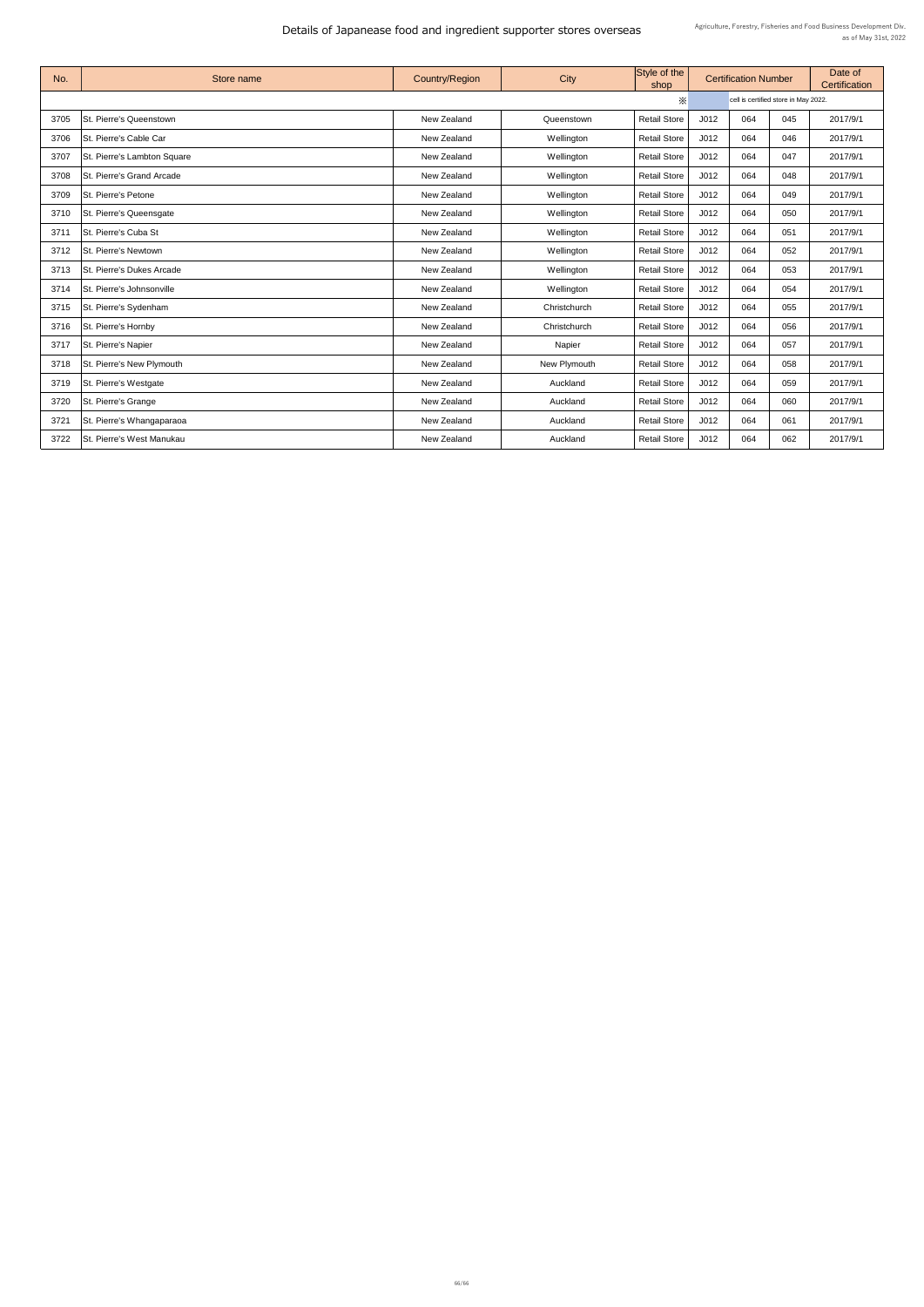# Details of Japanese food and ingredient supporter stores overseas

Agriculture, Forestry, Fisheries and Food Business Development Div.
as of May 31st, 2022

| No. | Store name | Country/Region | City | Style of the shop | Certification Number | | | Date of Certification |
|---|---|---|---|---|---|---|---|---|
| | | | | ※ | | cell is certified store in May 2022. | | |
| 3705 | St. Pierre's Queenstown | New Zealand | Queenstown | Retail Store | J012 | 064 | 045 | 2017/9/1 |
| 3706 | St. Pierre's Cable Car | New Zealand | Wellington | Retail Store | J012 | 064 | 046 | 2017/9/1 |
| 3707 | St. Pierre's Lambton Square | New Zealand | Wellington | Retail Store | J012 | 064 | 047 | 2017/9/1 |
| 3708 | St. Pierre's Grand Arcade | New Zealand | Wellington | Retail Store | J012 | 064 | 048 | 2017/9/1 |
| 3709 | St. Pierre's Petone | New Zealand | Wellington | Retail Store | J012 | 064 | 049 | 2017/9/1 |
| 3710 | St. Pierre's Queensgate | New Zealand | Wellington | Retail Store | J012 | 064 | 050 | 2017/9/1 |
| 3711 | St. Pierre's Cuba St | New Zealand | Wellington | Retail Store | J012 | 064 | 051 | 2017/9/1 |
| 3712 | St. Pierre's Newtown | New Zealand | Wellington | Retail Store | J012 | 064 | 052 | 2017/9/1 |
| 3713 | St. Pierre's Dukes Arcade | New Zealand | Wellington | Retail Store | J012 | 064 | 053 | 2017/9/1 |
| 3714 | St. Pierre's Johnsonville | New Zealand | Wellington | Retail Store | J012 | 064 | 054 | 2017/9/1 |
| 3715 | St. Pierre's Sydenham | New Zealand | Christchurch | Retail Store | J012 | 064 | 055 | 2017/9/1 |
| 3716 | St. Pierre's Hornby | New Zealand | Christchurch | Retail Store | J012 | 064 | 056 | 2017/9/1 |
| 3717 | St. Pierre's Napier | New Zealand | Napier | Retail Store | J012 | 064 | 057 | 2017/9/1 |
| 3718 | St. Pierre's New Plymouth | New Zealand | New Plymouth | Retail Store | J012 | 064 | 058 | 2017/9/1 |
| 3719 | St. Pierre's Westgate | New Zealand | Auckland | Retail Store | J012 | 064 | 059 | 2017/9/1 |
| 3720 | St. Pierre's Grange | New Zealand | Auckland | Retail Store | J012 | 064 | 060 | 2017/9/1 |
| 3721 | St. Pierre's Whangaparaoa | New Zealand | Auckland | Retail Store | J012 | 064 | 061 | 2017/9/1 |
| 3722 | St. Pierre's West Manukau | New Zealand | Auckland | Retail Store | J012 | 064 | 062 | 2017/9/1 |